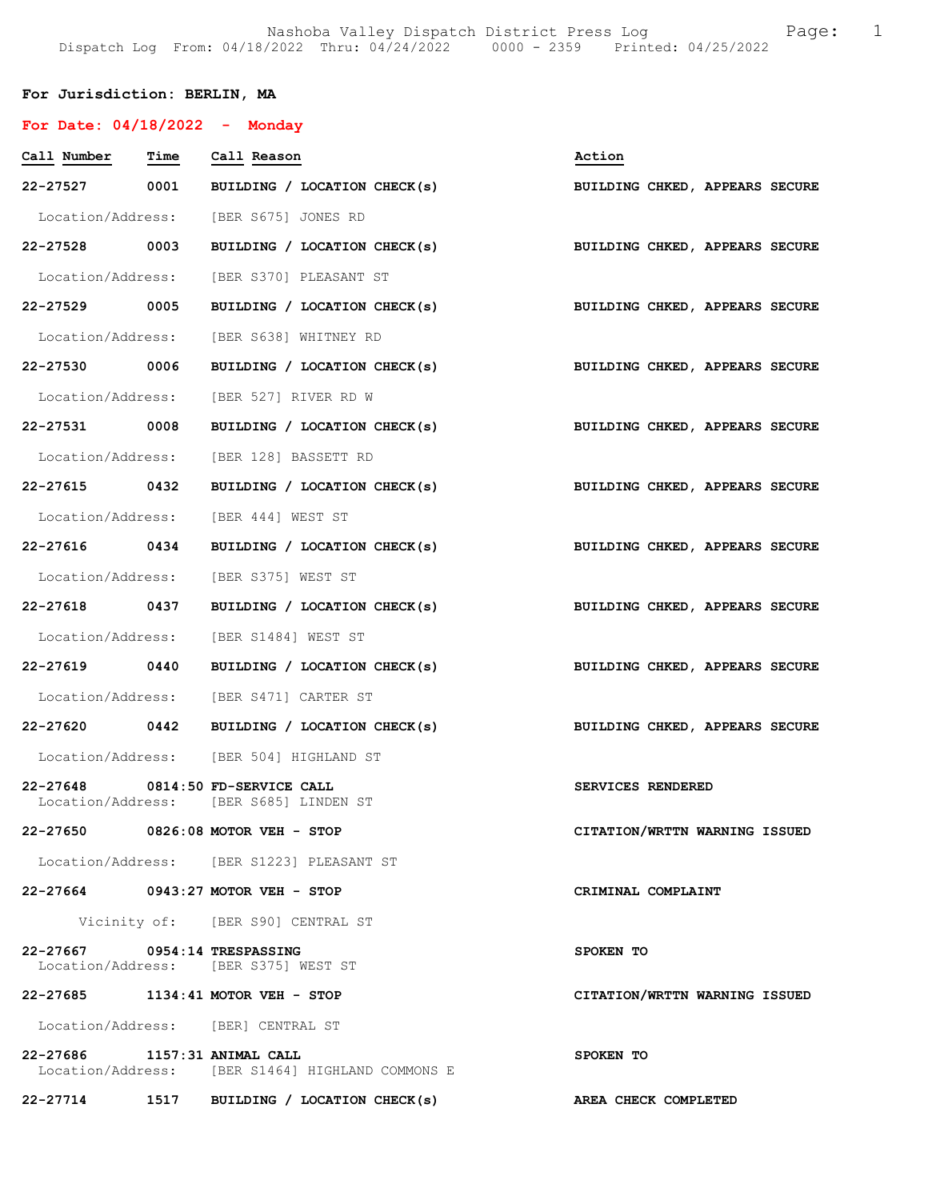**For Jurisdiction: BERLIN, MA**

**For Date: 04/18/2022 - Monday**

| Call Number | Time | Call Reason | Action |
|---|---|---|---|
| 22-27527 | 0001 | BUILDING / LOCATION CHECK(s) | BUILDING CHKED, APPEARS SECURE |
| Location/Address: | | [BER S675] JONES RD | |
| 22-27528 | 0003 | BUILDING / LOCATION CHECK(s) | BUILDING CHKED, APPEARS SECURE |
| Location/Address: | | [BER S370] PLEASANT ST | |
| 22-27529 | 0005 | BUILDING / LOCATION CHECK(s) | BUILDING CHKED, APPEARS SECURE |
| Location/Address: | | [BER S638] WHITNEY RD | |
| 22-27530 | 0006 | BUILDING / LOCATION CHECK(s) | BUILDING CHKED, APPEARS SECURE |
| Location/Address: | | [BER 527] RIVER RD W | |
| 22-27531 | 0008 | BUILDING / LOCATION CHECK(s) | BUILDING CHKED, APPEARS SECURE |
| Location/Address: | | [BER 128] BASSETT RD | |
| 22-27615 | 0432 | BUILDING / LOCATION CHECK(s) | BUILDING CHKED, APPEARS SECURE |
| Location/Address: | | [BER 444] WEST ST | |
| 22-27616 | 0434 | BUILDING / LOCATION CHECK(s) | BUILDING CHKED, APPEARS SECURE |
| Location/Address: | | [BER S375] WEST ST | |
| 22-27618 | 0437 | BUILDING / LOCATION CHECK(s) | BUILDING CHKED, APPEARS SECURE |
| Location/Address: | | [BER S1484] WEST ST | |
| 22-27619 | 0440 | BUILDING / LOCATION CHECK(s) | BUILDING CHKED, APPEARS SECURE |
| Location/Address: | | [BER S471] CARTER ST | |
| 22-27620 | 0442 | BUILDING / LOCATION CHECK(s) | BUILDING CHKED, APPEARS SECURE |
| Location/Address: | | [BER 504] HIGHLAND ST | |
| 22-27648 | 0814:50 | FD-SERVICE CALL | SERVICES RENDERED |
| Location/Address: | | [BER S685] LINDEN ST | |
| 22-27650 | 0826:08 | MOTOR VEH - STOP | CITATION/WRTTN WARNING ISSUED |
| Location/Address: | | [BER S1223] PLEASANT ST | |
| 22-27664 | 0943:27 | MOTOR VEH - STOP | CRIMINAL COMPLAINT |
| Vicinity of: | | [BER S90] CENTRAL ST | |
| 22-27667 | 0954:14 | TRESPASSING | SPOKEN TO |
| Location/Address: | | [BER S375] WEST ST | |
| 22-27685 | 1134:41 | MOTOR VEH - STOP | CITATION/WRTTN WARNING ISSUED |
| Location/Address: | | [BER] CENTRAL ST | |
| 22-27686 | 1157:31 | ANIMAL CALL | SPOKEN TO |
| Location/Address: | | [BER S1464] HIGHLAND COMMONS E | |
| 22-27714 | 1517 | BUILDING / LOCATION CHECK(s) | AREA CHECK COMPLETED |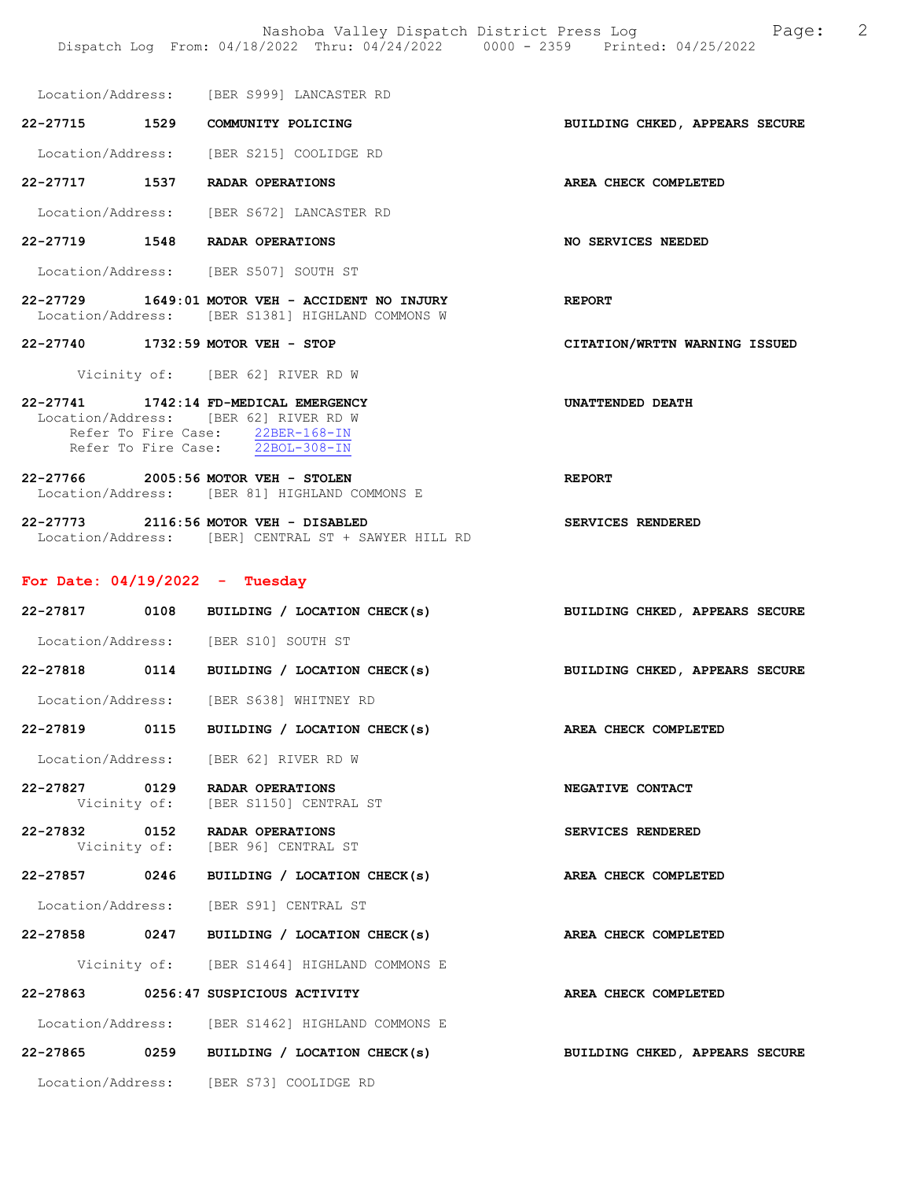Location/Address: [BER S999] LANCASTER RD

**22-27715 1529 COMMUNITY POLICING** — **BUILDING CHKED, APPEARS SECURE**

Location/Address: [BER S215] COOLIDGE RD

**22-27717 1537 RADAR OPERATIONS** — **AREA CHECK COMPLETED**

Location/Address: [BER S672] LANCASTER RD

**22-27719 1548 RADAR OPERATIONS** — **NO SERVICES NEEDED**

Location/Address: [BER S507] SOUTH ST

**22-27729 1649:01 MOTOR VEH - ACCIDENT NO INJURY** — **REPORT**
Location/Address: [BER S1381] HIGHLAND COMMONS W

**22-27740 1732:59 MOTOR VEH - STOP** — **CITATION/WRTTN WARNING ISSUED**

Vicinity of: [BER 62] RIVER RD W

**22-27741 1742:14 FD-MEDICAL EMERGENCY** — **UNATTENDED DEATH**
Location/Address: [BER 62] RIVER RD W
Refer To Fire Case: 22BER-168-IN
Refer To Fire Case: 22BOL-308-IN

**22-27766 2005:56 MOTOR VEH - STOLEN** — **REPORT**
Location/Address: [BER 81] HIGHLAND COMMONS E

**22-27773 2116:56 MOTOR VEH - DISABLED** — **SERVICES RENDERED**
Location/Address: [BER] CENTRAL ST + SAWYER HILL RD

## For Date: 04/19/2022 - Tuesday

**22-27817 0108 BUILDING / LOCATION CHECK(s)** — **BUILDING CHKED, APPEARS SECURE**

Location/Address: [BER S10] SOUTH ST

**22-27818 0114 BUILDING / LOCATION CHECK(s)** — **BUILDING CHKED, APPEARS SECURE**

Location/Address: [BER S638] WHITNEY RD

**22-27819 0115 BUILDING / LOCATION CHECK(s)** — **AREA CHECK COMPLETED**

Location/Address: [BER 62] RIVER RD W

**22-27827 0129 RADAR OPERATIONS** — **NEGATIVE CONTACT**
Vicinity of: [BER S1150] CENTRAL ST

**22-27832 0152 RADAR OPERATIONS** — **SERVICES RENDERED**
Vicinity of: [BER 96] CENTRAL ST

**22-27857 0246 BUILDING / LOCATION CHECK(s)** — **AREA CHECK COMPLETED**

Location/Address: [BER S91] CENTRAL ST

**22-27858 0247 BUILDING / LOCATION CHECK(s)** — **AREA CHECK COMPLETED**

Vicinity of: [BER S1464] HIGHLAND COMMONS E

**22-27863 0256:47 SUSPICIOUS ACTIVITY** — **AREA CHECK COMPLETED**

Location/Address: [BER S1462] HIGHLAND COMMONS E

**22-27865 0259 BUILDING / LOCATION CHECK(s)** — **BUILDING CHKED, APPEARS SECURE**

Location/Address: [BER S73] COOLIDGE RD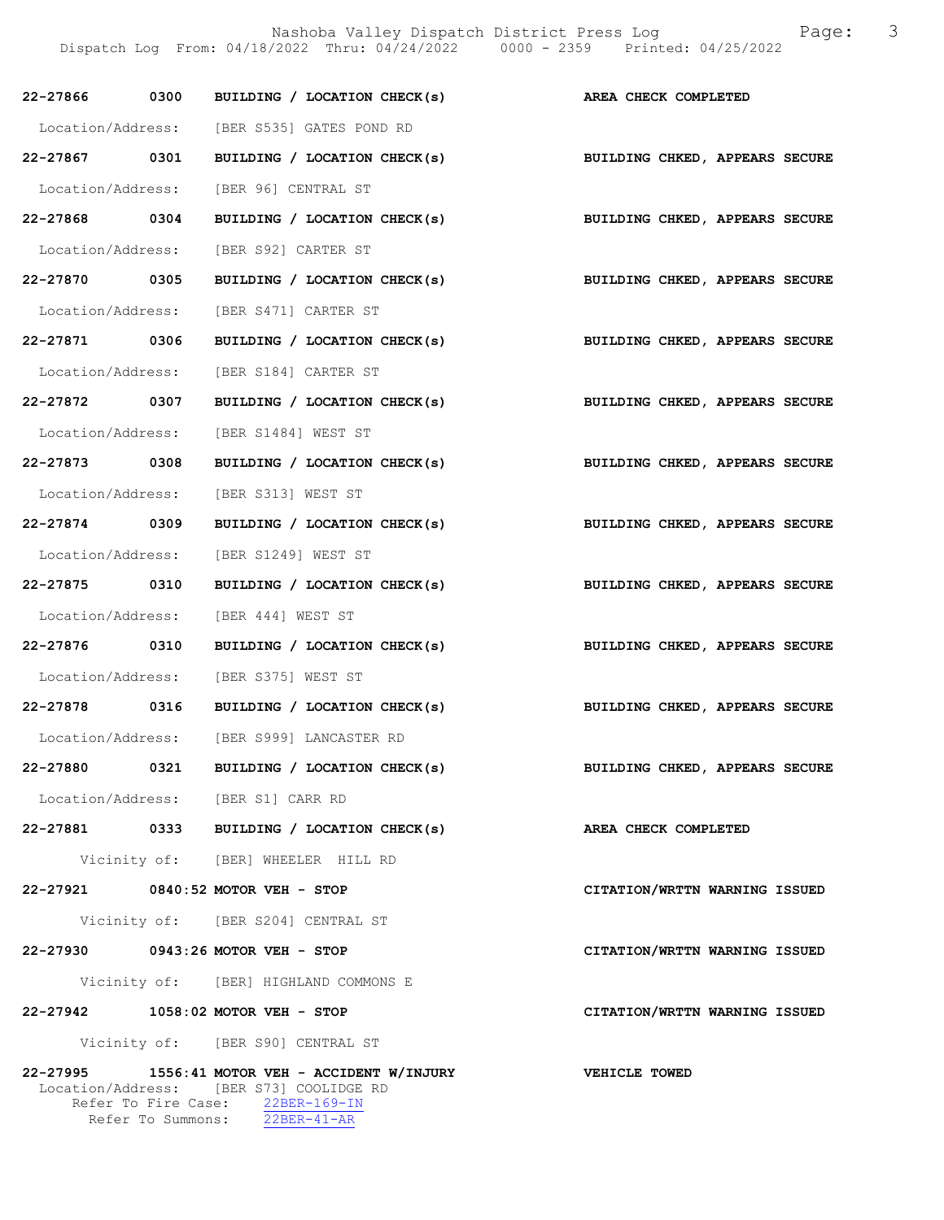**22-27866 0300 BUILDING / LOCATION CHECK(s)** **AREA CHECK COMPLETED**

Location/Address: [BER S535] GATES POND RD

**22-27867 0301 BUILDING / LOCATION CHECK(s)** **BUILDING CHKED, APPEARS SECURE**

Location/Address: [BER 96] CENTRAL ST

**22-27868 0304 BUILDING / LOCATION CHECK(s)** **BUILDING CHKED, APPEARS SECURE**

Location/Address: [BER S92] CARTER ST

**22-27870 0305 BUILDING / LOCATION CHECK(s)** **BUILDING CHKED, APPEARS SECURE**

Location/Address: [BER S471] CARTER ST

**22-27871 0306 BUILDING / LOCATION CHECK(s)** **BUILDING CHKED, APPEARS SECURE**

Location/Address: [BER S184] CARTER ST

**22-27872 0307 BUILDING / LOCATION CHECK(s)** **BUILDING CHKED, APPEARS SECURE**

Location/Address: [BER S1484] WEST ST

**22-27873 0308 BUILDING / LOCATION CHECK(s)** **BUILDING CHKED, APPEARS SECURE**

Location/Address: [BER S313] WEST ST

**22-27874 0309 BUILDING / LOCATION CHECK(s)** **BUILDING CHKED, APPEARS SECURE**

Location/Address: [BER S1249] WEST ST

**22-27875 0310 BUILDING / LOCATION CHECK(s)** **BUILDING CHKED, APPEARS SECURE**

Location/Address: [BER 444] WEST ST

**22-27876 0310 BUILDING / LOCATION CHECK(s)** **BUILDING CHKED, APPEARS SECURE**

Location/Address: [BER S375] WEST ST

**22-27878 0316 BUILDING / LOCATION CHECK(s)** **BUILDING CHKED, APPEARS SECURE**

Location/Address: [BER S999] LANCASTER RD

**22-27880 0321 BUILDING / LOCATION CHECK(s)** **BUILDING CHKED, APPEARS SECURE**

Location/Address: [BER S1] CARR RD

**22-27881 0333 BUILDING / LOCATION CHECK(s)** **AREA CHECK COMPLETED**

Vicinity of: [BER] WHEELER HILL RD

**22-27921 0840:52 MOTOR VEH - STOP** **CITATION/WRTTN WARNING ISSUED**

Vicinity of: [BER S204] CENTRAL ST

**22-27930 0943:26 MOTOR VEH - STOP** **CITATION/WRTTN WARNING ISSUED**

Vicinity of: [BER] HIGHLAND COMMONS E

**22-27942 1058:02 MOTOR VEH - STOP** **CITATION/WRTTN WARNING ISSUED**

Vicinity of: [BER S90] CENTRAL ST

**22-27995 1556:41 MOTOR VEH - ACCIDENT W/INJURY** **VEHICLE TOWED**

Location/Address: [BER S73] COOLIDGE RD
Refer To Fire Case: 22BER-169-IN
Refer To Summons: 22BER-41-AR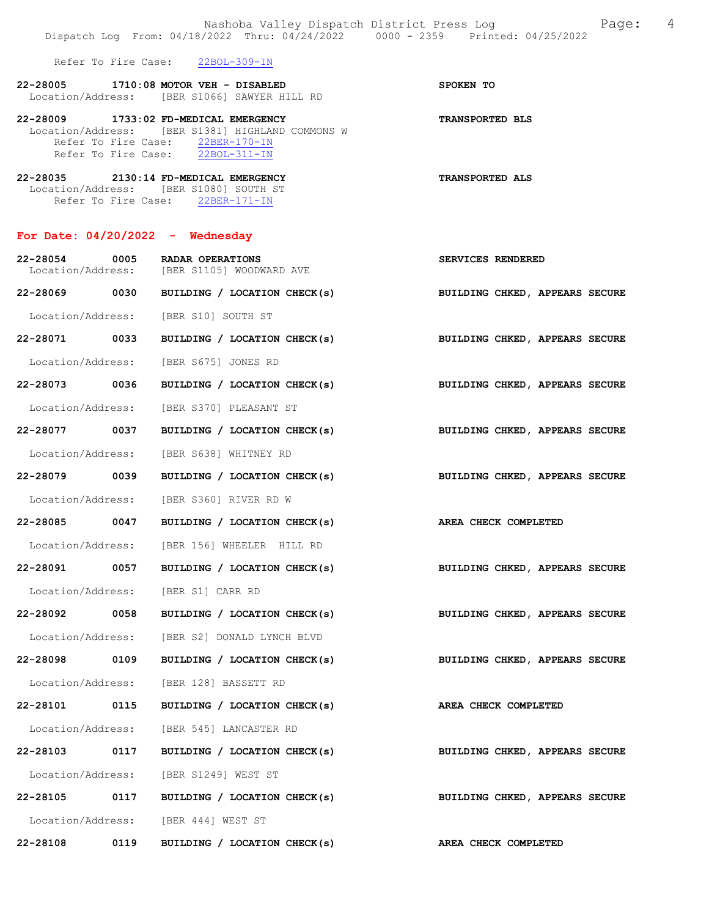Refer To Fire Case: 22BOL-309-IN

**22-28005 1710:08 MOTOR VEH - DISABLED** — **SPOKEN TO**
Location/Address: [BER S1066] SAWYER HILL RD

**22-28009 1733:02 FD-MEDICAL EMERGENCY** — **TRANSPORTED BLS**
Location/Address: [BER S1381] HIGHLAND COMMONS W
Refer To Fire Case: 22BER-170-IN
Refer To Fire Case: 22BOL-311-IN

**22-28035 2130:14 FD-MEDICAL EMERGENCY** — **TRANSPORTED ALS**
Location/Address: [BER S1080] SOUTH ST
Refer To Fire Case: 22BER-171-IN

## For Date: 04/20/2022 - Wednesday

**22-28054 0005 RADAR OPERATIONS** — **SERVICES RENDERED**
Location/Address: [BER S1105] WOODWARD AVE

**22-28069 0030 BUILDING / LOCATION CHECK(s)** — **BUILDING CHKED, APPEARS SECURE**
Location/Address: [BER S10] SOUTH ST

**22-28071 0033 BUILDING / LOCATION CHECK(s)** — **BUILDING CHKED, APPEARS SECURE**
Location/Address: [BER S675] JONES RD

**22-28073 0036 BUILDING / LOCATION CHECK(s)** — **BUILDING CHKED, APPEARS SECURE**
Location/Address: [BER S370] PLEASANT ST

**22-28077 0037 BUILDING / LOCATION CHECK(s)** — **BUILDING CHKED, APPEARS SECURE**
Location/Address: [BER S638] WHITNEY RD

**22-28079 0039 BUILDING / LOCATION CHECK(s)** — **BUILDING CHKED, APPEARS SECURE**
Location/Address: [BER S360] RIVER RD W

**22-28085 0047 BUILDING / LOCATION CHECK(s)** — **AREA CHECK COMPLETED**
Location/Address: [BER 156] WHEELER HILL RD

**22-28091 0057 BUILDING / LOCATION CHECK(s)** — **BUILDING CHKED, APPEARS SECURE**
Location/Address: [BER S1] CARR RD

**22-28092 0058 BUILDING / LOCATION CHECK(s)** — **BUILDING CHKED, APPEARS SECURE**
Location/Address: [BER S2] DONALD LYNCH BLVD

**22-28098 0109 BUILDING / LOCATION CHECK(s)** — **BUILDING CHKED, APPEARS SECURE**
Location/Address: [BER 128] BASSETT RD

**22-28101 0115 BUILDING / LOCATION CHECK(s)** — **AREA CHECK COMPLETED**
Location/Address: [BER 545] LANCASTER RD

**22-28103 0117 BUILDING / LOCATION CHECK(s)** — **BUILDING CHKED, APPEARS SECURE**
Location/Address: [BER S1249] WEST ST

**22-28105 0117 BUILDING / LOCATION CHECK(s)** — **BUILDING CHKED, APPEARS SECURE**
Location/Address: [BER 444] WEST ST

**22-28108 0119 BUILDING / LOCATION CHECK(s)** — **AREA CHECK COMPLETED**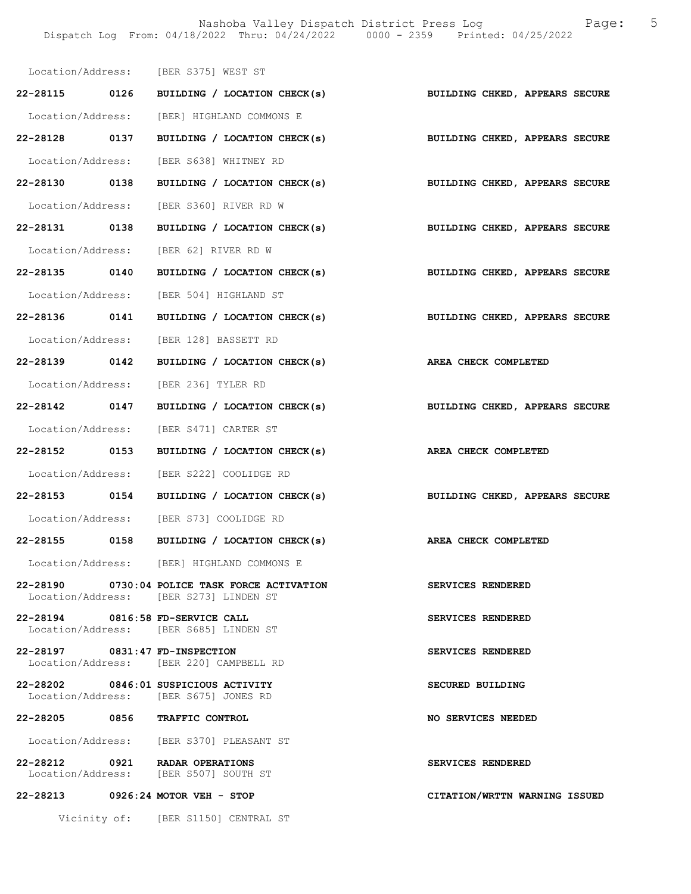Location/Address: [BER S375] WEST ST

**22-28115 0126 BUILDING / LOCATION CHECK(s)** — **BUILDING CHKED, APPEARS SECURE**

Location/Address: [BER] HIGHLAND COMMONS E

**22-28128 0137 BUILDING / LOCATION CHECK(s)** — **BUILDING CHKED, APPEARS SECURE**

Location/Address: [BER S638] WHITNEY RD

**22-28130 0138 BUILDING / LOCATION CHECK(s)** — **BUILDING CHKED, APPEARS SECURE**

Location/Address: [BER S360] RIVER RD W

**22-28131 0138 BUILDING / LOCATION CHECK(s)** — **BUILDING CHKED, APPEARS SECURE**

Location/Address: [BER 62] RIVER RD W

**22-28135 0140 BUILDING / LOCATION CHECK(s)** — **BUILDING CHKED, APPEARS SECURE**

Location/Address: [BER 504] HIGHLAND ST

**22-28136 0141 BUILDING / LOCATION CHECK(s)** — **BUILDING CHKED, APPEARS SECURE**

Location/Address: [BER 128] BASSETT RD

**22-28139 0142 BUILDING / LOCATION CHECK(s)** — **AREA CHECK COMPLETED**

Location/Address: [BER 236] TYLER RD

**22-28142 0147 BUILDING / LOCATION CHECK(s)** — **BUILDING CHKED, APPEARS SECURE**

Location/Address: [BER S471] CARTER ST

**22-28152 0153 BUILDING / LOCATION CHECK(s)** — **AREA CHECK COMPLETED**

Location/Address: [BER S222] COOLIDGE RD

**22-28153 0154 BUILDING / LOCATION CHECK(s)** — **BUILDING CHKED, APPEARS SECURE**

Location/Address: [BER S73] COOLIDGE RD

**22-28155 0158 BUILDING / LOCATION CHECK(s)** — **AREA CHECK COMPLETED**

Location/Address: [BER] HIGHLAND COMMONS E

**22-28190 0730:04 POLICE TASK FORCE ACTIVATION** — **SERVICES RENDERED**
Location/Address: [BER S273] LINDEN ST

**22-28194 0816:58 FD-SERVICE CALL** — **SERVICES RENDERED**
Location/Address: [BER S685] LINDEN ST

**22-28197 0831:47 FD-INSPECTION** — **SERVICES RENDERED**
Location/Address: [BER 220] CAMPBELL RD

**22-28202 0846:01 SUSPICIOUS ACTIVITY** — **SECURED BUILDING**
Location/Address: [BER S675] JONES RD

**22-28205 0856 TRAFFIC CONTROL** — **NO SERVICES NEEDED**

Location/Address: [BER S370] PLEASANT ST

**22-28212 0921 RADAR OPERATIONS** — **SERVICES RENDERED**
Location/Address: [BER S507] SOUTH ST

**22-28213 0926:24 MOTOR VEH - STOP** — **CITATION/WRTTN WARNING ISSUED**

Vicinity of: [BER S1150] CENTRAL ST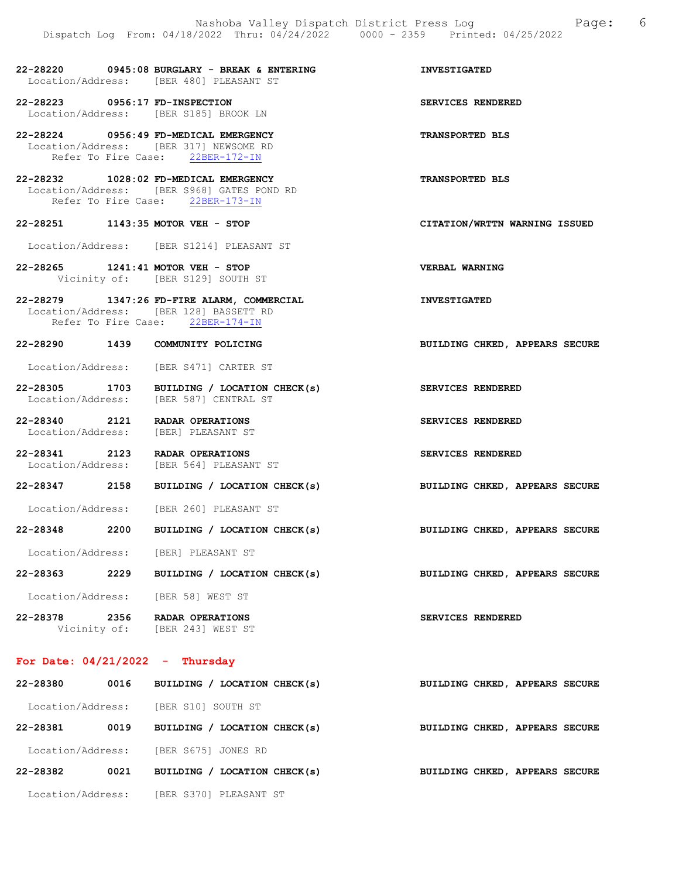22-28220 0945:08 BURGLARY - BREAK & ENTERING — INVESTIGATED
Location/Address: [BER 480] PLEASANT ST

22-28223 0956:17 FD-INSPECTION — SERVICES RENDERED
Location/Address: [BER S185] BROOK LN

22-28224 0956:49 FD-MEDICAL EMERGENCY — TRANSPORTED BLS
Location/Address: [BER 317] NEWSOME RD
Refer To Fire Case: 22BER-172-IN

22-28232 1028:02 FD-MEDICAL EMERGENCY — TRANSPORTED BLS
Location/Address: [BER S968] GATES POND RD
Refer To Fire Case: 22BER-173-IN

22-28251 1143:35 MOTOR VEH - STOP — CITATION/WRTTN WARNING ISSUED
Location/Address: [BER S1214] PLEASANT ST

22-28265 1241:41 MOTOR VEH - STOP — VERBAL WARNING
Vicinity of: [BER S129] SOUTH ST

22-28279 1347:26 FD-FIRE ALARM, COMMERCIAL — INVESTIGATED
Location/Address: [BER 128] BASSETT RD
Refer To Fire Case: 22BER-174-IN

22-28290 1439 COMMUNITY POLICING — BUILDING CHKED, APPEARS SECURE
Location/Address: [BER S471] CARTER ST

22-28305 1703 BUILDING / LOCATION CHECK(s) — SERVICES RENDERED
Location/Address: [BER 587] CENTRAL ST

22-28340 2121 RADAR OPERATIONS — SERVICES RENDERED
Location/Address: [BER] PLEASANT ST

22-28341 2123 RADAR OPERATIONS — SERVICES RENDERED
Location/Address: [BER 564] PLEASANT ST

22-28347 2158 BUILDING / LOCATION CHECK(s) — BUILDING CHKED, APPEARS SECURE
Location/Address: [BER 260] PLEASANT ST

22-28348 2200 BUILDING / LOCATION CHECK(s) — BUILDING CHKED, APPEARS SECURE
Location/Address: [BER] PLEASANT ST

22-28363 2229 BUILDING / LOCATION CHECK(s) — BUILDING CHKED, APPEARS SECURE
Location/Address: [BER 58] WEST ST

22-28378 2356 RADAR OPERATIONS — SERVICES RENDERED
Vicinity of: [BER 243] WEST ST

## For Date: 04/21/2022 - Thursday

22-28380 0016 BUILDING / LOCATION CHECK(s) — BUILDING CHKED, APPEARS SECURE
Location/Address: [BER S10] SOUTH ST

22-28381 0019 BUILDING / LOCATION CHECK(s) — BUILDING CHKED, APPEARS SECURE
Location/Address: [BER S675] JONES RD

22-28382 0021 BUILDING / LOCATION CHECK(s) — BUILDING CHKED, APPEARS SECURE
Location/Address: [BER S370] PLEASANT ST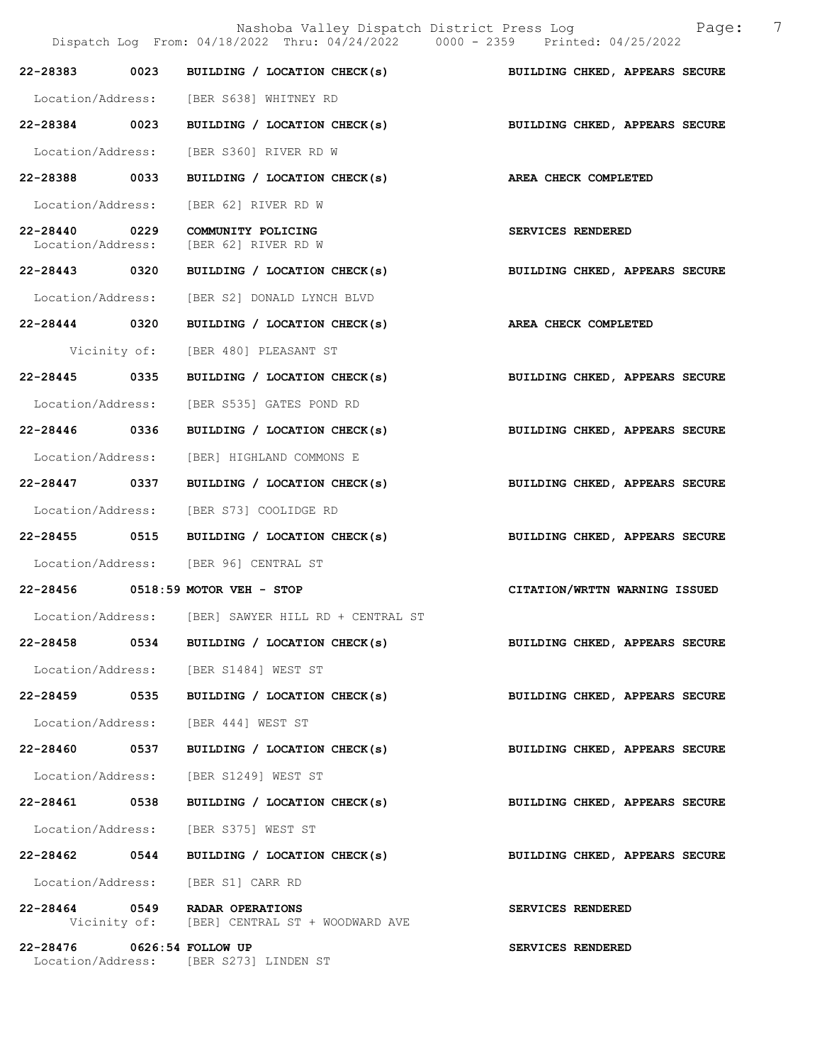Nashoba Valley Dispatch District Press Log

Dispatch Log From: 04/18/2022 Thru: 04/24/2022 0000 - 2359 Printed: 04/25/2022

**22-28383 0023 BUILDING / LOCATION CHECK(s)** — BUILDING CHKED, APPEARS SECURE
Location/Address: [BER S638] WHITNEY RD

**22-28384 0023 BUILDING / LOCATION CHECK(s)** — BUILDING CHKED, APPEARS SECURE
Location/Address: [BER S360] RIVER RD W

**22-28388 0033 BUILDING / LOCATION CHECK(s)** — AREA CHECK COMPLETED
Location/Address: [BER 62] RIVER RD W

**22-28440 0229 COMMUNITY POLICING** — SERVICES RENDERED
Location/Address: [BER 62] RIVER RD W

**22-28443 0320 BUILDING / LOCATION CHECK(s)** — BUILDING CHKED, APPEARS SECURE
Location/Address: [BER S2] DONALD LYNCH BLVD

**22-28444 0320 BUILDING / LOCATION CHECK(s)** — AREA CHECK COMPLETED
Vicinity of: [BER 480] PLEASANT ST

**22-28445 0335 BUILDING / LOCATION CHECK(s)** — BUILDING CHKED, APPEARS SECURE
Location/Address: [BER S535] GATES POND RD

**22-28446 0336 BUILDING / LOCATION CHECK(s)** — BUILDING CHKED, APPEARS SECURE
Location/Address: [BER] HIGHLAND COMMONS E

**22-28447 0337 BUILDING / LOCATION CHECK(s)** — BUILDING CHKED, APPEARS SECURE
Location/Address: [BER S73] COOLIDGE RD

**22-28455 0515 BUILDING / LOCATION CHECK(s)** — BUILDING CHKED, APPEARS SECURE
Location/Address: [BER 96] CENTRAL ST

**22-28456 0518:59 MOTOR VEH - STOP** — CITATION/WRTTN WARNING ISSUED
Location/Address: [BER] SAWYER HILL RD + CENTRAL ST

**22-28458 0534 BUILDING / LOCATION CHECK(s)** — BUILDING CHKED, APPEARS SECURE
Location/Address: [BER S1484] WEST ST

**22-28459 0535 BUILDING / LOCATION CHECK(s)** — BUILDING CHKED, APPEARS SECURE
Location/Address: [BER 444] WEST ST

**22-28460 0537 BUILDING / LOCATION CHECK(s)** — BUILDING CHKED, APPEARS SECURE
Location/Address: [BER S1249] WEST ST

**22-28461 0538 BUILDING / LOCATION CHECK(s)** — BUILDING CHKED, APPEARS SECURE
Location/Address: [BER S375] WEST ST

**22-28462 0544 BUILDING / LOCATION CHECK(s)** — BUILDING CHKED, APPEARS SECURE
Location/Address: [BER S1] CARR RD

**22-28464 0549 RADAR OPERATIONS** — SERVICES RENDERED
Vicinity of: [BER] CENTRAL ST + WOODWARD AVE

**22-28476 0626:54 FOLLOW UP** — SERVICES RENDERED
Location/Address: [BER S273] LINDEN ST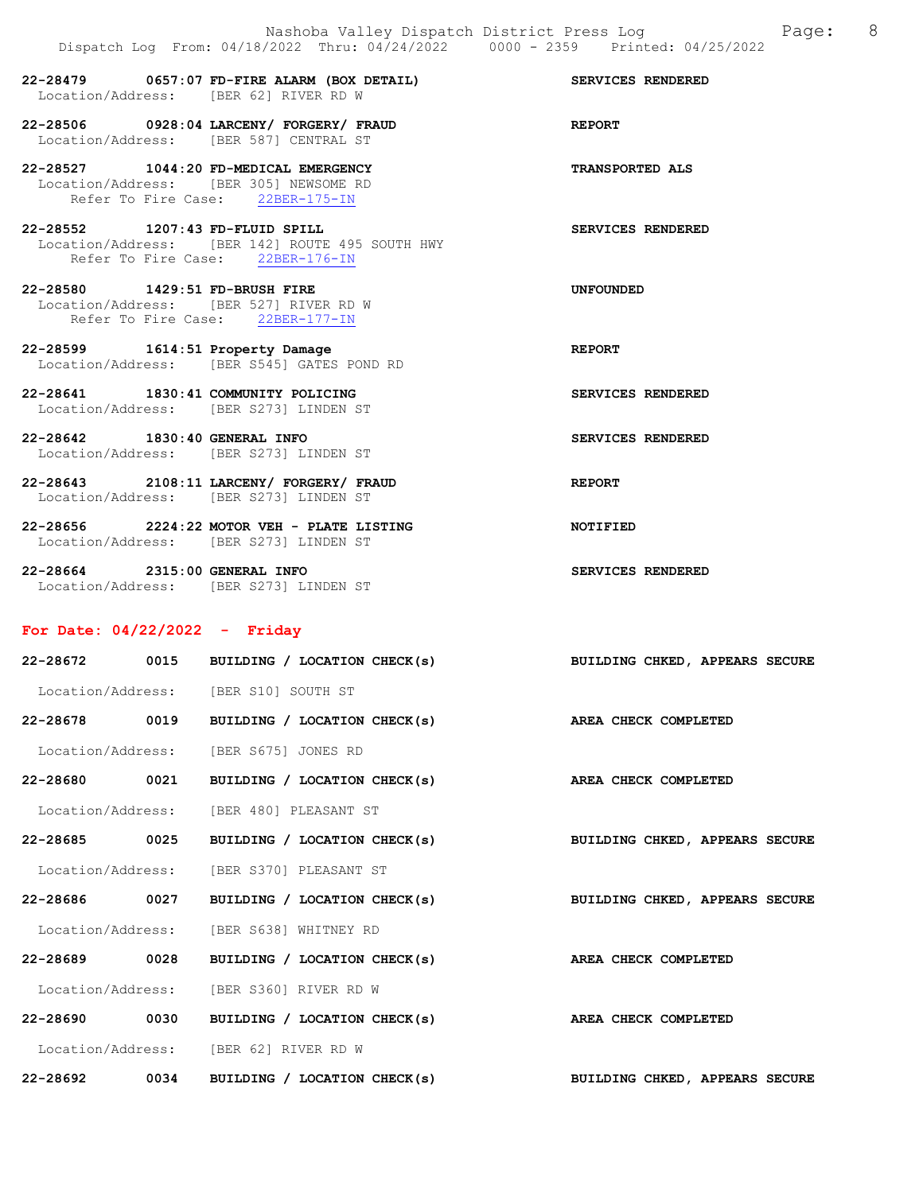22-28479 0657:07 FD-FIRE ALARM (BOX DETAIL) SERVICES RENDERED
Location/Address: [BER 62] RIVER RD W

22-28506 0928:04 LARCENY/ FORGERY/ FRAUD REPORT
Location/Address: [BER 587] CENTRAL ST

22-28527 1044:20 FD-MEDICAL EMERGENCY TRANSPORTED ALS
Location/Address: [BER 305] NEWSOME RD
Refer To Fire Case: 22BER-175-IN

22-28552 1207:43 FD-FLUID SPILL SERVICES RENDERED
Location/Address: [BER 142] ROUTE 495 SOUTH HWY
Refer To Fire Case: 22BER-176-IN

22-28580 1429:51 FD-BRUSH FIRE UNFOUNDED
Location/Address: [BER 527] RIVER RD W
Refer To Fire Case: 22BER-177-IN

22-28599 1614:51 Property Damage REPORT
Location/Address: [BER S545] GATES POND RD

22-28641 1830:41 COMMUNITY POLICING SERVICES RENDERED
Location/Address: [BER S273] LINDEN ST

22-28642 1830:40 GENERAL INFO SERVICES RENDERED
Location/Address: [BER S273] LINDEN ST

22-28643 2108:11 LARCENY/ FORGERY/ FRAUD REPORT
Location/Address: [BER S273] LINDEN ST

22-28656 2224:22 MOTOR VEH - PLATE LISTING NOTIFIED
Location/Address: [BER S273] LINDEN ST

22-28664 2315:00 GENERAL INFO SERVICES RENDERED
Location/Address: [BER S273] LINDEN ST

**For Date: 04/22/2022 - Friday**

22-28672 0015 BUILDING / LOCATION CHECK(s) BUILDING CHKED, APPEARS SECURE
Location/Address: [BER S10] SOUTH ST

22-28678 0019 BUILDING / LOCATION CHECK(s) AREA CHECK COMPLETED
Location/Address: [BER S675] JONES RD

22-28680 0021 BUILDING / LOCATION CHECK(s) AREA CHECK COMPLETED
Location/Address: [BER 480] PLEASANT ST

22-28685 0025 BUILDING / LOCATION CHECK(s) BUILDING CHKED, APPEARS SECURE
Location/Address: [BER S370] PLEASANT ST

22-28686 0027 BUILDING / LOCATION CHECK(s) BUILDING CHKED, APPEARS SECURE
Location/Address: [BER S638] WHITNEY RD

22-28689 0028 BUILDING / LOCATION CHECK(s) AREA CHECK COMPLETED
Location/Address: [BER S360] RIVER RD W

22-28690 0030 BUILDING / LOCATION CHECK(s) AREA CHECK COMPLETED
Location/Address: [BER 62] RIVER RD W

22-28692 0034 BUILDING / LOCATION CHECK(s) BUILDING CHKED, APPEARS SECURE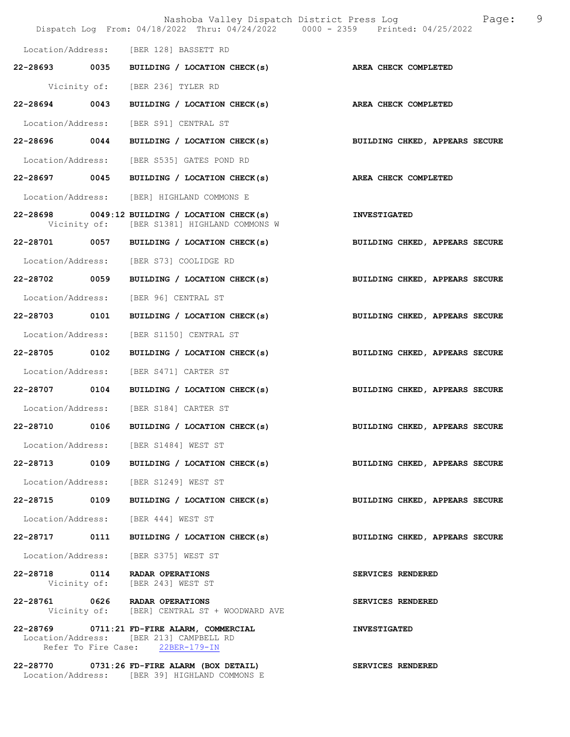Location/Address: [BER 128] BASSETT RD

**22-28693 0035 BUILDING / LOCATION CHECK(s)** — **AREA CHECK COMPLETED**
Vicinity of: [BER 236] TYLER RD

**22-28694 0043 BUILDING / LOCATION CHECK(s)** — **AREA CHECK COMPLETED**
Location/Address: [BER S91] CENTRAL ST

**22-28696 0044 BUILDING / LOCATION CHECK(s)** — **BUILDING CHKED, APPEARS SECURE**
Location/Address: [BER S535] GATES POND RD

**22-28697 0045 BUILDING / LOCATION CHECK(s)** — **AREA CHECK COMPLETED**
Location/Address: [BER] HIGHLAND COMMONS E

**22-28698 0049:12 BUILDING / LOCATION CHECK(s)** — **INVESTIGATED**
Vicinity of: [BER S1381] HIGHLAND COMMONS W

**22-28701 0057 BUILDING / LOCATION CHECK(s)** — **BUILDING CHKED, APPEARS SECURE**
Location/Address: [BER S73] COOLIDGE RD

**22-28702 0059 BUILDING / LOCATION CHECK(s)** — **BUILDING CHKED, APPEARS SECURE**
Location/Address: [BER 96] CENTRAL ST

**22-28703 0101 BUILDING / LOCATION CHECK(s)** — **BUILDING CHKED, APPEARS SECURE**
Location/Address: [BER S1150] CENTRAL ST

**22-28705 0102 BUILDING / LOCATION CHECK(s)** — **BUILDING CHKED, APPEARS SECURE**
Location/Address: [BER S471] CARTER ST

**22-28707 0104 BUILDING / LOCATION CHECK(s)** — **BUILDING CHKED, APPEARS SECURE**
Location/Address: [BER S184] CARTER ST

**22-28710 0106 BUILDING / LOCATION CHECK(s)** — **BUILDING CHKED, APPEARS SECURE**
Location/Address: [BER S1484] WEST ST

**22-28713 0109 BUILDING / LOCATION CHECK(s)** — **BUILDING CHKED, APPEARS SECURE**
Location/Address: [BER S1249] WEST ST

**22-28715 0109 BUILDING / LOCATION CHECK(s)** — **BUILDING CHKED, APPEARS SECURE**
Location/Address: [BER 444] WEST ST

**22-28717 0111 BUILDING / LOCATION CHECK(s)** — **BUILDING CHKED, APPEARS SECURE**
Location/Address: [BER S375] WEST ST

**22-28718 0114 RADAR OPERATIONS** — **SERVICES RENDERED**
Vicinity of: [BER 243] WEST ST

**22-28761 0626 RADAR OPERATIONS** — **SERVICES RENDERED**
Vicinity of: [BER] CENTRAL ST + WOODWARD AVE

**22-28769 0711:21 FD-FIRE ALARM, COMMERCIAL** — **INVESTIGATED**
Location/Address: [BER 213] CAMPBELL RD
Refer To Fire Case: 22BER-179-IN

**22-28770 0731:26 FD-FIRE ALARM (BOX DETAIL)** — **SERVICES RENDERED**
Location/Address: [BER 39] HIGHLAND COMMONS E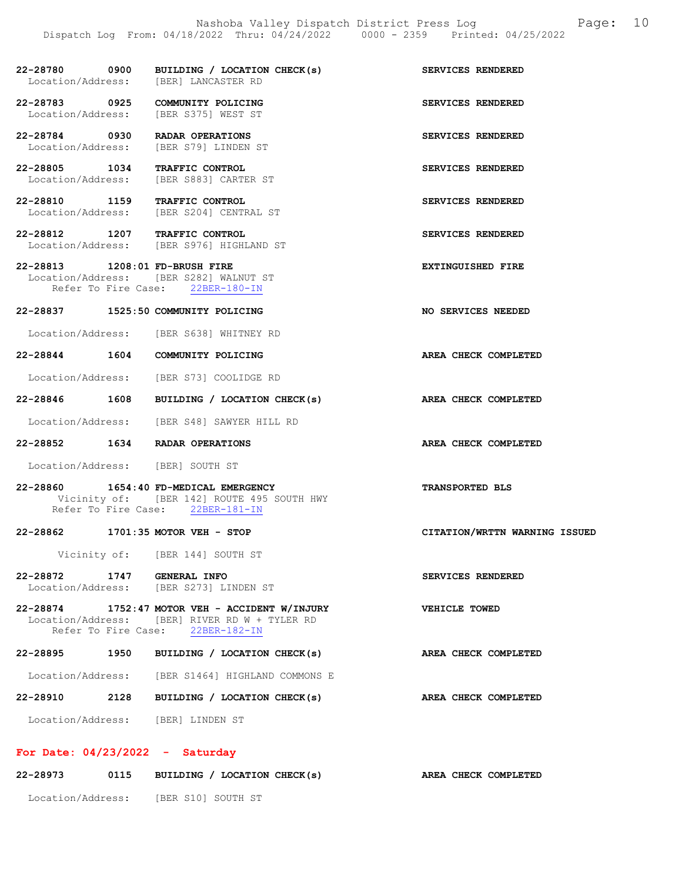22-28780 0900 BUILDING / LOCATION CHECK(s) SERVICES RENDERED
Location/Address: [BER] LANCASTER RD

22-28783 0925 COMMUNITY POLICING SERVICES RENDERED
Location/Address: [BER S375] WEST ST

22-28784 0930 RADAR OPERATIONS SERVICES RENDERED
Location/Address: [BER S79] LINDEN ST

22-28805 1034 TRAFFIC CONTROL SERVICES RENDERED
Location/Address: [BER S883] CARTER ST

22-28810 1159 TRAFFIC CONTROL SERVICES RENDERED
Location/Address: [BER S204] CENTRAL ST

22-28812 1207 TRAFFIC CONTROL SERVICES RENDERED
Location/Address: [BER S976] HIGHLAND ST

22-28813 1208:01 FD-BRUSH FIRE EXTINGUISHED FIRE
Location/Address: [BER S282] WALNUT ST
Refer To Fire Case: 22BER-180-IN

22-28837 1525:50 COMMUNITY POLICING NO SERVICES NEEDED
Location/Address: [BER S638] WHITNEY RD

22-28844 1604 COMMUNITY POLICING AREA CHECK COMPLETED
Location/Address: [BER S73] COOLIDGE RD

22-28846 1608 BUILDING / LOCATION CHECK(s) AREA CHECK COMPLETED
Location/Address: [BER S48] SAWYER HILL RD

22-28852 1634 RADAR OPERATIONS AREA CHECK COMPLETED
Location/Address: [BER] SOUTH ST

22-28860 1654:40 FD-MEDICAL EMERGENCY TRANSPORTED BLS
Vicinity of: [BER 142] ROUTE 495 SOUTH HWY
Refer To Fire Case: 22BER-181-IN

22-28862 1701:35 MOTOR VEH - STOP CITATION/WRTTN WARNING ISSUED
Vicinity of: [BER 144] SOUTH ST

22-28872 1747 GENERAL INFO SERVICES RENDERED
Location/Address: [BER S273] LINDEN ST

22-28874 1752:47 MOTOR VEH - ACCIDENT W/INJURY VEHICLE TOWED
Location/Address: [BER] RIVER RD W + TYLER RD
Refer To Fire Case: 22BER-182-IN

22-28895 1950 BUILDING / LOCATION CHECK(s) AREA CHECK COMPLETED
Location/Address: [BER S1464] HIGHLAND COMMONS E

22-28910 2128 BUILDING / LOCATION CHECK(s) AREA CHECK COMPLETED
Location/Address: [BER] LINDEN ST

## For Date: 04/23/2022 - Saturday

22-28973 0115 BUILDING / LOCATION CHECK(s) AREA CHECK COMPLETED
Location/Address: [BER S10] SOUTH ST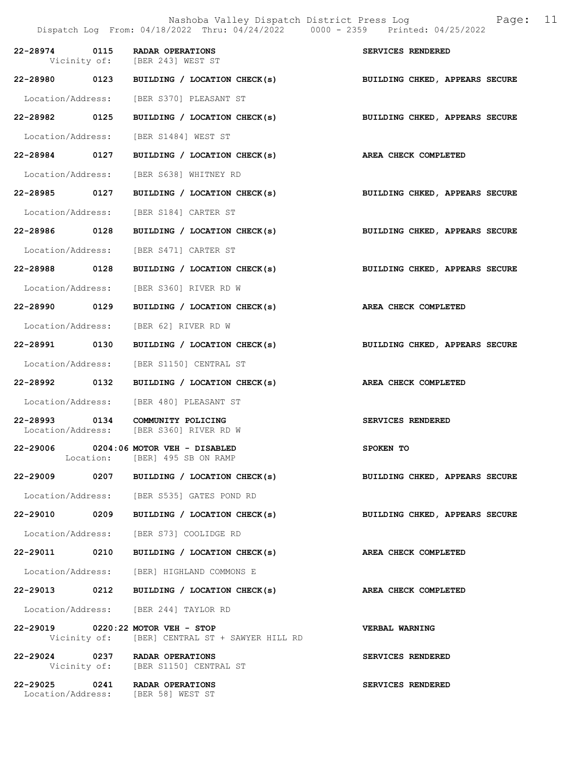| Call No. | Time | Call Type / Location | Disposition |
|---|---|---|---|
| 22-28974 | 0115 | RADAR OPERATIONS<br>Vicinity of: [BER 243] WEST ST | SERVICES RENDERED |
| 22-28980 | 0123 | BUILDING / LOCATION CHECK(s)<br>Location/Address: [BER S370] PLEASANT ST | BUILDING CHKED, APPEARS SECURE |
| 22-28982 | 0125 | BUILDING / LOCATION CHECK(s)<br>Location/Address: [BER S1484] WEST ST | BUILDING CHKED, APPEARS SECURE |
| 22-28984 | 0127 | BUILDING / LOCATION CHECK(s)<br>Location/Address: [BER S638] WHITNEY RD | AREA CHECK COMPLETED |
| 22-28985 | 0127 | BUILDING / LOCATION CHECK(s)<br>Location/Address: [BER S184] CARTER ST | BUILDING CHKED, APPEARS SECURE |
| 22-28986 | 0128 | BUILDING / LOCATION CHECK(s)<br>Location/Address: [BER S471] CARTER ST | BUILDING CHKED, APPEARS SECURE |
| 22-28988 | 0128 | BUILDING / LOCATION CHECK(s)<br>Location/Address: [BER S360] RIVER RD W | BUILDING CHKED, APPEARS SECURE |
| 22-28990 | 0129 | BUILDING / LOCATION CHECK(s)<br>Location/Address: [BER 62] RIVER RD W | AREA CHECK COMPLETED |
| 22-28991 | 0130 | BUILDING / LOCATION CHECK(s)<br>Location/Address: [BER S1150] CENTRAL ST | BUILDING CHKED, APPEARS SECURE |
| 22-28992 | 0132 | BUILDING / LOCATION CHECK(s)<br>Location/Address: [BER 480] PLEASANT ST | AREA CHECK COMPLETED |
| 22-28993 | 0134 | COMMUNITY POLICING<br>Location/Address: [BER S360] RIVER RD W | SERVICES RENDERED |
| 22-29006 | 0204:06 | MOTOR VEH - DISABLED<br>Location: [BER] 495 SB ON RAMP | SPOKEN TO |
| 22-29009 | 0207 | BUILDING / LOCATION CHECK(s)<br>Location/Address: [BER S535] GATES POND RD | BUILDING CHKED, APPEARS SECURE |
| 22-29010 | 0209 | BUILDING / LOCATION CHECK(s)<br>Location/Address: [BER S73] COOLIDGE RD | BUILDING CHKED, APPEARS SECURE |
| 22-29011 | 0210 | BUILDING / LOCATION CHECK(s)<br>Location/Address: [BER] HIGHLAND COMMONS E | AREA CHECK COMPLETED |
| 22-29013 | 0212 | BUILDING / LOCATION CHECK(s)<br>Location/Address: [BER 244] TAYLOR RD | AREA CHECK COMPLETED |
| 22-29019 | 0220:22 | MOTOR VEH - STOP<br>Vicinity of: [BER] CENTRAL ST + SAWYER HILL RD | VERBAL WARNING |
| 22-29024 | 0237 | RADAR OPERATIONS<br>Vicinity of: [BER S1150] CENTRAL ST | SERVICES RENDERED |
| 22-29025 | 0241 | RADAR OPERATIONS<br>Location/Address: [BER 58] WEST ST | SERVICES RENDERED |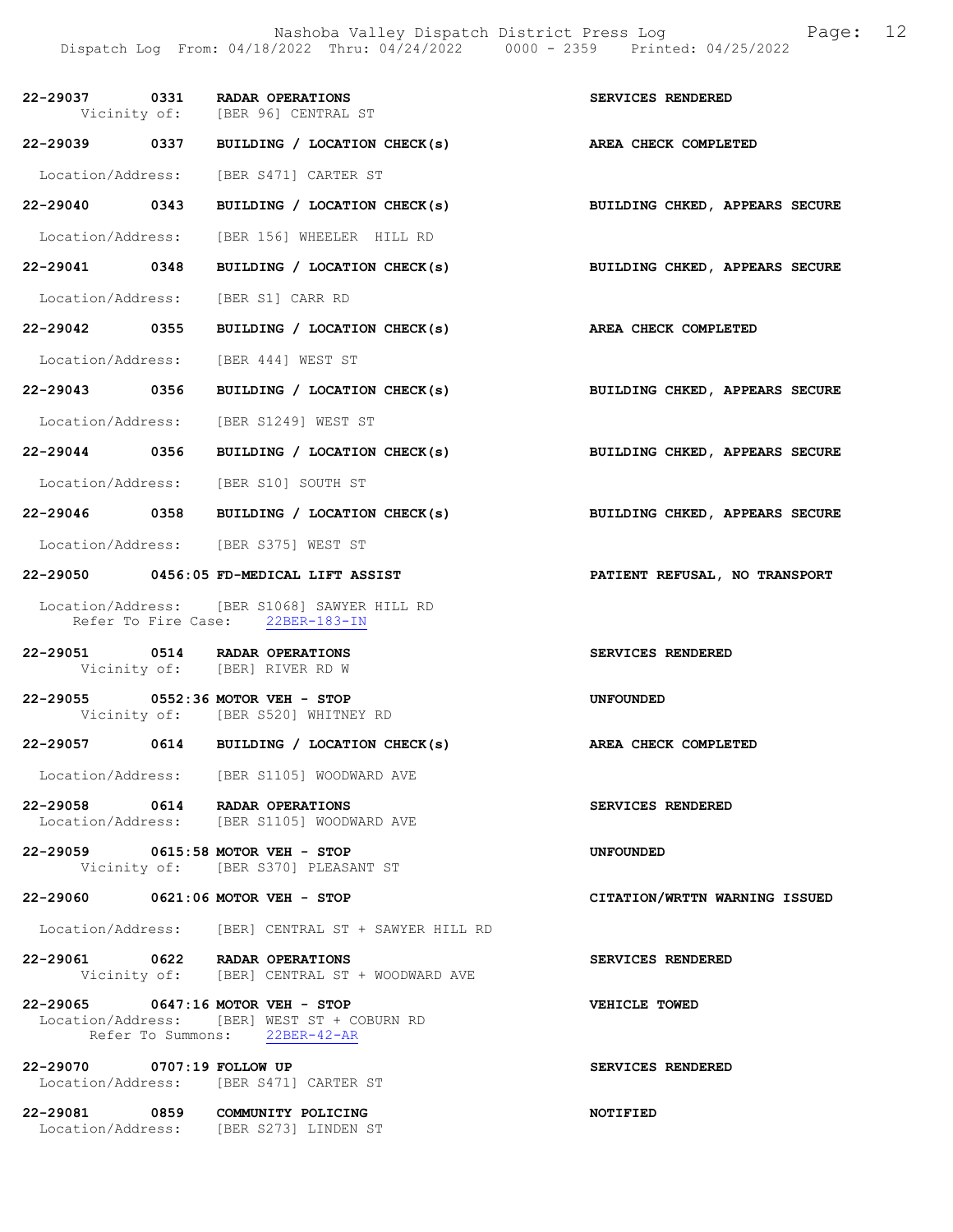| Call # | Time | Call Reason | Action |
|---|---|---|---|
| 22-29037 | 0331 | RADAR OPERATIONS<br>Vicinity of: [BER 96] CENTRAL ST | SERVICES RENDERED |
| 22-29039 | 0337 | BUILDING / LOCATION CHECK(s)<br>Location/Address: [BER S471] CARTER ST | AREA CHECK COMPLETED |
| 22-29040 | 0343 | BUILDING / LOCATION CHECK(s)<br>Location/Address: [BER 156] WHEELER HILL RD | BUILDING CHKED, APPEARS SECURE |
| 22-29041 | 0348 | BUILDING / LOCATION CHECK(s)<br>Location/Address: [BER S1] CARR RD | BUILDING CHKED, APPEARS SECURE |
| 22-29042 | 0355 | BUILDING / LOCATION CHECK(s)<br>Location/Address: [BER 444] WEST ST | AREA CHECK COMPLETED |
| 22-29043 | 0356 | BUILDING / LOCATION CHECK(s)<br>Location/Address: [BER S1249] WEST ST | BUILDING CHKED, APPEARS SECURE |
| 22-29044 | 0356 | BUILDING / LOCATION CHECK(s)<br>Location/Address: [BER S10] SOUTH ST | BUILDING CHKED, APPEARS SECURE |
| 22-29046 | 0358 | BUILDING / LOCATION CHECK(s)<br>Location/Address: [BER S375] WEST ST | BUILDING CHKED, APPEARS SECURE |
| 22-29050 | 0456:05 | FD-MEDICAL LIFT ASSIST<br>Location/Address: [BER S1068] SAWYER HILL RD<br>Refer To Fire Case: 22BER-183-IN | PATIENT REFUSAL, NO TRANSPORT |
| 22-29051 | 0514 | RADAR OPERATIONS<br>Vicinity of: [BER] RIVER RD W | SERVICES RENDERED |
| 22-29055 | 0552:36 | MOTOR VEH - STOP<br>Vicinity of: [BER S520] WHITNEY RD | UNFOUNDED |
| 22-29057 | 0614 | BUILDING / LOCATION CHECK(s)<br>Location/Address: [BER S1105] WOODWARD AVE | AREA CHECK COMPLETED |
| 22-29058 | 0614 | RADAR OPERATIONS<br>Location/Address: [BER S1105] WOODWARD AVE | SERVICES RENDERED |
| 22-29059 | 0615:58 | MOTOR VEH - STOP<br>Vicinity of: [BER S370] PLEASANT ST | UNFOUNDED |
| 22-29060 | 0621:06 | MOTOR VEH - STOP<br>Location/Address: [BER] CENTRAL ST + SAWYER HILL RD | CITATION/WRTTN WARNING ISSUED |
| 22-29061 | 0622 | RADAR OPERATIONS<br>Vicinity of: [BER] CENTRAL ST + WOODWARD AVE | SERVICES RENDERED |
| 22-29065 | 0647:16 | MOTOR VEH - STOP<br>Location/Address: [BER] WEST ST + COBURN RD<br>Refer To Summons: 22BER-42-AR | VEHICLE TOWED |
| 22-29070 | 0707:19 | FOLLOW UP<br>Location/Address: [BER S471] CARTER ST | SERVICES RENDERED |
| 22-29081 | 0859 | COMMUNITY POLICING<br>Location/Address: [BER S273] LINDEN ST | NOTIFIED |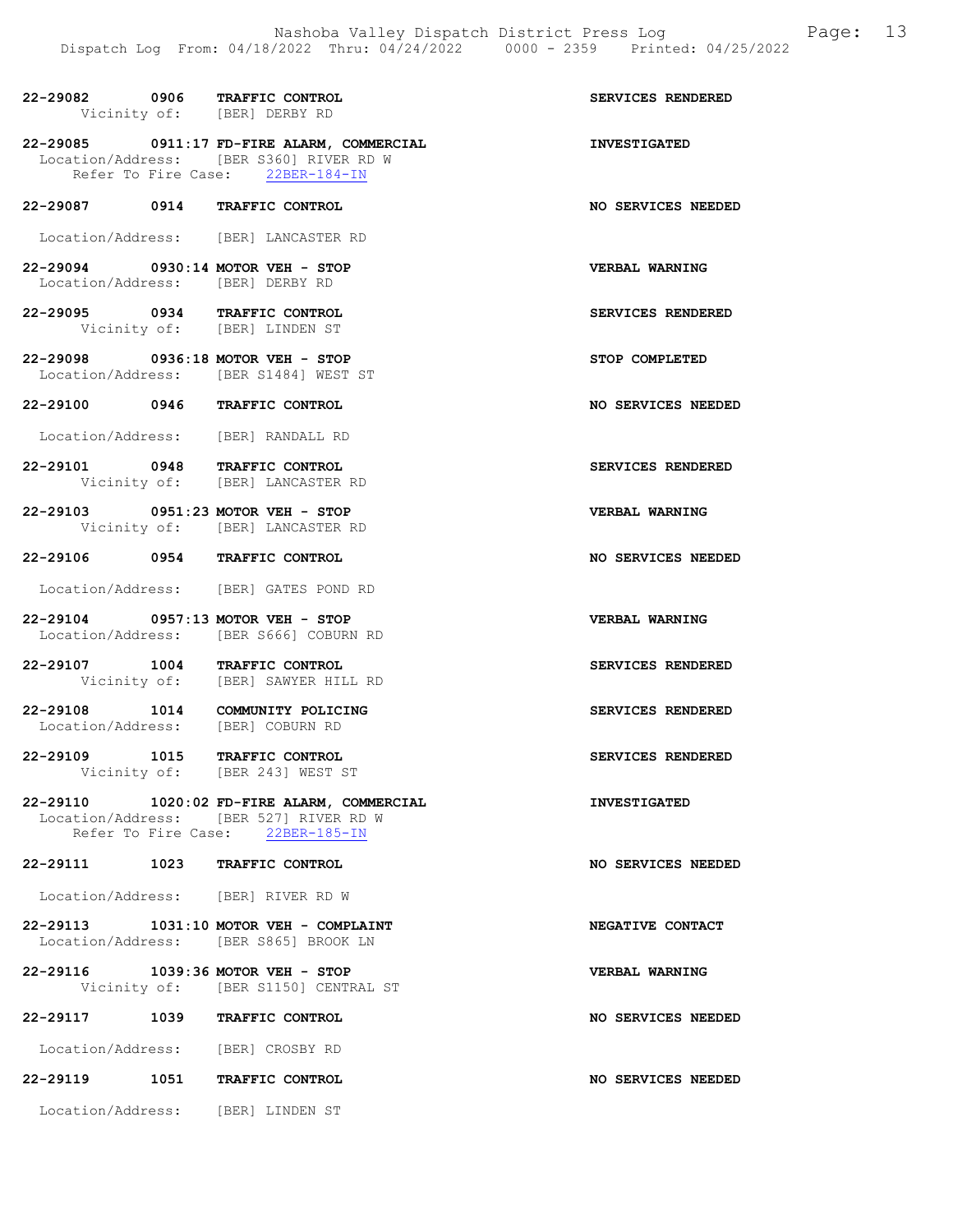22-29082 0906 **TRAFFIC CONTROL** **SERVICES RENDERED**
Vicinity of: [BER] DERBY RD

22-29085 0911:17 **FD-FIRE ALARM, COMMERCIAL** **INVESTIGATED**
Location/Address: [BER S360] RIVER RD W
Refer To Fire Case: 22BER-184-IN

22-29087 0914 **TRAFFIC CONTROL** **NO SERVICES NEEDED**
Location/Address: [BER] LANCASTER RD

22-29094 0930:14 **MOTOR VEH - STOP** **VERBAL WARNING**
Location/Address: [BER] DERBY RD

22-29095 0934 **TRAFFIC CONTROL** **SERVICES RENDERED**
Vicinity of: [BER] LINDEN ST

22-29098 0936:18 **MOTOR VEH - STOP** **STOP COMPLETED**
Location/Address: [BER S1484] WEST ST

22-29100 0946 **TRAFFIC CONTROL** **NO SERVICES NEEDED**
Location/Address: [BER] RANDALL RD

22-29101 0948 **TRAFFIC CONTROL** **SERVICES RENDERED**
Vicinity of: [BER] LANCASTER RD

22-29103 0951:23 **MOTOR VEH - STOP** **VERBAL WARNING**
Vicinity of: [BER] LANCASTER RD

22-29106 0954 **TRAFFIC CONTROL** **NO SERVICES NEEDED**
Location/Address: [BER] GATES POND RD

22-29104 0957:13 **MOTOR VEH - STOP** **VERBAL WARNING**
Location/Address: [BER S666] COBURN RD

22-29107 1004 **TRAFFIC CONTROL** **SERVICES RENDERED**
Vicinity of: [BER] SAWYER HILL RD

22-29108 1014 **COMMUNITY POLICING** **SERVICES RENDERED**
Location/Address: [BER] COBURN RD

22-29109 1015 **TRAFFIC CONTROL** **SERVICES RENDERED**
Vicinity of: [BER 243] WEST ST

22-29110 1020:02 **FD-FIRE ALARM, COMMERCIAL** **INVESTIGATED**
Location/Address: [BER 527] RIVER RD W
Refer To Fire Case: 22BER-185-IN

22-29111 1023 **TRAFFIC CONTROL** **NO SERVICES NEEDED**
Location/Address: [BER] RIVER RD W

22-29113 1031:10 **MOTOR VEH - COMPLAINT** **NEGATIVE CONTACT**
Location/Address: [BER S865] BROOK LN

22-29116 1039:36 **MOTOR VEH - STOP** **VERBAL WARNING**
Vicinity of: [BER S1150] CENTRAL ST

22-29117 1039 **TRAFFIC CONTROL** **NO SERVICES NEEDED**
Location/Address: [BER] CROSBY RD

22-29119 1051 **TRAFFIC CONTROL** **NO SERVICES NEEDED**
Location/Address: [BER] LINDEN ST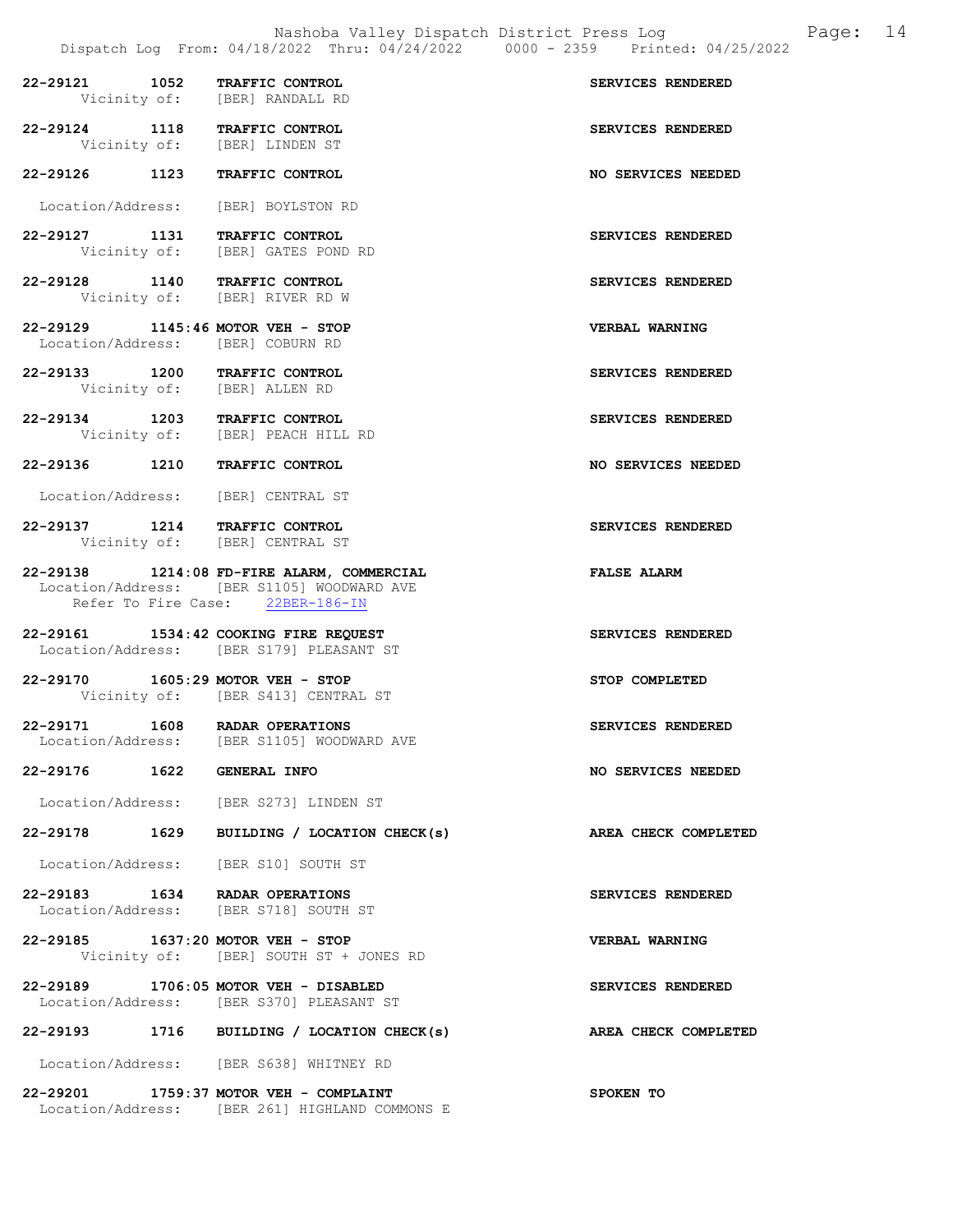22-29121 1052 TRAFFIC CONTROL SERVICES RENDERED
Vicinity of: [BER] RANDALL RD

22-29124 1118 TRAFFIC CONTROL SERVICES RENDERED
Vicinity of: [BER] LINDEN ST

22-29126 1123 TRAFFIC CONTROL NO SERVICES NEEDED

Location/Address: [BER] BOYLSTON RD

22-29127 1131 TRAFFIC CONTROL SERVICES RENDERED
Vicinity of: [BER] GATES POND RD

22-29128 1140 TRAFFIC CONTROL SERVICES RENDERED
Vicinity of: [BER] RIVER RD W

22-29129 1145:46 MOTOR VEH - STOP VERBAL WARNING
Location/Address: [BER] COBURN RD

22-29133 1200 TRAFFIC CONTROL SERVICES RENDERED
Vicinity of: [BER] ALLEN RD

22-29134 1203 TRAFFIC CONTROL SERVICES RENDERED
Vicinity of: [BER] PEACH HILL RD

22-29136 1210 TRAFFIC CONTROL NO SERVICES NEEDED

Location/Address: [BER] CENTRAL ST

22-29137 1214 TRAFFIC CONTROL SERVICES RENDERED
Vicinity of: [BER] CENTRAL ST

22-29138 1214:08 FD-FIRE ALARM, COMMERCIAL FALSE ALARM
Location/Address: [BER S1105] WOODWARD AVE
Refer To Fire Case: 22BER-186-IN

22-29161 1534:42 COOKING FIRE REQUEST SERVICES RENDERED
Location/Address: [BER S179] PLEASANT ST

22-29170 1605:29 MOTOR VEH - STOP STOP COMPLETED
Vicinity of: [BER S413] CENTRAL ST

22-29171 1608 RADAR OPERATIONS SERVICES RENDERED
Location/Address: [BER S1105] WOODWARD AVE

22-29176 1622 GENERAL INFO NO SERVICES NEEDED

Location/Address: [BER S273] LINDEN ST

22-29178 1629 BUILDING / LOCATION CHECK(s) AREA CHECK COMPLETED

Location/Address: [BER S10] SOUTH ST

22-29183 1634 RADAR OPERATIONS SERVICES RENDERED
Location/Address: [BER S718] SOUTH ST

22-29185 1637:20 MOTOR VEH - STOP VERBAL WARNING
Vicinity of: [BER] SOUTH ST + JONES RD

22-29189 1706:05 MOTOR VEH - DISABLED SERVICES RENDERED
Location/Address: [BER S370] PLEASANT ST

22-29193 1716 BUILDING / LOCATION CHECK(s) AREA CHECK COMPLETED

Location/Address: [BER S638] WHITNEY RD

22-29201 1759:37 MOTOR VEH - COMPLAINT SPOKEN TO
Location/Address: [BER 261] HIGHLAND COMMONS E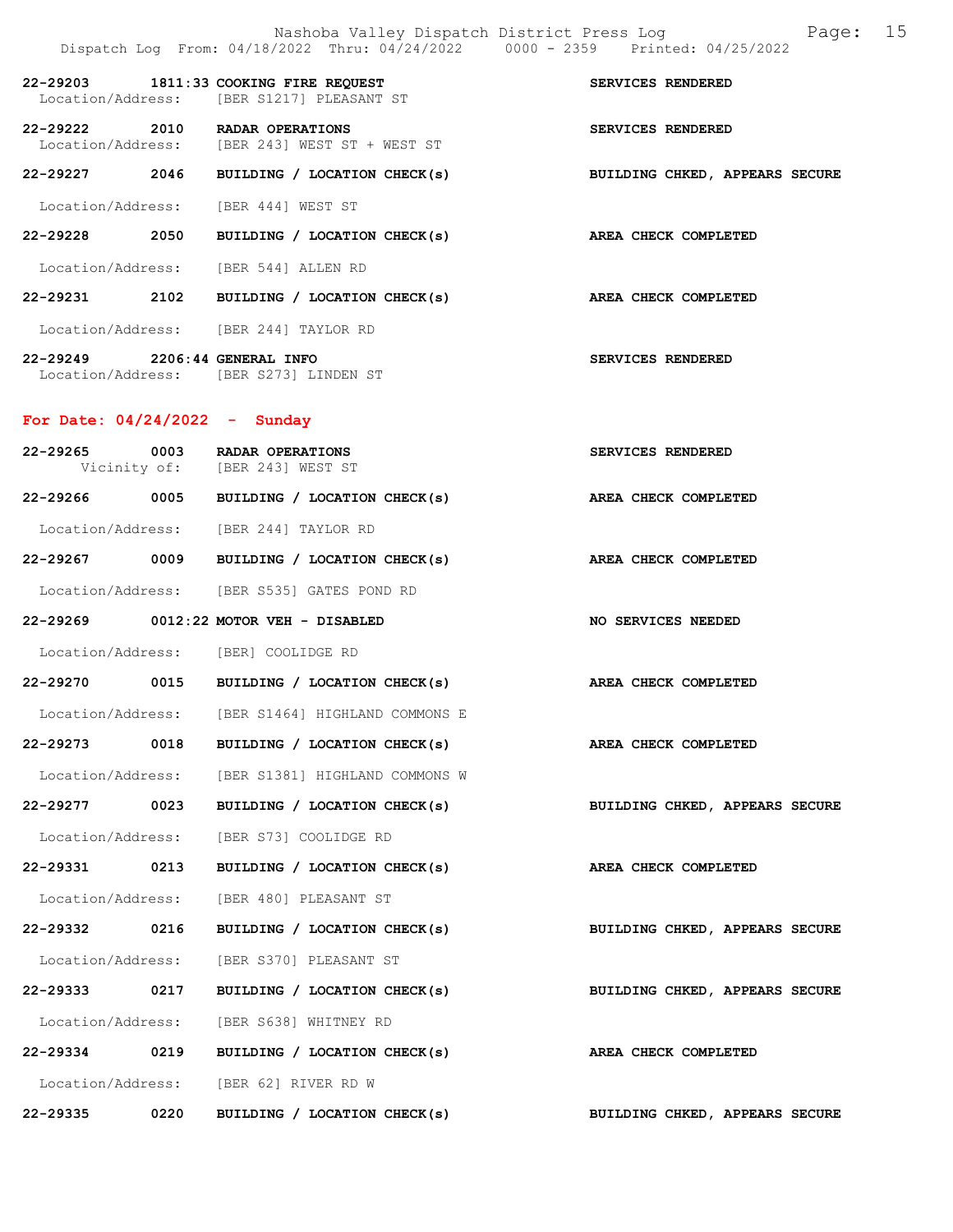22-29203 1811:33 COOKING FIRE REQUEST — SERVICES RENDERED
Location/Address: [BER S1217] PLEASANT ST

22-29222 2010 RADAR OPERATIONS — SERVICES RENDERED
Location/Address: [BER 243] WEST ST + WEST ST

22-29227 2046 BUILDING / LOCATION CHECK(s) — BUILDING CHKED, APPEARS SECURE
Location/Address: [BER 444] WEST ST

22-29228 2050 BUILDING / LOCATION CHECK(s) — AREA CHECK COMPLETED
Location/Address: [BER 544] ALLEN RD

22-29231 2102 BUILDING / LOCATION CHECK(s) — AREA CHECK COMPLETED
Location/Address: [BER 244] TAYLOR RD

22-29249 2206:44 GENERAL INFO — SERVICES RENDERED
Location/Address: [BER S273] LINDEN ST

## For Date: 04/24/2022 - Sunday

22-29265 0003 RADAR OPERATIONS — SERVICES RENDERED
Vicinity of: [BER 243] WEST ST

22-29266 0005 BUILDING / LOCATION CHECK(s) — AREA CHECK COMPLETED
Location/Address: [BER 244] TAYLOR RD

22-29267 0009 BUILDING / LOCATION CHECK(s) — AREA CHECK COMPLETED
Location/Address: [BER S535] GATES POND RD

22-29269 0012:22 MOTOR VEH - DISABLED — NO SERVICES NEEDED
Location/Address: [BER] COOLIDGE RD

22-29270 0015 BUILDING / LOCATION CHECK(s) — AREA CHECK COMPLETED
Location/Address: [BER S1464] HIGHLAND COMMONS E

22-29273 0018 BUILDING / LOCATION CHECK(s) — AREA CHECK COMPLETED
Location/Address: [BER S1381] HIGHLAND COMMONS W

22-29277 0023 BUILDING / LOCATION CHECK(s) — BUILDING CHKED, APPEARS SECURE
Location/Address: [BER S73] COOLIDGE RD

22-29331 0213 BUILDING / LOCATION CHECK(s) — AREA CHECK COMPLETED
Location/Address: [BER 480] PLEASANT ST

22-29332 0216 BUILDING / LOCATION CHECK(s) — BUILDING CHKED, APPEARS SECURE
Location/Address: [BER S370] PLEASANT ST

22-29333 0217 BUILDING / LOCATION CHECK(s) — BUILDING CHKED, APPEARS SECURE
Location/Address: [BER S638] WHITNEY RD

22-29334 0219 BUILDING / LOCATION CHECK(s) — AREA CHECK COMPLETED
Location/Address: [BER 62] RIVER RD W

22-29335 0220 BUILDING / LOCATION CHECK(s) — BUILDING CHKED, APPEARS SECURE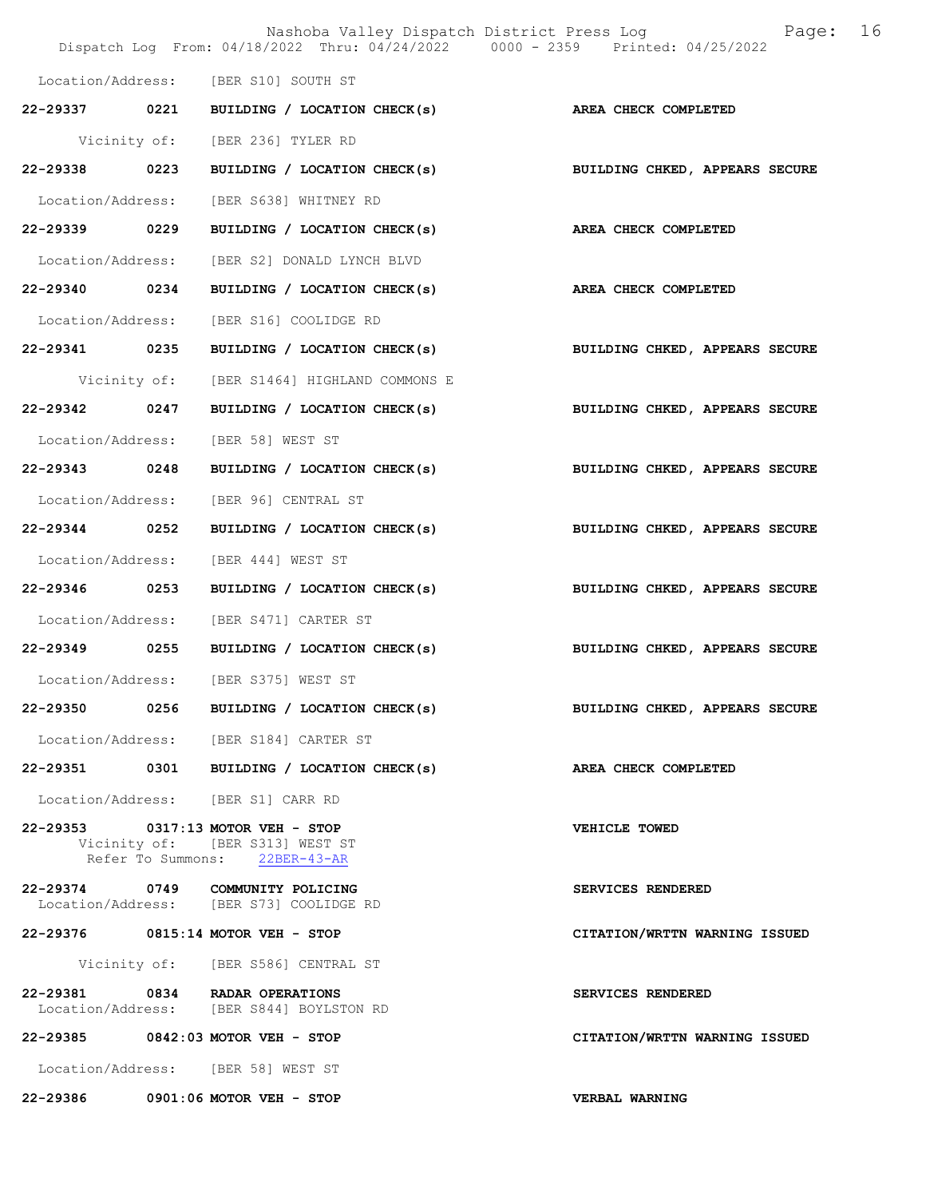Location/Address: [BER S10] SOUTH ST

**22-29337 0221 BUILDING / LOCATION CHECK(s)** — **AREA CHECK COMPLETED**

Vicinity of: [BER 236] TYLER RD

**22-29338 0223 BUILDING / LOCATION CHECK(s)** — **BUILDING CHKED, APPEARS SECURE**

Location/Address: [BER S638] WHITNEY RD

**22-29339 0229 BUILDING / LOCATION CHECK(s)** — **AREA CHECK COMPLETED**

Location/Address: [BER S2] DONALD LYNCH BLVD

**22-29340 0234 BUILDING / LOCATION CHECK(s)** — **AREA CHECK COMPLETED**

Location/Address: [BER S16] COOLIDGE RD

**22-29341 0235 BUILDING / LOCATION CHECK(s)** — **BUILDING CHKED, APPEARS SECURE**

Vicinity of: [BER S1464] HIGHLAND COMMONS E

**22-29342 0247 BUILDING / LOCATION CHECK(s)** — **BUILDING CHKED, APPEARS SECURE**

Location/Address: [BER 58] WEST ST

**22-29343 0248 BUILDING / LOCATION CHECK(s)** — **BUILDING CHKED, APPEARS SECURE**

Location/Address: [BER 96] CENTRAL ST

**22-29344 0252 BUILDING / LOCATION CHECK(s)** — **BUILDING CHKED, APPEARS SECURE**

Location/Address: [BER 444] WEST ST

**22-29346 0253 BUILDING / LOCATION CHECK(s)** — **BUILDING CHKED, APPEARS SECURE**

Location/Address: [BER S471] CARTER ST

**22-29349 0255 BUILDING / LOCATION CHECK(s)** — **BUILDING CHKED, APPEARS SECURE**

Location/Address: [BER S375] WEST ST

**22-29350 0256 BUILDING / LOCATION CHECK(s)** — **BUILDING CHKED, APPEARS SECURE**

Location/Address: [BER S184] CARTER ST

**22-29351 0301 BUILDING / LOCATION CHECK(s)** — **AREA CHECK COMPLETED**

Location/Address: [BER S1] CARR RD

**22-29353 0317:13 MOTOR VEH - STOP** — **VEHICLE TOWED**
Vicinity of: [BER S313] WEST ST
Refer To Summons: 22BER-43-AR

**22-29374 0749 COMMUNITY POLICING** — **SERVICES RENDERED**
Location/Address: [BER S73] COOLIDGE RD

**22-29376 0815:14 MOTOR VEH - STOP** — **CITATION/WRTTN WARNING ISSUED**

Vicinity of: [BER S586] CENTRAL ST

**22-29381 0834 RADAR OPERATIONS** — **SERVICES RENDERED**
Location/Address: [BER S844] BOYLSTON RD

**22-29385 0842:03 MOTOR VEH - STOP** — **CITATION/WRTTN WARNING ISSUED**

Location/Address: [BER 58] WEST ST

**22-29386 0901:06 MOTOR VEH - STOP** — **VERBAL WARNING**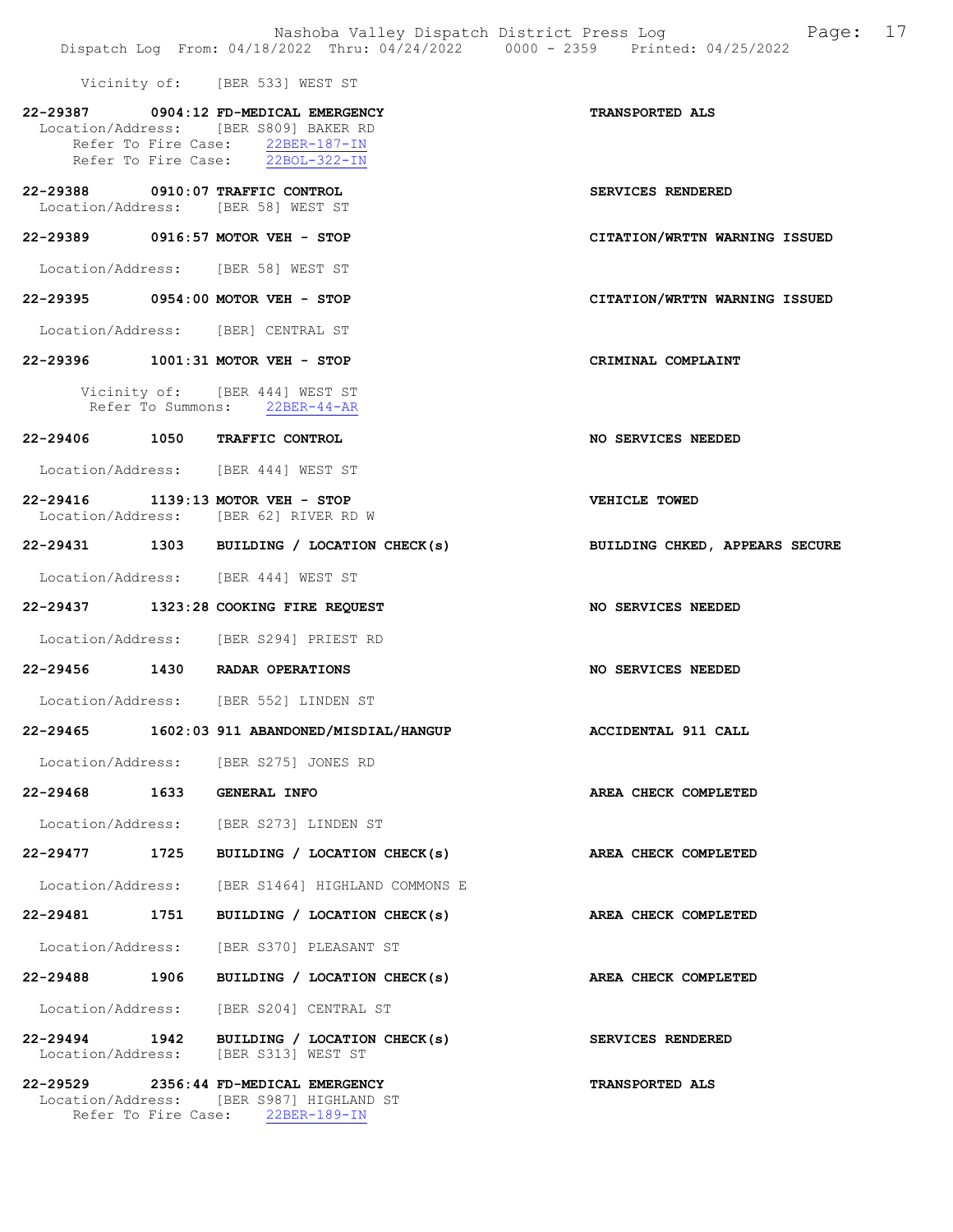Vicinity of: [BER 533] WEST ST

**22-29387 0904:12 FD-MEDICAL EMERGENCY** — **TRANSPORTED ALS**
Location/Address: [BER S809] BAKER RD
Refer To Fire Case: 22BER-187-IN
Refer To Fire Case: 22BOL-322-IN

**22-29388 0910:07 TRAFFIC CONTROL** — **SERVICES RENDERED**
Location/Address: [BER 58] WEST ST

**22-29389 0916:57 MOTOR VEH - STOP** — **CITATION/WRTTN WARNING ISSUED**
Location/Address: [BER 58] WEST ST

**22-29395 0954:00 MOTOR VEH - STOP** — **CITATION/WRTTN WARNING ISSUED**
Location/Address: [BER] CENTRAL ST

**22-29396 1001:31 MOTOR VEH - STOP** — **CRIMINAL COMPLAINT**
Vicinity of: [BER 444] WEST ST
Refer To Summons: 22BER-44-AR

**22-29406 1050 TRAFFIC CONTROL** — **NO SERVICES NEEDED**
Location/Address: [BER 444] WEST ST

**22-29416 1139:13 MOTOR VEH - STOP** — **VEHICLE TOWED**
Location/Address: [BER 62] RIVER RD W

**22-29431 1303 BUILDING / LOCATION CHECK(s)** — **BUILDING CHKED, APPEARS SECURE**
Location/Address: [BER 444] WEST ST

**22-29437 1323:28 COOKING FIRE REQUEST** — **NO SERVICES NEEDED**
Location/Address: [BER S294] PRIEST RD

**22-29456 1430 RADAR OPERATIONS** — **NO SERVICES NEEDED**
Location/Address: [BER 552] LINDEN ST

**22-29465 1602:03 911 ABANDONED/MISDIAL/HANGUP** — **ACCIDENTAL 911 CALL**
Location/Address: [BER S275] JONES RD

**22-29468 1633 GENERAL INFO** — **AREA CHECK COMPLETED**
Location/Address: [BER S273] LINDEN ST

**22-29477 1725 BUILDING / LOCATION CHECK(s)** — **AREA CHECK COMPLETED**
Location/Address: [BER S1464] HIGHLAND COMMONS E

**22-29481 1751 BUILDING / LOCATION CHECK(s)** — **AREA CHECK COMPLETED**
Location/Address: [BER S370] PLEASANT ST

**22-29488 1906 BUILDING / LOCATION CHECK(s)** — **AREA CHECK COMPLETED**
Location/Address: [BER S204] CENTRAL ST

**22-29494 1942 BUILDING / LOCATION CHECK(s)** — **SERVICES RENDERED**
Location/Address: [BER S313] WEST ST

**22-29529 2356:44 FD-MEDICAL EMERGENCY** — **TRANSPORTED ALS**
Location/Address: [BER S987] HIGHLAND ST
Refer To Fire Case: 22BER-189-IN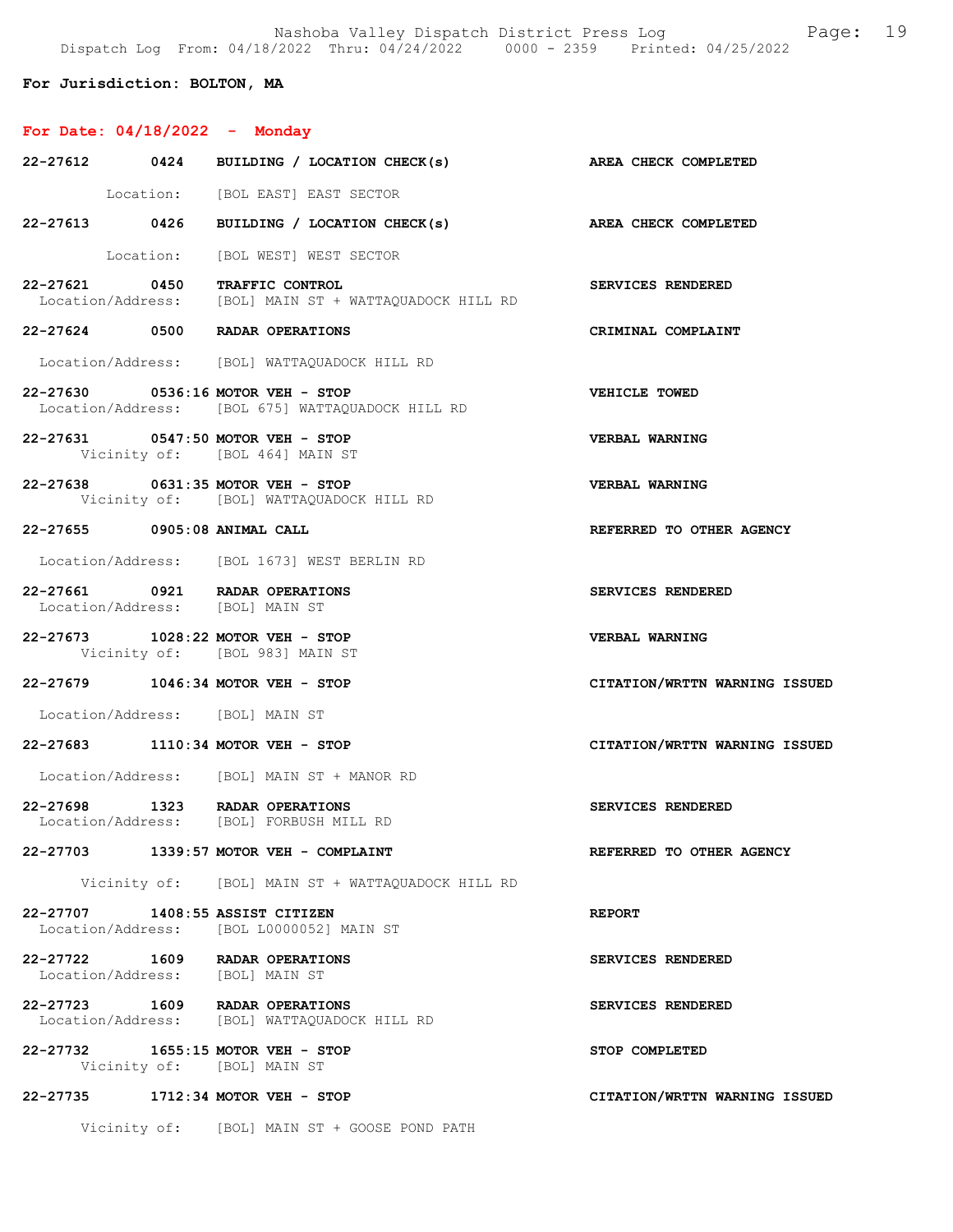**For Jurisdiction: BOLTON, MA**

**For Date: 04/18/2022 - Monday**

**22-27612 0424 BUILDING / LOCATION CHECK(s)** — AREA CHECK COMPLETED
Location: [BOL EAST] EAST SECTOR

**22-27613 0426 BUILDING / LOCATION CHECK(s)** — AREA CHECK COMPLETED
Location: [BOL WEST] WEST SECTOR

**22-27621 0450 TRAFFIC CONTROL** — SERVICES RENDERED
Location/Address: [BOL] MAIN ST + WATTAQUADOCK HILL RD

**22-27624 0500 RADAR OPERATIONS** — CRIMINAL COMPLAINT
Location/Address: [BOL] WATTAQUADOCK HILL RD

**22-27630 0536:16 MOTOR VEH - STOP** — VEHICLE TOWED
Location/Address: [BOL 675] WATTAQUADOCK HILL RD

**22-27631 0547:50 MOTOR VEH - STOP** — VERBAL WARNING
Vicinity of: [BOL 464] MAIN ST

**22-27638 0631:35 MOTOR VEH - STOP** — VERBAL WARNING
Vicinity of: [BOL] WATTAQUADOCK HILL RD

**22-27655 0905:08 ANIMAL CALL** — REFERRED TO OTHER AGENCY
Location/Address: [BOL 1673] WEST BERLIN RD

**22-27661 0921 RADAR OPERATIONS** — SERVICES RENDERED
Location/Address: [BOL] MAIN ST

**22-27673 1028:22 MOTOR VEH - STOP** — VERBAL WARNING
Vicinity of: [BOL 983] MAIN ST

**22-27679 1046:34 MOTOR VEH - STOP** — CITATION/WRTTN WARNING ISSUED
Location/Address: [BOL] MAIN ST

**22-27683 1110:34 MOTOR VEH - STOP** — CITATION/WRTTN WARNING ISSUED
Location/Address: [BOL] MAIN ST + MANOR RD

**22-27698 1323 RADAR OPERATIONS** — SERVICES RENDERED
Location/Address: [BOL] FORBUSH MILL RD

**22-27703 1339:57 MOTOR VEH - COMPLAINT** — REFERRED TO OTHER AGENCY
Vicinity of: [BOL] MAIN ST + WATTAQUADOCK HILL RD

**22-27707 1408:55 ASSIST CITIZEN** — REPORT
Location/Address: [BOL L0000052] MAIN ST

**22-27722 1609 RADAR OPERATIONS** — SERVICES RENDERED
Location/Address: [BOL] MAIN ST

**22-27723 1609 RADAR OPERATIONS** — SERVICES RENDERED
Location/Address: [BOL] WATTAQUADOCK HILL RD

**22-27732 1655:15 MOTOR VEH - STOP** — STOP COMPLETED
Vicinity of: [BOL] MAIN ST

**22-27735 1712:34 MOTOR VEH - STOP** — CITATION/WRTTN WARNING ISSUED
Vicinity of: [BOL] MAIN ST + GOOSE POND PATH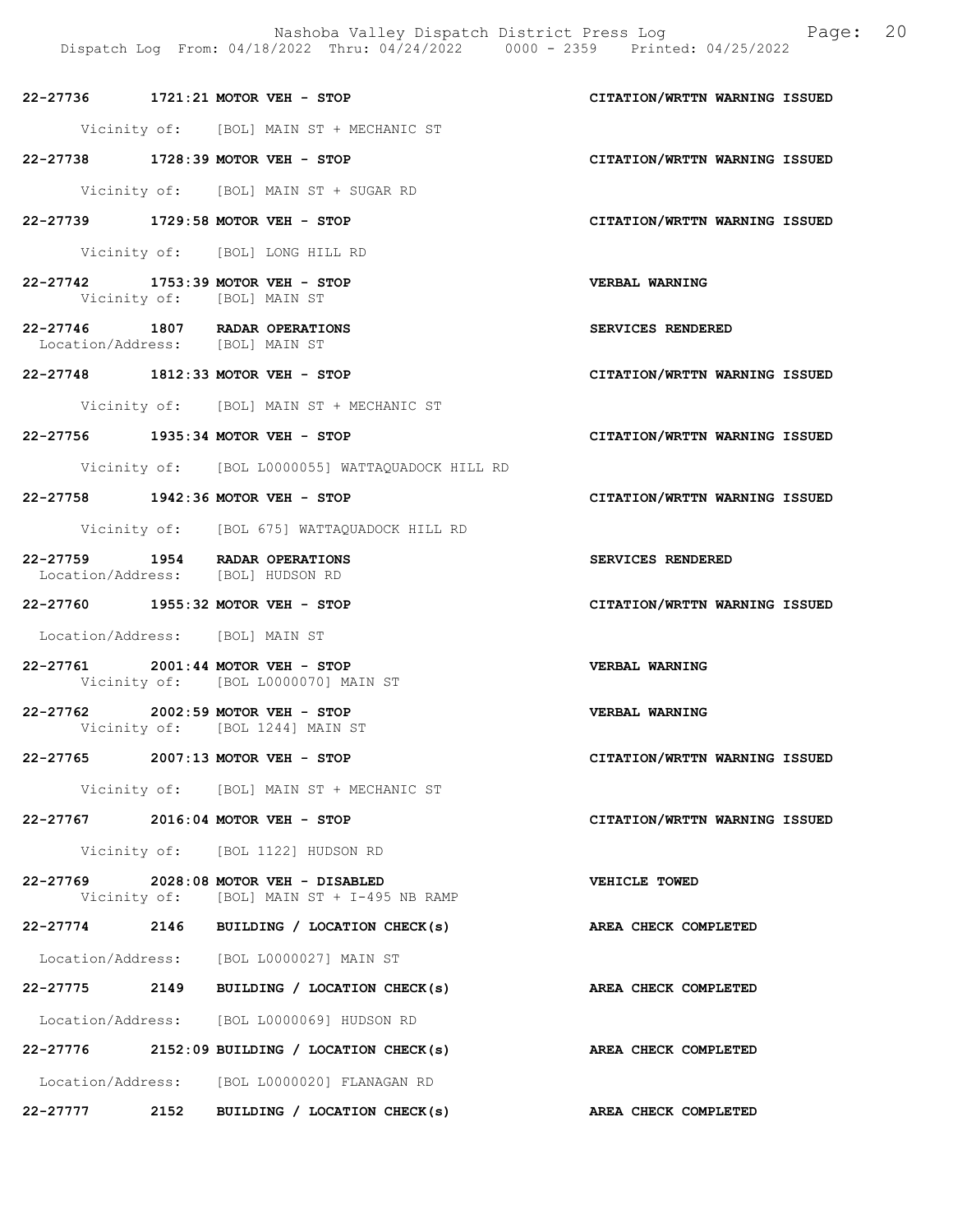**22-27736 1721:21 MOTOR VEH - STOP** **CITATION/WRTTN WARNING ISSUED**

Vicinity of: [BOL] MAIN ST + MECHANIC ST

**22-27738 1728:39 MOTOR VEH - STOP** **CITATION/WRTTN WARNING ISSUED**

Vicinity of: [BOL] MAIN ST + SUGAR RD

**22-27739 1729:58 MOTOR VEH - STOP** **CITATION/WRTTN WARNING ISSUED**

Vicinity of: [BOL] LONG HILL RD

**22-27742 1753:39 MOTOR VEH - STOP** **VERBAL WARNING**

Vicinity of: [BOL] MAIN ST

**22-27746 1807 RADAR OPERATIONS** **SERVICES RENDERED**

Location/Address: [BOL] MAIN ST

**22-27748 1812:33 MOTOR VEH - STOP** **CITATION/WRTTN WARNING ISSUED**

Vicinity of: [BOL] MAIN ST + MECHANIC ST

**22-27756 1935:34 MOTOR VEH - STOP** **CITATION/WRTTN WARNING ISSUED**

Vicinity of: [BOL L0000055] WATTAQUADOCK HILL RD

**22-27758 1942:36 MOTOR VEH - STOP** **CITATION/WRTTN WARNING ISSUED**

Vicinity of: [BOL 675] WATTAQUADOCK HILL RD

**22-27759 1954 RADAR OPERATIONS** **SERVICES RENDERED**

Location/Address: [BOL] HUDSON RD

**22-27760 1955:32 MOTOR VEH - STOP** **CITATION/WRTTN WARNING ISSUED**

Location/Address: [BOL] MAIN ST

**22-27761 2001:44 MOTOR VEH - STOP** **VERBAL WARNING**

Vicinity of: [BOL L0000070] MAIN ST

**22-27762 2002:59 MOTOR VEH - STOP** **VERBAL WARNING**

Vicinity of: [BOL 1244] MAIN ST

**22-27765 2007:13 MOTOR VEH - STOP** **CITATION/WRTTN WARNING ISSUED**

Vicinity of: [BOL] MAIN ST + MECHANIC ST

**22-27767 2016:04 MOTOR VEH - STOP** **CITATION/WRTTN WARNING ISSUED**

Vicinity of: [BOL 1122] HUDSON RD

**22-27769 2028:08 MOTOR VEH - DISABLED** **VEHICLE TOWED**

Vicinity of: [BOL] MAIN ST + I-495 NB RAMP

**22-27774 2146 BUILDING / LOCATION CHECK(s)** **AREA CHECK COMPLETED**

Location/Address: [BOL L0000027] MAIN ST

**22-27775 2149 BUILDING / LOCATION CHECK(s)** **AREA CHECK COMPLETED**

Location/Address: [BOL L0000069] HUDSON RD

**22-27776 2152:09 BUILDING / LOCATION CHECK(s)** **AREA CHECK COMPLETED**

Location/Address: [BOL L0000020] FLANAGAN RD

**22-27777 2152 BUILDING / LOCATION CHECK(s)** **AREA CHECK COMPLETED**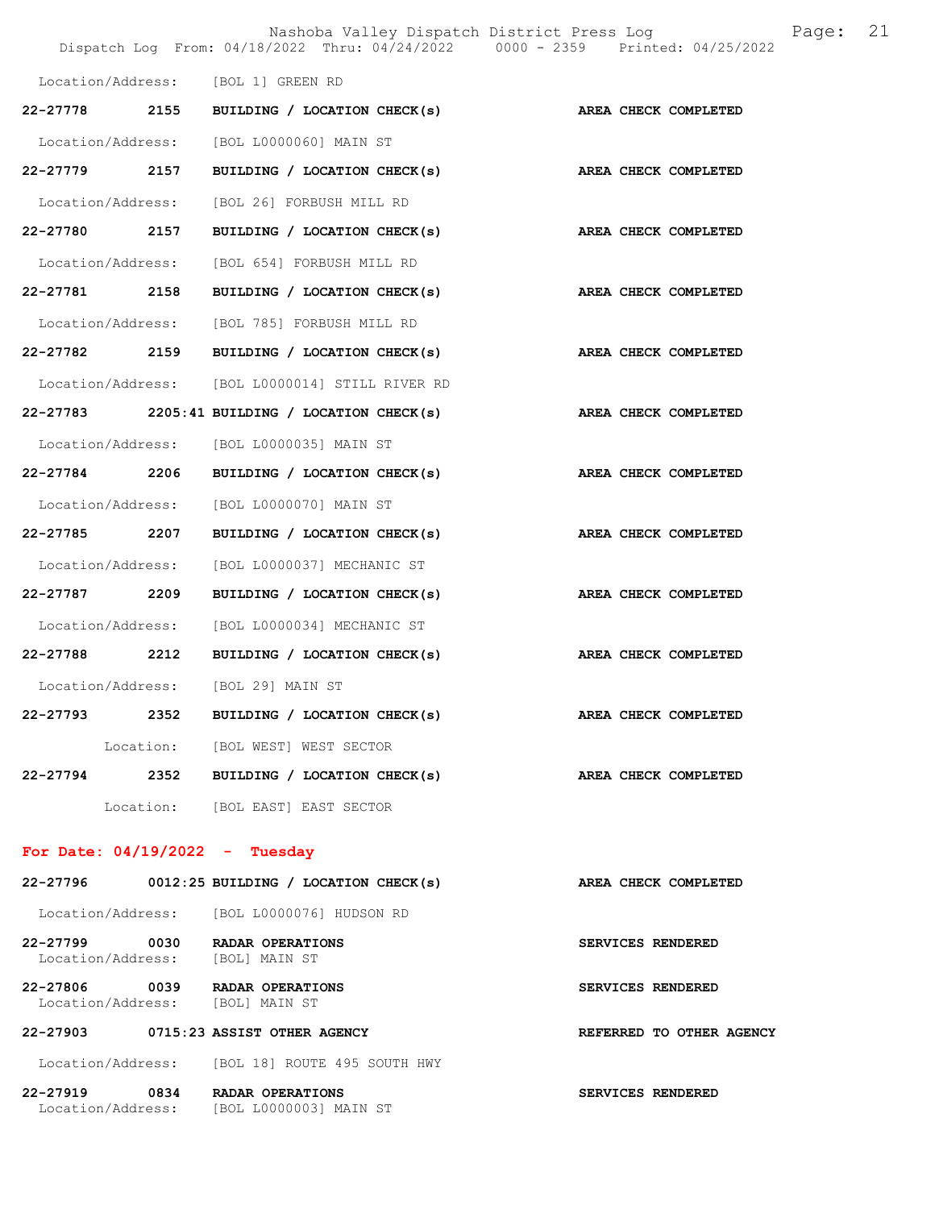Location/Address: [BOL 1] GREEN RD

**22-27778 2155 BUILDING / LOCATION CHECK(s) AREA CHECK COMPLETED**

Location/Address: [BOL L0000060] MAIN ST

**22-27779 2157 BUILDING / LOCATION CHECK(s) AREA CHECK COMPLETED**

Location/Address: [BOL 26] FORBUSH MILL RD

**22-27780 2157 BUILDING / LOCATION CHECK(s) AREA CHECK COMPLETED**

Location/Address: [BOL 654] FORBUSH MILL RD

**22-27781 2158 BUILDING / LOCATION CHECK(s) AREA CHECK COMPLETED**

Location/Address: [BOL 785] FORBUSH MILL RD

**22-27782 2159 BUILDING / LOCATION CHECK(s) AREA CHECK COMPLETED**

Location/Address: [BOL L0000014] STILL RIVER RD

**22-27783 2205:41 BUILDING / LOCATION CHECK(s) AREA CHECK COMPLETED**

Location/Address: [BOL L0000035] MAIN ST

**22-27784 2206 BUILDING / LOCATION CHECK(s) AREA CHECK COMPLETED**

Location/Address: [BOL L0000070] MAIN ST

**22-27785 2207 BUILDING / LOCATION CHECK(s) AREA CHECK COMPLETED**

Location/Address: [BOL L0000037] MECHANIC ST

**22-27787 2209 BUILDING / LOCATION CHECK(s) AREA CHECK COMPLETED**

Location/Address: [BOL L0000034] MECHANIC ST

**22-27788 2212 BUILDING / LOCATION CHECK(s) AREA CHECK COMPLETED**

Location/Address: [BOL 29] MAIN ST

**22-27793 2352 BUILDING / LOCATION CHECK(s) AREA CHECK COMPLETED**

Location: [BOL WEST] WEST SECTOR

**22-27794 2352 BUILDING / LOCATION CHECK(s) AREA CHECK COMPLETED**

Location: [BOL EAST] EAST SECTOR

## For Date: 04/19/2022 - Tuesday

**22-27796 0012:25 BUILDING / LOCATION CHECK(s) AREA CHECK COMPLETED**

Location/Address: [BOL L0000076] HUDSON RD

**22-27799 0030 RADAR OPERATIONS SERVICES RENDERED**
Location/Address: [BOL] MAIN ST

**22-27806 0039 RADAR OPERATIONS SERVICES RENDERED**
Location/Address: [BOL] MAIN ST

**22-27903 0715:23 ASSIST OTHER AGENCY REFERRED TO OTHER AGENCY**

Location/Address: [BOL 18] ROUTE 495 SOUTH HWY

**22-27919 0834 RADAR OPERATIONS SERVICES RENDERED**
Location/Address: [BOL L0000003] MAIN ST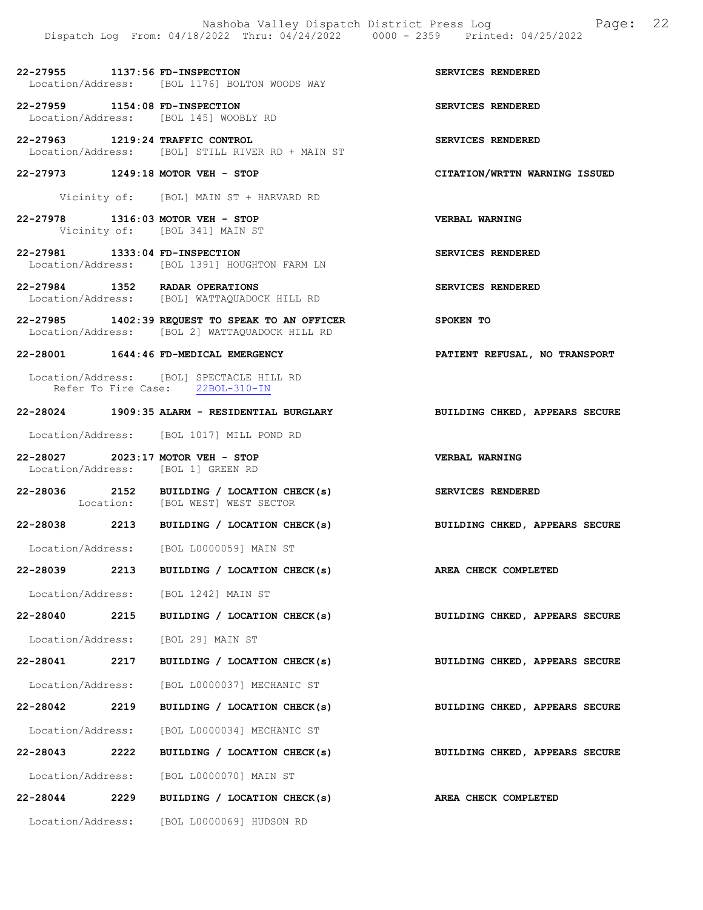**22-27955 1137:56 FD-INSPECTION** SERVICES RENDERED
Location/Address: [BOL 1176] BOLTON WOODS WAY

**22-27959 1154:08 FD-INSPECTION** SERVICES RENDERED
Location/Address: [BOL 145] WOOBLY RD

**22-27963 1219:24 TRAFFIC CONTROL** SERVICES RENDERED
Location/Address: [BOL] STILL RIVER RD + MAIN ST

**22-27973 1249:18 MOTOR VEH - STOP** CITATION/WRTTN WARNING ISSUED
Vicinity of: [BOL] MAIN ST + HARVARD RD

**22-27978 1316:03 MOTOR VEH - STOP** VERBAL WARNING
Vicinity of: [BOL 341] MAIN ST

**22-27981 1333:04 FD-INSPECTION** SERVICES RENDERED
Location/Address: [BOL 1391] HOUGHTON FARM LN

**22-27984 1352 RADAR OPERATIONS** SERVICES RENDERED
Location/Address: [BOL] WATTAQUADOCK HILL RD

**22-27985 1402:39 REQUEST TO SPEAK TO AN OFFICER** SPOKEN TO
Location/Address: [BOL 2] WATTAQUADOCK HILL RD

**22-28001 1644:46 FD-MEDICAL EMERGENCY** PATIENT REFUSAL, NO TRANSPORT
Location/Address: [BOL] SPECTACLE HILL RD
Refer To Fire Case: 22BOL-310-IN

**22-28024 1909:35 ALARM - RESIDENTIAL BURGLARY** BUILDING CHKED, APPEARS SECURE
Location/Address: [BOL 1017] MILL POND RD

**22-28027 2023:17 MOTOR VEH - STOP** VERBAL WARNING
Location/Address: [BOL 1] GREEN RD

**22-28036 2152 BUILDING / LOCATION CHECK(s)** SERVICES RENDERED
Location: [BOL WEST] WEST SECTOR

**22-28038 2213 BUILDING / LOCATION CHECK(s)** BUILDING CHKED, APPEARS SECURE
Location/Address: [BOL L0000059] MAIN ST

**22-28039 2213 BUILDING / LOCATION CHECK(s)** AREA CHECK COMPLETED
Location/Address: [BOL 1242] MAIN ST

**22-28040 2215 BUILDING / LOCATION CHECK(s)** BUILDING CHKED, APPEARS SECURE
Location/Address: [BOL 29] MAIN ST

**22-28041 2217 BUILDING / LOCATION CHECK(s)** BUILDING CHKED, APPEARS SECURE
Location/Address: [BOL L0000037] MECHANIC ST

**22-28042 2219 BUILDING / LOCATION CHECK(s)** BUILDING CHKED, APPEARS SECURE
Location/Address: [BOL L0000034] MECHANIC ST

**22-28043 2222 BUILDING / LOCATION CHECK(s)** BUILDING CHKED, APPEARS SECURE
Location/Address: [BOL L0000070] MAIN ST

**22-28044 2229 BUILDING / LOCATION CHECK(s)** AREA CHECK COMPLETED
Location/Address: [BOL L0000069] HUDSON RD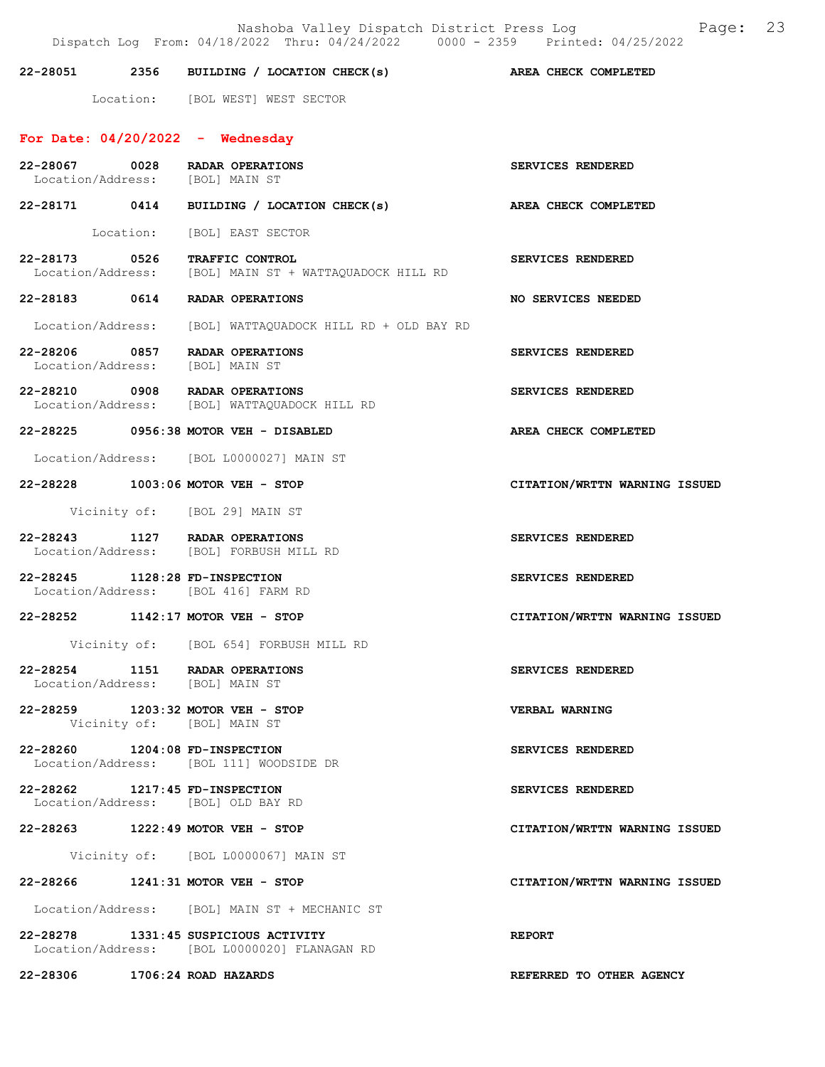**22-28051 2356 BUILDING / LOCATION CHECK(s) AREA CHECK COMPLETED**

Location: [BOL WEST] WEST SECTOR

## For Date: 04/20/2022 - Wednesday

**22-28067 0028 RADAR OPERATIONS SERVICES RENDERED**
Location/Address: [BOL] MAIN ST

**22-28171 0414 BUILDING / LOCATION CHECK(s) AREA CHECK COMPLETED**

Location: [BOL] EAST SECTOR

**22-28173 0526 TRAFFIC CONTROL SERVICES RENDERED**
Location/Address: [BOL] MAIN ST + WATTAQUADOCK HILL RD

**22-28183 0614 RADAR OPERATIONS NO SERVICES NEEDED**

Location/Address: [BOL] WATTAQUADOCK HILL RD + OLD BAY RD

**22-28206 0857 RADAR OPERATIONS SERVICES RENDERED**
Location/Address: [BOL] MAIN ST

**22-28210 0908 RADAR OPERATIONS SERVICES RENDERED**
Location/Address: [BOL] WATTAQUADOCK HILL RD

**22-28225 0956:38 MOTOR VEH - DISABLED AREA CHECK COMPLETED**

Location/Address: [BOL L0000027] MAIN ST

**22-28228 1003:06 MOTOR VEH - STOP CITATION/WRTTN WARNING ISSUED**

Vicinity of: [BOL 29] MAIN ST

**22-28243 1127 RADAR OPERATIONS SERVICES RENDERED**
Location/Address: [BOL] FORBUSH MILL RD

**22-28245 1128:28 FD-INSPECTION SERVICES RENDERED**
Location/Address: [BOL 416] FARM RD

**22-28252 1142:17 MOTOR VEH - STOP CITATION/WRTTN WARNING ISSUED**

Vicinity of: [BOL 654] FORBUSH MILL RD

**22-28254 1151 RADAR OPERATIONS SERVICES RENDERED**
Location/Address: [BOL] MAIN ST

**22-28259 1203:32 MOTOR VEH - STOP VERBAL WARNING**
Vicinity of: [BOL] MAIN ST

**22-28260 1204:08 FD-INSPECTION SERVICES RENDERED**
Location/Address: [BOL 111] WOODSIDE DR

**22-28262 1217:45 FD-INSPECTION SERVICES RENDERED**
Location/Address: [BOL] OLD BAY RD

**22-28263 1222:49 MOTOR VEH - STOP CITATION/WRTTN WARNING ISSUED**

Vicinity of: [BOL L0000067] MAIN ST

**22-28266 1241:31 MOTOR VEH - STOP CITATION/WRTTN WARNING ISSUED**

Location/Address: [BOL] MAIN ST + MECHANIC ST

**22-28278 1331:45 SUSPICIOUS ACTIVITY REPORT**
Location/Address: [BOL L0000020] FLANAGAN RD

**22-28306 1706:24 ROAD HAZARDS REFERRED TO OTHER AGENCY**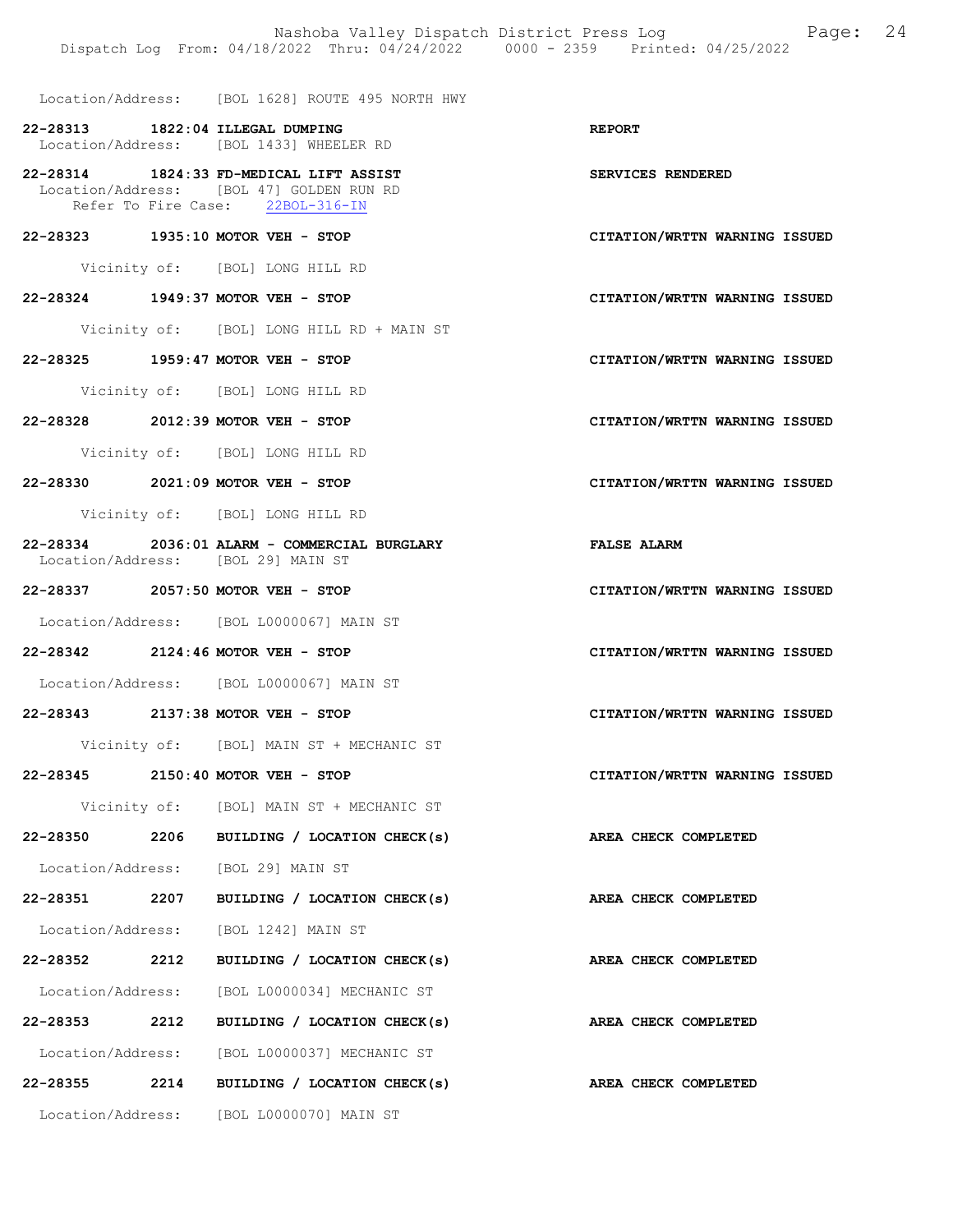Location/Address: [BOL 1628] ROUTE 495 NORTH HWY

**22-28313 1822:04 ILLEGAL DUMPING** — **REPORT**
Location/Address: [BOL 1433] WHEELER RD

**22-28314 1824:33 FD-MEDICAL LIFT ASSIST** — **SERVICES RENDERED**
Location/Address: [BOL 47] GOLDEN RUN RD
Refer To Fire Case: 22BOL-316-IN

**22-28323 1935:10 MOTOR VEH - STOP** — **CITATION/WRTTN WARNING ISSUED**
Vicinity of: [BOL] LONG HILL RD

**22-28324 1949:37 MOTOR VEH - STOP** — **CITATION/WRTTN WARNING ISSUED**
Vicinity of: [BOL] LONG HILL RD + MAIN ST

**22-28325 1959:47 MOTOR VEH - STOP** — **CITATION/WRTTN WARNING ISSUED**
Vicinity of: [BOL] LONG HILL RD

**22-28328 2012:39 MOTOR VEH - STOP** — **CITATION/WRTTN WARNING ISSUED**
Vicinity of: [BOL] LONG HILL RD

**22-28330 2021:09 MOTOR VEH - STOP** — **CITATION/WRTTN WARNING ISSUED**
Vicinity of: [BOL] LONG HILL RD

**22-28334 2036:01 ALARM - COMMERCIAL BURGLARY** — **FALSE ALARM**
Location/Address: [BOL 29] MAIN ST

**22-28337 2057:50 MOTOR VEH - STOP** — **CITATION/WRTTN WARNING ISSUED**
Location/Address: [BOL L0000067] MAIN ST

**22-28342 2124:46 MOTOR VEH - STOP** — **CITATION/WRTTN WARNING ISSUED**
Location/Address: [BOL L0000067] MAIN ST

**22-28343 2137:38 MOTOR VEH - STOP** — **CITATION/WRTTN WARNING ISSUED**
Vicinity of: [BOL] MAIN ST + MECHANIC ST

**22-28345 2150:40 MOTOR VEH - STOP** — **CITATION/WRTTN WARNING ISSUED**
Vicinity of: [BOL] MAIN ST + MECHANIC ST

**22-28350 2206 BUILDING / LOCATION CHECK(s)** — **AREA CHECK COMPLETED**
Location/Address: [BOL 29] MAIN ST

**22-28351 2207 BUILDING / LOCATION CHECK(s)** — **AREA CHECK COMPLETED**
Location/Address: [BOL 1242] MAIN ST

**22-28352 2212 BUILDING / LOCATION CHECK(s)** — **AREA CHECK COMPLETED**
Location/Address: [BOL L0000034] MECHANIC ST

**22-28353 2212 BUILDING / LOCATION CHECK(s)** — **AREA CHECK COMPLETED**
Location/Address: [BOL L0000037] MECHANIC ST

**22-28355 2214 BUILDING / LOCATION CHECK(s)** — **AREA CHECK COMPLETED**
Location/Address: [BOL L0000070] MAIN ST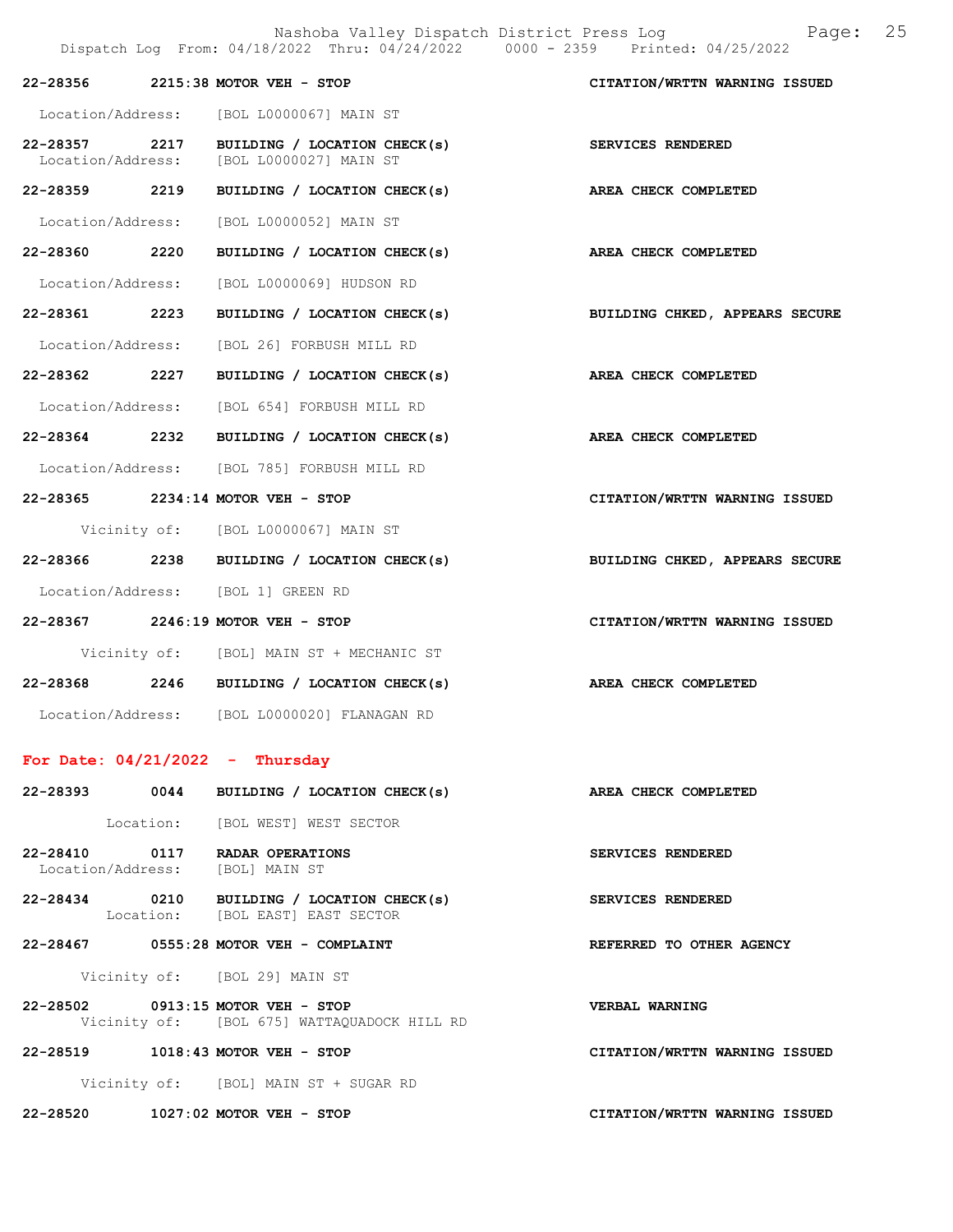| Call # | Time | Call Type | Disposition |
|---|---|---|---|
| 22-28356 | 2215:38 | MOTOR VEH - STOP | CITATION/WRTTN WARNING ISSUED |

Location/Address: [BOL L0000067] MAIN ST

22-28357 2217 BUILDING / LOCATION CHECK(s) — SERVICES RENDERED
Location/Address: [BOL L0000027] MAIN ST

22-28359 2219 BUILDING / LOCATION CHECK(s) — AREA CHECK COMPLETED
Location/Address: [BOL L0000052] MAIN ST

22-28360 2220 BUILDING / LOCATION CHECK(s) — AREA CHECK COMPLETED
Location/Address: [BOL L0000069] HUDSON RD

22-28361 2223 BUILDING / LOCATION CHECK(s) — BUILDING CHKED, APPEARS SECURE
Location/Address: [BOL 26] FORBUSH MILL RD

22-28362 2227 BUILDING / LOCATION CHECK(s) — AREA CHECK COMPLETED
Location/Address: [BOL 654] FORBUSH MILL RD

22-28364 2232 BUILDING / LOCATION CHECK(s) — AREA CHECK COMPLETED
Location/Address: [BOL 785] FORBUSH MILL RD

22-28365 2234:14 MOTOR VEH - STOP — CITATION/WRTTN WARNING ISSUED
Vicinity of: [BOL L0000067] MAIN ST

22-28366 2238 BUILDING / LOCATION CHECK(s) — BUILDING CHKED, APPEARS SECURE
Location/Address: [BOL 1] GREEN RD

22-28367 2246:19 MOTOR VEH - STOP — CITATION/WRTTN WARNING ISSUED
Vicinity of: [BOL] MAIN ST + MECHANIC ST

22-28368 2246 BUILDING / LOCATION CHECK(s) — AREA CHECK COMPLETED
Location/Address: [BOL L0000020] FLANAGAN RD

## For Date: 04/21/2022 - Thursday

22-28393 0044 BUILDING / LOCATION CHECK(s) — AREA CHECK COMPLETED
Location: [BOL WEST] WEST SECTOR

22-28410 0117 RADAR OPERATIONS — SERVICES RENDERED
Location/Address: [BOL] MAIN ST

22-28434 0210 BUILDING / LOCATION CHECK(s) — SERVICES RENDERED
Location: [BOL EAST] EAST SECTOR

22-28467 0555:28 MOTOR VEH - COMPLAINT — REFERRED TO OTHER AGENCY
Vicinity of: [BOL 29] MAIN ST

22-28502 0913:15 MOTOR VEH - STOP — VERBAL WARNING
Vicinity of: [BOL 675] WATTAQUADOCK HILL RD

22-28519 1018:43 MOTOR VEH - STOP — CITATION/WRTTN WARNING ISSUED
Vicinity of: [BOL] MAIN ST + SUGAR RD

22-28520 1027:02 MOTOR VEH - STOP — CITATION/WRTTN WARNING ISSUED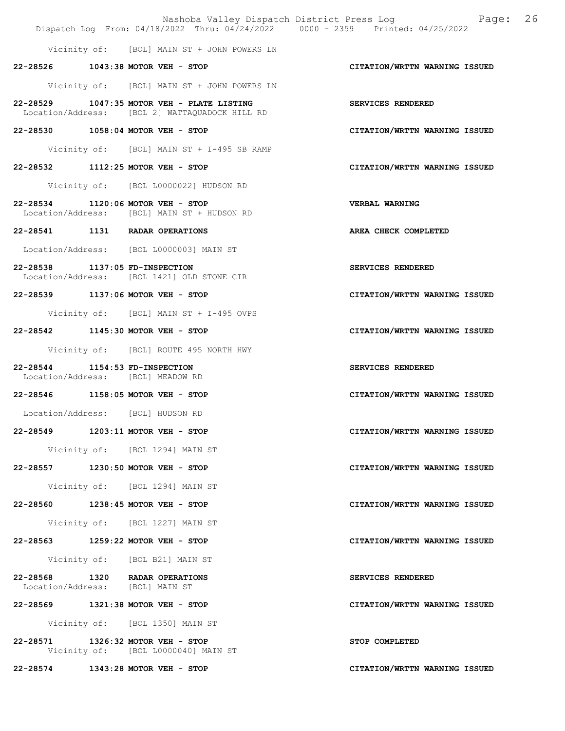Vicinity of: [BOL] MAIN ST + JOHN POWERS LN

**22-28526 1043:38 MOTOR VEH - STOP** **CITATION/WRTTN WARNING ISSUED**

Vicinity of: [BOL] MAIN ST + JOHN POWERS LN

**22-28529 1047:35 MOTOR VEH - PLATE LISTING** **SERVICES RENDERED**
Location/Address: [BOL 2] WATTAQUADOCK HILL RD

**22-28530 1058:04 MOTOR VEH - STOP** **CITATION/WRTTN WARNING ISSUED**

Vicinity of: [BOL] MAIN ST + I-495 SB RAMP

**22-28532 1112:25 MOTOR VEH - STOP** **CITATION/WRTTN WARNING ISSUED**

Vicinity of: [BOL L0000022] HUDSON RD

**22-28534 1120:06 MOTOR VEH - STOP** **VERBAL WARNING**
Location/Address: [BOL] MAIN ST + HUDSON RD

**22-28541 1131 RADAR OPERATIONS** **AREA CHECK COMPLETED**

Location/Address: [BOL L0000003] MAIN ST

**22-28538 1137:05 FD-INSPECTION** **SERVICES RENDERED**
Location/Address: [BOL 1421] OLD STONE CIR

**22-28539 1137:06 MOTOR VEH - STOP** **CITATION/WRTTN WARNING ISSUED**

Vicinity of: [BOL] MAIN ST + I-495 OVPS

**22-28542 1145:30 MOTOR VEH - STOP** **CITATION/WRTTN WARNING ISSUED**

Vicinity of: [BOL] ROUTE 495 NORTH HWY

**22-28544 1154:53 FD-INSPECTION** **SERVICES RENDERED**
Location/Address: [BOL] MEADOW RD

**22-28546 1158:05 MOTOR VEH - STOP** **CITATION/WRTTN WARNING ISSUED**

Location/Address: [BOL] HUDSON RD

**22-28549 1203:11 MOTOR VEH - STOP** **CITATION/WRTTN WARNING ISSUED**

Vicinity of: [BOL 1294] MAIN ST

**22-28557 1230:50 MOTOR VEH - STOP** **CITATION/WRTTN WARNING ISSUED**

Vicinity of: [BOL 1294] MAIN ST

**22-28560 1238:45 MOTOR VEH - STOP** **CITATION/WRTTN WARNING ISSUED**

Vicinity of: [BOL 1227] MAIN ST

**22-28563 1259:22 MOTOR VEH - STOP** **CITATION/WRTTN WARNING ISSUED**

Vicinity of: [BOL B21] MAIN ST

**22-28568 1320 RADAR OPERATIONS** **SERVICES RENDERED**
Location/Address: [BOL] MAIN ST

**22-28569 1321:38 MOTOR VEH - STOP** **CITATION/WRTTN WARNING ISSUED**

Vicinity of: [BOL 1350] MAIN ST

**22-28571 1326:32 MOTOR VEH - STOP** **STOP COMPLETED**
Vicinity of: [BOL L0000040] MAIN ST

**22-28574 1343:28 MOTOR VEH - STOP** **CITATION/WRTTN WARNING ISSUED**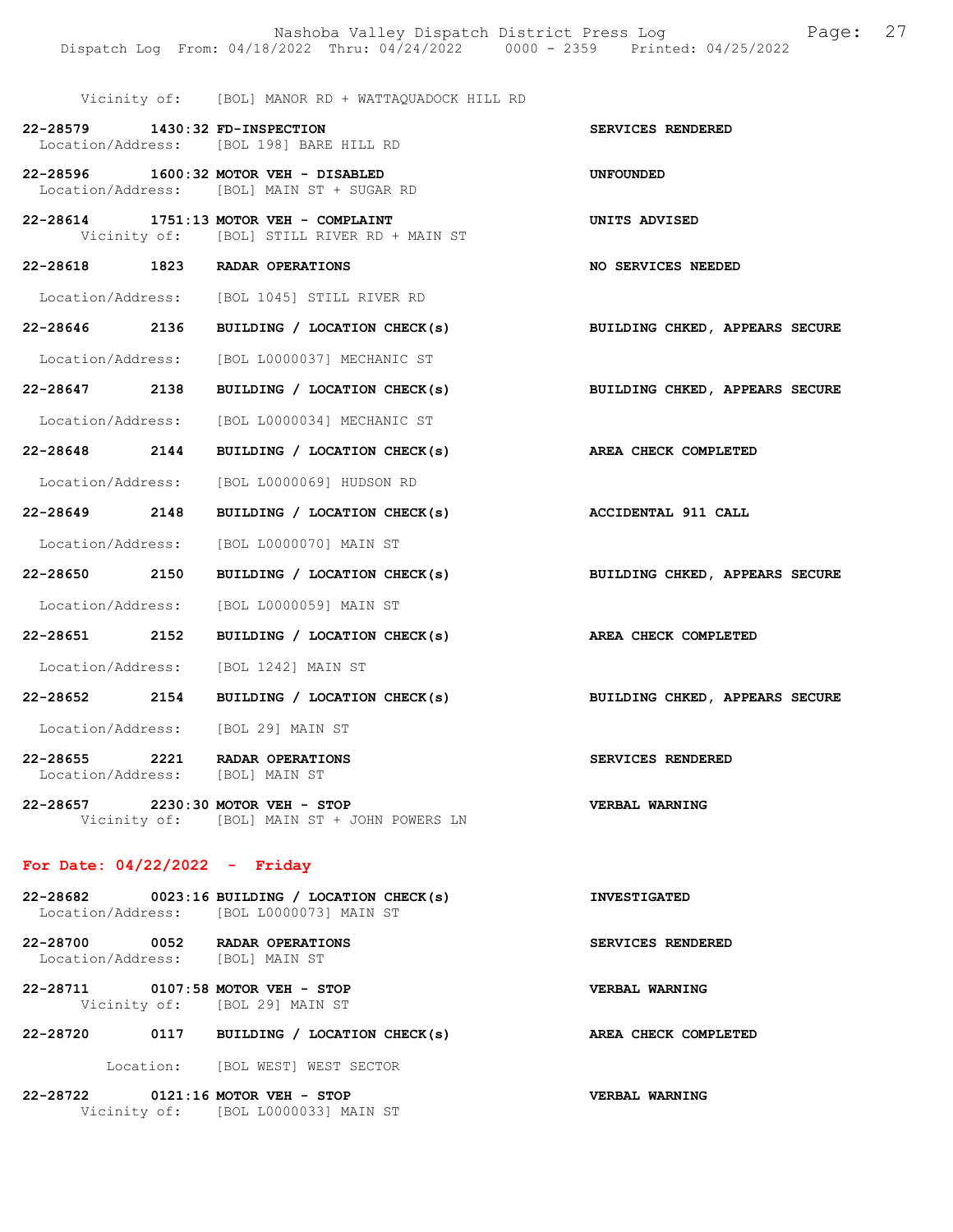Vicinity of: [BOL] MANOR RD + WATTAQUADOCK HILL RD

**22-28579 1430:32 FD-INSPECTION** — **SERVICES RENDERED**
Location/Address: [BOL 198] BARE HILL RD

**22-28596 1600:32 MOTOR VEH - DISABLED** — **UNFOUNDED**
Location/Address: [BOL] MAIN ST + SUGAR RD

**22-28614 1751:13 MOTOR VEH - COMPLAINT** — **UNITS ADVISED**
Vicinity of: [BOL] STILL RIVER RD + MAIN ST

**22-28618 1823 RADAR OPERATIONS** — **NO SERVICES NEEDED**
Location/Address: [BOL 1045] STILL RIVER RD

**22-28646 2136 BUILDING / LOCATION CHECK(s)** — **BUILDING CHKED, APPEARS SECURE**
Location/Address: [BOL L0000037] MECHANIC ST

**22-28647 2138 BUILDING / LOCATION CHECK(s)** — **BUILDING CHKED, APPEARS SECURE**
Location/Address: [BOL L0000034] MECHANIC ST

**22-28648 2144 BUILDING / LOCATION CHECK(s)** — **AREA CHECK COMPLETED**
Location/Address: [BOL L0000069] HUDSON RD

**22-28649 2148 BUILDING / LOCATION CHECK(s)** — **ACCIDENTAL 911 CALL**
Location/Address: [BOL L0000070] MAIN ST

**22-28650 2150 BUILDING / LOCATION CHECK(s)** — **BUILDING CHKED, APPEARS SECURE**
Location/Address: [BOL L0000059] MAIN ST

**22-28651 2152 BUILDING / LOCATION CHECK(s)** — **AREA CHECK COMPLETED**
Location/Address: [BOL 1242] MAIN ST

**22-28652 2154 BUILDING / LOCATION CHECK(s)** — **BUILDING CHKED, APPEARS SECURE**
Location/Address: [BOL 29] MAIN ST

**22-28655 2221 RADAR OPERATIONS** — **SERVICES RENDERED**
Location/Address: [BOL] MAIN ST

**22-28657 2230:30 MOTOR VEH - STOP** — **VERBAL WARNING**
Vicinity of: [BOL] MAIN ST + JOHN POWERS LN

## For Date: 04/22/2022 - Friday

**22-28682 0023:16 BUILDING / LOCATION CHECK(s)** — **INVESTIGATED**
Location/Address: [BOL L0000073] MAIN ST

**22-28700 0052 RADAR OPERATIONS** — **SERVICES RENDERED**
Location/Address: [BOL] MAIN ST

**22-28711 0107:58 MOTOR VEH - STOP** — **VERBAL WARNING**
Vicinity of: [BOL 29] MAIN ST

**22-28720 0117 BUILDING / LOCATION CHECK(s)** — **AREA CHECK COMPLETED**
Location: [BOL WEST] WEST SECTOR

**22-28722 0121:16 MOTOR VEH - STOP** — **VERBAL WARNING**
Vicinity of: [BOL L0000033] MAIN ST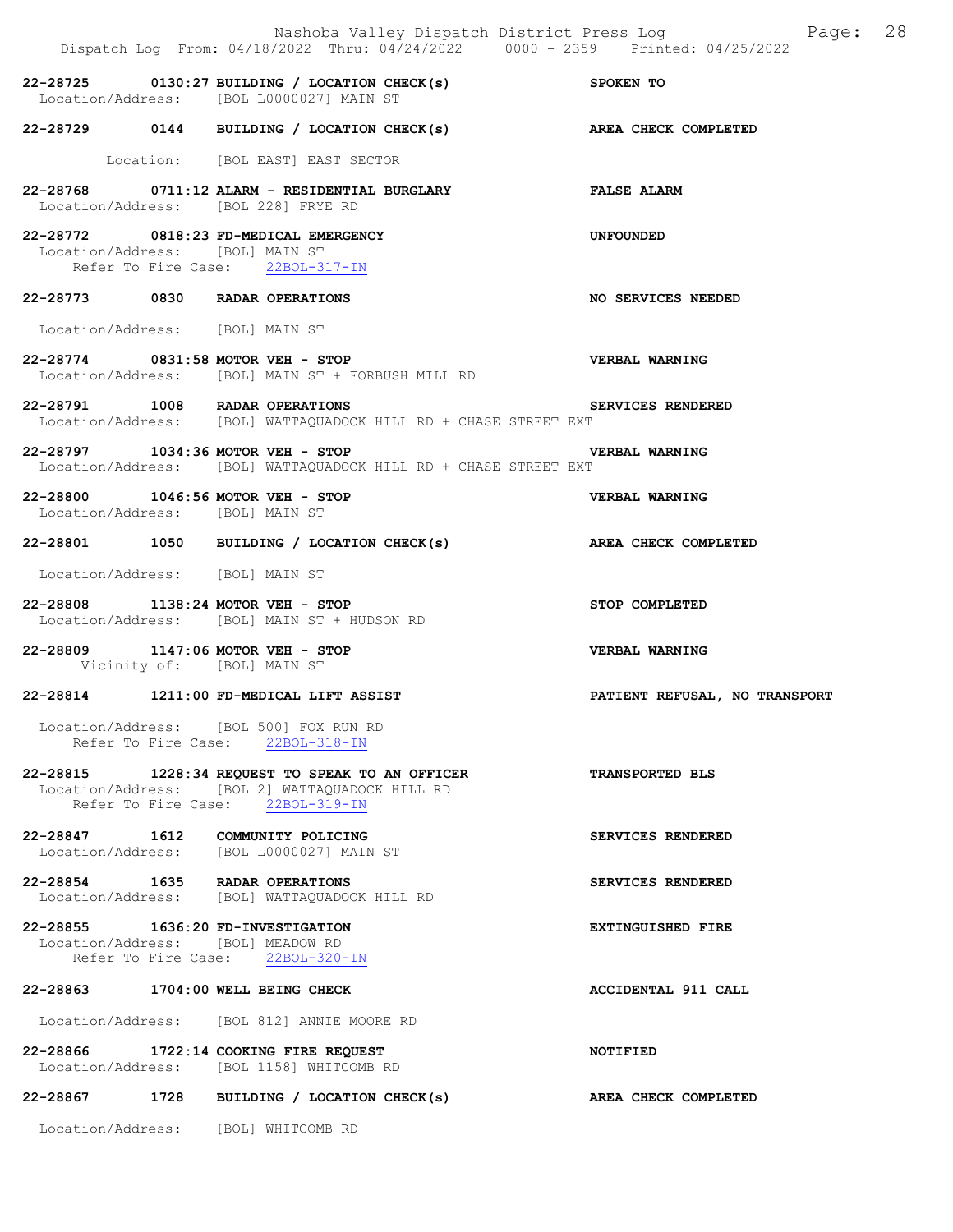22-28725 0130:27 BUILDING / LOCATION CHECK(s) SPOKEN TO
Location/Address: [BOL L0000027] MAIN ST

22-28729 0144 BUILDING / LOCATION CHECK(s) AREA CHECK COMPLETED
Location: [BOL EAST] EAST SECTOR

22-28768 0711:12 ALARM - RESIDENTIAL BURGLARY FALSE ALARM
Location/Address: [BOL 228] FRYE RD

22-28772 0818:23 FD-MEDICAL EMERGENCY UNFOUNDED
Location/Address: [BOL] MAIN ST
Refer To Fire Case: 22BOL-317-IN

22-28773 0830 RADAR OPERATIONS NO SERVICES NEEDED
Location/Address: [BOL] MAIN ST

22-28774 0831:58 MOTOR VEH - STOP VERBAL WARNING
Location/Address: [BOL] MAIN ST + FORBUSH MILL RD

22-28791 1008 RADAR OPERATIONS SERVICES RENDERED
Location/Address: [BOL] WATTAQUADOCK HILL RD + CHASE STREET EXT

22-28797 1034:36 MOTOR VEH - STOP VERBAL WARNING
Location/Address: [BOL] WATTAQUADOCK HILL RD + CHASE STREET EXT

22-28800 1046:56 MOTOR VEH - STOP VERBAL WARNING
Location/Address: [BOL] MAIN ST

22-28801 1050 BUILDING / LOCATION CHECK(s) AREA CHECK COMPLETED
Location/Address: [BOL] MAIN ST

22-28808 1138:24 MOTOR VEH - STOP STOP COMPLETED
Location/Address: [BOL] MAIN ST + HUDSON RD

22-28809 1147:06 MOTOR VEH - STOP VERBAL WARNING
Vicinity of: [BOL] MAIN ST

22-28814 1211:00 FD-MEDICAL LIFT ASSIST PATIENT REFUSAL, NO TRANSPORT
Location/Address: [BOL 500] FOX RUN RD
Refer To Fire Case: 22BOL-318-IN

22-28815 1228:34 REQUEST TO SPEAK TO AN OFFICER TRANSPORTED BLS
Location/Address: [BOL 2] WATTAQUADOCK HILL RD
Refer To Fire Case: 22BOL-319-IN

22-28847 1612 COMMUNITY POLICING SERVICES RENDERED
Location/Address: [BOL L0000027] MAIN ST

22-28854 1635 RADAR OPERATIONS SERVICES RENDERED
Location/Address: [BOL] WATTAQUADOCK HILL RD

22-28855 1636:20 FD-INVESTIGATION EXTINGUISHED FIRE
Location/Address: [BOL] MEADOW RD
Refer To Fire Case: 22BOL-320-IN

22-28863 1704:00 WELL BEING CHECK ACCIDENTAL 911 CALL
Location/Address: [BOL 812] ANNIE MOORE RD

22-28866 1722:14 COOKING FIRE REQUEST NOTIFIED
Location/Address: [BOL 1158] WHITCOMB RD

22-28867 1728 BUILDING / LOCATION CHECK(s) AREA CHECK COMPLETED
Location/Address: [BOL] WHITCOMB RD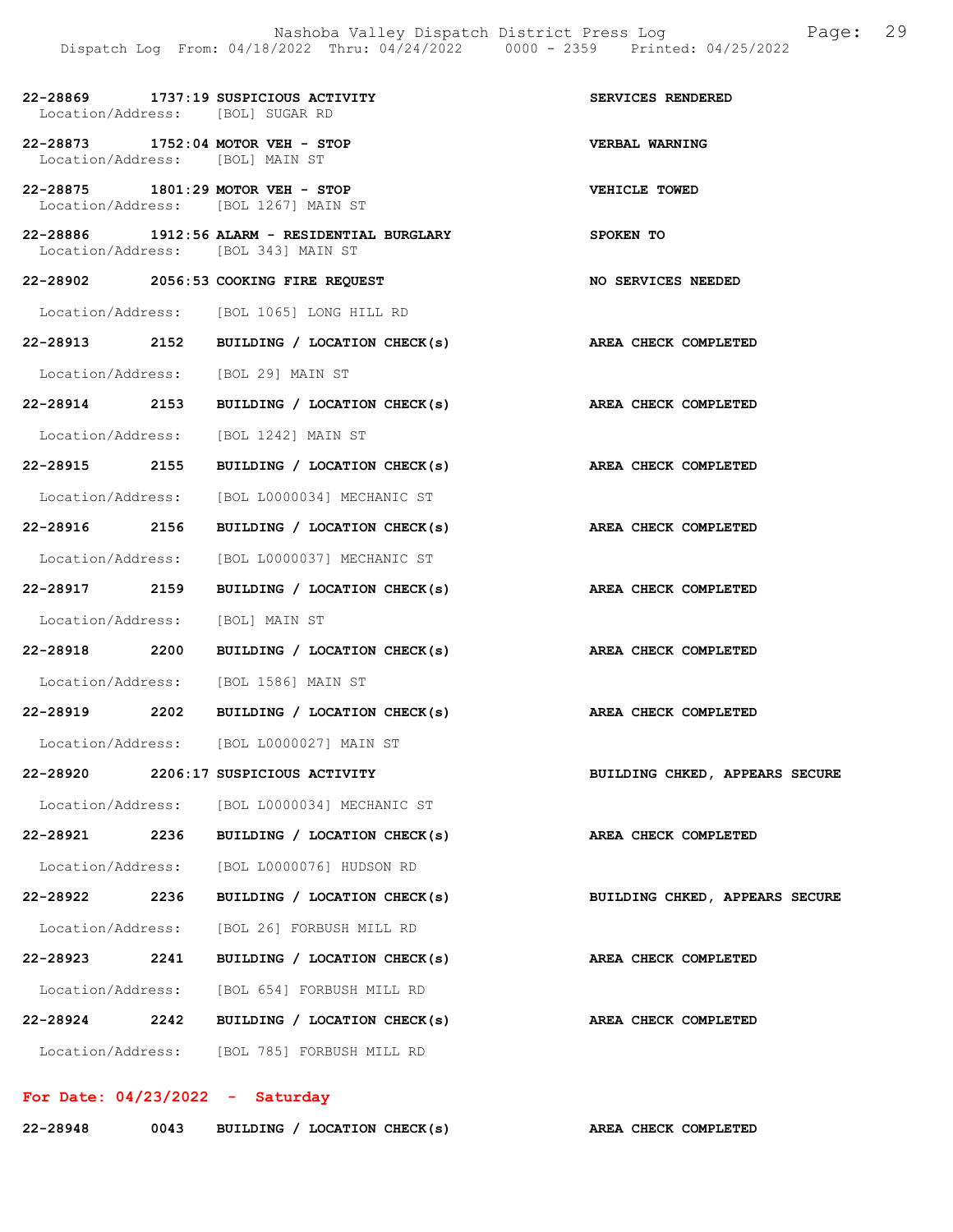22-28869 1737:19 SUSPICIOUS ACTIVITY SERVICES RENDERED
Location/Address: [BOL] SUGAR RD

22-28873 1752:04 MOTOR VEH - STOP VERBAL WARNING
Location/Address: [BOL] MAIN ST

22-28875 1801:29 MOTOR VEH - STOP VEHICLE TOWED
Location/Address: [BOL 1267] MAIN ST

22-28886 1912:56 ALARM - RESIDENTIAL BURGLARY SPOKEN TO
Location/Address: [BOL 343] MAIN ST

22-28902 2056:53 COOKING FIRE REQUEST NO SERVICES NEEDED
Location/Address: [BOL 1065] LONG HILL RD

22-28913 2152 BUILDING / LOCATION CHECK(s) AREA CHECK COMPLETED
Location/Address: [BOL 29] MAIN ST

22-28914 2153 BUILDING / LOCATION CHECK(s) AREA CHECK COMPLETED
Location/Address: [BOL 1242] MAIN ST

22-28915 2155 BUILDING / LOCATION CHECK(s) AREA CHECK COMPLETED
Location/Address: [BOL L0000034] MECHANIC ST

22-28916 2156 BUILDING / LOCATION CHECK(s) AREA CHECK COMPLETED
Location/Address: [BOL L0000037] MECHANIC ST

22-28917 2159 BUILDING / LOCATION CHECK(s) AREA CHECK COMPLETED
Location/Address: [BOL] MAIN ST

22-28918 2200 BUILDING / LOCATION CHECK(s) AREA CHECK COMPLETED
Location/Address: [BOL 1586] MAIN ST

22-28919 2202 BUILDING / LOCATION CHECK(s) AREA CHECK COMPLETED
Location/Address: [BOL L0000027] MAIN ST

22-28920 2206:17 SUSPICIOUS ACTIVITY BUILDING CHKED, APPEARS SECURE
Location/Address: [BOL L0000034] MECHANIC ST

22-28921 2236 BUILDING / LOCATION CHECK(s) AREA CHECK COMPLETED
Location/Address: [BOL L0000076] HUDSON RD

22-28922 2236 BUILDING / LOCATION CHECK(s) BUILDING CHKED, APPEARS SECURE
Location/Address: [BOL 26] FORBUSH MILL RD

22-28923 2241 BUILDING / LOCATION CHECK(s) AREA CHECK COMPLETED
Location/Address: [BOL 654] FORBUSH MILL RD

22-28924 2242 BUILDING / LOCATION CHECK(s) AREA CHECK COMPLETED
Location/Address: [BOL 785] FORBUSH MILL RD

**For Date: 04/23/2022 - Saturday**

22-28948 0043 BUILDING / LOCATION CHECK(s) AREA CHECK COMPLETED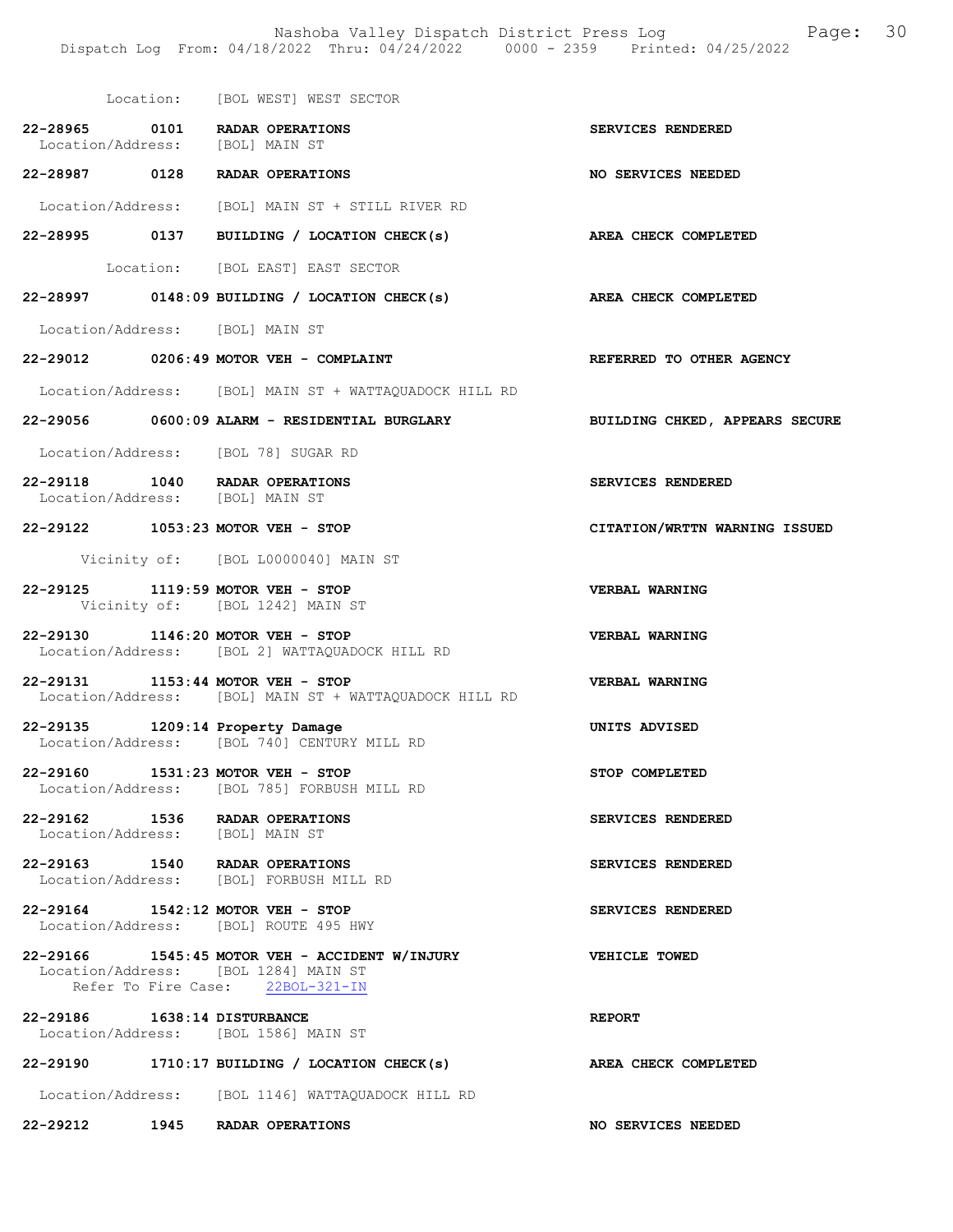Location: [BOL WEST] WEST SECTOR

**22-28965 0101 RADAR OPERATIONS** — **SERVICES RENDERED**
Location/Address: [BOL] MAIN ST

**22-28987 0128 RADAR OPERATIONS** — **NO SERVICES NEEDED**
Location/Address: [BOL] MAIN ST + STILL RIVER RD

**22-28995 0137 BUILDING / LOCATION CHECK(s)** — **AREA CHECK COMPLETED**
Location: [BOL EAST] EAST SECTOR

**22-28997 0148:09 BUILDING / LOCATION CHECK(s)** — **AREA CHECK COMPLETED**
Location/Address: [BOL] MAIN ST

**22-29012 0206:49 MOTOR VEH - COMPLAINT** — **REFERRED TO OTHER AGENCY**
Location/Address: [BOL] MAIN ST + WATTAQUADOCK HILL RD

**22-29056 0600:09 ALARM - RESIDENTIAL BURGLARY** — **BUILDING CHKED, APPEARS SECURE**
Location/Address: [BOL 78] SUGAR RD

**22-29118 1040 RADAR OPERATIONS** — **SERVICES RENDERED**
Location/Address: [BOL] MAIN ST

**22-29122 1053:23 MOTOR VEH - STOP** — **CITATION/WRTTN WARNING ISSUED**
Vicinity of: [BOL L0000040] MAIN ST

**22-29125 1119:59 MOTOR VEH - STOP** — **VERBAL WARNING**
Vicinity of: [BOL 1242] MAIN ST

**22-29130 1146:20 MOTOR VEH - STOP** — **VERBAL WARNING**
Location/Address: [BOL 2] WATTAQUADOCK HILL RD

**22-29131 1153:44 MOTOR VEH - STOP** — **VERBAL WARNING**
Location/Address: [BOL] MAIN ST + WATTAQUADOCK HILL RD

**22-29135 1209:14 Property Damage** — **UNITS ADVISED**
Location/Address: [BOL 740] CENTURY MILL RD

**22-29160 1531:23 MOTOR VEH - STOP** — **STOP COMPLETED**
Location/Address: [BOL 785] FORBUSH MILL RD

**22-29162 1536 RADAR OPERATIONS** — **SERVICES RENDERED**
Location/Address: [BOL] MAIN ST

**22-29163 1540 RADAR OPERATIONS** — **SERVICES RENDERED**
Location/Address: [BOL] FORBUSH MILL RD

**22-29164 1542:12 MOTOR VEH - STOP** — **SERVICES RENDERED**
Location/Address: [BOL] ROUTE 495 HWY

**22-29166 1545:45 MOTOR VEH - ACCIDENT W/INJURY** — **VEHICLE TOWED**
Location/Address: [BOL 1284] MAIN ST
Refer To Fire Case: 22BOL-321-IN

**22-29186 1638:14 DISTURBANCE** — **REPORT**
Location/Address: [BOL 1586] MAIN ST

**22-29190 1710:17 BUILDING / LOCATION CHECK(s)** — **AREA CHECK COMPLETED**
Location/Address: [BOL 1146] WATTAQUADOCK HILL RD

**22-29212 1945 RADAR OPERATIONS** — **NO SERVICES NEEDED**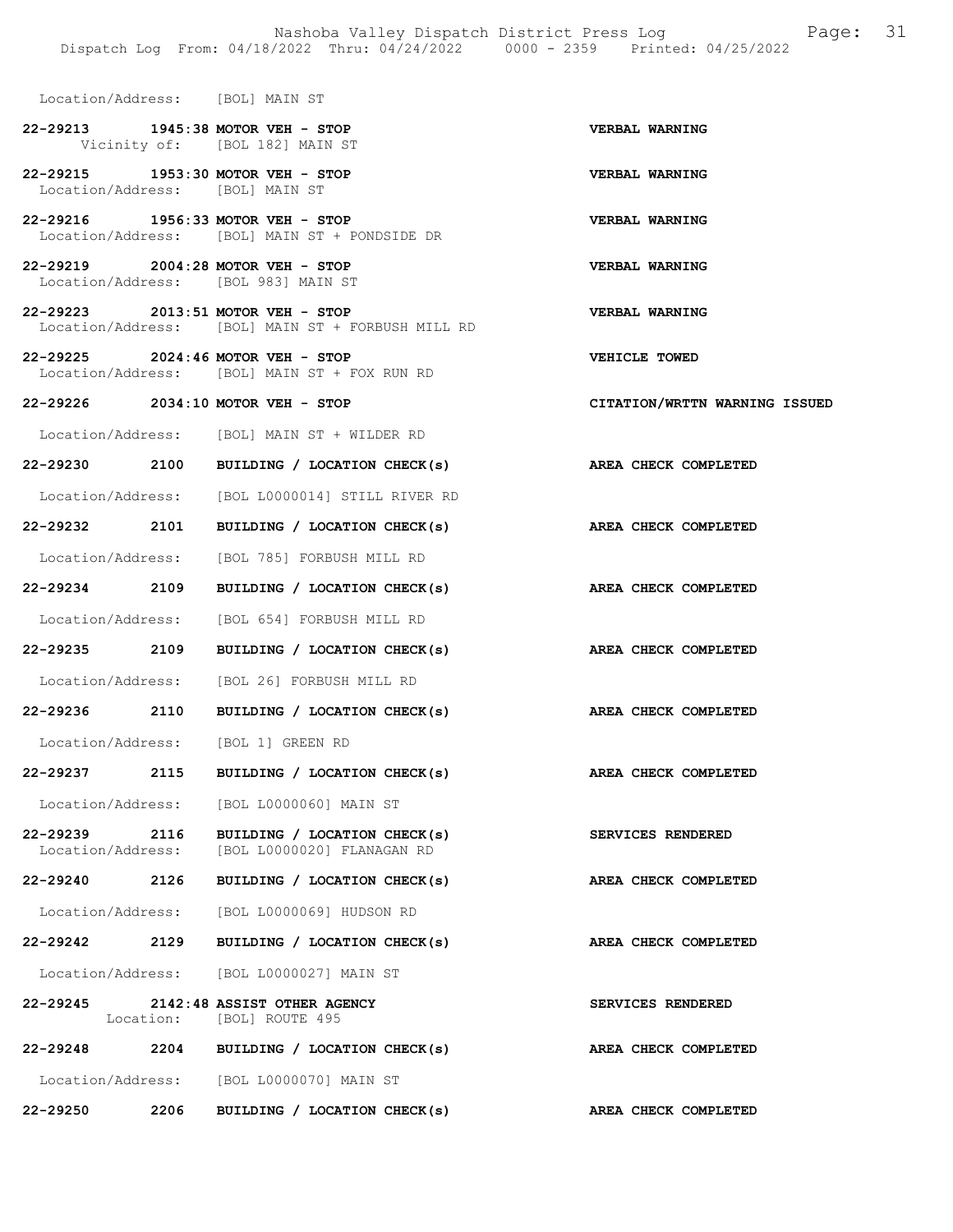Location/Address: [BOL] MAIN ST

| Call # | Time | Call Reason | Action |
|---|---|---|---|
| 22-29213 | 1945:38 | MOTOR VEH - STOP | VERBAL WARNING |
| | | Vicinity of: [BOL 182] MAIN ST | |
| 22-29215 | 1953:30 | MOTOR VEH - STOP | VERBAL WARNING |
| | | Location/Address: [BOL] MAIN ST | |
| 22-29216 | 1956:33 | MOTOR VEH - STOP | VERBAL WARNING |
| | | Location/Address: [BOL] MAIN ST + PONDSIDE DR | |
| 22-29219 | 2004:28 | MOTOR VEH - STOP | VERBAL WARNING |
| | | Location/Address: [BOL 983] MAIN ST | |
| 22-29223 | 2013:51 | MOTOR VEH - STOP | VERBAL WARNING |
| | | Location/Address: [BOL] MAIN ST + FORBUSH MILL RD | |
| 22-29225 | 2024:46 | MOTOR VEH - STOP | VEHICLE TOWED |
| | | Location/Address: [BOL] MAIN ST + FOX RUN RD | |
| 22-29226 | 2034:10 | MOTOR VEH - STOP | CITATION/WRTTN WARNING ISSUED |
| | | Location/Address: [BOL] MAIN ST + WILDER RD | |
| 22-29230 | 2100 | BUILDING / LOCATION CHECK(s) | AREA CHECK COMPLETED |
| | | Location/Address: [BOL L0000014] STILL RIVER RD | |
| 22-29232 | 2101 | BUILDING / LOCATION CHECK(s) | AREA CHECK COMPLETED |
| | | Location/Address: [BOL 785] FORBUSH MILL RD | |
| 22-29234 | 2109 | BUILDING / LOCATION CHECK(s) | AREA CHECK COMPLETED |
| | | Location/Address: [BOL 654] FORBUSH MILL RD | |
| 22-29235 | 2109 | BUILDING / LOCATION CHECK(s) | AREA CHECK COMPLETED |
| | | Location/Address: [BOL 26] FORBUSH MILL RD | |
| 22-29236 | 2110 | BUILDING / LOCATION CHECK(s) | AREA CHECK COMPLETED |
| | | Location/Address: [BOL 1] GREEN RD | |
| 22-29237 | 2115 | BUILDING / LOCATION CHECK(s) | AREA CHECK COMPLETED |
| | | Location/Address: [BOL L0000060] MAIN ST | |
| 22-29239 | 2116 | BUILDING / LOCATION CHECK(s) | SERVICES RENDERED |
| | | Location/Address: [BOL L0000020] FLANAGAN RD | |
| 22-29240 | 2126 | BUILDING / LOCATION CHECK(s) | AREA CHECK COMPLETED |
| | | Location/Address: [BOL L0000069] HUDSON RD | |
| 22-29242 | 2129 | BUILDING / LOCATION CHECK(s) | AREA CHECK COMPLETED |
| | | Location/Address: [BOL L0000027] MAIN ST | |
| 22-29245 | 2142:48 | ASSIST OTHER AGENCY | SERVICES RENDERED |
| | | Location: [BOL] ROUTE 495 | |
| 22-29248 | 2204 | BUILDING / LOCATION CHECK(s) | AREA CHECK COMPLETED |
| | | Location/Address: [BOL L0000070] MAIN ST | |
| 22-29250 | 2206 | BUILDING / LOCATION CHECK(s) | AREA CHECK COMPLETED |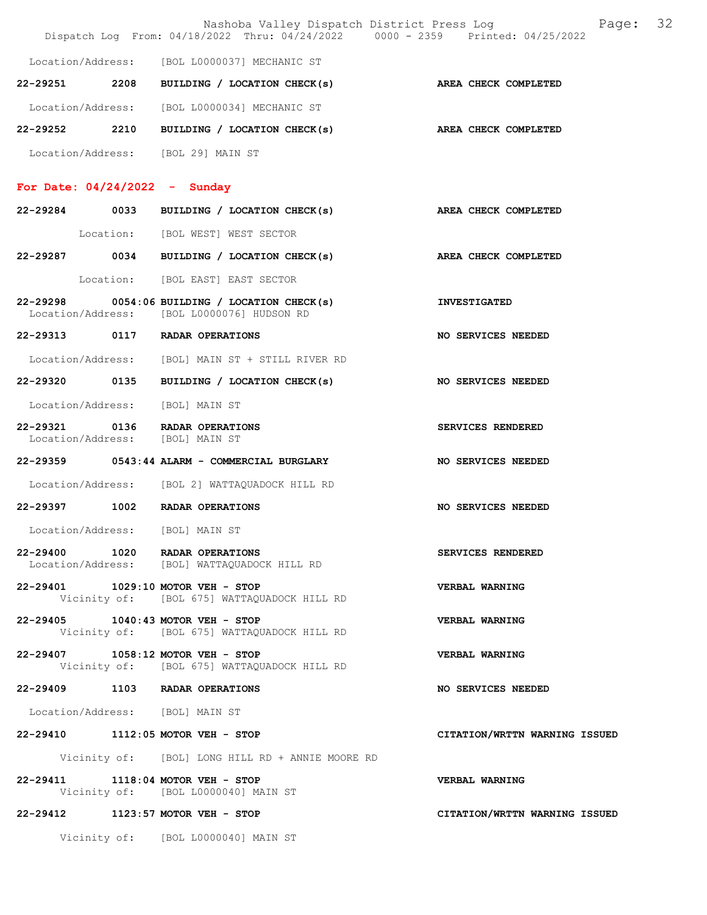Location/Address: [BOL L0000037] MECHANIC ST

**22-29251** 2208 **BUILDING / LOCATION CHECK(s)** **AREA CHECK COMPLETED**

Location/Address: [BOL L0000034] MECHANIC ST

**22-29252** 2210 **BUILDING / LOCATION CHECK(s)** **AREA CHECK COMPLETED**

Location/Address: [BOL 29] MAIN ST

## For Date: 04/24/2022 - Sunday

**22-29284** 0033 **BUILDING / LOCATION CHECK(s)** **AREA CHECK COMPLETED**

Location: [BOL WEST] WEST SECTOR

**22-29287** 0034 **BUILDING / LOCATION CHECK(s)** **AREA CHECK COMPLETED**

Location: [BOL EAST] EAST SECTOR

**22-29298** 0054:06 **BUILDING / LOCATION CHECK(s)** **INVESTIGATED**
Location/Address: [BOL L0000076] HUDSON RD

**22-29313** 0117 **RADAR OPERATIONS** **NO SERVICES NEEDED**

Location/Address: [BOL] MAIN ST + STILL RIVER RD

**22-29320** 0135 **BUILDING / LOCATION CHECK(s)** **NO SERVICES NEEDED**

Location/Address: [BOL] MAIN ST

**22-29321** 0136 **RADAR OPERATIONS** **SERVICES RENDERED**
Location/Address: [BOL] MAIN ST

**22-29359** 0543:44 **ALARM - COMMERCIAL BURGLARY** **NO SERVICES NEEDED**

Location/Address: [BOL 2] WATTAQUADOCK HILL RD

**22-29397** 1002 **RADAR OPERATIONS** **NO SERVICES NEEDED**

Location/Address: [BOL] MAIN ST

**22-29400** 1020 **RADAR OPERATIONS** **SERVICES RENDERED**
Location/Address: [BOL] WATTAQUADOCK HILL RD

**22-29401** 1029:10 **MOTOR VEH - STOP** **VERBAL WARNING**
Vicinity of: [BOL 675] WATTAQUADOCK HILL RD

**22-29405** 1040:43 **MOTOR VEH - STOP** **VERBAL WARNING**
Vicinity of: [BOL 675] WATTAQUADOCK HILL RD

**22-29407** 1058:12 **MOTOR VEH - STOP** **VERBAL WARNING**
Vicinity of: [BOL 675] WATTAQUADOCK HILL RD

**22-29409** 1103 **RADAR OPERATIONS** **NO SERVICES NEEDED**

Location/Address: [BOL] MAIN ST

**22-29410** 1112:05 **MOTOR VEH - STOP** **CITATION/WRTTN WARNING ISSUED**

Vicinity of: [BOL] LONG HILL RD + ANNIE MOORE RD

**22-29411** 1118:04 **MOTOR VEH - STOP** **VERBAL WARNING**
Vicinity of: [BOL L0000040] MAIN ST

**22-29412** 1123:57 **MOTOR VEH - STOP** **CITATION/WRTTN WARNING ISSUED**

Vicinity of: [BOL L0000040] MAIN ST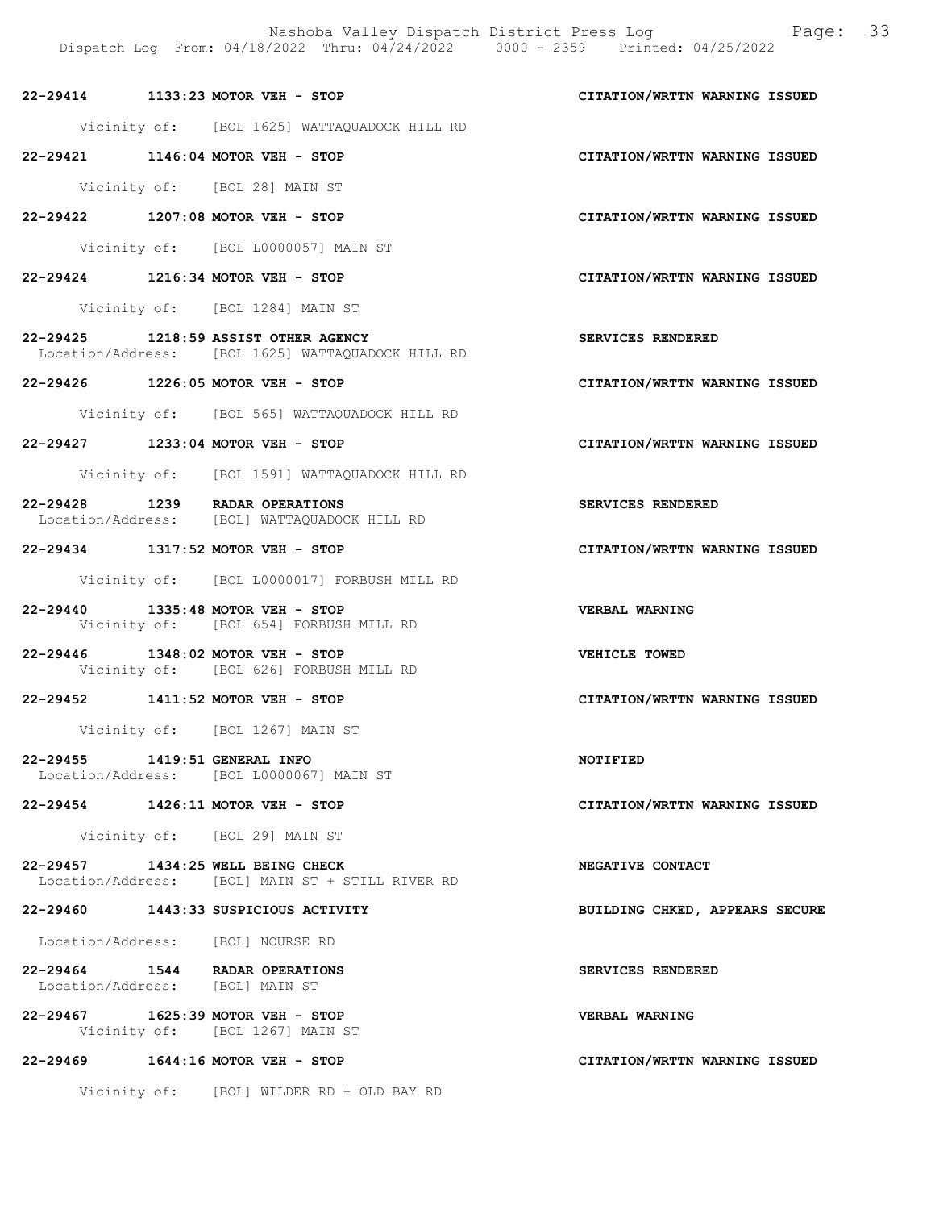22-29414 1133:23 MOTOR VEH - STOP CITATION/WRTTN WARNING ISSUED

Vicinity of: [BOL 1625] WATTAQUADOCK HILL RD

22-29421 1146:04 MOTOR VEH - STOP CITATION/WRTTN WARNING ISSUED

Vicinity of: [BOL 28] MAIN ST

22-29422 1207:08 MOTOR VEH - STOP CITATION/WRTTN WARNING ISSUED

Vicinity of: [BOL L0000057] MAIN ST

22-29424 1216:34 MOTOR VEH - STOP CITATION/WRTTN WARNING ISSUED

Vicinity of: [BOL 1284] MAIN ST

22-29425 1218:59 ASSIST OTHER AGENCY SERVICES RENDERED
Location/Address: [BOL 1625] WATTAQUADOCK HILL RD

22-29426 1226:05 MOTOR VEH - STOP CITATION/WRTTN WARNING ISSUED

Vicinity of: [BOL 565] WATTAQUADOCK HILL RD

22-29427 1233:04 MOTOR VEH - STOP CITATION/WRTTN WARNING ISSUED

Vicinity of: [BOL 1591] WATTAQUADOCK HILL RD

22-29428 1239 RADAR OPERATIONS SERVICES RENDERED
Location/Address: [BOL] WATTAQUADOCK HILL RD

22-29434 1317:52 MOTOR VEH - STOP CITATION/WRTTN WARNING ISSUED

Vicinity of: [BOL L0000017] FORBUSH MILL RD

22-29440 1335:48 MOTOR VEH - STOP VERBAL WARNING
Vicinity of: [BOL 654] FORBUSH MILL RD

22-29446 1348:02 MOTOR VEH - STOP VEHICLE TOWED
Vicinity of: [BOL 626] FORBUSH MILL RD

22-29452 1411:52 MOTOR VEH - STOP CITATION/WRTTN WARNING ISSUED

Vicinity of: [BOL 1267] MAIN ST

22-29455 1419:51 GENERAL INFO NOTIFIED
Location/Address: [BOL L0000067] MAIN ST

22-29454 1426:11 MOTOR VEH - STOP CITATION/WRTTN WARNING ISSUED

Vicinity of: [BOL 29] MAIN ST

22-29457 1434:25 WELL BEING CHECK NEGATIVE CONTACT
Location/Address: [BOL] MAIN ST + STILL RIVER RD

22-29460 1443:33 SUSPICIOUS ACTIVITY BUILDING CHKED, APPEARS SECURE

Location/Address: [BOL] NOURSE RD

22-29464 1544 RADAR OPERATIONS SERVICES RENDERED
Location/Address: [BOL] MAIN ST

22-29467 1625:39 MOTOR VEH - STOP VERBAL WARNING
Vicinity of: [BOL 1267] MAIN ST

22-29469 1644:16 MOTOR VEH - STOP CITATION/WRTTN WARNING ISSUED

Vicinity of: [BOL] WILDER RD + OLD BAY RD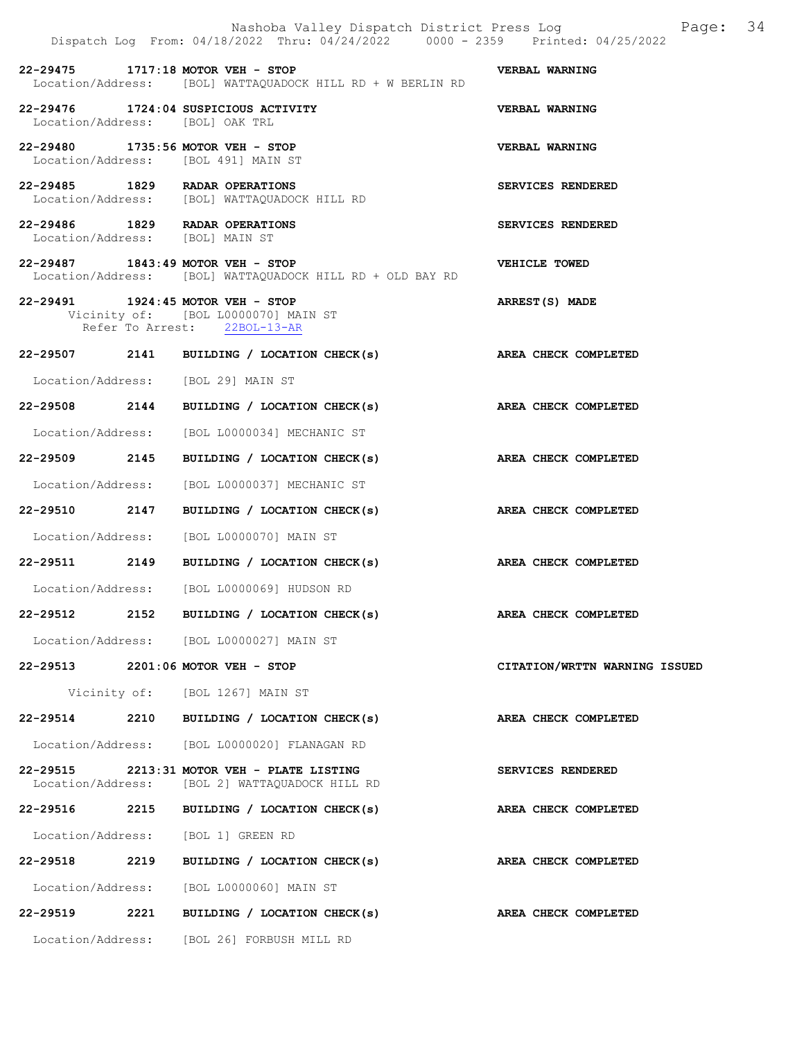22-29475 1717:18 MOTOR VEH - STOP VERBAL WARNING
Location/Address: [BOL] WATTAQUADOCK HILL RD + W BERLIN RD

22-29476 1724:04 SUSPICIOUS ACTIVITY VERBAL WARNING
Location/Address: [BOL] OAK TRL

22-29480 1735:56 MOTOR VEH - STOP VERBAL WARNING
Location/Address: [BOL 491] MAIN ST

22-29485 1829 RADAR OPERATIONS SERVICES RENDERED
Location/Address: [BOL] WATTAQUADOCK HILL RD

22-29486 1829 RADAR OPERATIONS SERVICES RENDERED
Location/Address: [BOL] MAIN ST

22-29487 1843:49 MOTOR VEH - STOP VEHICLE TOWED
Location/Address: [BOL] WATTAQUADOCK HILL RD + OLD BAY RD

22-29491 1924:45 MOTOR VEH - STOP ARREST(S) MADE
Vicinity of: [BOL L0000070] MAIN ST
Refer To Arrest: 22BOL-13-AR

22-29507 2141 BUILDING / LOCATION CHECK(s) AREA CHECK COMPLETED
Location/Address: [BOL 29] MAIN ST

22-29508 2144 BUILDING / LOCATION CHECK(s) AREA CHECK COMPLETED
Location/Address: [BOL L0000034] MECHANIC ST

22-29509 2145 BUILDING / LOCATION CHECK(s) AREA CHECK COMPLETED
Location/Address: [BOL L0000037] MECHANIC ST

22-29510 2147 BUILDING / LOCATION CHECK(s) AREA CHECK COMPLETED
Location/Address: [BOL L0000070] MAIN ST

22-29511 2149 BUILDING / LOCATION CHECK(s) AREA CHECK COMPLETED
Location/Address: [BOL L0000069] HUDSON RD

22-29512 2152 BUILDING / LOCATION CHECK(s) AREA CHECK COMPLETED
Location/Address: [BOL L0000027] MAIN ST

22-29513 2201:06 MOTOR VEH - STOP CITATION/WRTTN WARNING ISSUED
Vicinity of: [BOL 1267] MAIN ST

22-29514 2210 BUILDING / LOCATION CHECK(s) AREA CHECK COMPLETED
Location/Address: [BOL L0000020] FLANAGAN RD

22-29515 2213:31 MOTOR VEH - PLATE LISTING SERVICES RENDERED
Location/Address: [BOL 2] WATTAQUADOCK HILL RD

22-29516 2215 BUILDING / LOCATION CHECK(s) AREA CHECK COMPLETED
Location/Address: [BOL 1] GREEN RD

22-29518 2219 BUILDING / LOCATION CHECK(s) AREA CHECK COMPLETED
Location/Address: [BOL L0000060] MAIN ST

22-29519 2221 BUILDING / LOCATION CHECK(s) AREA CHECK COMPLETED
Location/Address: [BOL 26] FORBUSH MILL RD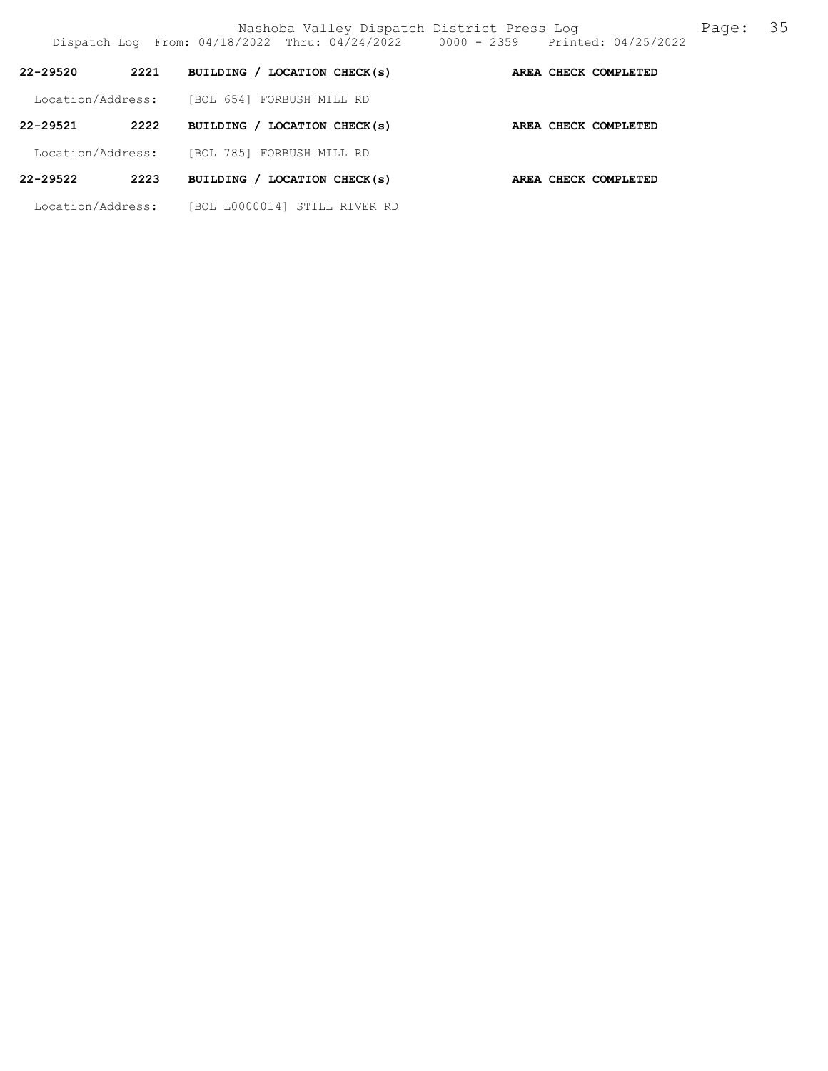**22-29520 2221 BUILDING / LOCATION CHECK(s) AREA CHECK COMPLETED**

Location/Address: [BOL 654] FORBUSH MILL RD

**22-29521 2222 BUILDING / LOCATION CHECK(s) AREA CHECK COMPLETED**

Location/Address: [BOL 785] FORBUSH MILL RD

**22-29522 2223 BUILDING / LOCATION CHECK(s) AREA CHECK COMPLETED**

Location/Address: [BOL L0000014] STILL RIVER RD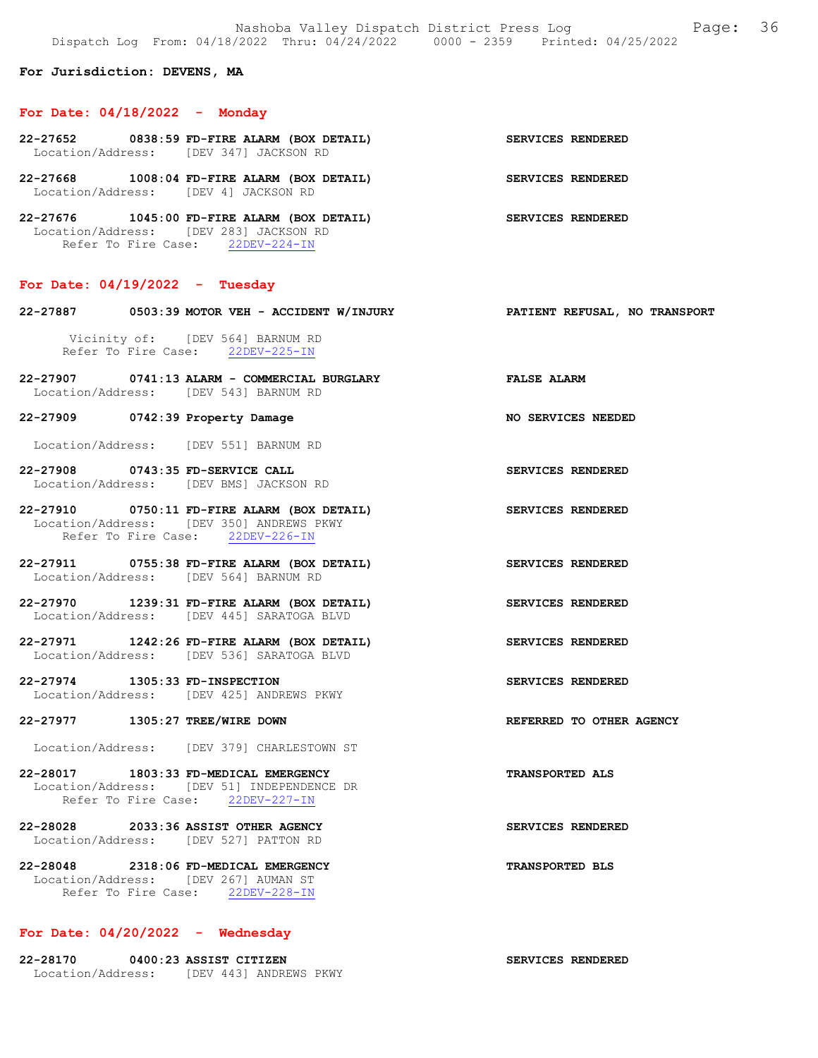**For Jurisdiction: DEVENS, MA**

## For Date: 04/18/2022 - Monday

**22-27652 0838:59 FD-FIRE ALARM (BOX DETAIL)** — **SERVICES RENDERED**
Location/Address: [DEV 347] JACKSON RD

**22-27668 1008:04 FD-FIRE ALARM (BOX DETAIL)** — **SERVICES RENDERED**
Location/Address: [DEV 4] JACKSON RD

**22-27676 1045:00 FD-FIRE ALARM (BOX DETAIL)** — **SERVICES RENDERED**
Location/Address: [DEV 283] JACKSON RD
Refer To Fire Case: 22DEV-224-IN

## For Date: 04/19/2022 - Tuesday

**22-27887 0503:39 MOTOR VEH - ACCIDENT W/INJURY** — **PATIENT REFUSAL, NO TRANSPORT**
Vicinity of: [DEV 564] BARNUM RD
Refer To Fire Case: 22DEV-225-IN

**22-27907 0741:13 ALARM - COMMERCIAL BURGLARY** — **FALSE ALARM**
Location/Address: [DEV 543] BARNUM RD

**22-27909 0742:39 Property Damage** — **NO SERVICES NEEDED**
Location/Address: [DEV 551] BARNUM RD

**22-27908 0743:35 FD-SERVICE CALL** — **SERVICES RENDERED**
Location/Address: [DEV BMS] JACKSON RD

**22-27910 0750:11 FD-FIRE ALARM (BOX DETAIL)** — **SERVICES RENDERED**
Location/Address: [DEV 350] ANDREWS PKWY
Refer To Fire Case: 22DEV-226-IN

**22-27911 0755:38 FD-FIRE ALARM (BOX DETAIL)** — **SERVICES RENDERED**
Location/Address: [DEV 564] BARNUM RD

**22-27970 1239:31 FD-FIRE ALARM (BOX DETAIL)** — **SERVICES RENDERED**
Location/Address: [DEV 445] SARATOGA BLVD

**22-27971 1242:26 FD-FIRE ALARM (BOX DETAIL)** — **SERVICES RENDERED**
Location/Address: [DEV 536] SARATOGA BLVD

**22-27974 1305:33 FD-INSPECTION** — **SERVICES RENDERED**
Location/Address: [DEV 425] ANDREWS PKWY

**22-27977 1305:27 TREE/WIRE DOWN** — **REFERRED TO OTHER AGENCY**
Location/Address: [DEV 379] CHARLESTOWN ST

**22-28017 1803:33 FD-MEDICAL EMERGENCY** — **TRANSPORTED ALS**
Location/Address: [DEV 51] INDEPENDENCE DR
Refer To Fire Case: 22DEV-227-IN

**22-28028 2033:36 ASSIST OTHER AGENCY** — **SERVICES RENDERED**
Location/Address: [DEV 527] PATTON RD

**22-28048 2318:06 FD-MEDICAL EMERGENCY** — **TRANSPORTED BLS**
Location/Address: [DEV 267] AUMAN ST
Refer To Fire Case: 22DEV-228-IN

## For Date: 04/20/2022 - Wednesday

**22-28170 0400:23 ASSIST CITIZEN** — **SERVICES RENDERED**
Location/Address: [DEV 443] ANDREWS PKWY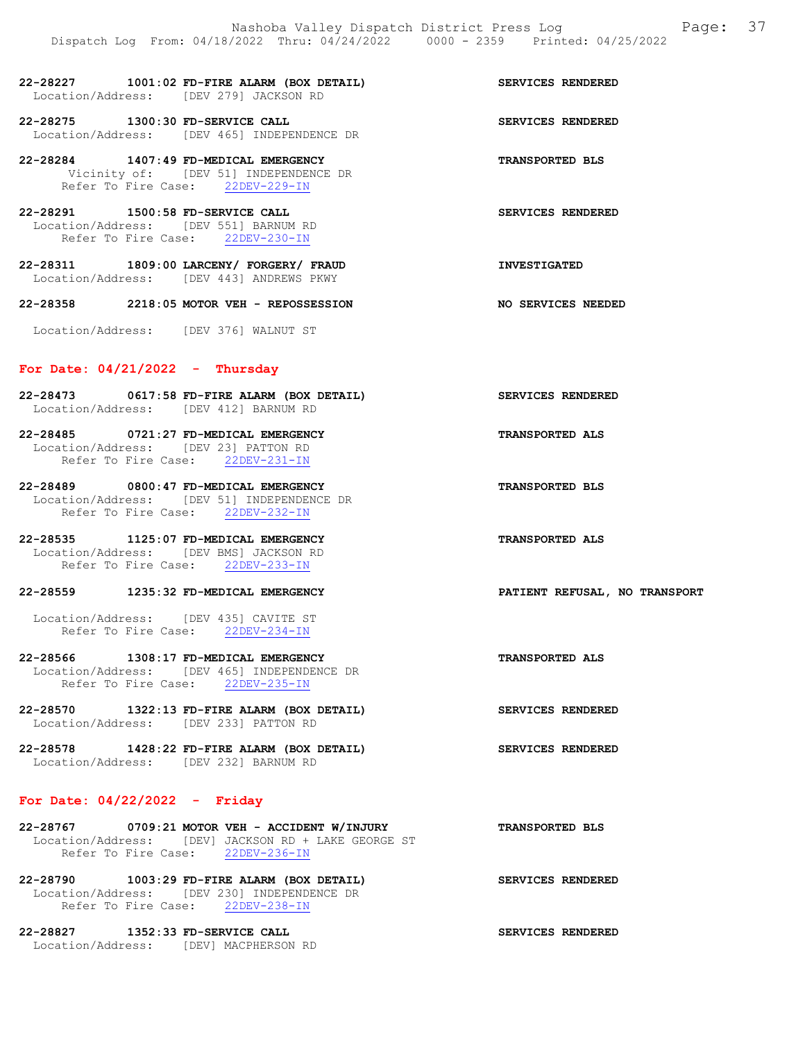**22-28227 1001:02 FD-FIRE ALARM (BOX DETAIL)** — **SERVICES RENDERED**
Location/Address: [DEV 279] JACKSON RD

**22-28275 1300:30 FD-SERVICE CALL** — **SERVICES RENDERED**
Location/Address: [DEV 465] INDEPENDENCE DR

**22-28284 1407:49 FD-MEDICAL EMERGENCY** — **TRANSPORTED BLS**
Vicinity of: [DEV 51] INDEPENDENCE DR
Refer To Fire Case: 22DEV-229-IN

**22-28291 1500:58 FD-SERVICE CALL** — **SERVICES RENDERED**
Location/Address: [DEV 551] BARNUM RD
Refer To Fire Case: 22DEV-230-IN

**22-28311 1809:00 LARCENY/ FORGERY/ FRAUD** — **INVESTIGATED**
Location/Address: [DEV 443] ANDREWS PKWY

**22-28358 2218:05 MOTOR VEH - REPOSSESSION** — **NO SERVICES NEEDED**
Location/Address: [DEV 376] WALNUT ST

## For Date: 04/21/2022 - Thursday

**22-28473 0617:58 FD-FIRE ALARM (BOX DETAIL)** — **SERVICES RENDERED**
Location/Address: [DEV 412] BARNUM RD

**22-28485 0721:27 FD-MEDICAL EMERGENCY** — **TRANSPORTED ALS**
Location/Address: [DEV 23] PATTON RD
Refer To Fire Case: 22DEV-231-IN

**22-28489 0800:47 FD-MEDICAL EMERGENCY** — **TRANSPORTED BLS**
Location/Address: [DEV 51] INDEPENDENCE DR
Refer To Fire Case: 22DEV-232-IN

**22-28535 1125:07 FD-MEDICAL EMERGENCY** — **TRANSPORTED ALS**
Location/Address: [DEV BMS] JACKSON RD
Refer To Fire Case: 22DEV-233-IN

**22-28559 1235:32 FD-MEDICAL EMERGENCY** — **PATIENT REFUSAL, NO TRANSPORT**
Location/Address: [DEV 435] CAVITE ST
Refer To Fire Case: 22DEV-234-IN

**22-28566 1308:17 FD-MEDICAL EMERGENCY** — **TRANSPORTED ALS**
Location/Address: [DEV 465] INDEPENDENCE DR
Refer To Fire Case: 22DEV-235-IN

**22-28570 1322:13 FD-FIRE ALARM (BOX DETAIL)** — **SERVICES RENDERED**
Location/Address: [DEV 233] PATTON RD

**22-28578 1428:22 FD-FIRE ALARM (BOX DETAIL)** — **SERVICES RENDERED**
Location/Address: [DEV 232] BARNUM RD

## For Date: 04/22/2022 - Friday

**22-28767 0709:21 MOTOR VEH - ACCIDENT W/INJURY** — **TRANSPORTED BLS**
Location/Address: [DEV] JACKSON RD + LAKE GEORGE ST
Refer To Fire Case: 22DEV-236-IN

**22-28790 1003:29 FD-FIRE ALARM (BOX DETAIL)** — **SERVICES RENDERED**
Location/Address: [DEV 230] INDEPENDENCE DR
Refer To Fire Case: 22DEV-238-IN

**22-28827 1352:33 FD-SERVICE CALL** — **SERVICES RENDERED**
Location/Address: [DEV] MACPHERSON RD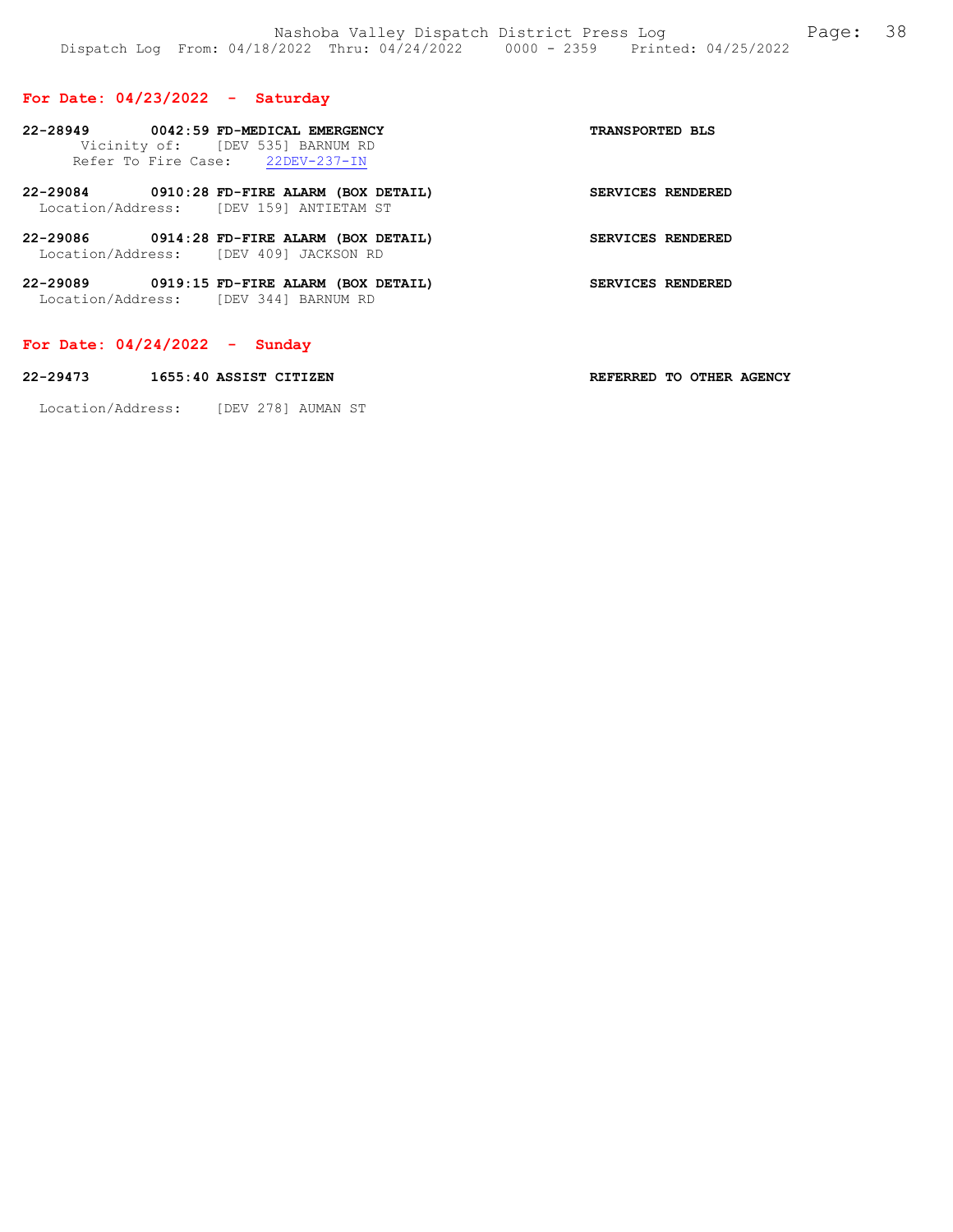## For Date: 04/23/2022 - Saturday

**22-28949 0042:59 FD-MEDICAL EMERGENCY** **TRANSPORTED BLS**
Vicinity of: [DEV 535] BARNUM RD
Refer To Fire Case: 22DEV-237-IN

**22-29084 0910:28 FD-FIRE ALARM (BOX DETAIL)** **SERVICES RENDERED**
Location/Address: [DEV 159] ANTIETAM ST

**22-29086 0914:28 FD-FIRE ALARM (BOX DETAIL)** **SERVICES RENDERED**
Location/Address: [DEV 409] JACKSON RD

**22-29089 0919:15 FD-FIRE ALARM (BOX DETAIL)** **SERVICES RENDERED**
Location/Address: [DEV 344] BARNUM RD

## For Date: 04/24/2022 - Sunday

**22-29473 1655:40 ASSIST CITIZEN** **REFERRED TO OTHER AGENCY**

Location/Address: [DEV 278] AUMAN ST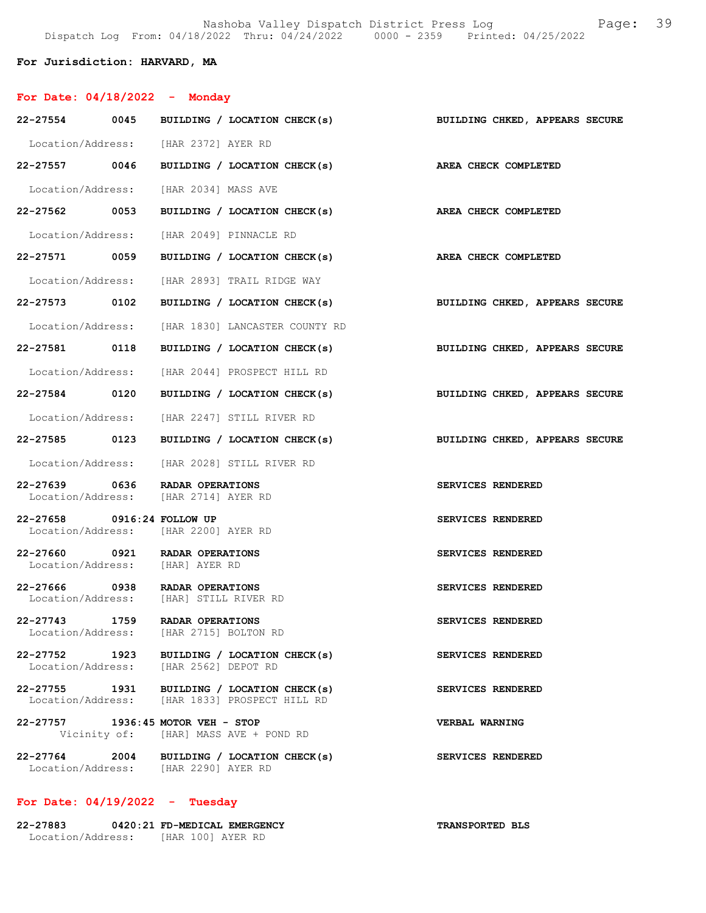**For Jurisdiction: HARVARD, MA**

**For Date: 04/18/2022 - Monday**

**22-27554 0045 BUILDING / LOCATION CHECK(s)** — **BUILDING CHKED, APPEARS SECURE**
Location/Address: [HAR 2372] AYER RD

**22-27557 0046 BUILDING / LOCATION CHECK(s)** — **AREA CHECK COMPLETED**
Location/Address: [HAR 2034] MASS AVE

**22-27562 0053 BUILDING / LOCATION CHECK(s)** — **AREA CHECK COMPLETED**
Location/Address: [HAR 2049] PINNACLE RD

**22-27571 0059 BUILDING / LOCATION CHECK(s)** — **AREA CHECK COMPLETED**
Location/Address: [HAR 2893] TRAIL RIDGE WAY

**22-27573 0102 BUILDING / LOCATION CHECK(s)** — **BUILDING CHKED, APPEARS SECURE**
Location/Address: [HAR 1830] LANCASTER COUNTY RD

**22-27581 0118 BUILDING / LOCATION CHECK(s)** — **BUILDING CHKED, APPEARS SECURE**
Location/Address: [HAR 2044] PROSPECT HILL RD

**22-27584 0120 BUILDING / LOCATION CHECK(s)** — **BUILDING CHKED, APPEARS SECURE**
Location/Address: [HAR 2247] STILL RIVER RD

**22-27585 0123 BUILDING / LOCATION CHECK(s)** — **BUILDING CHKED, APPEARS SECURE**
Location/Address: [HAR 2028] STILL RIVER RD

**22-27639 0636 RADAR OPERATIONS** — **SERVICES RENDERED**
Location/Address: [HAR 2714] AYER RD

**22-27658 0916:24 FOLLOW UP** — **SERVICES RENDERED**
Location/Address: [HAR 2200] AYER RD

**22-27660 0921 RADAR OPERATIONS** — **SERVICES RENDERED**
Location/Address: [HAR] AYER RD

**22-27666 0938 RADAR OPERATIONS** — **SERVICES RENDERED**
Location/Address: [HAR] STILL RIVER RD

**22-27743 1759 RADAR OPERATIONS** — **SERVICES RENDERED**
Location/Address: [HAR 2715] BOLTON RD

**22-27752 1923 BUILDING / LOCATION CHECK(s)** — **SERVICES RENDERED**
Location/Address: [HAR 2562] DEPOT RD

**22-27755 1931 BUILDING / LOCATION CHECK(s)** — **SERVICES RENDERED**
Location/Address: [HAR 1833] PROSPECT HILL RD

**22-27757 1936:45 MOTOR VEH - STOP** — **VERBAL WARNING**
Vicinity of: [HAR] MASS AVE + POND RD

**22-27764 2004 BUILDING / LOCATION CHECK(s)** — **SERVICES RENDERED**
Location/Address: [HAR 2290] AYER RD

**For Date: 04/19/2022 - Tuesday**

**22-27883 0420:21 FD-MEDICAL EMERGENCY** — **TRANSPORTED BLS**
Location/Address: [HAR 100] AYER RD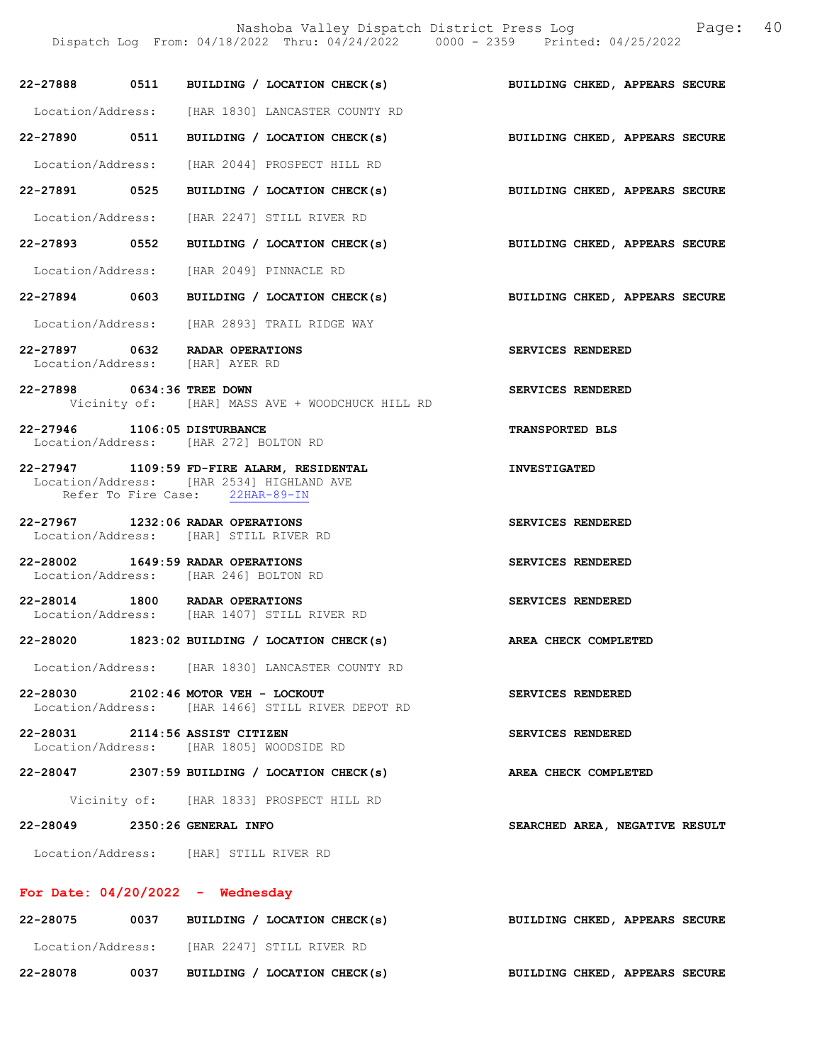22-27888 0511 BUILDING / LOCATION CHECK(s) BUILDING CHKED, APPEARS SECURE

Location/Address: [HAR 1830] LANCASTER COUNTY RD

22-27890 0511 BUILDING / LOCATION CHECK(s) BUILDING CHKED, APPEARS SECURE

Location/Address: [HAR 2044] PROSPECT HILL RD

22-27891 0525 BUILDING / LOCATION CHECK(s) BUILDING CHKED, APPEARS SECURE

Location/Address: [HAR 2247] STILL RIVER RD

22-27893 0552 BUILDING / LOCATION CHECK(s) BUILDING CHKED, APPEARS SECURE

Location/Address: [HAR 2049] PINNACLE RD

22-27894 0603 BUILDING / LOCATION CHECK(s) BUILDING CHKED, APPEARS SECURE

Location/Address: [HAR 2893] TRAIL RIDGE WAY

22-27897 0632 RADAR OPERATIONS SERVICES RENDERED
Location/Address: [HAR] AYER RD

22-27898 0634:36 TREE DOWN SERVICES RENDERED
Vicinity of: [HAR] MASS AVE + WOODCHUCK HILL RD

22-27946 1106:05 DISTURBANCE TRANSPORTED BLS
Location/Address: [HAR 272] BOLTON RD

22-27947 1109:59 FD-FIRE ALARM, RESIDENTAL INVESTIGATED
Location/Address: [HAR 2534] HIGHLAND AVE
Refer To Fire Case: 22HAR-89-IN

22-27967 1232:06 RADAR OPERATIONS SERVICES RENDERED
Location/Address: [HAR] STILL RIVER RD

22-28002 1649:59 RADAR OPERATIONS SERVICES RENDERED
Location/Address: [HAR 246] BOLTON RD

22-28014 1800 RADAR OPERATIONS SERVICES RENDERED
Location/Address: [HAR 1407] STILL RIVER RD

22-28020 1823:02 BUILDING / LOCATION CHECK(s) AREA CHECK COMPLETED

Location/Address: [HAR 1830] LANCASTER COUNTY RD

22-28030 2102:46 MOTOR VEH - LOCKOUT SERVICES RENDERED
Location/Address: [HAR 1466] STILL RIVER DEPOT RD

22-28031 2114:56 ASSIST CITIZEN SERVICES RENDERED
Location/Address: [HAR 1805] WOODSIDE RD

22-28047 2307:59 BUILDING / LOCATION CHECK(s) AREA CHECK COMPLETED

Vicinity of: [HAR 1833] PROSPECT HILL RD

22-28049 2350:26 GENERAL INFO SEARCHED AREA, NEGATIVE RESULT

Location/Address: [HAR] STILL RIVER RD

## For Date: 04/20/2022 - Wednesday

22-28075 0037 BUILDING / LOCATION CHECK(s) BUILDING CHKED, APPEARS SECURE

Location/Address: [HAR 2247] STILL RIVER RD

22-28078 0037 BUILDING / LOCATION CHECK(s) BUILDING CHKED, APPEARS SECURE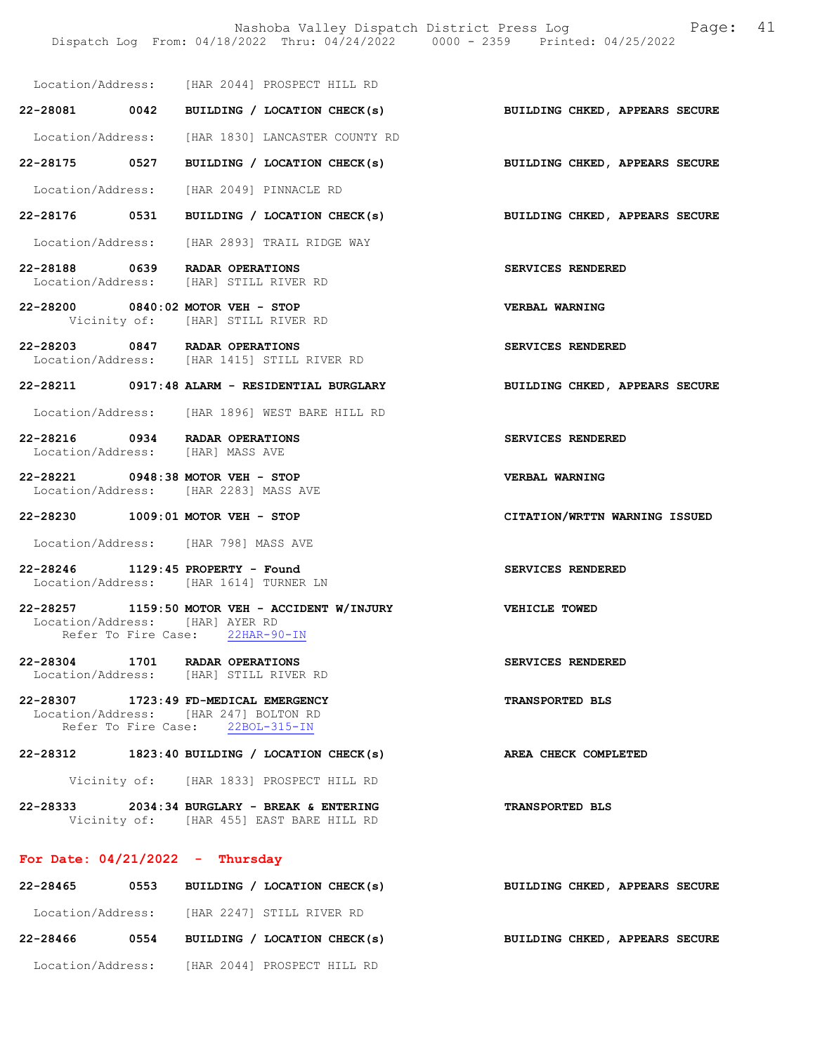Location/Address: [HAR 2044] PROSPECT HILL RD

**22-28081 0042 BUILDING / LOCATION CHECK(s)** — BUILDING CHKED, APPEARS SECURE

Location/Address: [HAR 1830] LANCASTER COUNTY RD

**22-28175 0527 BUILDING / LOCATION CHECK(s)** — BUILDING CHKED, APPEARS SECURE

Location/Address: [HAR 2049] PINNACLE RD

**22-28176 0531 BUILDING / LOCATION CHECK(s)** — BUILDING CHKED, APPEARS SECURE

Location/Address: [HAR 2893] TRAIL RIDGE WAY

**22-28188 0639 RADAR OPERATIONS** — SERVICES RENDERED
Location/Address: [HAR] STILL RIVER RD

**22-28200 0840:02 MOTOR VEH - STOP** — VERBAL WARNING
Vicinity of: [HAR] STILL RIVER RD

**22-28203 0847 RADAR OPERATIONS** — SERVICES RENDERED
Location/Address: [HAR 1415] STILL RIVER RD

**22-28211 0917:48 ALARM - RESIDENTIAL BURGLARY** — BUILDING CHKED, APPEARS SECURE

Location/Address: [HAR 1896] WEST BARE HILL RD

**22-28216 0934 RADAR OPERATIONS** — SERVICES RENDERED
Location/Address: [HAR] MASS AVE

**22-28221 0948:38 MOTOR VEH - STOP** — VERBAL WARNING
Location/Address: [HAR 2283] MASS AVE

**22-28230 1009:01 MOTOR VEH - STOP** — CITATION/WRTTN WARNING ISSUED

Location/Address: [HAR 798] MASS AVE

**22-28246 1129:45 PROPERTY - Found** — SERVICES RENDERED
Location/Address: [HAR 1614] TURNER LN

**22-28257 1159:50 MOTOR VEH - ACCIDENT W/INJURY** — VEHICLE TOWED
Location/Address: [HAR] AYER RD
Refer To Fire Case: 22HAR-90-IN

**22-28304 1701 RADAR OPERATIONS** — SERVICES RENDERED
Location/Address: [HAR] STILL RIVER RD

**22-28307 1723:49 FD-MEDICAL EMERGENCY** — TRANSPORTED BLS
Location/Address: [HAR 247] BOLTON RD
Refer To Fire Case: 22BOL-315-IN

**22-28312 1823:40 BUILDING / LOCATION CHECK(s)** — AREA CHECK COMPLETED

Vicinity of: [HAR 1833] PROSPECT HILL RD

**22-28333 2034:34 BURGLARY - BREAK & ENTERING** — TRANSPORTED BLS
Vicinity of: [HAR 455] EAST BARE HILL RD

## For Date: 04/21/2022 - Thursday

**22-28465 0553 BUILDING / LOCATION CHECK(s)** — BUILDING CHKED, APPEARS SECURE

Location/Address: [HAR 2247] STILL RIVER RD

**22-28466 0554 BUILDING / LOCATION CHECK(s)** — BUILDING CHKED, APPEARS SECURE

Location/Address: [HAR 2044] PROSPECT HILL RD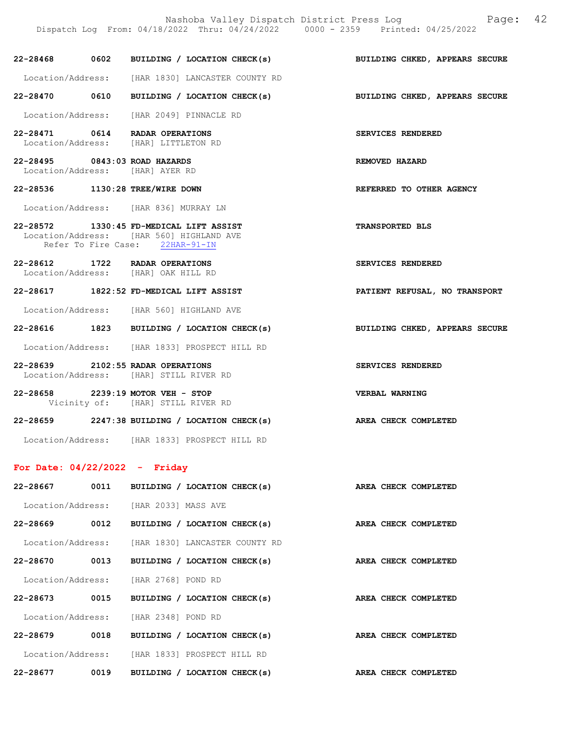22-28468 0602 BUILDING / LOCATION CHECK(s) BUILDING CHKED, APPEARS SECURE

Location/Address: [HAR 1830] LANCASTER COUNTY RD

22-28470 0610 BUILDING / LOCATION CHECK(s) BUILDING CHKED, APPEARS SECURE

Location/Address: [HAR 2049] PINNACLE RD

22-28471 0614 RADAR OPERATIONS SERVICES RENDERED
Location/Address: [HAR] LITTLETON RD

22-28495 0843:03 ROAD HAZARDS REMOVED HAZARD
Location/Address: [HAR] AYER RD

22-28536 1130:28 TREE/WIRE DOWN REFERRED TO OTHER AGENCY

Location/Address: [HAR 836] MURRAY LN

22-28572 1330:45 FD-MEDICAL LIFT ASSIST TRANSPORTED BLS
Location/Address: [HAR 560] HIGHLAND AVE
Refer To Fire Case: 22HAR-91-IN

22-28612 1722 RADAR OPERATIONS SERVICES RENDERED
Location/Address: [HAR] OAK HILL RD

22-28617 1822:52 FD-MEDICAL LIFT ASSIST PATIENT REFUSAL, NO TRANSPORT

Location/Address: [HAR 560] HIGHLAND AVE

22-28616 1823 BUILDING / LOCATION CHECK(s) BUILDING CHKED, APPEARS SECURE

Location/Address: [HAR 1833] PROSPECT HILL RD

22-28639 2102:55 RADAR OPERATIONS SERVICES RENDERED
Location/Address: [HAR] STILL RIVER RD

22-28658 2239:19 MOTOR VEH - STOP VERBAL WARNING
Vicinity of: [HAR] STILL RIVER RD

22-28659 2247:38 BUILDING / LOCATION CHECK(s) AREA CHECK COMPLETED

Location/Address: [HAR 1833] PROSPECT HILL RD

## For Date: 04/22/2022 - Friday

22-28667 0011 BUILDING / LOCATION CHECK(s) AREA CHECK COMPLETED

Location/Address: [HAR 2033] MASS AVE

22-28669 0012 BUILDING / LOCATION CHECK(s) AREA CHECK COMPLETED

Location/Address: [HAR 1830] LANCASTER COUNTY RD

22-28670 0013 BUILDING / LOCATION CHECK(s) AREA CHECK COMPLETED

Location/Address: [HAR 2768] POND RD

22-28673 0015 BUILDING / LOCATION CHECK(s) AREA CHECK COMPLETED

Location/Address: [HAR 2348] POND RD

22-28679 0018 BUILDING / LOCATION CHECK(s) AREA CHECK COMPLETED

Location/Address: [HAR 1833] PROSPECT HILL RD

22-28677 0019 BUILDING / LOCATION CHECK(s) AREA CHECK COMPLETED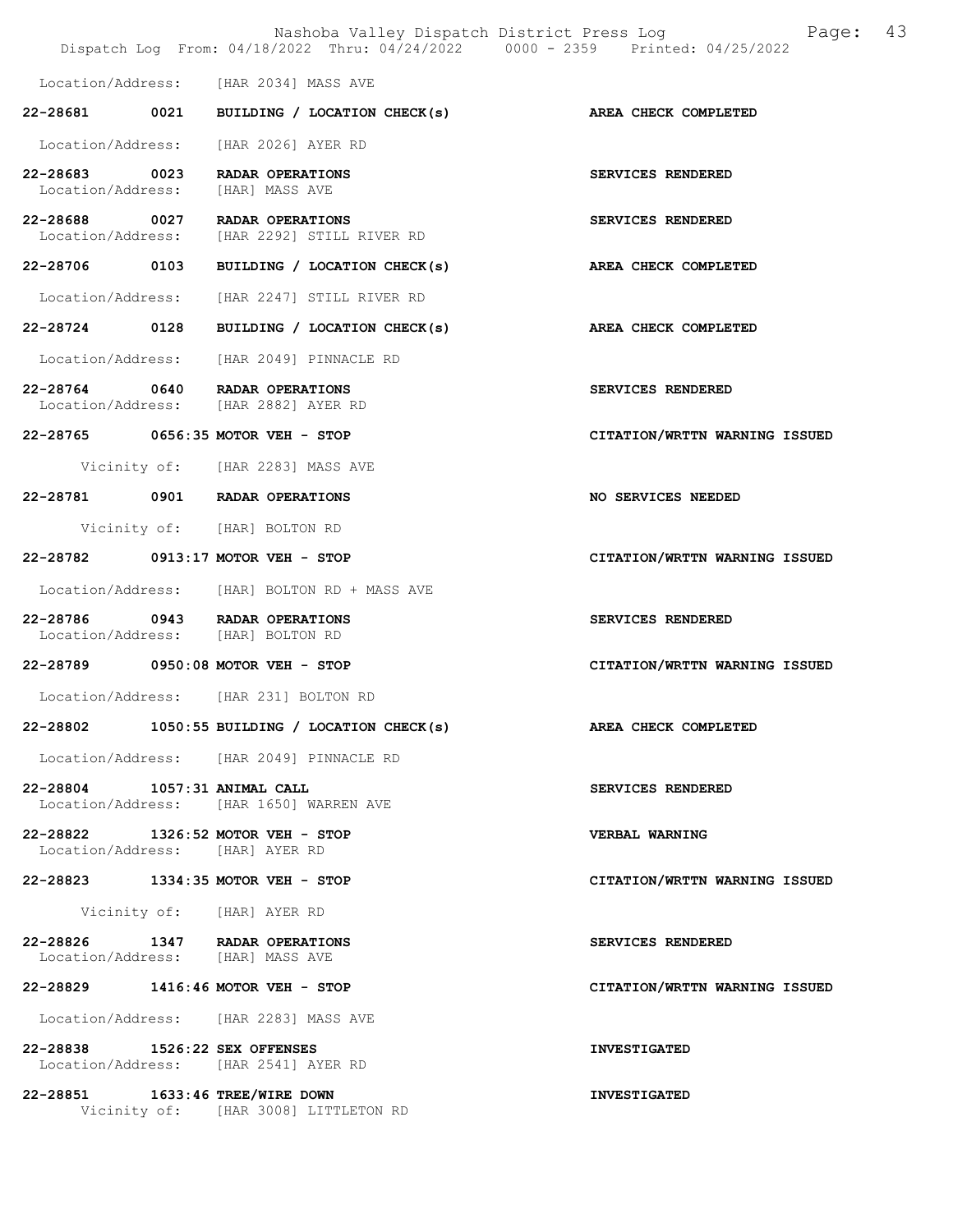Location/Address: [HAR 2034] MASS AVE

**22-28681 0021 BUILDING / LOCATION CHECK(s)** — **AREA CHECK COMPLETED**

Location/Address: [HAR 2026] AYER RD

**22-28683 0023 RADAR OPERATIONS** — **SERVICES RENDERED**
Location/Address: [HAR] MASS AVE

**22-28688 0027 RADAR OPERATIONS** — **SERVICES RENDERED**
Location/Address: [HAR 2292] STILL RIVER RD

**22-28706 0103 BUILDING / LOCATION CHECK(s)** — **AREA CHECK COMPLETED**

Location/Address: [HAR 2247] STILL RIVER RD

**22-28724 0128 BUILDING / LOCATION CHECK(s)** — **AREA CHECK COMPLETED**

Location/Address: [HAR 2049] PINNACLE RD

**22-28764 0640 RADAR OPERATIONS** — **SERVICES RENDERED**
Location/Address: [HAR 2882] AYER RD

**22-28765 0656:35 MOTOR VEH - STOP** — **CITATION/WRTTN WARNING ISSUED**

Vicinity of: [HAR 2283] MASS AVE

**22-28781 0901 RADAR OPERATIONS** — **NO SERVICES NEEDED**

Vicinity of: [HAR] BOLTON RD

**22-28782 0913:17 MOTOR VEH - STOP** — **CITATION/WRTTN WARNING ISSUED**

Location/Address: [HAR] BOLTON RD + MASS AVE

**22-28786 0943 RADAR OPERATIONS** — **SERVICES RENDERED**
Location/Address: [HAR] BOLTON RD

**22-28789 0950:08 MOTOR VEH - STOP** — **CITATION/WRTTN WARNING ISSUED**

Location/Address: [HAR 231] BOLTON RD

**22-28802 1050:55 BUILDING / LOCATION CHECK(s)** — **AREA CHECK COMPLETED**

Location/Address: [HAR 2049] PINNACLE RD

**22-28804 1057:31 ANIMAL CALL** — **SERVICES RENDERED**
Location/Address: [HAR 1650] WARREN AVE

**22-28822 1326:52 MOTOR VEH - STOP** — **VERBAL WARNING**
Location/Address: [HAR] AYER RD

**22-28823 1334:35 MOTOR VEH - STOP** — **CITATION/WRTTN WARNING ISSUED**

Vicinity of: [HAR] AYER RD

**22-28826 1347 RADAR OPERATIONS** — **SERVICES RENDERED**
Location/Address: [HAR] MASS AVE

**22-28829 1416:46 MOTOR VEH - STOP** — **CITATION/WRTTN WARNING ISSUED**

Location/Address: [HAR 2283] MASS AVE

**22-28838 1526:22 SEX OFFENSES** — **INVESTIGATED**
Location/Address: [HAR 2541] AYER RD

**22-28851 1633:46 TREE/WIRE DOWN** — **INVESTIGATED**
Vicinity of: [HAR 3008] LITTLETON RD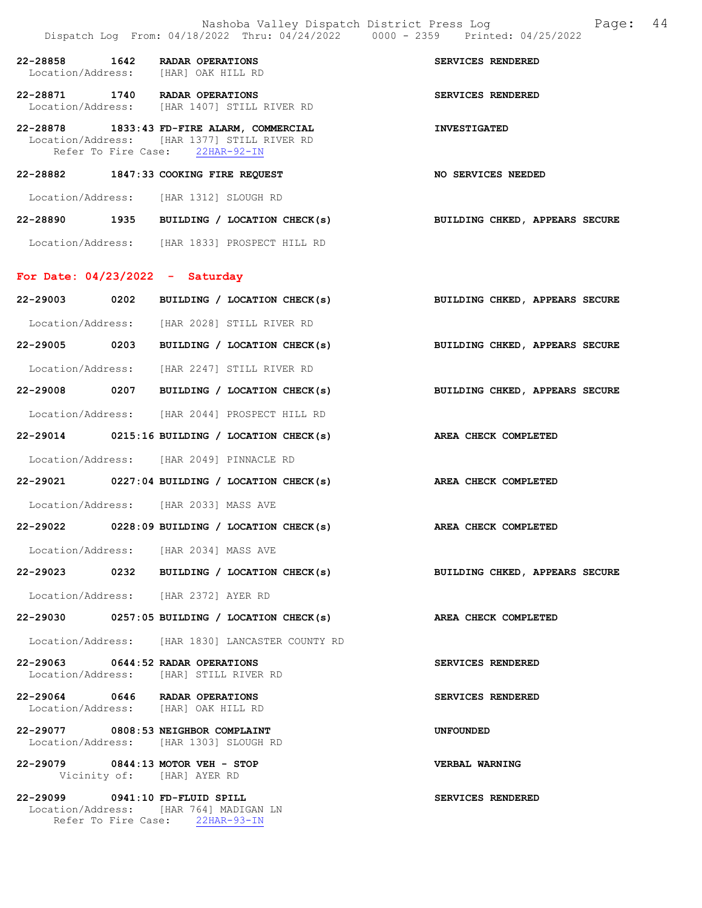22-28858 1642 RADAR OPERATIONS SERVICES RENDERED
Location/Address: [HAR] OAK HILL RD

22-28871 1740 RADAR OPERATIONS SERVICES RENDERED
Location/Address: [HAR 1407] STILL RIVER RD

22-28878 1833:43 FD-FIRE ALARM, COMMERCIAL INVESTIGATED
Location/Address: [HAR 1377] STILL RIVER RD
Refer To Fire Case: 22HAR-92-IN

22-28882 1847:33 COOKING FIRE REQUEST NO SERVICES NEEDED
Location/Address: [HAR 1312] SLOUGH RD

22-28890 1935 BUILDING / LOCATION CHECK(s) BUILDING CHKED, APPEARS SECURE
Location/Address: [HAR 1833] PROSPECT HILL RD

## For Date: 04/23/2022 - Saturday

22-29003 0202 BUILDING / LOCATION CHECK(s) BUILDING CHKED, APPEARS SECURE
Location/Address: [HAR 2028] STILL RIVER RD

22-29005 0203 BUILDING / LOCATION CHECK(s) BUILDING CHKED, APPEARS SECURE
Location/Address: [HAR 2247] STILL RIVER RD

22-29008 0207 BUILDING / LOCATION CHECK(s) BUILDING CHKED, APPEARS SECURE
Location/Address: [HAR 2044] PROSPECT HILL RD

22-29014 0215:16 BUILDING / LOCATION CHECK(s) AREA CHECK COMPLETED
Location/Address: [HAR 2049] PINNACLE RD

22-29021 0227:04 BUILDING / LOCATION CHECK(s) AREA CHECK COMPLETED
Location/Address: [HAR 2033] MASS AVE

22-29022 0228:09 BUILDING / LOCATION CHECK(s) AREA CHECK COMPLETED
Location/Address: [HAR 2034] MASS AVE

22-29023 0232 BUILDING / LOCATION CHECK(s) BUILDING CHKED, APPEARS SECURE
Location/Address: [HAR 2372] AYER RD

22-29030 0257:05 BUILDING / LOCATION CHECK(s) AREA CHECK COMPLETED
Location/Address: [HAR 1830] LANCASTER COUNTY RD

22-29063 0644:52 RADAR OPERATIONS SERVICES RENDERED
Location/Address: [HAR] STILL RIVER RD

22-29064 0646 RADAR OPERATIONS SERVICES RENDERED
Location/Address: [HAR] OAK HILL RD

22-29077 0808:53 NEIGHBOR COMPLAINT UNFOUNDED
Location/Address: [HAR 1303] SLOUGH RD

22-29079 0844:13 MOTOR VEH - STOP VERBAL WARNING
Vicinity of: [HAR] AYER RD

22-29099 0941:10 FD-FLUID SPILL SERVICES RENDERED
Location/Address: [HAR 764] MADIGAN LN
Refer To Fire Case: 22HAR-93-IN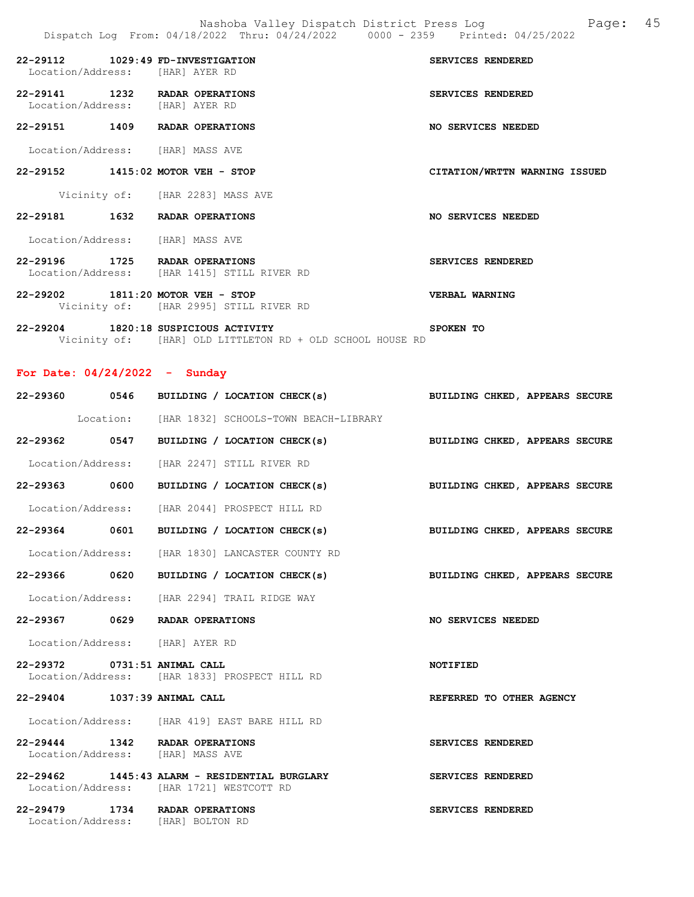22-29112 1029:49 FD-INVESTIGATION SERVICES RENDERED
Location/Address: [HAR] AYER RD

22-29141 1232 RADAR OPERATIONS SERVICES RENDERED
Location/Address: [HAR] AYER RD

22-29151 1409 RADAR OPERATIONS NO SERVICES NEEDED
Location/Address: [HAR] MASS AVE

22-29152 1415:02 MOTOR VEH - STOP CITATION/WRTTN WARNING ISSUED
Vicinity of: [HAR 2283] MASS AVE

22-29181 1632 RADAR OPERATIONS NO SERVICES NEEDED
Location/Address: [HAR] MASS AVE

22-29196 1725 RADAR OPERATIONS SERVICES RENDERED
Location/Address: [HAR 1415] STILL RIVER RD

22-29202 1811:20 MOTOR VEH - STOP VERBAL WARNING
Vicinity of: [HAR 2995] STILL RIVER RD

22-29204 1820:18 SUSPICIOUS ACTIVITY SPOKEN TO
Vicinity of: [HAR] OLD LITTLETON RD + OLD SCHOOL HOUSE RD

## For Date: 04/24/2022 - Sunday

22-29360 0546 BUILDING / LOCATION CHECK(s) BUILDING CHKED, APPEARS SECURE
Location: [HAR 1832] SCHOOLS-TOWN BEACH-LIBRARY

22-29362 0547 BUILDING / LOCATION CHECK(s) BUILDING CHKED, APPEARS SECURE
Location/Address: [HAR 2247] STILL RIVER RD

22-29363 0600 BUILDING / LOCATION CHECK(s) BUILDING CHKED, APPEARS SECURE
Location/Address: [HAR 2044] PROSPECT HILL RD

22-29364 0601 BUILDING / LOCATION CHECK(s) BUILDING CHKED, APPEARS SECURE
Location/Address: [HAR 1830] LANCASTER COUNTY RD

22-29366 0620 BUILDING / LOCATION CHECK(s) BUILDING CHKED, APPEARS SECURE
Location/Address: [HAR 2294] TRAIL RIDGE WAY

22-29367 0629 RADAR OPERATIONS NO SERVICES NEEDED
Location/Address: [HAR] AYER RD

22-29372 0731:51 ANIMAL CALL NOTIFIED
Location/Address: [HAR 1833] PROSPECT HILL RD

22-29404 1037:39 ANIMAL CALL REFERRED TO OTHER AGENCY
Location/Address: [HAR 419] EAST BARE HILL RD

22-29444 1342 RADAR OPERATIONS SERVICES RENDERED
Location/Address: [HAR] MASS AVE

22-29462 1445:43 ALARM - RESIDENTIAL BURGLARY SERVICES RENDERED
Location/Address: [HAR 1721] WESTCOTT RD

22-29479 1734 RADAR OPERATIONS SERVICES RENDERED
Location/Address: [HAR] BOLTON RD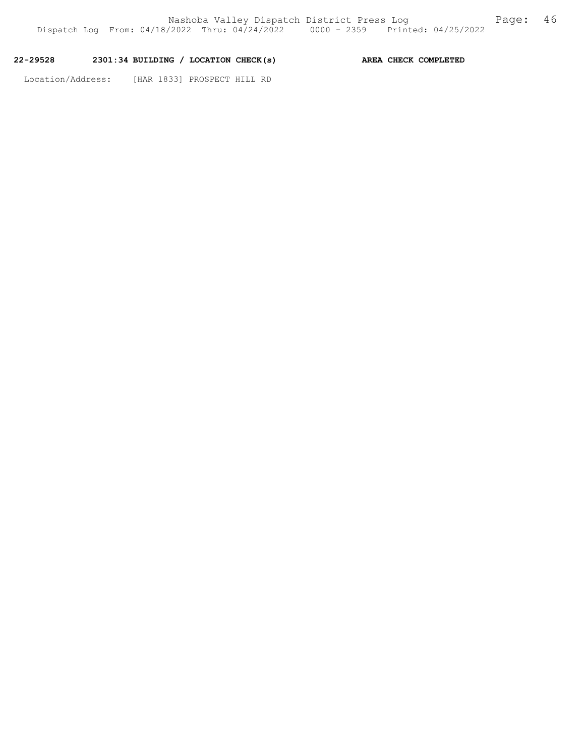**22-29528 2301:34 BUILDING / LOCATION CHECK(s) AREA CHECK COMPLETED**

Location/Address: [HAR 1833] PROSPECT HILL RD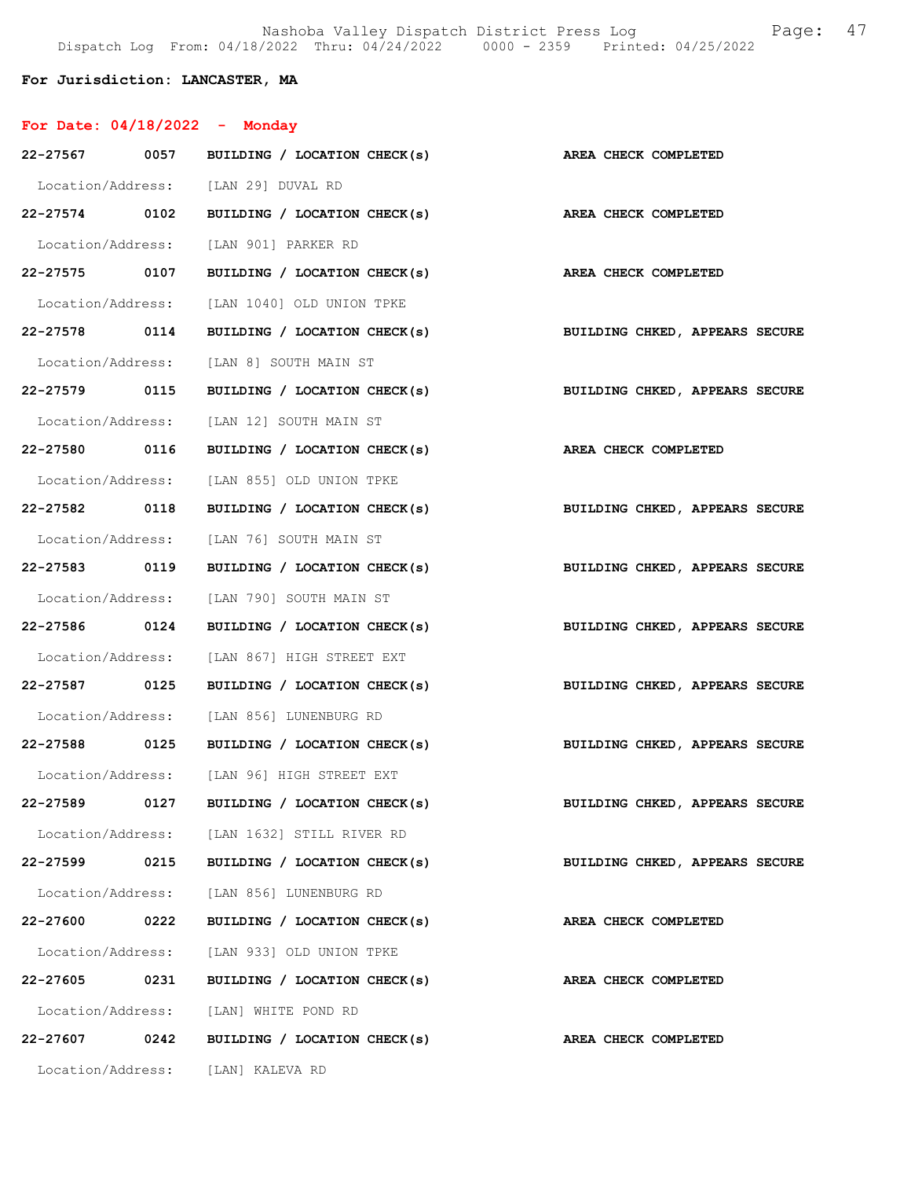**For Jurisdiction: LANCASTER, MA**

**For Date: 04/18/2022 - Monday**

**22-27567 0057 BUILDING / LOCATION CHECK(s) AREA CHECK COMPLETED**

Location/Address: [LAN 29] DUVAL RD

**22-27574 0102 BUILDING / LOCATION CHECK(s) AREA CHECK COMPLETED**

Location/Address: [LAN 901] PARKER RD

**22-27575 0107 BUILDING / LOCATION CHECK(s) AREA CHECK COMPLETED**

Location/Address: [LAN 1040] OLD UNION TPKE

**22-27578 0114 BUILDING / LOCATION CHECK(s) BUILDING CHKED, APPEARS SECURE**

Location/Address: [LAN 8] SOUTH MAIN ST

**22-27579 0115 BUILDING / LOCATION CHECK(s) BUILDING CHKED, APPEARS SECURE**

Location/Address: [LAN 12] SOUTH MAIN ST

**22-27580 0116 BUILDING / LOCATION CHECK(s) AREA CHECK COMPLETED**

Location/Address: [LAN 855] OLD UNION TPKE

**22-27582 0118 BUILDING / LOCATION CHECK(s) BUILDING CHKED, APPEARS SECURE**

Location/Address: [LAN 76] SOUTH MAIN ST

**22-27583 0119 BUILDING / LOCATION CHECK(s) BUILDING CHKED, APPEARS SECURE**

Location/Address: [LAN 790] SOUTH MAIN ST

**22-27586 0124 BUILDING / LOCATION CHECK(s) BUILDING CHKED, APPEARS SECURE**

Location/Address: [LAN 867] HIGH STREET EXT

**22-27587 0125 BUILDING / LOCATION CHECK(s) BUILDING CHKED, APPEARS SECURE**

Location/Address: [LAN 856] LUNENBURG RD

**22-27588 0125 BUILDING / LOCATION CHECK(s) BUILDING CHKED, APPEARS SECURE**

Location/Address: [LAN 96] HIGH STREET EXT

**22-27589 0127 BUILDING / LOCATION CHECK(s) BUILDING CHKED, APPEARS SECURE**

Location/Address: [LAN 1632] STILL RIVER RD

**22-27599 0215 BUILDING / LOCATION CHECK(s) BUILDING CHKED, APPEARS SECURE**

Location/Address: [LAN 856] LUNENBURG RD

**22-27600 0222 BUILDING / LOCATION CHECK(s) AREA CHECK COMPLETED**

Location/Address: [LAN 933] OLD UNION TPKE

**22-27605 0231 BUILDING / LOCATION CHECK(s) AREA CHECK COMPLETED**

Location/Address: [LAN] WHITE POND RD

**22-27607 0242 BUILDING / LOCATION CHECK(s) AREA CHECK COMPLETED**

Location/Address: [LAN] KALEVA RD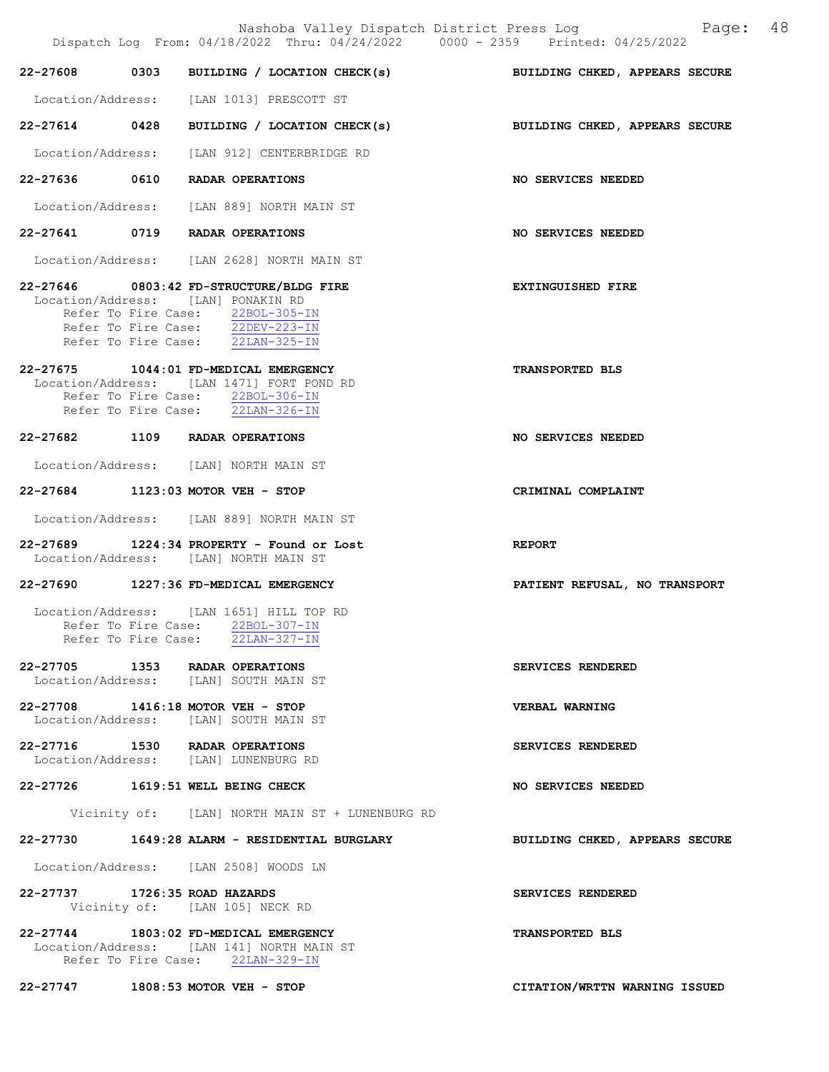22-27608 0303 BUILDING / LOCATION CHECK(s) BUILDING CHKED, APPEARS SECURE

Location/Address: [LAN 1013] PRESCOTT ST

22-27614 0428 BUILDING / LOCATION CHECK(s) BUILDING CHKED, APPEARS SECURE

Location/Address: [LAN 912] CENTERBRIDGE RD

22-27636 0610 RADAR OPERATIONS NO SERVICES NEEDED

Location/Address: [LAN 889] NORTH MAIN ST

22-27641 0719 RADAR OPERATIONS NO SERVICES NEEDED

Location/Address: [LAN 2628] NORTH MAIN ST

22-27646 0803:42 FD-STRUCTURE/BLDG FIRE EXTINGUISHED FIRE
Location/Address: [LAN] PONAKIN RD
Refer To Fire Case: 22BOL-305-IN
Refer To Fire Case: 22DEV-223-IN
Refer To Fire Case: 22LAN-325-IN

22-27675 1044:01 FD-MEDICAL EMERGENCY TRANSPORTED BLS
Location/Address: [LAN 1471] FORT POND RD
Refer To Fire Case: 22BOL-306-IN
Refer To Fire Case: 22LAN-326-IN

22-27682 1109 RADAR OPERATIONS NO SERVICES NEEDED

Location/Address: [LAN] NORTH MAIN ST

22-27684 1123:03 MOTOR VEH - STOP CRIMINAL COMPLAINT

Location/Address: [LAN 889] NORTH MAIN ST

22-27689 1224:34 PROPERTY - Found or Lost REPORT
Location/Address: [LAN] NORTH MAIN ST

22-27690 1227:36 FD-MEDICAL EMERGENCY PATIENT REFUSAL, NO TRANSPORT

Location/Address: [LAN 1651] HILL TOP RD
Refer To Fire Case: 22BOL-307-IN
Refer To Fire Case: 22LAN-327-IN

22-27705 1353 RADAR OPERATIONS SERVICES RENDERED
Location/Address: [LAN] SOUTH MAIN ST

22-27708 1416:18 MOTOR VEH - STOP VERBAL WARNING
Location/Address: [LAN] SOUTH MAIN ST

22-27716 1530 RADAR OPERATIONS SERVICES RENDERED
Location/Address: [LAN] LUNENBURG RD

22-27726 1619:51 WELL BEING CHECK NO SERVICES NEEDED

Vicinity of: [LAN] NORTH MAIN ST + LUNENBURG RD

22-27730 1649:28 ALARM - RESIDENTIAL BURGLARY BUILDING CHKED, APPEARS SECURE

Location/Address: [LAN 2508] WOODS LN

22-27737 1726:35 ROAD HAZARDS SERVICES RENDERED
Vicinity of: [LAN 105] NECK RD

22-27744 1803:02 FD-MEDICAL EMERGENCY TRANSPORTED BLS
Location/Address: [LAN 141] NORTH MAIN ST
Refer To Fire Case: 22LAN-329-IN

22-27747 1808:53 MOTOR VEH - STOP CITATION/WRTTN WARNING ISSUED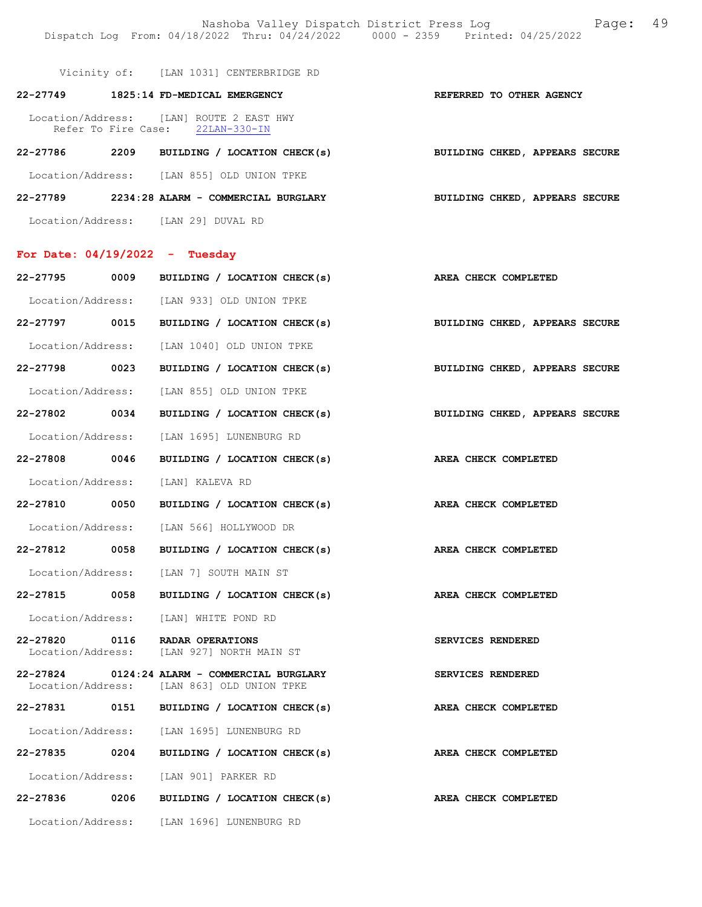Vicinity of: [LAN 1031] CENTERBRIDGE RD

**22-27749 1825:14 FD-MEDICAL EMERGENCY** — **REFERRED TO OTHER AGENCY**

Location/Address: [LAN] ROUTE 2 EAST HWY
Refer To Fire Case: 22LAN-330-IN

**22-27786 2209 BUILDING / LOCATION CHECK(s)** — **BUILDING CHKED, APPEARS SECURE**

Location/Address: [LAN 855] OLD UNION TPKE

**22-27789 2234:28 ALARM - COMMERCIAL BURGLARY** — **BUILDING CHKED, APPEARS SECURE**

Location/Address: [LAN 29] DUVAL RD

## For Date: 04/19/2022 - Tuesday

**22-27795 0009 BUILDING / LOCATION CHECK(s)** — **AREA CHECK COMPLETED**

Location/Address: [LAN 933] OLD UNION TPKE

**22-27797 0015 BUILDING / LOCATION CHECK(s)** — **BUILDING CHKED, APPEARS SECURE**

Location/Address: [LAN 1040] OLD UNION TPKE

**22-27798 0023 BUILDING / LOCATION CHECK(s)** — **BUILDING CHKED, APPEARS SECURE**

Location/Address: [LAN 855] OLD UNION TPKE

**22-27802 0034 BUILDING / LOCATION CHECK(s)** — **BUILDING CHKED, APPEARS SECURE**

Location/Address: [LAN 1695] LUNENBURG RD

**22-27808 0046 BUILDING / LOCATION CHECK(s)** — **AREA CHECK COMPLETED**

Location/Address: [LAN] KALEVA RD

**22-27810 0050 BUILDING / LOCATION CHECK(s)** — **AREA CHECK COMPLETED**

Location/Address: [LAN 566] HOLLYWOOD DR

**22-27812 0058 BUILDING / LOCATION CHECK(s)** — **AREA CHECK COMPLETED**

Location/Address: [LAN 7] SOUTH MAIN ST

**22-27815 0058 BUILDING / LOCATION CHECK(s)** — **AREA CHECK COMPLETED**

Location/Address: [LAN] WHITE POND RD

**22-27820 0116 RADAR OPERATIONS** — **SERVICES RENDERED**

Location/Address: [LAN 927] NORTH MAIN ST

**22-27824 0124:24 ALARM - COMMERCIAL BURGLARY** — **SERVICES RENDERED**

Location/Address: [LAN 863] OLD UNION TPKE

**22-27831 0151 BUILDING / LOCATION CHECK(s)** — **AREA CHECK COMPLETED**

Location/Address: [LAN 1695] LUNENBURG RD

**22-27835 0204 BUILDING / LOCATION CHECK(s)** — **AREA CHECK COMPLETED**

Location/Address: [LAN 901] PARKER RD

**22-27836 0206 BUILDING / LOCATION CHECK(s)** — **AREA CHECK COMPLETED**

Location/Address: [LAN 1696] LUNENBURG RD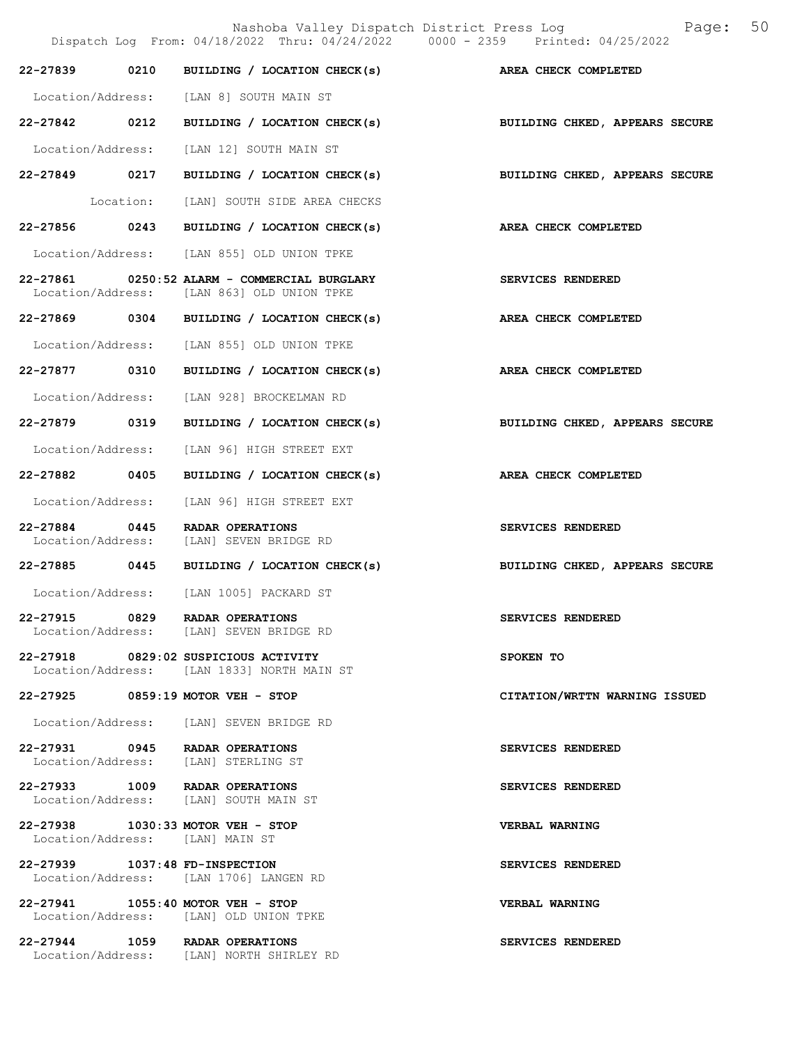| Call # | Time | Call Type | Disposition |
| --- | --- | --- | --- |
| 22-27839 | 0210 | BUILDING / LOCATION CHECK(s) | AREA CHECK COMPLETED |
| | | Location/Address: [LAN 8] SOUTH MAIN ST | |
| 22-27842 | 0212 | BUILDING / LOCATION CHECK(s) | BUILDING CHKED, APPEARS SECURE |
| | | Location/Address: [LAN 12] SOUTH MAIN ST | |
| 22-27849 | 0217 | BUILDING / LOCATION CHECK(s) | BUILDING CHKED, APPEARS SECURE |
| | | Location: [LAN] SOUTH SIDE AREA CHECKS | |
| 22-27856 | 0243 | BUILDING / LOCATION CHECK(s) | AREA CHECK COMPLETED |
| | | Location/Address: [LAN 855] OLD UNION TPKE | |
| 22-27861 | 0250:52 | ALARM - COMMERCIAL BURGLARY | SERVICES RENDERED |
| | | Location/Address: [LAN 863] OLD UNION TPKE | |
| 22-27869 | 0304 | BUILDING / LOCATION CHECK(s) | AREA CHECK COMPLETED |
| | | Location/Address: [LAN 855] OLD UNION TPKE | |
| 22-27877 | 0310 | BUILDING / LOCATION CHECK(s) | AREA CHECK COMPLETED |
| | | Location/Address: [LAN 928] BROCKELMAN RD | |
| 22-27879 | 0319 | BUILDING / LOCATION CHECK(s) | BUILDING CHKED, APPEARS SECURE |
| | | Location/Address: [LAN 96] HIGH STREET EXT | |
| 22-27882 | 0405 | BUILDING / LOCATION CHECK(s) | AREA CHECK COMPLETED |
| | | Location/Address: [LAN 96] HIGH STREET EXT | |
| 22-27884 | 0445 | RADAR OPERATIONS | SERVICES RENDERED |
| | | Location/Address: [LAN] SEVEN BRIDGE RD | |
| 22-27885 | 0445 | BUILDING / LOCATION CHECK(s) | BUILDING CHKED, APPEARS SECURE |
| | | Location/Address: [LAN 1005] PACKARD ST | |
| 22-27915 | 0829 | RADAR OPERATIONS | SERVICES RENDERED |
| | | Location/Address: [LAN] SEVEN BRIDGE RD | |
| 22-27918 | 0829:02 | SUSPICIOUS ACTIVITY | SPOKEN TO |
| | | Location/Address: [LAN 1833] NORTH MAIN ST | |
| 22-27925 | 0859:19 | MOTOR VEH - STOP | CITATION/WRTTN WARNING ISSUED |
| | | Location/Address: [LAN] SEVEN BRIDGE RD | |
| 22-27931 | 0945 | RADAR OPERATIONS | SERVICES RENDERED |
| | | Location/Address: [LAN] STERLING ST | |
| 22-27933 | 1009 | RADAR OPERATIONS | SERVICES RENDERED |
| | | Location/Address: [LAN] SOUTH MAIN ST | |
| 22-27938 | 1030:33 | MOTOR VEH - STOP | VERBAL WARNING |
| | | Location/Address: [LAN] MAIN ST | |
| 22-27939 | 1037:48 | FD-INSPECTION | SERVICES RENDERED |
| | | Location/Address: [LAN 1706] LANGEN RD | |
| 22-27941 | 1055:40 | MOTOR VEH - STOP | VERBAL WARNING |
| | | Location/Address: [LAN] OLD UNION TPKE | |
| 22-27944 | 1059 | RADAR OPERATIONS | SERVICES RENDERED |
| | | Location/Address: [LAN] NORTH SHIRLEY RD | |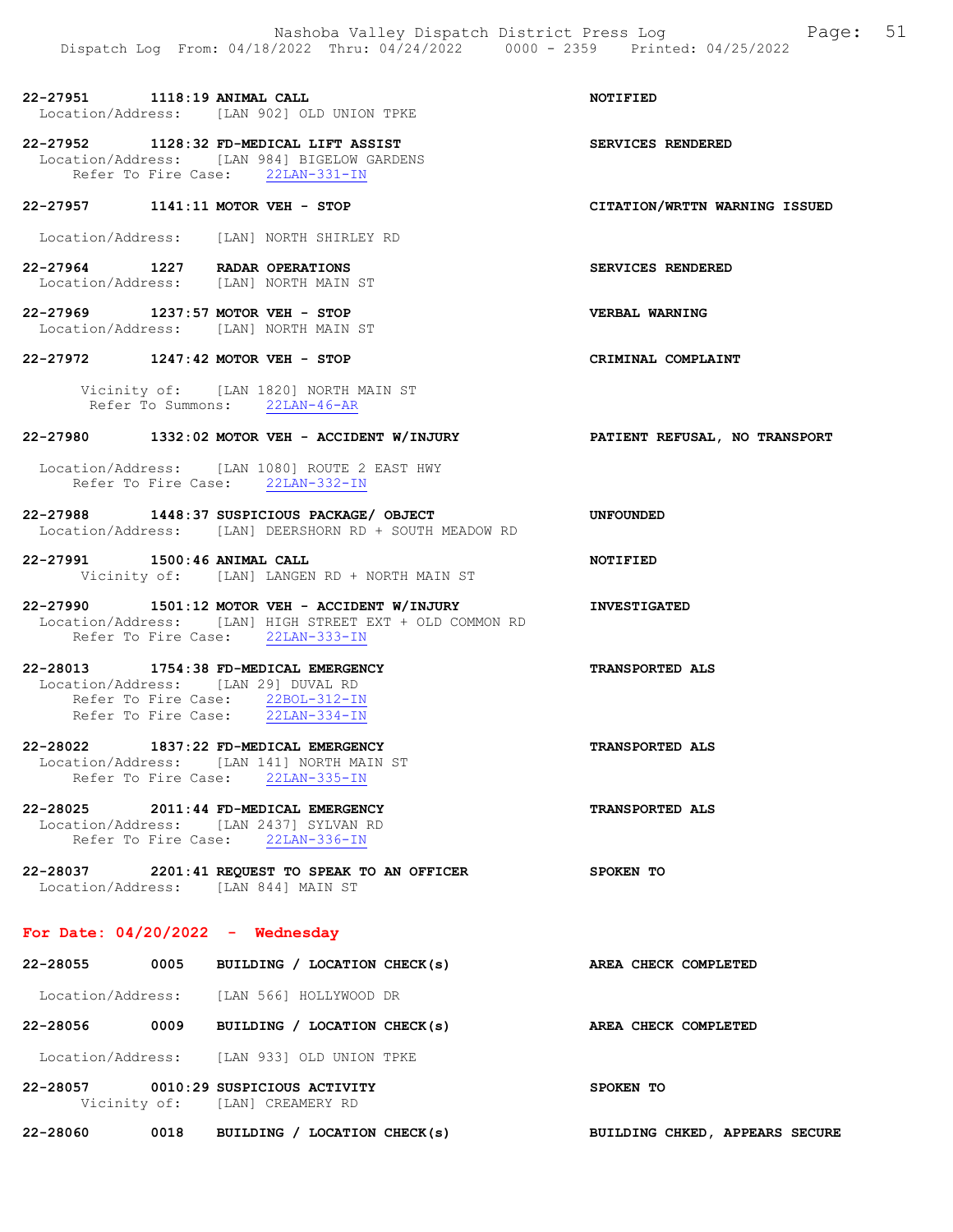**22-27951 1118:19 ANIMAL CALL** — **NOTIFIED**
Location/Address: [LAN 902] OLD UNION TPKE

**22-27952 1128:32 FD-MEDICAL LIFT ASSIST** — **SERVICES RENDERED**
Location/Address: [LAN 984] BIGELOW GARDENS
Refer To Fire Case: 22LAN-331-IN

**22-27957 1141:11 MOTOR VEH - STOP** — **CITATION/WRTTN WARNING ISSUED**
Location/Address: [LAN] NORTH SHIRLEY RD

**22-27964 1227 RADAR OPERATIONS** — **SERVICES RENDERED**
Location/Address: [LAN] NORTH MAIN ST

**22-27969 1237:57 MOTOR VEH - STOP** — **VERBAL WARNING**
Location/Address: [LAN] NORTH MAIN ST

**22-27972 1247:42 MOTOR VEH - STOP** — **CRIMINAL COMPLAINT**
Vicinity of: [LAN 1820] NORTH MAIN ST
Refer To Summons: 22LAN-46-AR

**22-27980 1332:02 MOTOR VEH - ACCIDENT W/INJURY** — **PATIENT REFUSAL, NO TRANSPORT**
Location/Address: [LAN 1080] ROUTE 2 EAST HWY
Refer To Fire Case: 22LAN-332-IN

**22-27988 1448:37 SUSPICIOUS PACKAGE/ OBJECT** — **UNFOUNDED**
Location/Address: [LAN] DEERSHORN RD + SOUTH MEADOW RD

**22-27991 1500:46 ANIMAL CALL** — **NOTIFIED**
Vicinity of: [LAN] LANGEN RD + NORTH MAIN ST

**22-27990 1501:12 MOTOR VEH - ACCIDENT W/INJURY** — **INVESTIGATED**
Location/Address: [LAN] HIGH STREET EXT + OLD COMMON RD
Refer To Fire Case: 22LAN-333-IN

**22-28013 1754:38 FD-MEDICAL EMERGENCY** — **TRANSPORTED ALS**
Location/Address: [LAN 29] DUVAL RD
Refer To Fire Case: 22BOL-312-IN
Refer To Fire Case: 22LAN-334-IN

**22-28022 1837:22 FD-MEDICAL EMERGENCY** — **TRANSPORTED ALS**
Location/Address: [LAN 141] NORTH MAIN ST
Refer To Fire Case: 22LAN-335-IN

**22-28025 2011:44 FD-MEDICAL EMERGENCY** — **TRANSPORTED ALS**
Location/Address: [LAN 2437] SYLVAN RD
Refer To Fire Case: 22LAN-336-IN

**22-28037 2201:41 REQUEST TO SPEAK TO AN OFFICER** — **SPOKEN TO**
Location/Address: [LAN 844] MAIN ST

## For Date: 04/20/2022 - Wednesday

**22-28055 0005 BUILDING / LOCATION CHECK(s)** — **AREA CHECK COMPLETED**
Location/Address: [LAN 566] HOLLYWOOD DR

**22-28056 0009 BUILDING / LOCATION CHECK(s)** — **AREA CHECK COMPLETED**
Location/Address: [LAN 933] OLD UNION TPKE

**22-28057 0010:29 SUSPICIOUS ACTIVITY** — **SPOKEN TO**
Vicinity of: [LAN] CREAMERY RD

**22-28060 0018 BUILDING / LOCATION CHECK(s)** — **BUILDING CHKED, APPEARS SECURE**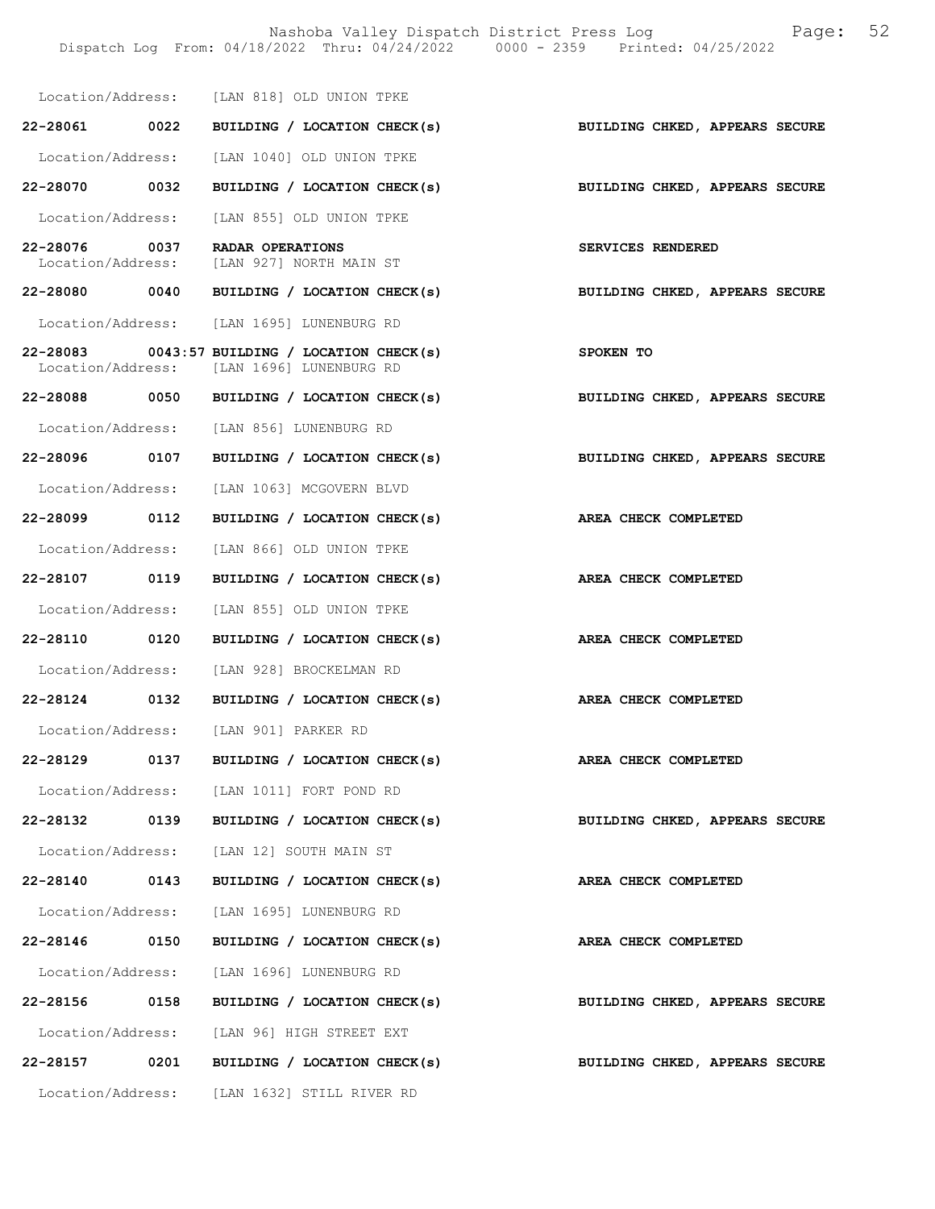Location/Address: [LAN 818] OLD UNION TPKE

**22-28061 0022 BUILDING / LOCATION CHECK(s) BUILDING CHKED, APPEARS SECURE**

Location/Address: [LAN 1040] OLD UNION TPKE

**22-28070 0032 BUILDING / LOCATION CHECK(s) BUILDING CHKED, APPEARS SECURE**

Location/Address: [LAN 855] OLD UNION TPKE

**22-28076 0037 RADAR OPERATIONS SERVICES RENDERED**

Location/Address: [LAN 927] NORTH MAIN ST

**22-28080 0040 BUILDING / LOCATION CHECK(s) BUILDING CHKED, APPEARS SECURE**

Location/Address: [LAN 1695] LUNENBURG RD

**22-28083 0043:57 BUILDING / LOCATION CHECK(s) SPOKEN TO**

Location/Address: [LAN 1696] LUNENBURG RD

**22-28088 0050 BUILDING / LOCATION CHECK(s) BUILDING CHKED, APPEARS SECURE**

Location/Address: [LAN 856] LUNENBURG RD

**22-28096 0107 BUILDING / LOCATION CHECK(s) BUILDING CHKED, APPEARS SECURE**

Location/Address: [LAN 1063] MCGOVERN BLVD

**22-28099 0112 BUILDING / LOCATION CHECK(s) AREA CHECK COMPLETED**

Location/Address: [LAN 866] OLD UNION TPKE

**22-28107 0119 BUILDING / LOCATION CHECK(s) AREA CHECK COMPLETED**

Location/Address: [LAN 855] OLD UNION TPKE

**22-28110 0120 BUILDING / LOCATION CHECK(s) AREA CHECK COMPLETED**

Location/Address: [LAN 928] BROCKELMAN RD

**22-28124 0132 BUILDING / LOCATION CHECK(s) AREA CHECK COMPLETED**

Location/Address: [LAN 901] PARKER RD

**22-28129 0137 BUILDING / LOCATION CHECK(s) AREA CHECK COMPLETED**

Location/Address: [LAN 1011] FORT POND RD

**22-28132 0139 BUILDING / LOCATION CHECK(s) BUILDING CHKED, APPEARS SECURE**

Location/Address: [LAN 12] SOUTH MAIN ST

**22-28140 0143 BUILDING / LOCATION CHECK(s) AREA CHECK COMPLETED**

Location/Address: [LAN 1695] LUNENBURG RD

**22-28146 0150 BUILDING / LOCATION CHECK(s) AREA CHECK COMPLETED**

Location/Address: [LAN 1696] LUNENBURG RD

**22-28156 0158 BUILDING / LOCATION CHECK(s) BUILDING CHKED, APPEARS SECURE**

Location/Address: [LAN 96] HIGH STREET EXT

**22-28157 0201 BUILDING / LOCATION CHECK(s) BUILDING CHKED, APPEARS SECURE**

Location/Address: [LAN 1632] STILL RIVER RD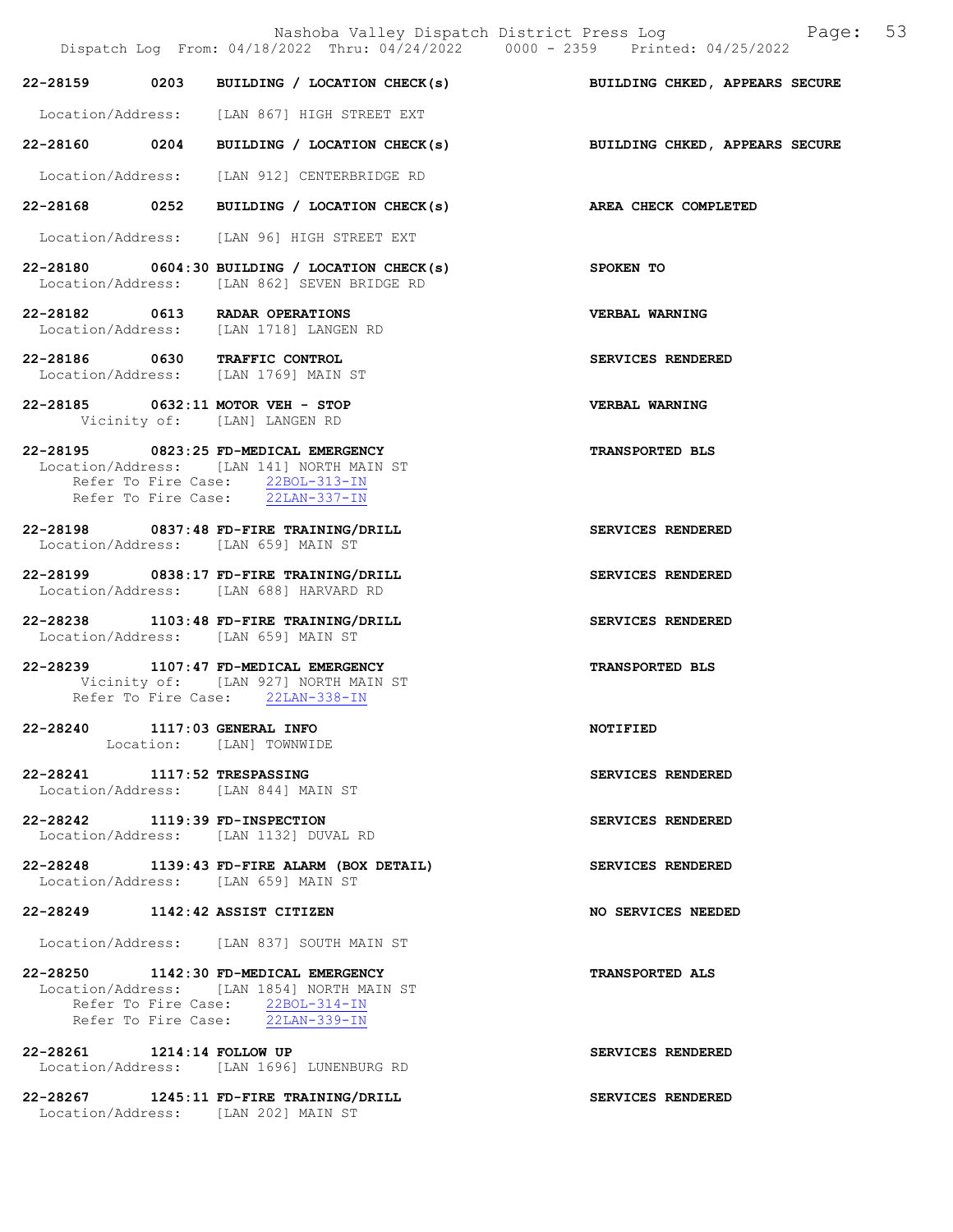**22-28159 0203 BUILDING / LOCATION CHECK(s)** — **BUILDING CHKED, APPEARS SECURE**
Location/Address: [LAN 867] HIGH STREET EXT

**22-28160 0204 BUILDING / LOCATION CHECK(s)** — **BUILDING CHKED, APPEARS SECURE**
Location/Address: [LAN 912] CENTERBRIDGE RD

**22-28168 0252 BUILDING / LOCATION CHECK(s)** — **AREA CHECK COMPLETED**
Location/Address: [LAN 96] HIGH STREET EXT

**22-28180 0604:30 BUILDING / LOCATION CHECK(s)** — **SPOKEN TO**
Location/Address: [LAN 862] SEVEN BRIDGE RD

**22-28182 0613 RADAR OPERATIONS** — **VERBAL WARNING**
Location/Address: [LAN 1718] LANGEN RD

**22-28186 0630 TRAFFIC CONTROL** — **SERVICES RENDERED**
Location/Address: [LAN 1769] MAIN ST

**22-28185 0632:11 MOTOR VEH - STOP** — **VERBAL WARNING**
Vicinity of: [LAN] LANGEN RD

**22-28195 0823:25 FD-MEDICAL EMERGENCY** — **TRANSPORTED BLS**
Location/Address: [LAN 141] NORTH MAIN ST
Refer To Fire Case: 22BOL-313-IN
Refer To Fire Case: 22LAN-337-IN

**22-28198 0837:48 FD-FIRE TRAINING/DRILL** — **SERVICES RENDERED**
Location/Address: [LAN 659] MAIN ST

**22-28199 0838:17 FD-FIRE TRAINING/DRILL** — **SERVICES RENDERED**
Location/Address: [LAN 688] HARVARD RD

**22-28238 1103:48 FD-FIRE TRAINING/DRILL** — **SERVICES RENDERED**
Location/Address: [LAN 659] MAIN ST

**22-28239 1107:47 FD-MEDICAL EMERGENCY** — **TRANSPORTED BLS**
Vicinity of: [LAN 927] NORTH MAIN ST
Refer To Fire Case: 22LAN-338-IN

**22-28240 1117:03 GENERAL INFO** — **NOTIFIED**
Location: [LAN] TOWNWIDE

**22-28241 1117:52 TRESPASSING** — **SERVICES RENDERED**
Location/Address: [LAN 844] MAIN ST

**22-28242 1119:39 FD-INSPECTION** — **SERVICES RENDERED**
Location/Address: [LAN 1132] DUVAL RD

**22-28248 1139:43 FD-FIRE ALARM (BOX DETAIL)** — **SERVICES RENDERED**
Location/Address: [LAN 659] MAIN ST

**22-28249 1142:42 ASSIST CITIZEN** — **NO SERVICES NEEDED**
Location/Address: [LAN 837] SOUTH MAIN ST

**22-28250 1142:30 FD-MEDICAL EMERGENCY** — **TRANSPORTED ALS**
Location/Address: [LAN 1854] NORTH MAIN ST
Refer To Fire Case: 22BOL-314-IN
Refer To Fire Case: 22LAN-339-IN

**22-28261 1214:14 FOLLOW UP** — **SERVICES RENDERED**
Location/Address: [LAN 1696] LUNENBURG RD

**22-28267 1245:11 FD-FIRE TRAINING/DRILL** — **SERVICES RENDERED**
Location/Address: [LAN 202] MAIN ST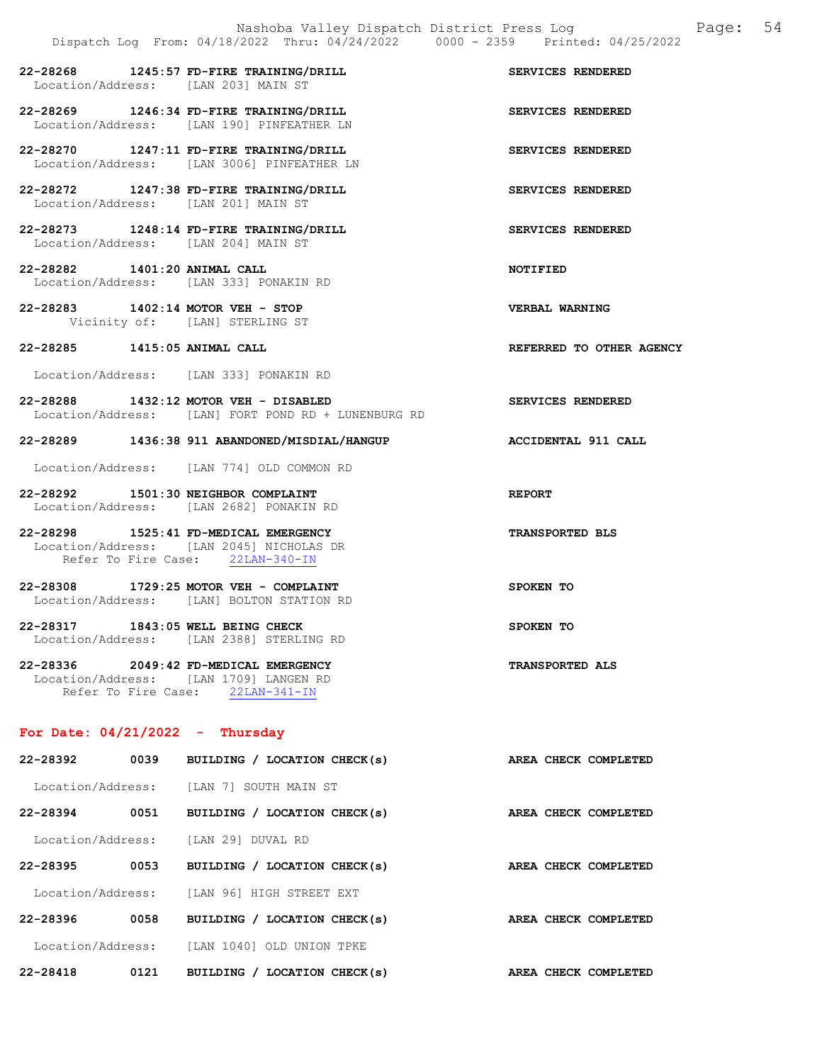22-28268 1245:57 FD-FIRE TRAINING/DRILL SERVICES RENDERED
Location/Address: [LAN 203] MAIN ST

22-28269 1246:34 FD-FIRE TRAINING/DRILL SERVICES RENDERED
Location/Address: [LAN 190] PINFEATHER LN

22-28270 1247:11 FD-FIRE TRAINING/DRILL SERVICES RENDERED
Location/Address: [LAN 3006] PINFEATHER LN

22-28272 1247:38 FD-FIRE TRAINING/DRILL SERVICES RENDERED
Location/Address: [LAN 201] MAIN ST

22-28273 1248:14 FD-FIRE TRAINING/DRILL SERVICES RENDERED
Location/Address: [LAN 204] MAIN ST

22-28282 1401:20 ANIMAL CALL NOTIFIED
Location/Address: [LAN 333] PONAKIN RD

22-28283 1402:14 MOTOR VEH - STOP VERBAL WARNING
Vicinity of: [LAN] STERLING ST

22-28285 1415:05 ANIMAL CALL REFERRED TO OTHER AGENCY

Location/Address: [LAN 333] PONAKIN RD

22-28288 1432:12 MOTOR VEH - DISABLED SERVICES RENDERED
Location/Address: [LAN] FORT POND RD + LUNENBURG RD

22-28289 1436:38 911 ABANDONED/MISDIAL/HANGUP ACCIDENTAL 911 CALL

Location/Address: [LAN 774] OLD COMMON RD

22-28292 1501:30 NEIGHBOR COMPLAINT REPORT
Location/Address: [LAN 2682] PONAKIN RD

22-28298 1525:41 FD-MEDICAL EMERGENCY TRANSPORTED BLS
Location/Address: [LAN 2045] NICHOLAS DR
Refer To Fire Case: 22LAN-340-IN

22-28308 1729:25 MOTOR VEH - COMPLAINT SPOKEN TO
Location/Address: [LAN] BOLTON STATION RD

22-28317 1843:05 WELL BEING CHECK SPOKEN TO
Location/Address: [LAN 2388] STERLING RD

22-28336 2049:42 FD-MEDICAL EMERGENCY TRANSPORTED ALS
Location/Address: [LAN 1709] LANGEN RD
Refer To Fire Case: 22LAN-341-IN

## For Date: 04/21/2022 - Thursday

22-28392 0039 BUILDING / LOCATION CHECK(s) AREA CHECK COMPLETED

Location/Address: [LAN 7] SOUTH MAIN ST

22-28394 0051 BUILDING / LOCATION CHECK(s) AREA CHECK COMPLETED

Location/Address: [LAN 29] DUVAL RD

22-28395 0053 BUILDING / LOCATION CHECK(s) AREA CHECK COMPLETED

Location/Address: [LAN 96] HIGH STREET EXT

22-28396 0058 BUILDING / LOCATION CHECK(s) AREA CHECK COMPLETED

Location/Address: [LAN 1040] OLD UNION TPKE

22-28418 0121 BUILDING / LOCATION CHECK(s) AREA CHECK COMPLETED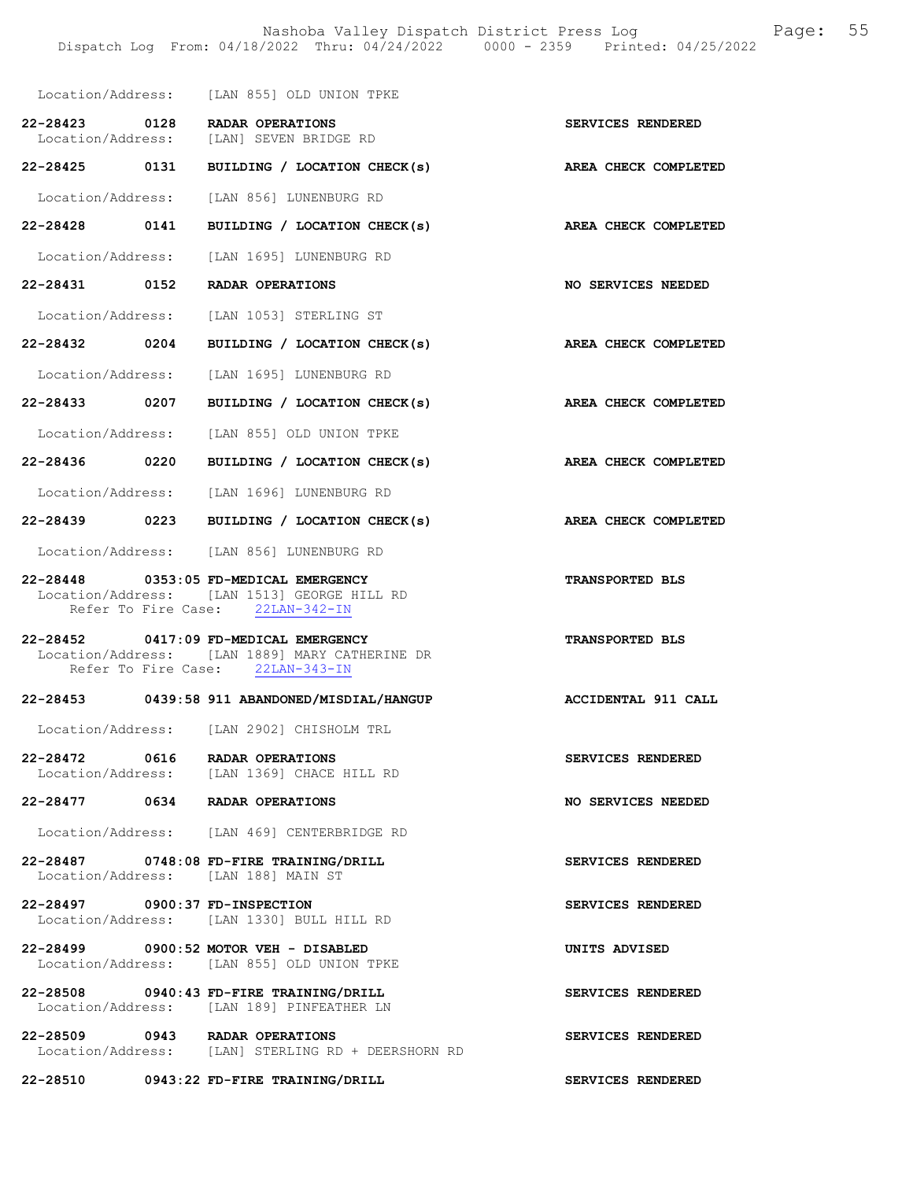Location/Address: [LAN 855] OLD UNION TPKE

**22-28423 0128 RADAR OPERATIONS** — **SERVICES RENDERED**
Location/Address: [LAN] SEVEN BRIDGE RD

**22-28425 0131 BUILDING / LOCATION CHECK(s)** — **AREA CHECK COMPLETED**
Location/Address: [LAN 856] LUNENBURG RD

**22-28428 0141 BUILDING / LOCATION CHECK(s)** — **AREA CHECK COMPLETED**
Location/Address: [LAN 1695] LUNENBURG RD

**22-28431 0152 RADAR OPERATIONS** — **NO SERVICES NEEDED**
Location/Address: [LAN 1053] STERLING ST

**22-28432 0204 BUILDING / LOCATION CHECK(s)** — **AREA CHECK COMPLETED**
Location/Address: [LAN 1695] LUNENBURG RD

**22-28433 0207 BUILDING / LOCATION CHECK(s)** — **AREA CHECK COMPLETED**
Location/Address: [LAN 855] OLD UNION TPKE

**22-28436 0220 BUILDING / LOCATION CHECK(s)** — **AREA CHECK COMPLETED**
Location/Address: [LAN 1696] LUNENBURG RD

**22-28439 0223 BUILDING / LOCATION CHECK(s)** — **AREA CHECK COMPLETED**
Location/Address: [LAN 856] LUNENBURG RD

**22-28448 0353:05 FD-MEDICAL EMERGENCY** — **TRANSPORTED BLS**
Location/Address: [LAN 1513] GEORGE HILL RD
Refer To Fire Case: 22LAN-342-IN

**22-28452 0417:09 FD-MEDICAL EMERGENCY** — **TRANSPORTED BLS**
Location/Address: [LAN 1889] MARY CATHERINE DR
Refer To Fire Case: 22LAN-343-IN

**22-28453 0439:58 911 ABANDONED/MISDIAL/HANGUP** — **ACCIDENTAL 911 CALL**
Location/Address: [LAN 2902] CHISHOLM TRL

**22-28472 0616 RADAR OPERATIONS** — **SERVICES RENDERED**
Location/Address: [LAN 1369] CHACE HILL RD

**22-28477 0634 RADAR OPERATIONS** — **NO SERVICES NEEDED**
Location/Address: [LAN 469] CENTERBRIDGE RD

**22-28487 0748:08 FD-FIRE TRAINING/DRILL** — **SERVICES RENDERED**
Location/Address: [LAN 188] MAIN ST

**22-28497 0900:37 FD-INSPECTION** — **SERVICES RENDERED**
Location/Address: [LAN 1330] BULL HILL RD

**22-28499 0900:52 MOTOR VEH - DISABLED** — **UNITS ADVISED**
Location/Address: [LAN 855] OLD UNION TPKE

**22-28508 0940:43 FD-FIRE TRAINING/DRILL** — **SERVICES RENDERED**
Location/Address: [LAN 189] PINFEATHER LN

**22-28509 0943 RADAR OPERATIONS** — **SERVICES RENDERED**
Location/Address: [LAN] STERLING RD + DEERSHORN RD

**22-28510 0943:22 FD-FIRE TRAINING/DRILL** — **SERVICES RENDERED**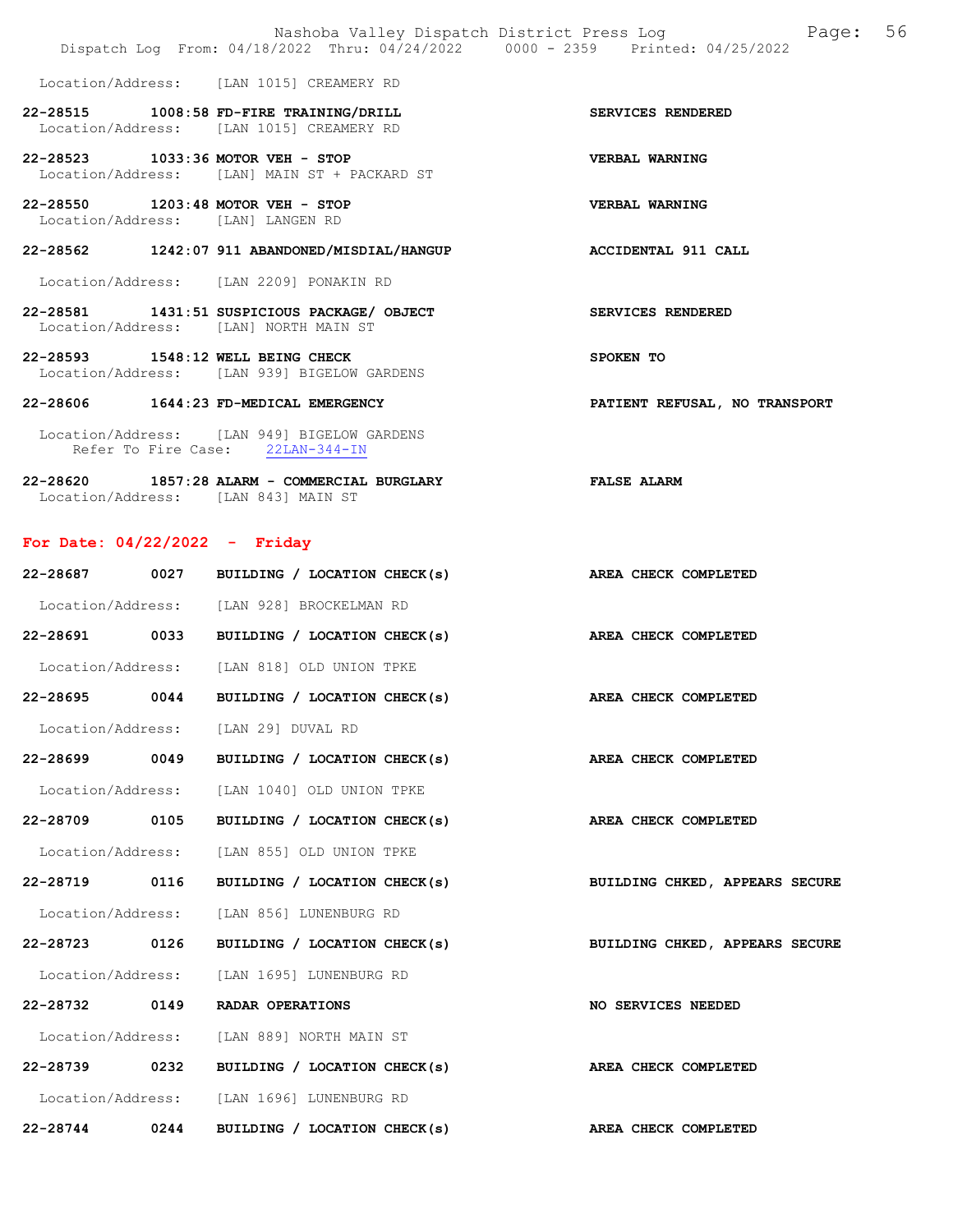Location/Address: [LAN 1015] CREAMERY RD

**22-28515 1008:58 FD-FIRE TRAINING/DRILL** — **SERVICES RENDERED**
Location/Address: [LAN 1015] CREAMERY RD

**22-28523 1033:36 MOTOR VEH - STOP** — **VERBAL WARNING**
Location/Address: [LAN] MAIN ST + PACKARD ST

**22-28550 1203:48 MOTOR VEH - STOP** — **VERBAL WARNING**
Location/Address: [LAN] LANGEN RD

**22-28562 1242:07 911 ABANDONED/MISDIAL/HANGUP** — **ACCIDENTAL 911 CALL**
Location/Address: [LAN 2209] PONAKIN RD

**22-28581 1431:51 SUSPICIOUS PACKAGE/ OBJECT** — **SERVICES RENDERED**
Location/Address: [LAN] NORTH MAIN ST

**22-28593 1548:12 WELL BEING CHECK** — **SPOKEN TO**
Location/Address: [LAN 939] BIGELOW GARDENS

**22-28606 1644:23 FD-MEDICAL EMERGENCY** — **PATIENT REFUSAL, NO TRANSPORT**
Location/Address: [LAN 949] BIGELOW GARDENS
Refer To Fire Case: 22LAN-344-IN

**22-28620 1857:28 ALARM - COMMERCIAL BURGLARY** — **FALSE ALARM**
Location/Address: [LAN 843] MAIN ST

## For Date: 04/22/2022 - Friday

**22-28687 0027 BUILDING / LOCATION CHECK(s)** — **AREA CHECK COMPLETED**
Location/Address: [LAN 928] BROCKELMAN RD

**22-28691 0033 BUILDING / LOCATION CHECK(s)** — **AREA CHECK COMPLETED**
Location/Address: [LAN 818] OLD UNION TPKE

**22-28695 0044 BUILDING / LOCATION CHECK(s)** — **AREA CHECK COMPLETED**
Location/Address: [LAN 29] DUVAL RD

**22-28699 0049 BUILDING / LOCATION CHECK(s)** — **AREA CHECK COMPLETED**
Location/Address: [LAN 1040] OLD UNION TPKE

**22-28709 0105 BUILDING / LOCATION CHECK(s)** — **AREA CHECK COMPLETED**
Location/Address: [LAN 855] OLD UNION TPKE

**22-28719 0116 BUILDING / LOCATION CHECK(s)** — **BUILDING CHKED, APPEARS SECURE**
Location/Address: [LAN 856] LUNENBURG RD

**22-28723 0126 BUILDING / LOCATION CHECK(s)** — **BUILDING CHKED, APPEARS SECURE**
Location/Address: [LAN 1695] LUNENBURG RD

**22-28732 0149 RADAR OPERATIONS** — **NO SERVICES NEEDED**
Location/Address: [LAN 889] NORTH MAIN ST

**22-28739 0232 BUILDING / LOCATION CHECK(s)** — **AREA CHECK COMPLETED**
Location/Address: [LAN 1696] LUNENBURG RD

**22-28744 0244 BUILDING / LOCATION CHECK(s)** — **AREA CHECK COMPLETED**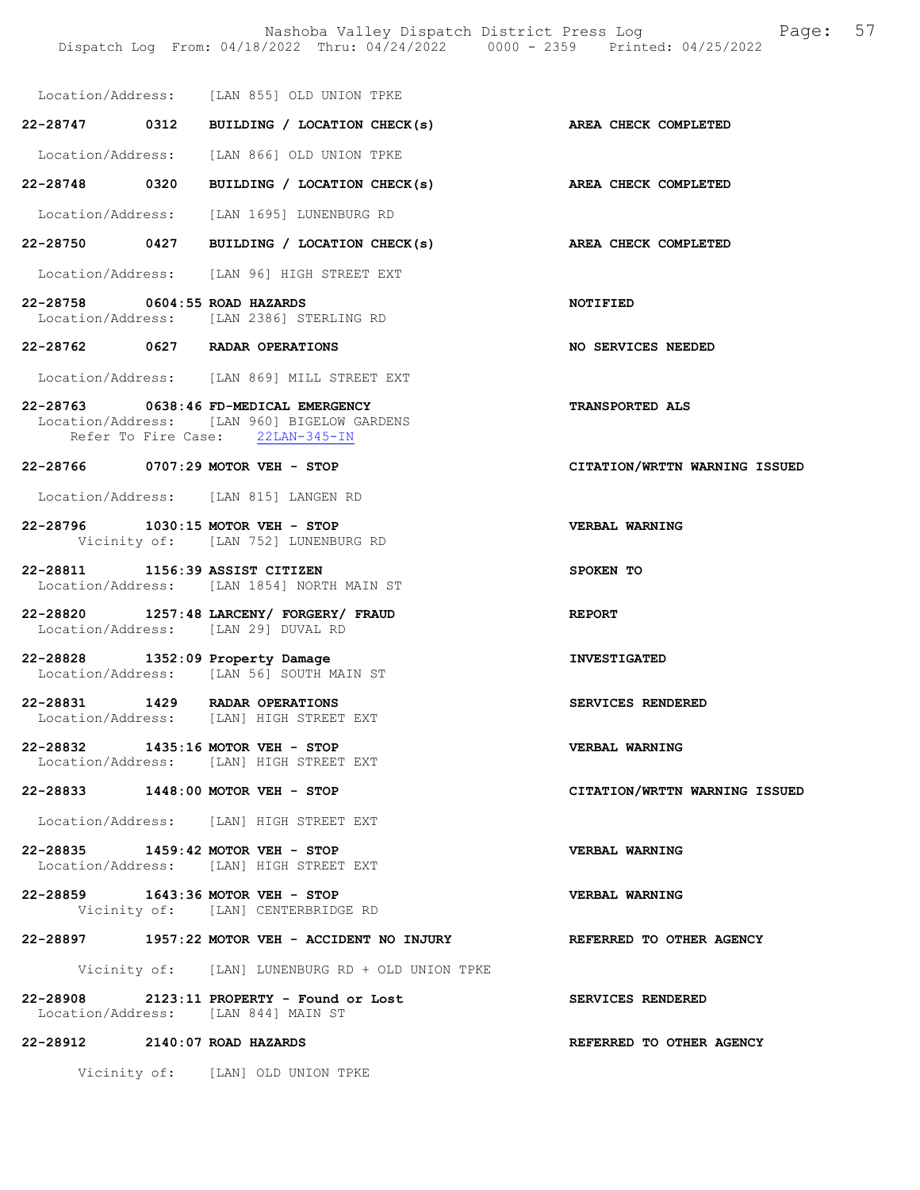Location/Address: [LAN 855] OLD UNION TPKE

**22-28747 0312 BUILDING / LOCATION CHECK(s)** — **AREA CHECK COMPLETED**
Location/Address: [LAN 866] OLD UNION TPKE

**22-28748 0320 BUILDING / LOCATION CHECK(s)** — **AREA CHECK COMPLETED**
Location/Address: [LAN 1695] LUNENBURG RD

**22-28750 0427 BUILDING / LOCATION CHECK(s)** — **AREA CHECK COMPLETED**
Location/Address: [LAN 96] HIGH STREET EXT

**22-28758 0604:55 ROAD HAZARDS** — **NOTIFIED**
Location/Address: [LAN 2386] STERLING RD

**22-28762 0627 RADAR OPERATIONS** — **NO SERVICES NEEDED**
Location/Address: [LAN 869] MILL STREET EXT

**22-28763 0638:46 FD-MEDICAL EMERGENCY** — **TRANSPORTED ALS**
Location/Address: [LAN 960] BIGELOW GARDENS
Refer To Fire Case: 22LAN-345-IN

**22-28766 0707:29 MOTOR VEH - STOP** — **CITATION/WRTTN WARNING ISSUED**
Location/Address: [LAN 815] LANGEN RD

**22-28796 1030:15 MOTOR VEH - STOP** — **VERBAL WARNING**
Vicinity of: [LAN 752] LUNENBURG RD

**22-28811 1156:39 ASSIST CITIZEN** — **SPOKEN TO**
Location/Address: [LAN 1854] NORTH MAIN ST

**22-28820 1257:48 LARCENY/ FORGERY/ FRAUD** — **REPORT**
Location/Address: [LAN 29] DUVAL RD

**22-28828 1352:09 Property Damage** — **INVESTIGATED**
Location/Address: [LAN 56] SOUTH MAIN ST

**22-28831 1429 RADAR OPERATIONS** — **SERVICES RENDERED**
Location/Address: [LAN] HIGH STREET EXT

**22-28832 1435:16 MOTOR VEH - STOP** — **VERBAL WARNING**
Location/Address: [LAN] HIGH STREET EXT

**22-28833 1448:00 MOTOR VEH - STOP** — **CITATION/WRTTN WARNING ISSUED**
Location/Address: [LAN] HIGH STREET EXT

**22-28835 1459:42 MOTOR VEH - STOP** — **VERBAL WARNING**
Location/Address: [LAN] HIGH STREET EXT

**22-28859 1643:36 MOTOR VEH - STOP** — **VERBAL WARNING**
Vicinity of: [LAN] CENTERBRIDGE RD

**22-28897 1957:22 MOTOR VEH - ACCIDENT NO INJURY** — **REFERRED TO OTHER AGENCY**
Vicinity of: [LAN] LUNENBURG RD + OLD UNION TPKE

**22-28908 2123:11 PROPERTY - Found or Lost** — **SERVICES RENDERED**
Location/Address: [LAN 844] MAIN ST

**22-28912 2140:07 ROAD HAZARDS** — **REFERRED TO OTHER AGENCY**
Vicinity of: [LAN] OLD UNION TPKE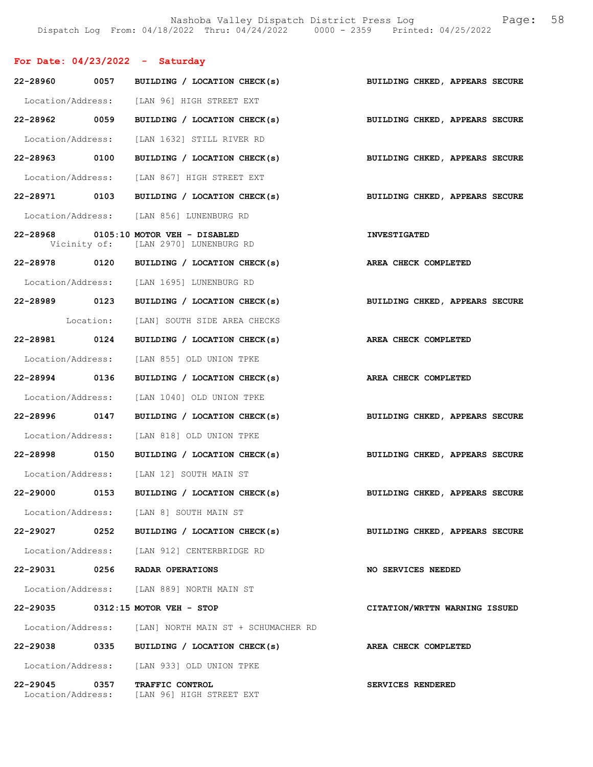## For Date: 04/23/2022 - Saturday

**22-28960 0057 BUILDING / LOCATION CHECK(s)** — BUILDING CHKED, APPEARS SECURE
Location/Address: [LAN 96] HIGH STREET EXT

**22-28962 0059 BUILDING / LOCATION CHECK(s)** — BUILDING CHKED, APPEARS SECURE
Location/Address: [LAN 1632] STILL RIVER RD

**22-28963 0100 BUILDING / LOCATION CHECK(s)** — BUILDING CHKED, APPEARS SECURE
Location/Address: [LAN 867] HIGH STREET EXT

**22-28971 0103 BUILDING / LOCATION CHECK(s)** — BUILDING CHKED, APPEARS SECURE
Location/Address: [LAN 856] LUNENBURG RD

**22-28968 0105:10 MOTOR VEH - DISABLED** — INVESTIGATED
Vicinity of: [LAN 2970] LUNENBURG RD

**22-28978 0120 BUILDING / LOCATION CHECK(s)** — AREA CHECK COMPLETED
Location/Address: [LAN 1695] LUNENBURG RD

**22-28989 0123 BUILDING / LOCATION CHECK(s)** — BUILDING CHKED, APPEARS SECURE
Location: [LAN] SOUTH SIDE AREA CHECKS

**22-28981 0124 BUILDING / LOCATION CHECK(s)** — AREA CHECK COMPLETED
Location/Address: [LAN 855] OLD UNION TPKE

**22-28994 0136 BUILDING / LOCATION CHECK(s)** — AREA CHECK COMPLETED
Location/Address: [LAN 1040] OLD UNION TPKE

**22-28996 0147 BUILDING / LOCATION CHECK(s)** — BUILDING CHKED, APPEARS SECURE
Location/Address: [LAN 818] OLD UNION TPKE

**22-28998 0150 BUILDING / LOCATION CHECK(s)** — BUILDING CHKED, APPEARS SECURE
Location/Address: [LAN 12] SOUTH MAIN ST

**22-29000 0153 BUILDING / LOCATION CHECK(s)** — BUILDING CHKED, APPEARS SECURE
Location/Address: [LAN 8] SOUTH MAIN ST

**22-29027 0252 BUILDING / LOCATION CHECK(s)** — BUILDING CHKED, APPEARS SECURE
Location/Address: [LAN 912] CENTERBRIDGE RD

**22-29031 0256 RADAR OPERATIONS** — NO SERVICES NEEDED
Location/Address: [LAN 889] NORTH MAIN ST

**22-29035 0312:15 MOTOR VEH - STOP** — CITATION/WRTTN WARNING ISSUED
Location/Address: [LAN] NORTH MAIN ST + SCHUMACHER RD

**22-29038 0335 BUILDING / LOCATION CHECK(s)** — AREA CHECK COMPLETED
Location/Address: [LAN 933] OLD UNION TPKE

**22-29045 0357 TRAFFIC CONTROL** — SERVICES RENDERED
Location/Address: [LAN 96] HIGH STREET EXT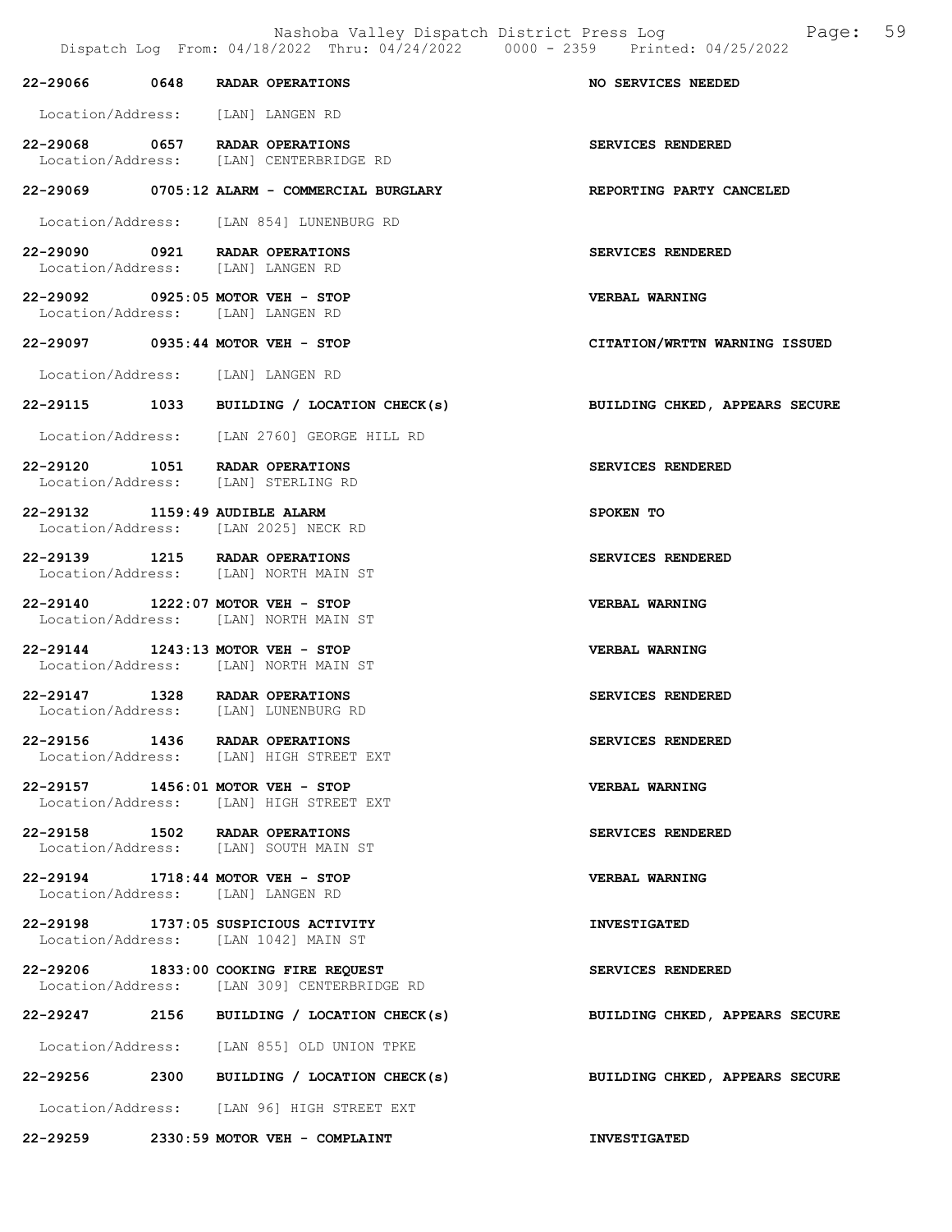**22-29066 0648 RADAR OPERATIONS** — **NO SERVICES NEEDED**

Location/Address: [LAN] LANGEN RD

**22-29068 0657 RADAR OPERATIONS** — **SERVICES RENDERED**
Location/Address: [LAN] CENTERBRIDGE RD

**22-29069 0705:12 ALARM - COMMERCIAL BURGLARY** — **REPORTING PARTY CANCELED**

Location/Address: [LAN 854] LUNENBURG RD

**22-29090 0921 RADAR OPERATIONS** — **SERVICES RENDERED**
Location/Address: [LAN] LANGEN RD

**22-29092 0925:05 MOTOR VEH - STOP** — **VERBAL WARNING**
Location/Address: [LAN] LANGEN RD

**22-29097 0935:44 MOTOR VEH - STOP** — **CITATION/WRTTN WARNING ISSUED**

Location/Address: [LAN] LANGEN RD

**22-29115 1033 BUILDING / LOCATION CHECK(s)** — **BUILDING CHKED, APPEARS SECURE**

Location/Address: [LAN 2760] GEORGE HILL RD

**22-29120 1051 RADAR OPERATIONS** — **SERVICES RENDERED**
Location/Address: [LAN] STERLING RD

**22-29132 1159:49 AUDIBLE ALARM** — **SPOKEN TO**
Location/Address: [LAN 2025] NECK RD

**22-29139 1215 RADAR OPERATIONS** — **SERVICES RENDERED**
Location/Address: [LAN] NORTH MAIN ST

**22-29140 1222:07 MOTOR VEH - STOP** — **VERBAL WARNING**
Location/Address: [LAN] NORTH MAIN ST

**22-29144 1243:13 MOTOR VEH - STOP** — **VERBAL WARNING**
Location/Address: [LAN] NORTH MAIN ST

**22-29147 1328 RADAR OPERATIONS** — **SERVICES RENDERED**
Location/Address: [LAN] LUNENBURG RD

**22-29156 1436 RADAR OPERATIONS** — **SERVICES RENDERED**
Location/Address: [LAN] HIGH STREET EXT

**22-29157 1456:01 MOTOR VEH - STOP** — **VERBAL WARNING**
Location/Address: [LAN] HIGH STREET EXT

**22-29158 1502 RADAR OPERATIONS** — **SERVICES RENDERED**
Location/Address: [LAN] SOUTH MAIN ST

**22-29194 1718:44 MOTOR VEH - STOP** — **VERBAL WARNING**
Location/Address: [LAN] LANGEN RD

**22-29198 1737:05 SUSPICIOUS ACTIVITY** — **INVESTIGATED**
Location/Address: [LAN 1042] MAIN ST

**22-29206 1833:00 COOKING FIRE REQUEST** — **SERVICES RENDERED**
Location/Address: [LAN 309] CENTERBRIDGE RD

**22-29247 2156 BUILDING / LOCATION CHECK(s)** — **BUILDING CHKED, APPEARS SECURE**

Location/Address: [LAN 855] OLD UNION TPKE

**22-29256 2300 BUILDING / LOCATION CHECK(s)** — **BUILDING CHKED, APPEARS SECURE**

Location/Address: [LAN 96] HIGH STREET EXT

**22-29259 2330:59 MOTOR VEH - COMPLAINT** — **INVESTIGATED**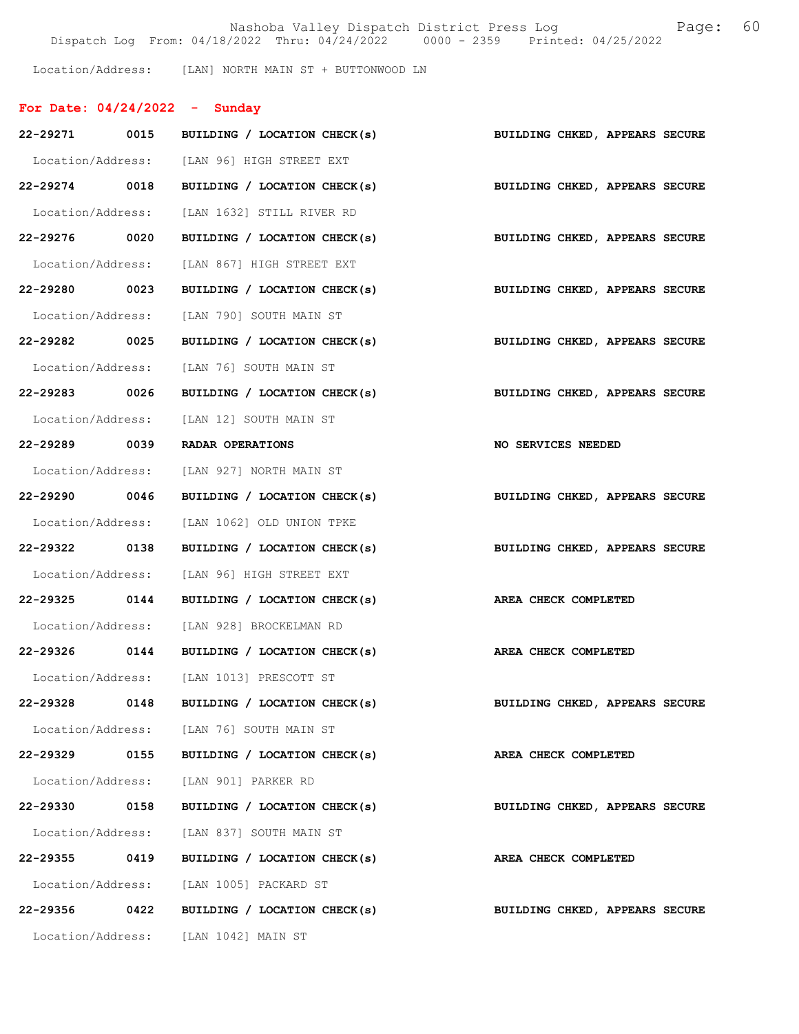Location/Address: [LAN] NORTH MAIN ST + BUTTONWOOD LN

## For Date: 04/24/2022 - Sunday

| Call # | Time | Call Type | Disposition |
|---|---|---|---|
| 22-29271 | 0015 | BUILDING / LOCATION CHECK(s) | BUILDING CHKED, APPEARS SECURE |
| | | Location/Address: [LAN 96] HIGH STREET EXT | |
| 22-29274 | 0018 | BUILDING / LOCATION CHECK(s) | BUILDING CHKED, APPEARS SECURE |
| | | Location/Address: [LAN 1632] STILL RIVER RD | |
| 22-29276 | 0020 | BUILDING / LOCATION CHECK(s) | BUILDING CHKED, APPEARS SECURE |
| | | Location/Address: [LAN 867] HIGH STREET EXT | |
| 22-29280 | 0023 | BUILDING / LOCATION CHECK(s) | BUILDING CHKED, APPEARS SECURE |
| | | Location/Address: [LAN 790] SOUTH MAIN ST | |
| 22-29282 | 0025 | BUILDING / LOCATION CHECK(s) | BUILDING CHKED, APPEARS SECURE |
| | | Location/Address: [LAN 76] SOUTH MAIN ST | |
| 22-29283 | 0026 | BUILDING / LOCATION CHECK(s) | BUILDING CHKED, APPEARS SECURE |
| | | Location/Address: [LAN 12] SOUTH MAIN ST | |
| 22-29289 | 0039 | RADAR OPERATIONS | NO SERVICES NEEDED |
| | | Location/Address: [LAN 927] NORTH MAIN ST | |
| 22-29290 | 0046 | BUILDING / LOCATION CHECK(s) | BUILDING CHKED, APPEARS SECURE |
| | | Location/Address: [LAN 1062] OLD UNION TPKE | |
| 22-29322 | 0138 | BUILDING / LOCATION CHECK(s) | BUILDING CHKED, APPEARS SECURE |
| | | Location/Address: [LAN 96] HIGH STREET EXT | |
| 22-29325 | 0144 | BUILDING / LOCATION CHECK(s) | AREA CHECK COMPLETED |
| | | Location/Address: [LAN 928] BROCKELMAN RD | |
| 22-29326 | 0144 | BUILDING / LOCATION CHECK(s) | AREA CHECK COMPLETED |
| | | Location/Address: [LAN 1013] PRESCOTT ST | |
| 22-29328 | 0148 | BUILDING / LOCATION CHECK(s) | BUILDING CHKED, APPEARS SECURE |
| | | Location/Address: [LAN 76] SOUTH MAIN ST | |
| 22-29329 | 0155 | BUILDING / LOCATION CHECK(s) | AREA CHECK COMPLETED |
| | | Location/Address: [LAN 901] PARKER RD | |
| 22-29330 | 0158 | BUILDING / LOCATION CHECK(s) | BUILDING CHKED, APPEARS SECURE |
| | | Location/Address: [LAN 837] SOUTH MAIN ST | |
| 22-29355 | 0419 | BUILDING / LOCATION CHECK(s) | AREA CHECK COMPLETED |
| | | Location/Address: [LAN 1005] PACKARD ST | |
| 22-29356 | 0422 | BUILDING / LOCATION CHECK(s) | BUILDING CHKED, APPEARS SECURE |
| | | Location/Address: [LAN 1042] MAIN ST | |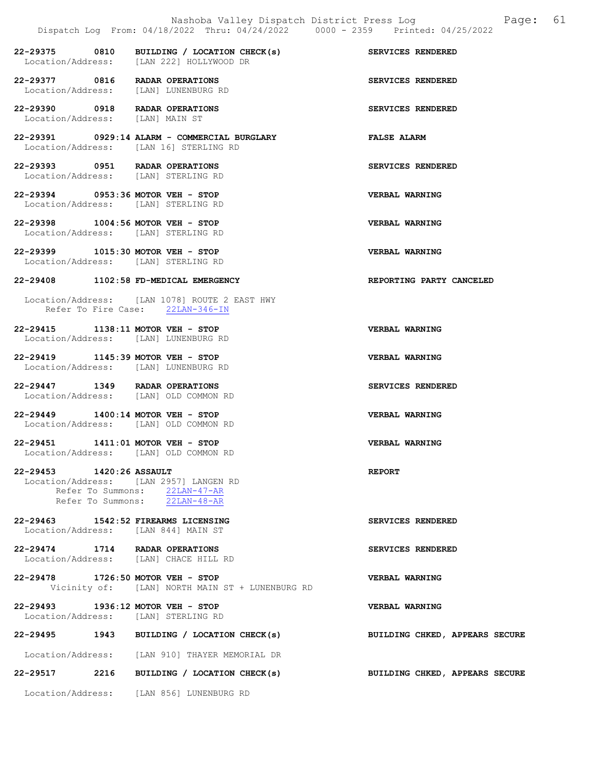22-29375 0810 **BUILDING / LOCATION CHECK(s)** **SERVICES RENDERED**
Location/Address: [LAN 222] HOLLYWOOD DR

22-29377 0816 **RADAR OPERATIONS** **SERVICES RENDERED**
Location/Address: [LAN] LUNENBURG RD

22-29390 0918 **RADAR OPERATIONS** **SERVICES RENDERED**
Location/Address: [LAN] MAIN ST

22-29391 0929:14 **ALARM - COMMERCIAL BURGLARY** **FALSE ALARM**
Location/Address: [LAN 16] STERLING RD

22-29393 0951 **RADAR OPERATIONS** **SERVICES RENDERED**
Location/Address: [LAN] STERLING RD

22-29394 0953:36 **MOTOR VEH - STOP** **VERBAL WARNING**
Location/Address: [LAN] STERLING RD

22-29398 1004:56 **MOTOR VEH - STOP** **VERBAL WARNING**
Location/Address: [LAN] STERLING RD

22-29399 1015:30 **MOTOR VEH - STOP** **VERBAL WARNING**
Location/Address: [LAN] STERLING RD

22-29408 1102:58 **FD-MEDICAL EMERGENCY** **REPORTING PARTY CANCELED**
Location/Address: [LAN 1078] ROUTE 2 EAST HWY
Refer To Fire Case: 22LAN-346-IN

22-29415 1138:11 **MOTOR VEH - STOP** **VERBAL WARNING**
Location/Address: [LAN] LUNENBURG RD

22-29419 1145:39 **MOTOR VEH - STOP** **VERBAL WARNING**
Location/Address: [LAN] LUNENBURG RD

22-29447 1349 **RADAR OPERATIONS** **SERVICES RENDERED**
Location/Address: [LAN] OLD COMMON RD

22-29449 1400:14 **MOTOR VEH - STOP** **VERBAL WARNING**
Location/Address: [LAN] OLD COMMON RD

22-29451 1411:01 **MOTOR VEH - STOP** **VERBAL WARNING**
Location/Address: [LAN] OLD COMMON RD

22-29453 1420:26 **ASSAULT** **REPORT**
Location/Address: [LAN 2957] LANGEN RD
Refer To Summons: 22LAN-47-AR
Refer To Summons: 22LAN-48-AR

22-29463 1542:52 **FIREARMS LICENSING** **SERVICES RENDERED**
Location/Address: [LAN 844] MAIN ST

22-29474 1714 **RADAR OPERATIONS** **SERVICES RENDERED**
Location/Address: [LAN] CHACE HILL RD

22-29478 1726:50 **MOTOR VEH - STOP** **VERBAL WARNING**
Vicinity of: [LAN] NORTH MAIN ST + LUNENBURG RD

22-29493 1936:12 **MOTOR VEH - STOP** **VERBAL WARNING**
Location/Address: [LAN] STERLING RD

22-29495 1943 **BUILDING / LOCATION CHECK(s)** **BUILDING CHKED, APPEARS SECURE**
Location/Address: [LAN 910] THAYER MEMORIAL DR

22-29517 2216 **BUILDING / LOCATION CHECK(s)** **BUILDING CHKED, APPEARS SECURE**
Location/Address: [LAN 856] LUNENBURG RD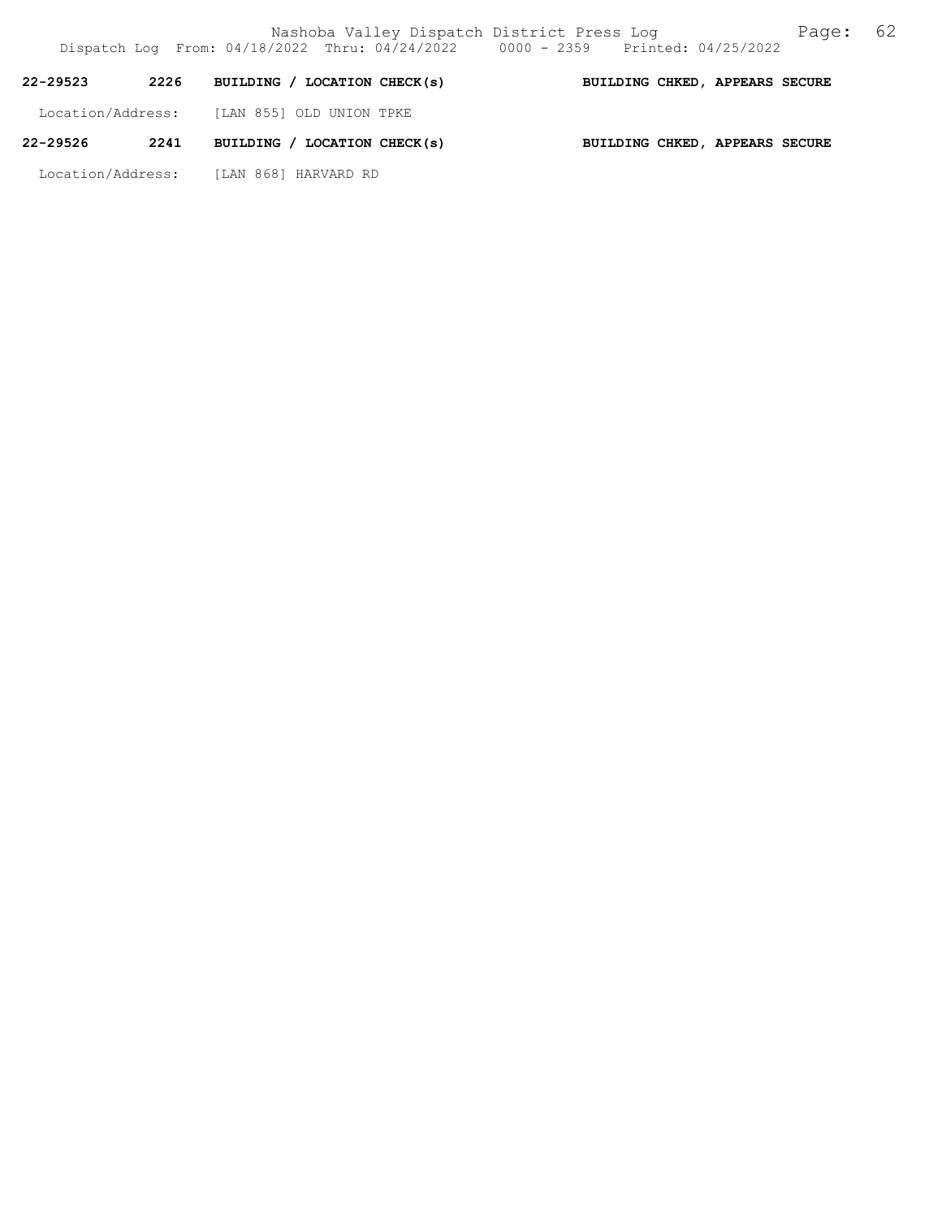**22-29523 2226 BUILDING / LOCATION CHECK(s) BUILDING CHKED, APPEARS SECURE**

Location/Address: [LAN 855] OLD UNION TPKE

**22-29526 2241 BUILDING / LOCATION CHECK(s) BUILDING CHKED, APPEARS SECURE**

Location/Address: [LAN 868] HARVARD RD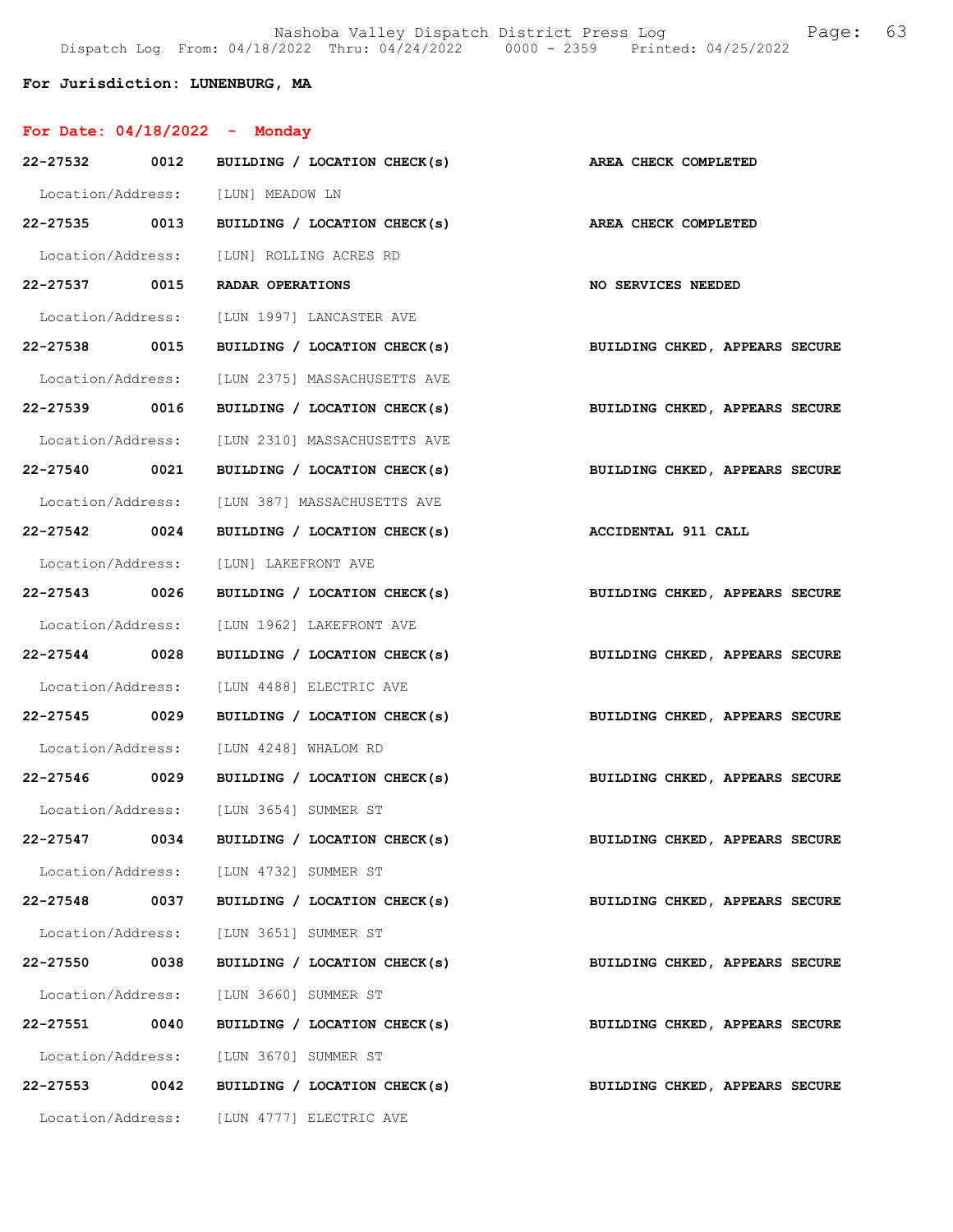Nashoba Valley Dispatch District Press Log

Dispatch Log From: 04/18/2022 Thru: 04/24/2022 0000 - 2359 Printed: 04/25/2022

**For Jurisdiction: LUNENBURG, MA**

**For Date: 04/18/2022 - Monday**

**22-27532 0012 BUILDING / LOCATION CHECK(s)** **AREA CHECK COMPLETED**

Location/Address: [LUN] MEADOW LN

**22-27535 0013 BUILDING / LOCATION CHECK(s)** **AREA CHECK COMPLETED**

Location/Address: [LUN] ROLLING ACRES RD

**22-27537 0015 RADAR OPERATIONS** **NO SERVICES NEEDED**

Location/Address: [LUN 1997] LANCASTER AVE

**22-27538 0015 BUILDING / LOCATION CHECK(s)** **BUILDING CHKED, APPEARS SECURE**

Location/Address: [LUN 2375] MASSACHUSETTS AVE

**22-27539 0016 BUILDING / LOCATION CHECK(s)** **BUILDING CHKED, APPEARS SECURE**

Location/Address: [LUN 2310] MASSACHUSETTS AVE

**22-27540 0021 BUILDING / LOCATION CHECK(s)** **BUILDING CHKED, APPEARS SECURE**

Location/Address: [LUN 387] MASSACHUSETTS AVE

**22-27542 0024 BUILDING / LOCATION CHECK(s)** **ACCIDENTAL 911 CALL**

Location/Address: [LUN] LAKEFRONT AVE

**22-27543 0026 BUILDING / LOCATION CHECK(s)** **BUILDING CHKED, APPEARS SECURE**

Location/Address: [LUN 1962] LAKEFRONT AVE

**22-27544 0028 BUILDING / LOCATION CHECK(s)** **BUILDING CHKED, APPEARS SECURE**

Location/Address: [LUN 4488] ELECTRIC AVE

**22-27545 0029 BUILDING / LOCATION CHECK(s)** **BUILDING CHKED, APPEARS SECURE**

Location/Address: [LUN 4248] WHALOM RD

**22-27546 0029 BUILDING / LOCATION CHECK(s)** **BUILDING CHKED, APPEARS SECURE**

Location/Address: [LUN 3654] SUMMER ST

**22-27547 0034 BUILDING / LOCATION CHECK(s)** **BUILDING CHKED, APPEARS SECURE**

Location/Address: [LUN 4732] SUMMER ST

**22-27548 0037 BUILDING / LOCATION CHECK(s)** **BUILDING CHKED, APPEARS SECURE**

Location/Address: [LUN 3651] SUMMER ST

**22-27550 0038 BUILDING / LOCATION CHECK(s)** **BUILDING CHKED, APPEARS SECURE**

Location/Address: [LUN 3660] SUMMER ST

**22-27551 0040 BUILDING / LOCATION CHECK(s)** **BUILDING CHKED, APPEARS SECURE**

Location/Address: [LUN 3670] SUMMER ST

**22-27553 0042 BUILDING / LOCATION CHECK(s)** **BUILDING CHKED, APPEARS SECURE**

Location/Address: [LUN 4777] ELECTRIC AVE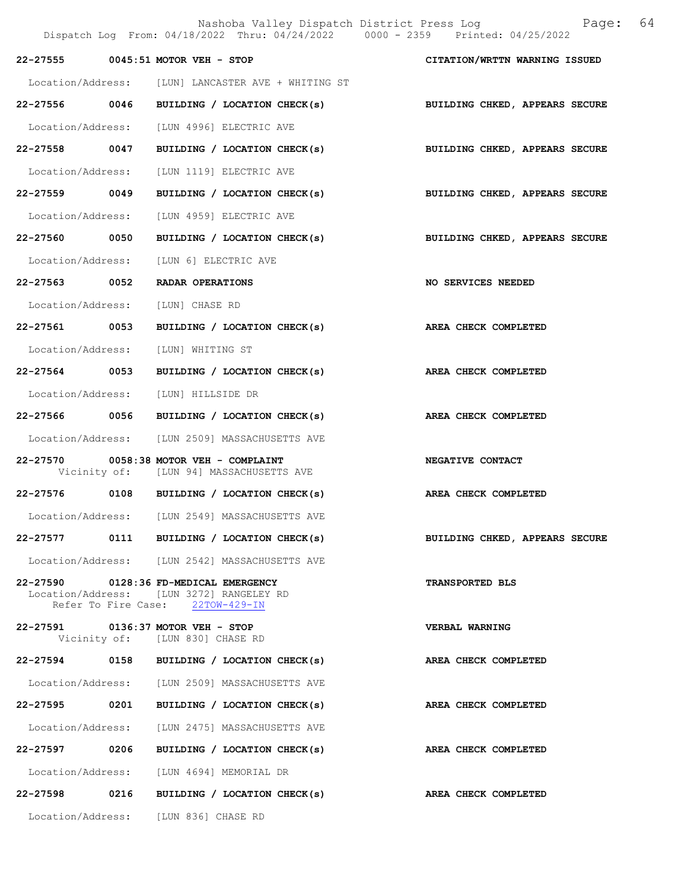22-27555 0045:51 MOTOR VEH - STOP CITATION/WRTTN WARNING ISSUED

Location/Address: [LUN] LANCASTER AVE + WHITING ST

22-27556 0046 BUILDING / LOCATION CHECK(s) BUILDING CHKED, APPEARS SECURE

Location/Address: [LUN 4996] ELECTRIC AVE

22-27558 0047 BUILDING / LOCATION CHECK(s) BUILDING CHKED, APPEARS SECURE

Location/Address: [LUN 1119] ELECTRIC AVE

22-27559 0049 BUILDING / LOCATION CHECK(s) BUILDING CHKED, APPEARS SECURE

Location/Address: [LUN 4959] ELECTRIC AVE

22-27560 0050 BUILDING / LOCATION CHECK(s) BUILDING CHKED, APPEARS SECURE

Location/Address: [LUN 6] ELECTRIC AVE

22-27563 0052 RADAR OPERATIONS NO SERVICES NEEDED

Location/Address: [LUN] CHASE RD

22-27561 0053 BUILDING / LOCATION CHECK(s) AREA CHECK COMPLETED

Location/Address: [LUN] WHITING ST

22-27564 0053 BUILDING / LOCATION CHECK(s) AREA CHECK COMPLETED

Location/Address: [LUN] HILLSIDE DR

22-27566 0056 BUILDING / LOCATION CHECK(s) AREA CHECK COMPLETED

Location/Address: [LUN 2509] MASSACHUSETTS AVE

22-27570 0058:38 MOTOR VEH - COMPLAINT NEGATIVE CONTACT
Vicinity of: [LUN 94] MASSACHUSETTS AVE

22-27576 0108 BUILDING / LOCATION CHECK(s) AREA CHECK COMPLETED

Location/Address: [LUN 2549] MASSACHUSETTS AVE

22-27577 0111 BUILDING / LOCATION CHECK(s) BUILDING CHKED, APPEARS SECURE

Location/Address: [LUN 2542] MASSACHUSETTS AVE

22-27590 0128:36 FD-MEDICAL EMERGENCY TRANSPORTED BLS
Location/Address: [LUN 3272] RANGELEY RD
Refer To Fire Case: 22TOW-429-IN

22-27591 0136:37 MOTOR VEH - STOP VERBAL WARNING
Vicinity of: [LUN 830] CHASE RD

22-27594 0158 BUILDING / LOCATION CHECK(s) AREA CHECK COMPLETED

Location/Address: [LUN 2509] MASSACHUSETTS AVE

22-27595 0201 BUILDING / LOCATION CHECK(s) AREA CHECK COMPLETED

Location/Address: [LUN 2475] MASSACHUSETTS AVE

22-27597 0206 BUILDING / LOCATION CHECK(s) AREA CHECK COMPLETED

Location/Address: [LUN 4694] MEMORIAL DR

22-27598 0216 BUILDING / LOCATION CHECK(s) AREA CHECK COMPLETED

Location/Address: [LUN 836] CHASE RD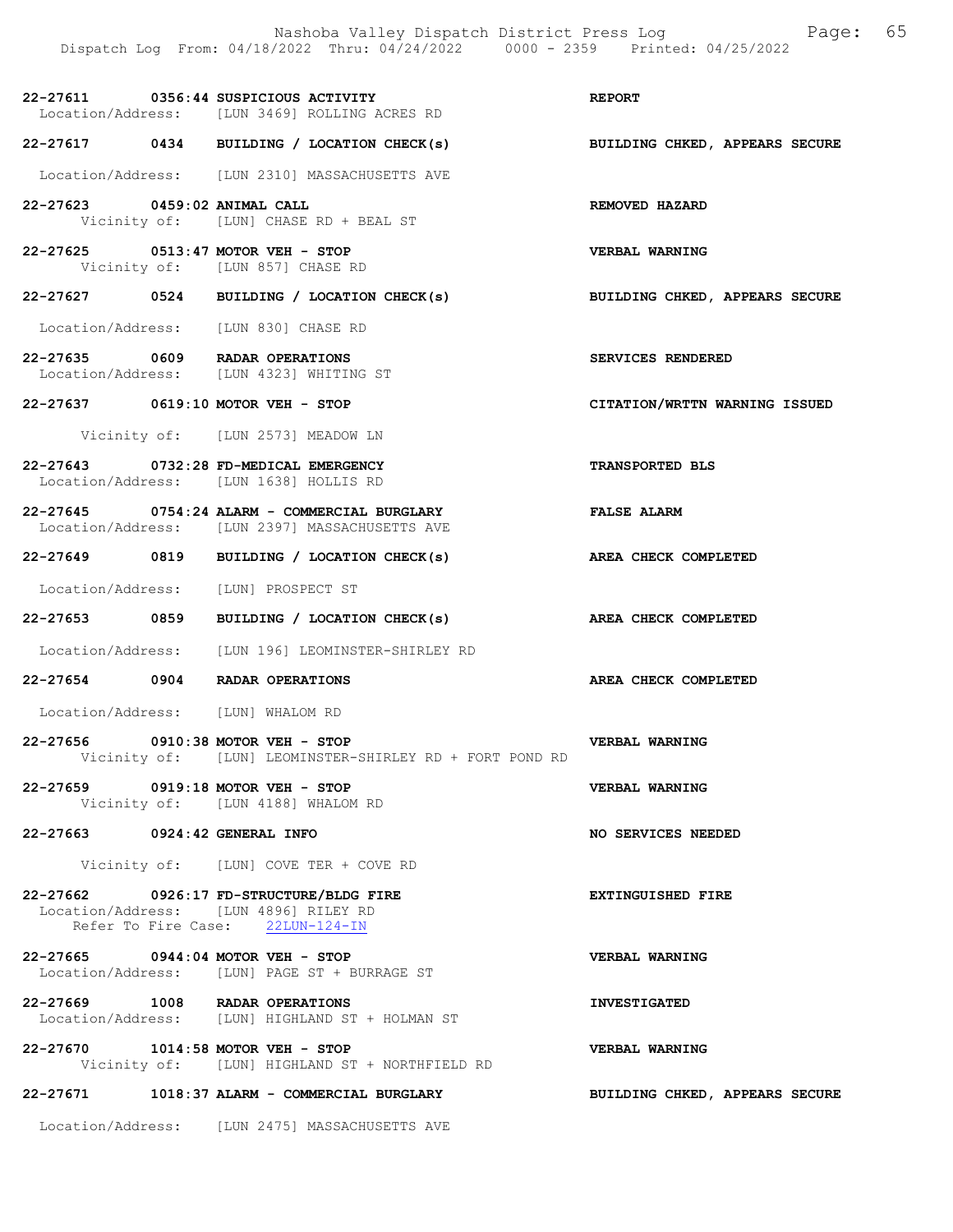**22-27611 0356:44 SUSPICIOUS ACTIVITY** — **REPORT**
Location/Address: [LUN 3469] ROLLING ACRES RD

**22-27617 0434 BUILDING / LOCATION CHECK(s)** — **BUILDING CHKED, APPEARS SECURE**
Location/Address: [LUN 2310] MASSACHUSETTS AVE

**22-27623 0459:02 ANIMAL CALL** — **REMOVED HAZARD**
Vicinity of: [LUN] CHASE RD + BEAL ST

**22-27625 0513:47 MOTOR VEH - STOP** — **VERBAL WARNING**
Vicinity of: [LUN 857] CHASE RD

**22-27627 0524 BUILDING / LOCATION CHECK(s)** — **BUILDING CHKED, APPEARS SECURE**
Location/Address: [LUN 830] CHASE RD

**22-27635 0609 RADAR OPERATIONS** — **SERVICES RENDERED**
Location/Address: [LUN 4323] WHITING ST

**22-27637 0619:10 MOTOR VEH - STOP** — **CITATION/WRTTN WARNING ISSUED**
Vicinity of: [LUN 2573] MEADOW LN

**22-27643 0732:28 FD-MEDICAL EMERGENCY** — **TRANSPORTED BLS**
Location/Address: [LUN 1638] HOLLIS RD

**22-27645 0754:24 ALARM - COMMERCIAL BURGLARY** — **FALSE ALARM**
Location/Address: [LUN 2397] MASSACHUSETTS AVE

**22-27649 0819 BUILDING / LOCATION CHECK(s)** — **AREA CHECK COMPLETED**
Location/Address: [LUN] PROSPECT ST

**22-27653 0859 BUILDING / LOCATION CHECK(s)** — **AREA CHECK COMPLETED**
Location/Address: [LUN 196] LEOMINSTER-SHIRLEY RD

**22-27654 0904 RADAR OPERATIONS** — **AREA CHECK COMPLETED**
Location/Address: [LUN] WHALOM RD

**22-27656 0910:38 MOTOR VEH - STOP** — **VERBAL WARNING**
Vicinity of: [LUN] LEOMINSTER-SHIRLEY RD + FORT POND RD

**22-27659 0919:18 MOTOR VEH - STOP** — **VERBAL WARNING**
Vicinity of: [LUN 4188] WHALOM RD

**22-27663 0924:42 GENERAL INFO** — **NO SERVICES NEEDED**
Vicinity of: [LUN] COVE TER + COVE RD

**22-27662 0926:17 FD-STRUCTURE/BLDG FIRE** — **EXTINGUISHED FIRE**
Location/Address: [LUN 4896] RILEY RD
Refer To Fire Case: 22LUN-124-IN

**22-27665 0944:04 MOTOR VEH - STOP** — **VERBAL WARNING**
Location/Address: [LUN] PAGE ST + BURRAGE ST

**22-27669 1008 RADAR OPERATIONS** — **INVESTIGATED**
Location/Address: [LUN] HIGHLAND ST + HOLMAN ST

**22-27670 1014:58 MOTOR VEH - STOP** — **VERBAL WARNING**
Vicinity of: [LUN] HIGHLAND ST + NORTHFIELD RD

**22-27671 1018:37 ALARM - COMMERCIAL BURGLARY** — **BUILDING CHKED, APPEARS SECURE**
Location/Address: [LUN 2475] MASSACHUSETTS AVE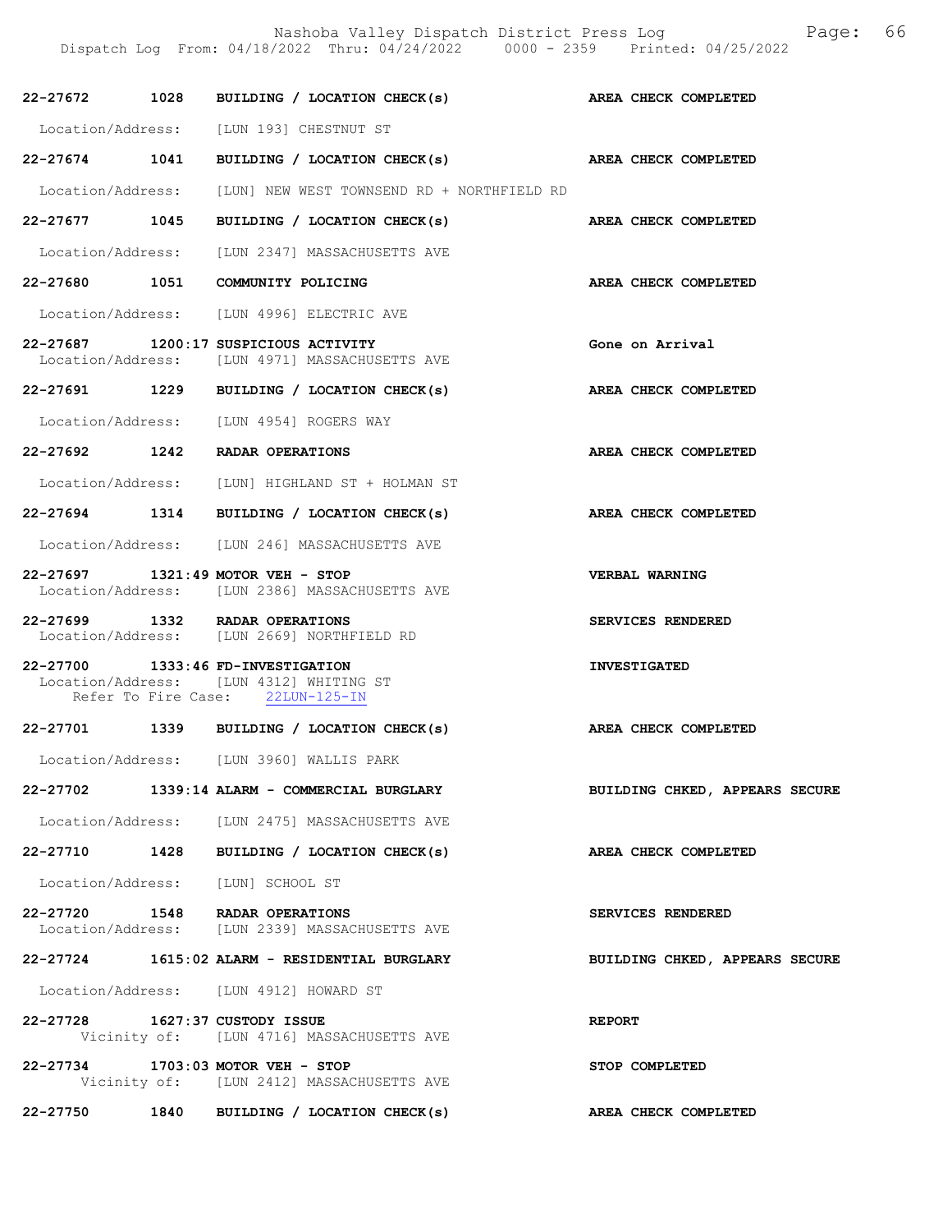22-27672 1028 BUILDING / LOCATION CHECK(s) AREA CHECK COMPLETED

Location/Address: [LUN 193] CHESTNUT ST

22-27674 1041 BUILDING / LOCATION CHECK(s) AREA CHECK COMPLETED

Location/Address: [LUN] NEW WEST TOWNSEND RD + NORTHFIELD RD

22-27677 1045 BUILDING / LOCATION CHECK(s) AREA CHECK COMPLETED

Location/Address: [LUN 2347] MASSACHUSETTS AVE

22-27680 1051 COMMUNITY POLICING AREA CHECK COMPLETED

Location/Address: [LUN 4996] ELECTRIC AVE

22-27687 1200:17 SUSPICIOUS ACTIVITY Gone on Arrival
Location/Address: [LUN 4971] MASSACHUSETTS AVE

22-27691 1229 BUILDING / LOCATION CHECK(s) AREA CHECK COMPLETED

Location/Address: [LUN 4954] ROGERS WAY

22-27692 1242 RADAR OPERATIONS AREA CHECK COMPLETED

Location/Address: [LUN] HIGHLAND ST + HOLMAN ST

22-27694 1314 BUILDING / LOCATION CHECK(s) AREA CHECK COMPLETED

Location/Address: [LUN 246] MASSACHUSETTS AVE

22-27697 1321:49 MOTOR VEH - STOP VERBAL WARNING
Location/Address: [LUN 2386] MASSACHUSETTS AVE

22-27699 1332 RADAR OPERATIONS SERVICES RENDERED
Location/Address: [LUN 2669] NORTHFIELD RD

22-27700 1333:46 FD-INVESTIGATION INVESTIGATED
Location/Address: [LUN 4312] WHITING ST
Refer To Fire Case: 22LUN-125-IN

22-27701 1339 BUILDING / LOCATION CHECK(s) AREA CHECK COMPLETED

Location/Address: [LUN 3960] WALLIS PARK

22-27702 1339:14 ALARM - COMMERCIAL BURGLARY BUILDING CHKED, APPEARS SECURE

Location/Address: [LUN 2475] MASSACHUSETTS AVE

22-27710 1428 BUILDING / LOCATION CHECK(s) AREA CHECK COMPLETED

Location/Address: [LUN] SCHOOL ST

22-27720 1548 RADAR OPERATIONS SERVICES RENDERED
Location/Address: [LUN 2339] MASSACHUSETTS AVE

22-27724 1615:02 ALARM - RESIDENTIAL BURGLARY BUILDING CHKED, APPEARS SECURE

Location/Address: [LUN 4912] HOWARD ST

22-27728 1627:37 CUSTODY ISSUE REPORT
Vicinity of: [LUN 4716] MASSACHUSETTS AVE

22-27734 1703:03 MOTOR VEH - STOP STOP COMPLETED
Vicinity of: [LUN 2412] MASSACHUSETTS AVE

22-27750 1840 BUILDING / LOCATION CHECK(s) AREA CHECK COMPLETED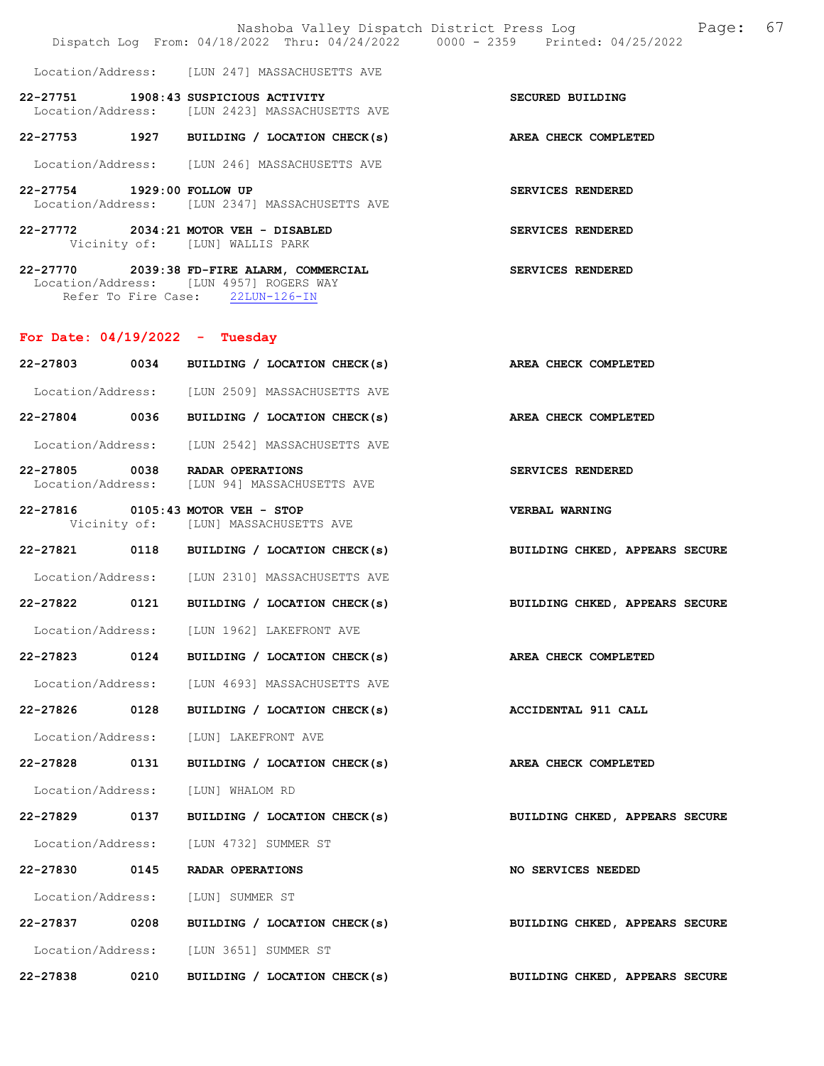Location/Address: [LUN 247] MASSACHUSETTS AVE

**22-27751 1908:43 SUSPICIOUS ACTIVITY** — **SECURED BUILDING**
Location/Address: [LUN 2423] MASSACHUSETTS AVE

**22-27753 1927 BUILDING / LOCATION CHECK(s)** — **AREA CHECK COMPLETED**
Location/Address: [LUN 246] MASSACHUSETTS AVE

**22-27754 1929:00 FOLLOW UP** — **SERVICES RENDERED**
Location/Address: [LUN 2347] MASSACHUSETTS AVE

**22-27772 2034:21 MOTOR VEH - DISABLED** — **SERVICES RENDERED**
Vicinity of: [LUN] WALLIS PARK

**22-27770 2039:38 FD-FIRE ALARM, COMMERCIAL** — **SERVICES RENDERED**
Location/Address: [LUN 4957] ROGERS WAY
Refer To Fire Case: 22LUN-126-IN

## For Date: 04/19/2022 - Tuesday

**22-27803 0034 BUILDING / LOCATION CHECK(s)** — **AREA CHECK COMPLETED**
Location/Address: [LUN 2509] MASSACHUSETTS AVE

**22-27804 0036 BUILDING / LOCATION CHECK(s)** — **AREA CHECK COMPLETED**
Location/Address: [LUN 2542] MASSACHUSETTS AVE

**22-27805 0038 RADAR OPERATIONS** — **SERVICES RENDERED**
Location/Address: [LUN 94] MASSACHUSETTS AVE

**22-27816 0105:43 MOTOR VEH - STOP** — **VERBAL WARNING**
Vicinity of: [LUN] MASSACHUSETTS AVE

**22-27821 0118 BUILDING / LOCATION CHECK(s)** — **BUILDING CHKED, APPEARS SECURE**
Location/Address: [LUN 2310] MASSACHUSETTS AVE

**22-27822 0121 BUILDING / LOCATION CHECK(s)** — **BUILDING CHKED, APPEARS SECURE**
Location/Address: [LUN 1962] LAKEFRONT AVE

**22-27823 0124 BUILDING / LOCATION CHECK(s)** — **AREA CHECK COMPLETED**
Location/Address: [LUN 4693] MASSACHUSETTS AVE

**22-27826 0128 BUILDING / LOCATION CHECK(s)** — **ACCIDENTAL 911 CALL**
Location/Address: [LUN] LAKEFRONT AVE

**22-27828 0131 BUILDING / LOCATION CHECK(s)** — **AREA CHECK COMPLETED**
Location/Address: [LUN] WHALOM RD

**22-27829 0137 BUILDING / LOCATION CHECK(s)** — **BUILDING CHKED, APPEARS SECURE**
Location/Address: [LUN 4732] SUMMER ST

**22-27830 0145 RADAR OPERATIONS** — **NO SERVICES NEEDED**
Location/Address: [LUN] SUMMER ST

**22-27837 0208 BUILDING / LOCATION CHECK(s)** — **BUILDING CHKED, APPEARS SECURE**
Location/Address: [LUN 3651] SUMMER ST

**22-27838 0210 BUILDING / LOCATION CHECK(s)** — **BUILDING CHKED, APPEARS SECURE**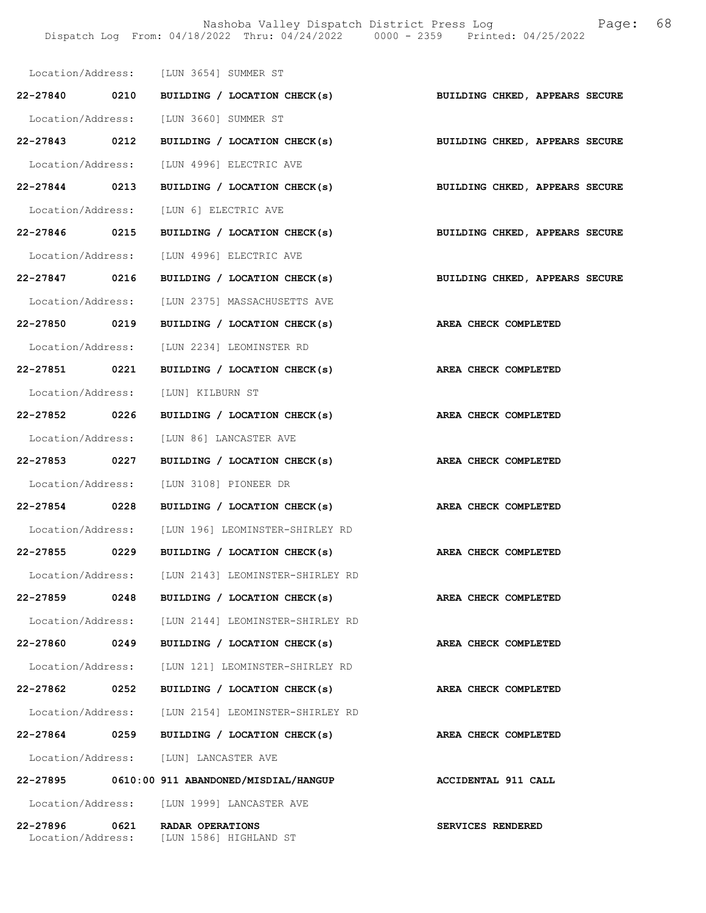Location/Address: [LUN 3654] SUMMER ST

**22-27840 0210 BUILDING / LOCATION CHECK(s) BUILDING CHKED, APPEARS SECURE**

Location/Address: [LUN 3660] SUMMER ST

**22-27843 0212 BUILDING / LOCATION CHECK(s) BUILDING CHKED, APPEARS SECURE**

Location/Address: [LUN 4996] ELECTRIC AVE

**22-27844 0213 BUILDING / LOCATION CHECK(s) BUILDING CHKED, APPEARS SECURE**

Location/Address: [LUN 6] ELECTRIC AVE

**22-27846 0215 BUILDING / LOCATION CHECK(s) BUILDING CHKED, APPEARS SECURE**

Location/Address: [LUN 4996] ELECTRIC AVE

**22-27847 0216 BUILDING / LOCATION CHECK(s) BUILDING CHKED, APPEARS SECURE**

Location/Address: [LUN 2375] MASSACHUSETTS AVE

**22-27850 0219 BUILDING / LOCATION CHECK(s) AREA CHECK COMPLETED**

Location/Address: [LUN 2234] LEOMINSTER RD

**22-27851 0221 BUILDING / LOCATION CHECK(s) AREA CHECK COMPLETED**

Location/Address: [LUN] KILBURN ST

**22-27852 0226 BUILDING / LOCATION CHECK(s) AREA CHECK COMPLETED**

Location/Address: [LUN 86] LANCASTER AVE

**22-27853 0227 BUILDING / LOCATION CHECK(s) AREA CHECK COMPLETED**

Location/Address: [LUN 3108] PIONEER DR

**22-27854 0228 BUILDING / LOCATION CHECK(s) AREA CHECK COMPLETED**

Location/Address: [LUN 196] LEOMINSTER-SHIRLEY RD

**22-27855 0229 BUILDING / LOCATION CHECK(s) AREA CHECK COMPLETED**

Location/Address: [LUN 2143] LEOMINSTER-SHIRLEY RD

**22-27859 0248 BUILDING / LOCATION CHECK(s) AREA CHECK COMPLETED**

Location/Address: [LUN 2144] LEOMINSTER-SHIRLEY RD

**22-27860 0249 BUILDING / LOCATION CHECK(s) AREA CHECK COMPLETED**

Location/Address: [LUN 121] LEOMINSTER-SHIRLEY RD

**22-27862 0252 BUILDING / LOCATION CHECK(s) AREA CHECK COMPLETED**

Location/Address: [LUN 2154] LEOMINSTER-SHIRLEY RD

**22-27864 0259 BUILDING / LOCATION CHECK(s) AREA CHECK COMPLETED**

Location/Address: [LUN] LANCASTER AVE

**22-27895 0610:00 911 ABANDONED/MISDIAL/HANGUP ACCIDENTAL 911 CALL**

Location/Address: [LUN 1999] LANCASTER AVE

**22-27896 0621 RADAR OPERATIONS SERVICES RENDERED**

Location/Address: [LUN 1586] HIGHLAND ST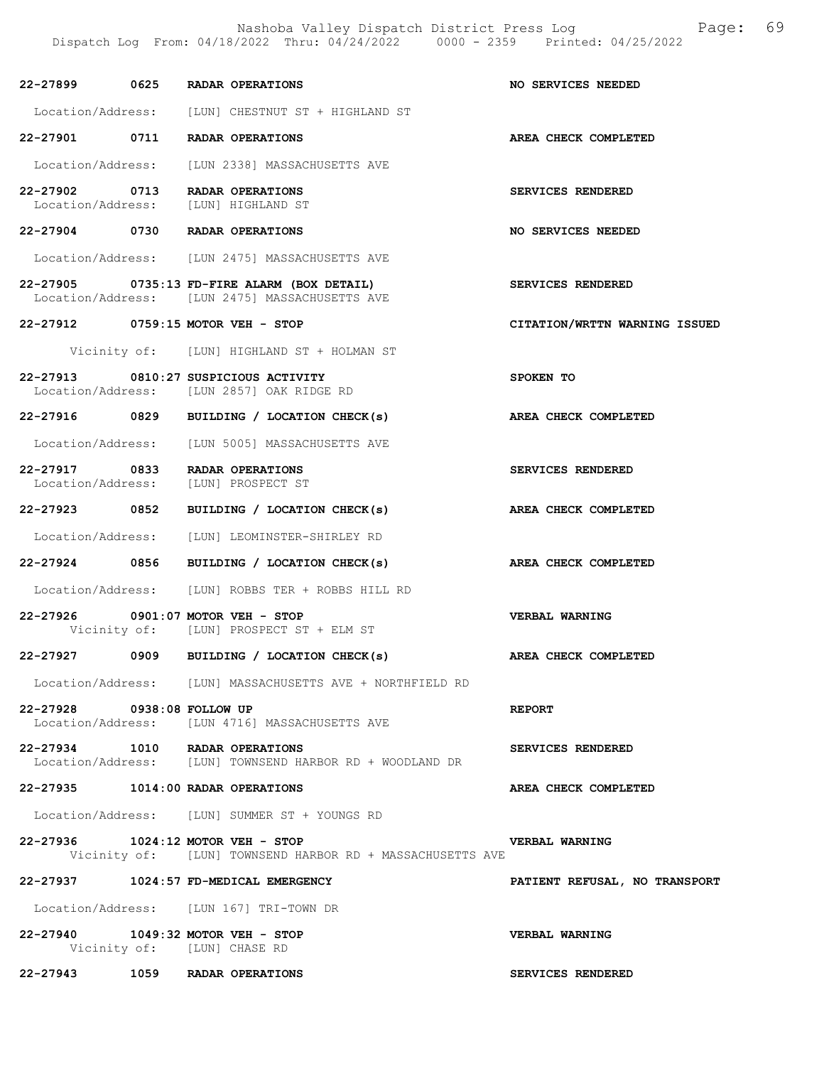**22-27899 0625 RADAR OPERATIONS** — **NO SERVICES NEEDED**

Location/Address: [LUN] CHESTNUT ST + HIGHLAND ST

**22-27901 0711 RADAR OPERATIONS** — **AREA CHECK COMPLETED**

Location/Address: [LUN 2338] MASSACHUSETTS AVE

**22-27902 0713 RADAR OPERATIONS** — **SERVICES RENDERED**

Location/Address: [LUN] HIGHLAND ST

**22-27904 0730 RADAR OPERATIONS** — **NO SERVICES NEEDED**

Location/Address: [LUN 2475] MASSACHUSETTS AVE

**22-27905 0735:13 FD-FIRE ALARM (BOX DETAIL)** — **SERVICES RENDERED**

Location/Address: [LUN 2475] MASSACHUSETTS AVE

**22-27912 0759:15 MOTOR VEH - STOP** — **CITATION/WRTTN WARNING ISSUED**

Vicinity of: [LUN] HIGHLAND ST + HOLMAN ST

**22-27913 0810:27 SUSPICIOUS ACTIVITY** — **SPOKEN TO**

Location/Address: [LUN 2857] OAK RIDGE RD

**22-27916 0829 BUILDING / LOCATION CHECK(s)** — **AREA CHECK COMPLETED**

Location/Address: [LUN 5005] MASSACHUSETTS AVE

**22-27917 0833 RADAR OPERATIONS** — **SERVICES RENDERED**

Location/Address: [LUN] PROSPECT ST

**22-27923 0852 BUILDING / LOCATION CHECK(s)** — **AREA CHECK COMPLETED**

Location/Address: [LUN] LEOMINSTER-SHIRLEY RD

**22-27924 0856 BUILDING / LOCATION CHECK(s)** — **AREA CHECK COMPLETED**

Location/Address: [LUN] ROBBS TER + ROBBS HILL RD

**22-27926 0901:07 MOTOR VEH - STOP** — **VERBAL WARNING**

Vicinity of: [LUN] PROSPECT ST + ELM ST

**22-27927 0909 BUILDING / LOCATION CHECK(s)** — **AREA CHECK COMPLETED**

Location/Address: [LUN] MASSACHUSETTS AVE + NORTHFIELD RD

**22-27928 0938:08 FOLLOW UP** — **REPORT**

Location/Address: [LUN 4716] MASSACHUSETTS AVE

**22-27934 1010 RADAR OPERATIONS** — **SERVICES RENDERED**

Location/Address: [LUN] TOWNSEND HARBOR RD + WOODLAND DR

**22-27935 1014:00 RADAR OPERATIONS** — **AREA CHECK COMPLETED**

Location/Address: [LUN] SUMMER ST + YOUNGS RD

**22-27936 1024:12 MOTOR VEH - STOP** — **VERBAL WARNING**

Vicinity of: [LUN] TOWNSEND HARBOR RD + MASSACHUSETTS AVE

**22-27937 1024:57 FD-MEDICAL EMERGENCY** — **PATIENT REFUSAL, NO TRANSPORT**

Location/Address: [LUN 167] TRI-TOWN DR

**22-27940 1049:32 MOTOR VEH - STOP** — **VERBAL WARNING**

Vicinity of: [LUN] CHASE RD

**22-27943 1059 RADAR OPERATIONS** — **SERVICES RENDERED**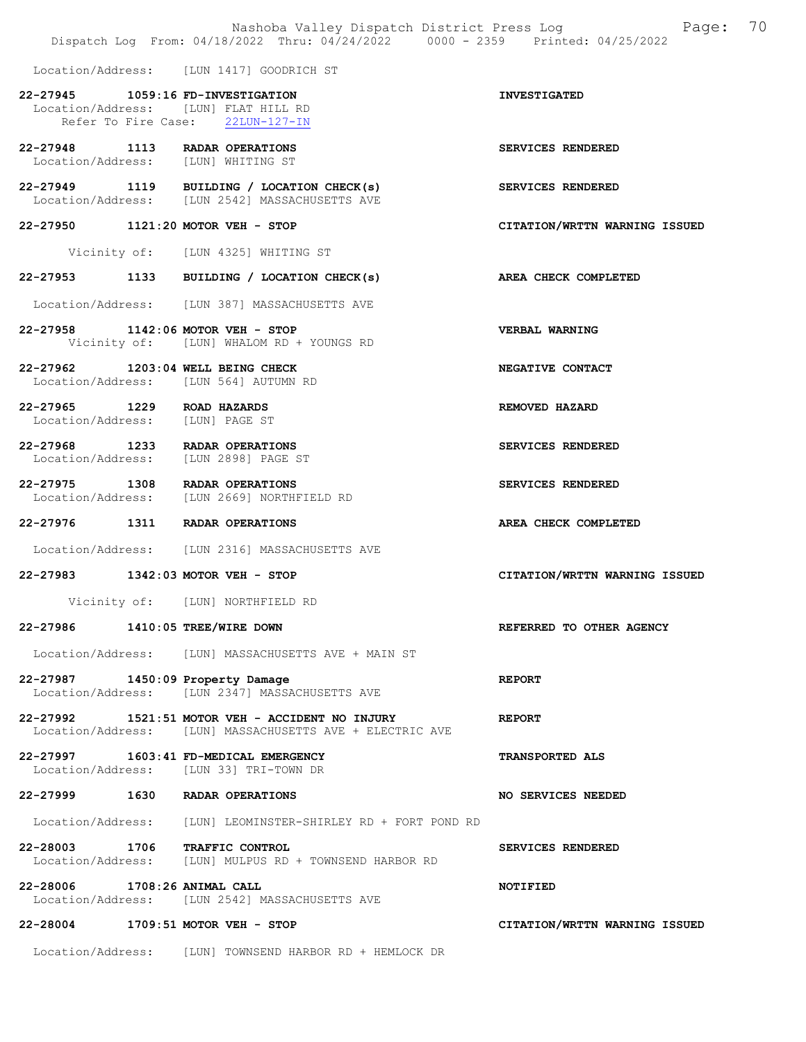Location/Address: [LUN 1417] GOODRICH ST

**22-27945 1059:16 FD-INVESTIGATION** — **INVESTIGATED**
Location/Address: [LUN] FLAT HILL RD
Refer To Fire Case: 22LUN-127-IN

**22-27948 1113 RADAR OPERATIONS** — **SERVICES RENDERED**
Location/Address: [LUN] WHITING ST

**22-27949 1119 BUILDING / LOCATION CHECK(s)** — **SERVICES RENDERED**
Location/Address: [LUN 2542] MASSACHUSETTS AVE

**22-27950 1121:20 MOTOR VEH - STOP** — **CITATION/WRTTN WARNING ISSUED**
Vicinity of: [LUN 4325] WHITING ST

**22-27953 1133 BUILDING / LOCATION CHECK(s)** — **AREA CHECK COMPLETED**
Location/Address: [LUN 387] MASSACHUSETTS AVE

**22-27958 1142:06 MOTOR VEH - STOP** — **VERBAL WARNING**
Vicinity of: [LUN] WHALOM RD + YOUNGS RD

**22-27962 1203:04 WELL BEING CHECK** — **NEGATIVE CONTACT**
Location/Address: [LUN 564] AUTUMN RD

**22-27965 1229 ROAD HAZARDS** — **REMOVED HAZARD**
Location/Address: [LUN] PAGE ST

**22-27968 1233 RADAR OPERATIONS** — **SERVICES RENDERED**
Location/Address: [LUN 2898] PAGE ST

**22-27975 1308 RADAR OPERATIONS** — **SERVICES RENDERED**
Location/Address: [LUN 2669] NORTHFIELD RD

**22-27976 1311 RADAR OPERATIONS** — **AREA CHECK COMPLETED**
Location/Address: [LUN 2316] MASSACHUSETTS AVE

**22-27983 1342:03 MOTOR VEH - STOP** — **CITATION/WRTTN WARNING ISSUED**
Vicinity of: [LUN] NORTHFIELD RD

**22-27986 1410:05 TREE/WIRE DOWN** — **REFERRED TO OTHER AGENCY**
Location/Address: [LUN] MASSACHUSETTS AVE + MAIN ST

**22-27987 1450:09 Property Damage** — **REPORT**
Location/Address: [LUN 2347] MASSACHUSETTS AVE

**22-27992 1521:51 MOTOR VEH - ACCIDENT NO INJURY** — **REPORT**
Location/Address: [LUN] MASSACHUSETTS AVE + ELECTRIC AVE

**22-27997 1603:41 FD-MEDICAL EMERGENCY** — **TRANSPORTED ALS**
Location/Address: [LUN 33] TRI-TOWN DR

**22-27999 1630 RADAR OPERATIONS** — **NO SERVICES NEEDED**
Location/Address: [LUN] LEOMINSTER-SHIRLEY RD + FORT POND RD

**22-28003 1706 TRAFFIC CONTROL** — **SERVICES RENDERED**
Location/Address: [LUN] MULPUS RD + TOWNSEND HARBOR RD

**22-28006 1708:26 ANIMAL CALL** — **NOTIFIED**
Location/Address: [LUN 2542] MASSACHUSETTS AVE

**22-28004 1709:51 MOTOR VEH - STOP** — **CITATION/WRTTN WARNING ISSUED**
Location/Address: [LUN] TOWNSEND HARBOR RD + HEMLOCK DR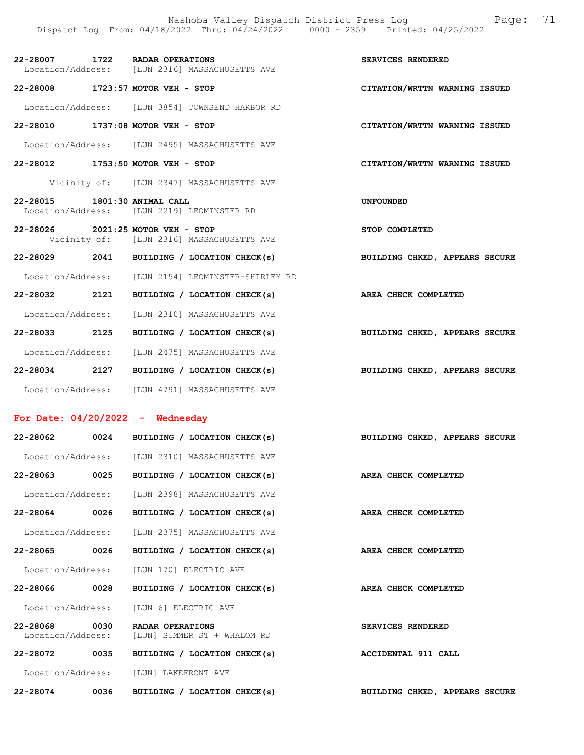22-28007 1722 RADAR OPERATIONS SERVICES RENDERED
Location/Address: [LUN 2316] MASSACHUSETTS AVE

22-28008 1723:57 MOTOR VEH - STOP CITATION/WRTTN WARNING ISSUED
Location/Address: [LUN 3854] TOWNSEND HARBOR RD

22-28010 1737:08 MOTOR VEH - STOP CITATION/WRTTN WARNING ISSUED
Location/Address: [LUN 2495] MASSACHUSETTS AVE

22-28012 1753:50 MOTOR VEH - STOP CITATION/WRTTN WARNING ISSUED
Vicinity of: [LUN 2347] MASSACHUSETTS AVE

22-28015 1801:30 ANIMAL CALL UNFOUNDED
Location/Address: [LUN 2219] LEOMINSTER RD

22-28026 2021:25 MOTOR VEH - STOP STOP COMPLETED
Vicinity of: [LUN 2316] MASSACHUSETTS AVE

22-28029 2041 BUILDING / LOCATION CHECK(s) BUILDING CHKED, APPEARS SECURE
Location/Address: [LUN 2154] LEOMINSTER-SHIRLEY RD

22-28032 2121 BUILDING / LOCATION CHECK(s) AREA CHECK COMPLETED
Location/Address: [LUN 2310] MASSACHUSETTS AVE

22-28033 2125 BUILDING / LOCATION CHECK(s) BUILDING CHKED, APPEARS SECURE
Location/Address: [LUN 2475] MASSACHUSETTS AVE

22-28034 2127 BUILDING / LOCATION CHECK(s) BUILDING CHKED, APPEARS SECURE
Location/Address: [LUN 4791] MASSACHUSETTS AVE

## For Date: 04/20/2022 - Wednesday

22-28062 0024 BUILDING / LOCATION CHECK(s) BUILDING CHKED, APPEARS SECURE
Location/Address: [LUN 2310] MASSACHUSETTS AVE

22-28063 0025 BUILDING / LOCATION CHECK(s) AREA CHECK COMPLETED
Location/Address: [LUN 2398] MASSACHUSETTS AVE

22-28064 0026 BUILDING / LOCATION CHECK(s) AREA CHECK COMPLETED
Location/Address: [LUN 2375] MASSACHUSETTS AVE

22-28065 0026 BUILDING / LOCATION CHECK(s) AREA CHECK COMPLETED
Location/Address: [LUN 170] ELECTRIC AVE

22-28066 0028 BUILDING / LOCATION CHECK(s) AREA CHECK COMPLETED
Location/Address: [LUN 6] ELECTRIC AVE

22-28068 0030 RADAR OPERATIONS SERVICES RENDERED
Location/Address: [LUN] SUMMER ST + WHALOM RD

22-28072 0035 BUILDING / LOCATION CHECK(s) ACCIDENTAL 911 CALL
Location/Address: [LUN] LAKEFRONT AVE

22-28074 0036 BUILDING / LOCATION CHECK(s) BUILDING CHKED, APPEARS SECURE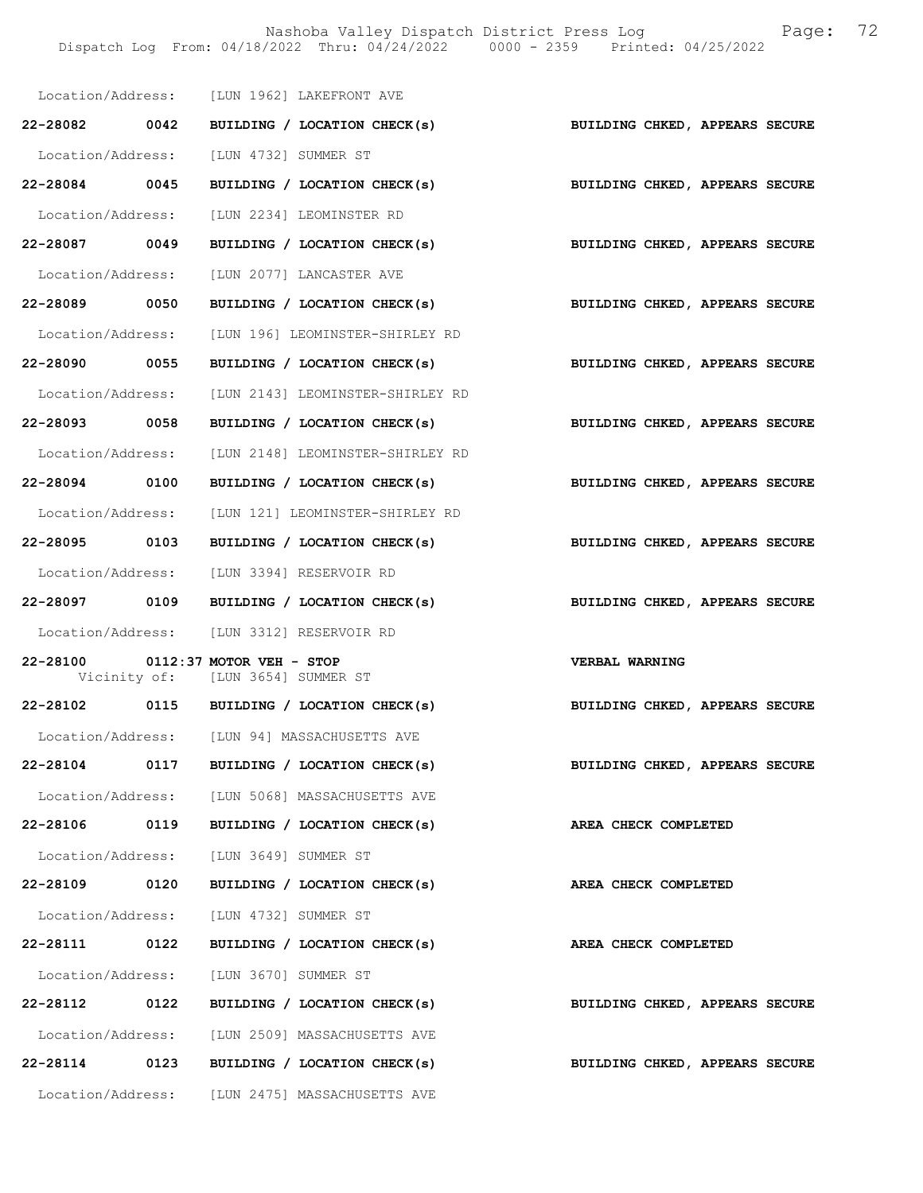Location/Address: [LUN 1962] LAKEFRONT AVE

22-28082 0042 BUILDING / LOCATION CHECK(s) BUILDING CHKED, APPEARS SECURE

Location/Address: [LUN 4732] SUMMER ST

22-28084 0045 BUILDING / LOCATION CHECK(s) BUILDING CHKED, APPEARS SECURE

Location/Address: [LUN 2234] LEOMINSTER RD

22-28087 0049 BUILDING / LOCATION CHECK(s) BUILDING CHKED, APPEARS SECURE

Location/Address: [LUN 2077] LANCASTER AVE

22-28089 0050 BUILDING / LOCATION CHECK(s) BUILDING CHKED, APPEARS SECURE

Location/Address: [LUN 196] LEOMINSTER-SHIRLEY RD

22-28090 0055 BUILDING / LOCATION CHECK(s) BUILDING CHKED, APPEARS SECURE

Location/Address: [LUN 2143] LEOMINSTER-SHIRLEY RD

22-28093 0058 BUILDING / LOCATION CHECK(s) BUILDING CHKED, APPEARS SECURE

Location/Address: [LUN 2148] LEOMINSTER-SHIRLEY RD

22-28094 0100 BUILDING / LOCATION CHECK(s) BUILDING CHKED, APPEARS SECURE

Location/Address: [LUN 121] LEOMINSTER-SHIRLEY RD

22-28095 0103 BUILDING / LOCATION CHECK(s) BUILDING CHKED, APPEARS SECURE

Location/Address: [LUN 3394] RESERVOIR RD

22-28097 0109 BUILDING / LOCATION CHECK(s) BUILDING CHKED, APPEARS SECURE

Location/Address: [LUN 3312] RESERVOIR RD

22-28100 0112:37 MOTOR VEH - STOP VERBAL WARNING
Vicinity of: [LUN 3654] SUMMER ST

22-28102 0115 BUILDING / LOCATION CHECK(s) BUILDING CHKED, APPEARS SECURE

Location/Address: [LUN 94] MASSACHUSETTS AVE

22-28104 0117 BUILDING / LOCATION CHECK(s) BUILDING CHKED, APPEARS SECURE

Location/Address: [LUN 5068] MASSACHUSETTS AVE

22-28106 0119 BUILDING / LOCATION CHECK(s) AREA CHECK COMPLETED

Location/Address: [LUN 3649] SUMMER ST

22-28109 0120 BUILDING / LOCATION CHECK(s) AREA CHECK COMPLETED

Location/Address: [LUN 4732] SUMMER ST

22-28111 0122 BUILDING / LOCATION CHECK(s) AREA CHECK COMPLETED

Location/Address: [LUN 3670] SUMMER ST

22-28112 0122 BUILDING / LOCATION CHECK(s) BUILDING CHKED, APPEARS SECURE

Location/Address: [LUN 2509] MASSACHUSETTS AVE

22-28114 0123 BUILDING / LOCATION CHECK(s) BUILDING CHKED, APPEARS SECURE

Location/Address: [LUN 2475] MASSACHUSETTS AVE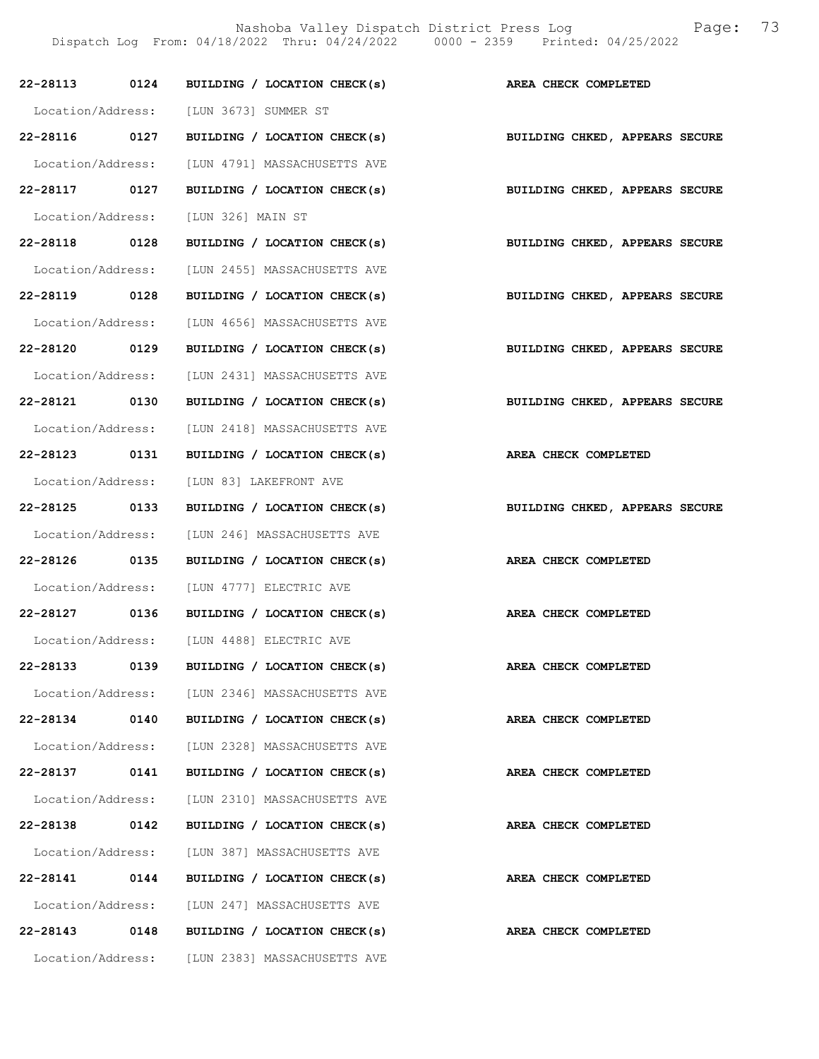| Call Number | Time | Call Reason | Action |
|---|---|---|---|
| 22-28113 | 0124 | BUILDING / LOCATION CHECK(s) | AREA CHECK COMPLETED |
| Location/Address: | | [LUN 3673] SUMMER ST | |
| 22-28116 | 0127 | BUILDING / LOCATION CHECK(s) | BUILDING CHKED, APPEARS SECURE |
| Location/Address: | | [LUN 4791] MASSACHUSETTS AVE | |
| 22-28117 | 0127 | BUILDING / LOCATION CHECK(s) | BUILDING CHKED, APPEARS SECURE |
| Location/Address: | | [LUN 326] MAIN ST | |
| 22-28118 | 0128 | BUILDING / LOCATION CHECK(s) | BUILDING CHKED, APPEARS SECURE |
| Location/Address: | | [LUN 2455] MASSACHUSETTS AVE | |
| 22-28119 | 0128 | BUILDING / LOCATION CHECK(s) | BUILDING CHKED, APPEARS SECURE |
| Location/Address: | | [LUN 4656] MASSACHUSETTS AVE | |
| 22-28120 | 0129 | BUILDING / LOCATION CHECK(s) | BUILDING CHKED, APPEARS SECURE |
| Location/Address: | | [LUN 2431] MASSACHUSETTS AVE | |
| 22-28121 | 0130 | BUILDING / LOCATION CHECK(s) | BUILDING CHKED, APPEARS SECURE |
| Location/Address: | | [LUN 2418] MASSACHUSETTS AVE | |
| 22-28123 | 0131 | BUILDING / LOCATION CHECK(s) | AREA CHECK COMPLETED |
| Location/Address: | | [LUN 83] LAKEFRONT AVE | |
| 22-28125 | 0133 | BUILDING / LOCATION CHECK(s) | BUILDING CHKED, APPEARS SECURE |
| Location/Address: | | [LUN 246] MASSACHUSETTS AVE | |
| 22-28126 | 0135 | BUILDING / LOCATION CHECK(s) | AREA CHECK COMPLETED |
| Location/Address: | | [LUN 4777] ELECTRIC AVE | |
| 22-28127 | 0136 | BUILDING / LOCATION CHECK(s) | AREA CHECK COMPLETED |
| Location/Address: | | [LUN 4488] ELECTRIC AVE | |
| 22-28133 | 0139 | BUILDING / LOCATION CHECK(s) | AREA CHECK COMPLETED |
| Location/Address: | | [LUN 2346] MASSACHUSETTS AVE | |
| 22-28134 | 0140 | BUILDING / LOCATION CHECK(s) | AREA CHECK COMPLETED |
| Location/Address: | | [LUN 2328] MASSACHUSETTS AVE | |
| 22-28137 | 0141 | BUILDING / LOCATION CHECK(s) | AREA CHECK COMPLETED |
| Location/Address: | | [LUN 2310] MASSACHUSETTS AVE | |
| 22-28138 | 0142 | BUILDING / LOCATION CHECK(s) | AREA CHECK COMPLETED |
| Location/Address: | | [LUN 387] MASSACHUSETTS AVE | |
| 22-28141 | 0144 | BUILDING / LOCATION CHECK(s) | AREA CHECK COMPLETED |
| Location/Address: | | [LUN 247] MASSACHUSETTS AVE | |
| 22-28143 | 0148 | BUILDING / LOCATION CHECK(s) | AREA CHECK COMPLETED |
| Location/Address: | | [LUN 2383] MASSACHUSETTS AVE | |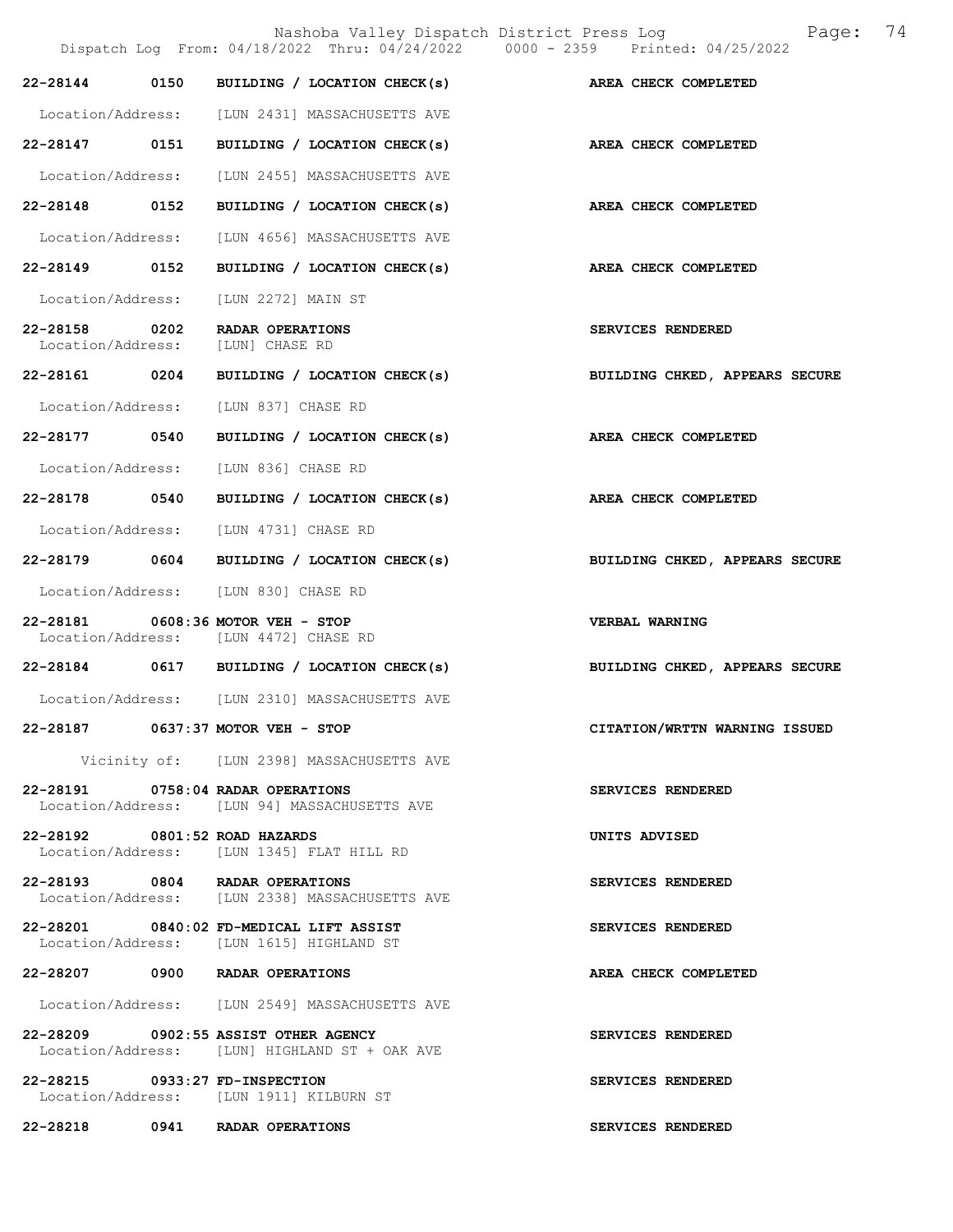| Call | Time | Type | Disposition |
|---|---|---|---|
| 22-28144 | 0150 | BUILDING / LOCATION CHECK(s) | AREA CHECK COMPLETED |
| | | Location/Address: [LUN 2431] MASSACHUSETTS AVE | |
| 22-28147 | 0151 | BUILDING / LOCATION CHECK(s) | AREA CHECK COMPLETED |
| | | Location/Address: [LUN 2455] MASSACHUSETTS AVE | |
| 22-28148 | 0152 | BUILDING / LOCATION CHECK(s) | AREA CHECK COMPLETED |
| | | Location/Address: [LUN 4656] MASSACHUSETTS AVE | |
| 22-28149 | 0152 | BUILDING / LOCATION CHECK(s) | AREA CHECK COMPLETED |
| | | Location/Address: [LUN 2272] MAIN ST | |
| 22-28158 | 0202 | RADAR OPERATIONS | SERVICES RENDERED |
| | | Location/Address: [LUN] CHASE RD | |
| 22-28161 | 0204 | BUILDING / LOCATION CHECK(s) | BUILDING CHKED, APPEARS SECURE |
| | | Location/Address: [LUN 837] CHASE RD | |
| 22-28177 | 0540 | BUILDING / LOCATION CHECK(s) | AREA CHECK COMPLETED |
| | | Location/Address: [LUN 836] CHASE RD | |
| 22-28178 | 0540 | BUILDING / LOCATION CHECK(s) | AREA CHECK COMPLETED |
| | | Location/Address: [LUN 4731] CHASE RD | |
| 22-28179 | 0604 | BUILDING / LOCATION CHECK(s) | BUILDING CHKED, APPEARS SECURE |
| | | Location/Address: [LUN 830] CHASE RD | |
| 22-28181 | 0608:36 | MOTOR VEH - STOP | VERBAL WARNING |
| | | Location/Address: [LUN 4472] CHASE RD | |
| 22-28184 | 0617 | BUILDING / LOCATION CHECK(s) | BUILDING CHKED, APPEARS SECURE |
| | | Location/Address: [LUN 2310] MASSACHUSETTS AVE | |
| 22-28187 | 0637:37 | MOTOR VEH - STOP | CITATION/WRTTN WARNING ISSUED |
| | | Vicinity of: [LUN 2398] MASSACHUSETTS AVE | |
| 22-28191 | 0758:04 | RADAR OPERATIONS | SERVICES RENDERED |
| | | Location/Address: [LUN 94] MASSACHUSETTS AVE | |
| 22-28192 | 0801:52 | ROAD HAZARDS | UNITS ADVISED |
| | | Location/Address: [LUN 1345] FLAT HILL RD | |
| 22-28193 | 0804 | RADAR OPERATIONS | SERVICES RENDERED |
| | | Location/Address: [LUN 2338] MASSACHUSETTS AVE | |
| 22-28201 | 0840:02 | FD-MEDICAL LIFT ASSIST | SERVICES RENDERED |
| | | Location/Address: [LUN 1615] HIGHLAND ST | |
| 22-28207 | 0900 | RADAR OPERATIONS | AREA CHECK COMPLETED |
| | | Location/Address: [LUN 2549] MASSACHUSETTS AVE | |
| 22-28209 | 0902:55 | ASSIST OTHER AGENCY | SERVICES RENDERED |
| | | Location/Address: [LUN] HIGHLAND ST + OAK AVE | |
| 22-28215 | 0933:27 | FD-INSPECTION | SERVICES RENDERED |
| | | Location/Address: [LUN 1911] KILBURN ST | |
| 22-28218 | 0941 | RADAR OPERATIONS | SERVICES RENDERED |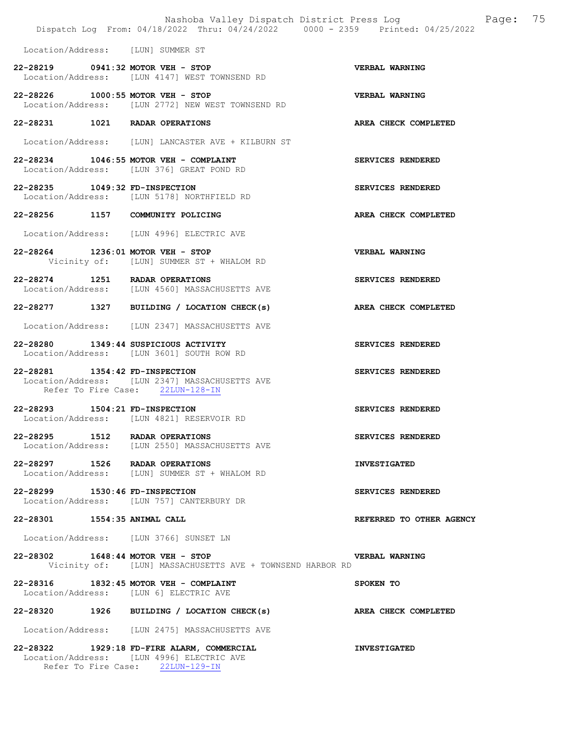Location/Address: [LUN] SUMMER ST

**22-28219 0941:32 MOTOR VEH - STOP** **VERBAL WARNING**
Location/Address: [LUN 4147] WEST TOWNSEND RD

**22-28226 1000:55 MOTOR VEH - STOP** **VERBAL WARNING**
Location/Address: [LUN 2772] NEW WEST TOWNSEND RD

**22-28231 1021 RADAR OPERATIONS** **AREA CHECK COMPLETED**
Location/Address: [LUN] LANCASTER AVE + KILBURN ST

**22-28234 1046:55 MOTOR VEH - COMPLAINT** **SERVICES RENDERED**
Location/Address: [LUN 376] GREAT POND RD

**22-28235 1049:32 FD-INSPECTION** **SERVICES RENDERED**
Location/Address: [LUN 5178] NORTHFIELD RD

**22-28256 1157 COMMUNITY POLICING** **AREA CHECK COMPLETED**
Location/Address: [LUN 4996] ELECTRIC AVE

**22-28264 1236:01 MOTOR VEH - STOP** **VERBAL WARNING**
Vicinity of: [LUN] SUMMER ST + WHALOM RD

**22-28274 1251 RADAR OPERATIONS** **SERVICES RENDERED**
Location/Address: [LUN 4560] MASSACHUSETTS AVE

**22-28277 1327 BUILDING / LOCATION CHECK(s)** **AREA CHECK COMPLETED**
Location/Address: [LUN 2347] MASSACHUSETTS AVE

**22-28280 1349:44 SUSPICIOUS ACTIVITY** **SERVICES RENDERED**
Location/Address: [LUN 3601] SOUTH ROW RD

**22-28281 1354:42 FD-INSPECTION** **SERVICES RENDERED**
Location/Address: [LUN 2347] MASSACHUSETTS AVE
Refer To Fire Case: 22LUN-128-IN

**22-28293 1504:21 FD-INSPECTION** **SERVICES RENDERED**
Location/Address: [LUN 4821] RESERVOIR RD

**22-28295 1512 RADAR OPERATIONS** **SERVICES RENDERED**
Location/Address: [LUN 2550] MASSACHUSETTS AVE

**22-28297 1526 RADAR OPERATIONS** **INVESTIGATED**
Location/Address: [LUN] SUMMER ST + WHALOM RD

**22-28299 1530:46 FD-INSPECTION** **SERVICES RENDERED**
Location/Address: [LUN 757] CANTERBURY DR

**22-28301 1554:35 ANIMAL CALL** **REFERRED TO OTHER AGENCY**
Location/Address: [LUN 3766] SUNSET LN

**22-28302 1648:44 MOTOR VEH - STOP** **VERBAL WARNING**
Vicinity of: [LUN] MASSACHUSETTS AVE + TOWNSEND HARBOR RD

**22-28316 1832:45 MOTOR VEH - COMPLAINT** **SPOKEN TO**
Location/Address: [LUN 6] ELECTRIC AVE

**22-28320 1926 BUILDING / LOCATION CHECK(s)** **AREA CHECK COMPLETED**
Location/Address: [LUN 2475] MASSACHUSETTS AVE

**22-28322 1929:18 FD-FIRE ALARM, COMMERCIAL** **INVESTIGATED**
Location/Address: [LUN 4996] ELECTRIC AVE
Refer To Fire Case: 22LUN-129-IN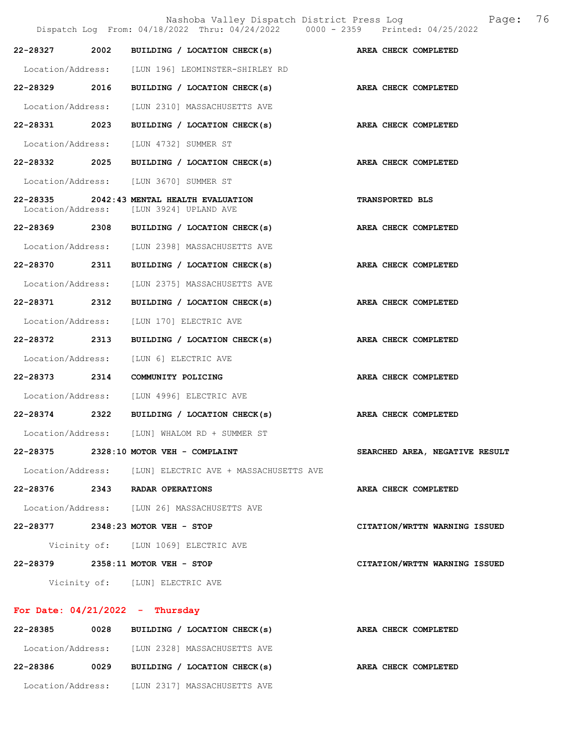Nashoba Valley Dispatch District Press Log
Dispatch Log From: 04/18/2022 Thru: 04/24/2022 0000 - 2359 Printed: 04/25/2022

**22-28327 2002 BUILDING / LOCATION CHECK(s)** — **AREA CHECK COMPLETED**
Location/Address: [LUN 196] LEOMINSTER-SHIRLEY RD

**22-28329 2016 BUILDING / LOCATION CHECK(s)** — **AREA CHECK COMPLETED**
Location/Address: [LUN 2310] MASSACHUSETTS AVE

**22-28331 2023 BUILDING / LOCATION CHECK(s)** — **AREA CHECK COMPLETED**
Location/Address: [LUN 4732] SUMMER ST

**22-28332 2025 BUILDING / LOCATION CHECK(s)** — **AREA CHECK COMPLETED**
Location/Address: [LUN 3670] SUMMER ST

**22-28335 2042:43 MENTAL HEALTH EVALUATION** — **TRANSPORTED BLS**
Location/Address: [LUN 3924] UPLAND AVE

**22-28369 2308 BUILDING / LOCATION CHECK(s)** — **AREA CHECK COMPLETED**
Location/Address: [LUN 2398] MASSACHUSETTS AVE

**22-28370 2311 BUILDING / LOCATION CHECK(s)** — **AREA CHECK COMPLETED**
Location/Address: [LUN 2375] MASSACHUSETTS AVE

**22-28371 2312 BUILDING / LOCATION CHECK(s)** — **AREA CHECK COMPLETED**
Location/Address: [LUN 170] ELECTRIC AVE

**22-28372 2313 BUILDING / LOCATION CHECK(s)** — **AREA CHECK COMPLETED**
Location/Address: [LUN 6] ELECTRIC AVE

**22-28373 2314 COMMUNITY POLICING** — **AREA CHECK COMPLETED**
Location/Address: [LUN 4996] ELECTRIC AVE

**22-28374 2322 BUILDING / LOCATION CHECK(s)** — **AREA CHECK COMPLETED**
Location/Address: [LUN] WHALOM RD + SUMMER ST

**22-28375 2328:10 MOTOR VEH - COMPLAINT** — **SEARCHED AREA, NEGATIVE RESULT**
Location/Address: [LUN] ELECTRIC AVE + MASSACHUSETTS AVE

**22-28376 2343 RADAR OPERATIONS** — **AREA CHECK COMPLETED**
Location/Address: [LUN 26] MASSACHUSETTS AVE

**22-28377 2348:23 MOTOR VEH - STOP** — **CITATION/WRTTN WARNING ISSUED**
Vicinity of: [LUN 1069] ELECTRIC AVE

**22-28379 2358:11 MOTOR VEH - STOP** — **CITATION/WRTTN WARNING ISSUED**
Vicinity of: [LUN] ELECTRIC AVE

## For Date: 04/21/2022 - Thursday

**22-28385 0028 BUILDING / LOCATION CHECK(s)** — **AREA CHECK COMPLETED**
Location/Address: [LUN 2328] MASSACHUSETTS AVE

**22-28386 0029 BUILDING / LOCATION CHECK(s)** — **AREA CHECK COMPLETED**
Location/Address: [LUN 2317] MASSACHUSETTS AVE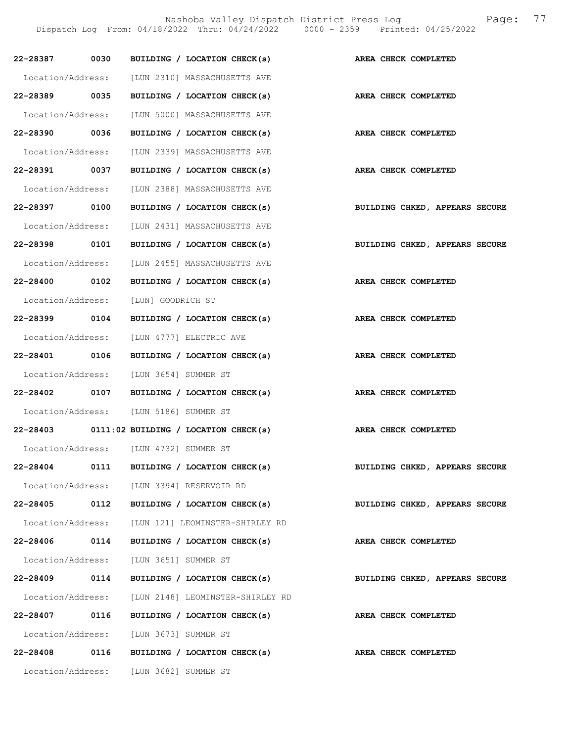22-28387 0030 BUILDING / LOCATION CHECK(s) AREA CHECK COMPLETED

Location/Address: [LUN 2310] MASSACHUSETTS AVE

22-28389 0035 BUILDING / LOCATION CHECK(s) AREA CHECK COMPLETED

Location/Address: [LUN 5000] MASSACHUSETTS AVE

22-28390 0036 BUILDING / LOCATION CHECK(s) AREA CHECK COMPLETED

Location/Address: [LUN 2339] MASSACHUSETTS AVE

22-28391 0037 BUILDING / LOCATION CHECK(s) AREA CHECK COMPLETED

Location/Address: [LUN 2388] MASSACHUSETTS AVE

22-28397 0100 BUILDING / LOCATION CHECK(s) BUILDING CHKED, APPEARS SECURE

Location/Address: [LUN 2431] MASSACHUSETTS AVE

22-28398 0101 BUILDING / LOCATION CHECK(s) BUILDING CHKED, APPEARS SECURE

Location/Address: [LUN 2455] MASSACHUSETTS AVE

22-28400 0102 BUILDING / LOCATION CHECK(s) AREA CHECK COMPLETED

Location/Address: [LUN] GOODRICH ST

22-28399 0104 BUILDING / LOCATION CHECK(s) AREA CHECK COMPLETED

Location/Address: [LUN 4777] ELECTRIC AVE

22-28401 0106 BUILDING / LOCATION CHECK(s) AREA CHECK COMPLETED

Location/Address: [LUN 3654] SUMMER ST

22-28402 0107 BUILDING / LOCATION CHECK(s) AREA CHECK COMPLETED

Location/Address: [LUN 5186] SUMMER ST

22-28403 0111:02 BUILDING / LOCATION CHECK(s) AREA CHECK COMPLETED

Location/Address: [LUN 4732] SUMMER ST

22-28404 0111 BUILDING / LOCATION CHECK(s) BUILDING CHKED, APPEARS SECURE

Location/Address: [LUN 3394] RESERVOIR RD

22-28405 0112 BUILDING / LOCATION CHECK(s) BUILDING CHKED, APPEARS SECURE

Location/Address: [LUN 121] LEOMINSTER-SHIRLEY RD

22-28406 0114 BUILDING / LOCATION CHECK(s) AREA CHECK COMPLETED

Location/Address: [LUN 3651] SUMMER ST

22-28409 0114 BUILDING / LOCATION CHECK(s) BUILDING CHKED, APPEARS SECURE

Location/Address: [LUN 2148] LEOMINSTER-SHIRLEY RD

22-28407 0116 BUILDING / LOCATION CHECK(s) AREA CHECK COMPLETED

Location/Address: [LUN 3673] SUMMER ST

22-28408 0116 BUILDING / LOCATION CHECK(s) AREA CHECK COMPLETED

Location/Address: [LUN 3682] SUMMER ST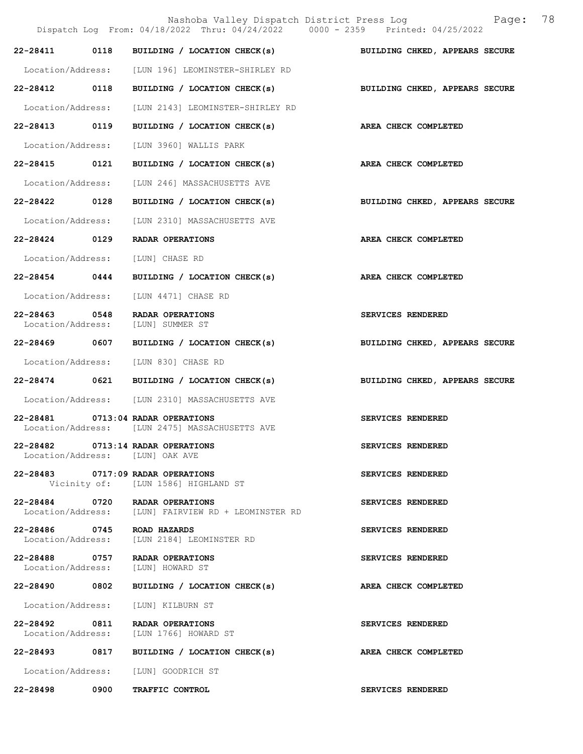| Call # | Time | Call Type | Disposition |
|---|---|---|---|
| 22-28411 | 0118 | BUILDING / LOCATION CHECK(s) | BUILDING CHKED, APPEARS SECURE |

Location/Address: [LUN 196] LEOMINSTER-SHIRLEY RD

| Call # | Time | Call Type | Disposition |
|---|---|---|---|
| 22-28412 | 0118 | BUILDING / LOCATION CHECK(s) | BUILDING CHKED, APPEARS SECURE |

Location/Address: [LUN 2143] LEOMINSTER-SHIRLEY RD

**22-28413 0119 BUILDING / LOCATION CHECK(s) — AREA CHECK COMPLETED**
Location/Address: [LUN 3960] WALLIS PARK

**22-28415 0121 BUILDING / LOCATION CHECK(s) — AREA CHECK COMPLETED**
Location/Address: [LUN 246] MASSACHUSETTS AVE

**22-28422 0128 BUILDING / LOCATION CHECK(s) — BUILDING CHKED, APPEARS SECURE**
Location/Address: [LUN 2310] MASSACHUSETTS AVE

**22-28424 0129 RADAR OPERATIONS — AREA CHECK COMPLETED**
Location/Address: [LUN] CHASE RD

**22-28454 0444 BUILDING / LOCATION CHECK(s) — AREA CHECK COMPLETED**
Location/Address: [LUN 4471] CHASE RD

**22-28463 0548 RADAR OPERATIONS — SERVICES RENDERED**
Location/Address: [LUN] SUMMER ST

**22-28469 0607 BUILDING / LOCATION CHECK(s) — BUILDING CHKED, APPEARS SECURE**
Location/Address: [LUN 830] CHASE RD

**22-28474 0621 BUILDING / LOCATION CHECK(s) — BUILDING CHKED, APPEARS SECURE**
Location/Address: [LUN 2310] MASSACHUSETTS AVE

**22-28481 0713:04 RADAR OPERATIONS — SERVICES RENDERED**
Location/Address: [LUN 2475] MASSACHUSETTS AVE

**22-28482 0713:14 RADAR OPERATIONS — SERVICES RENDERED**
Location/Address: [LUN] OAK AVE

**22-28483 0717:09 RADAR OPERATIONS — SERVICES RENDERED**
Vicinity of: [LUN 1586] HIGHLAND ST

**22-28484 0720 RADAR OPERATIONS — SERVICES RENDERED**
Location/Address: [LUN] FAIRVIEW RD + LEOMINSTER RD

**22-28486 0745 ROAD HAZARDS — SERVICES RENDERED**
Location/Address: [LUN 2184] LEOMINSTER RD

**22-28488 0757 RADAR OPERATIONS — SERVICES RENDERED**
Location/Address: [LUN] HOWARD ST

**22-28490 0802 BUILDING / LOCATION CHECK(s) — AREA CHECK COMPLETED**
Location/Address: [LUN] KILBURN ST

**22-28492 0811 RADAR OPERATIONS — SERVICES RENDERED**
Location/Address: [LUN 1766] HOWARD ST

**22-28493 0817 BUILDING / LOCATION CHECK(s) — AREA CHECK COMPLETED**
Location/Address: [LUN] GOODRICH ST

**22-28498 0900 TRAFFIC CONTROL — SERVICES RENDERED**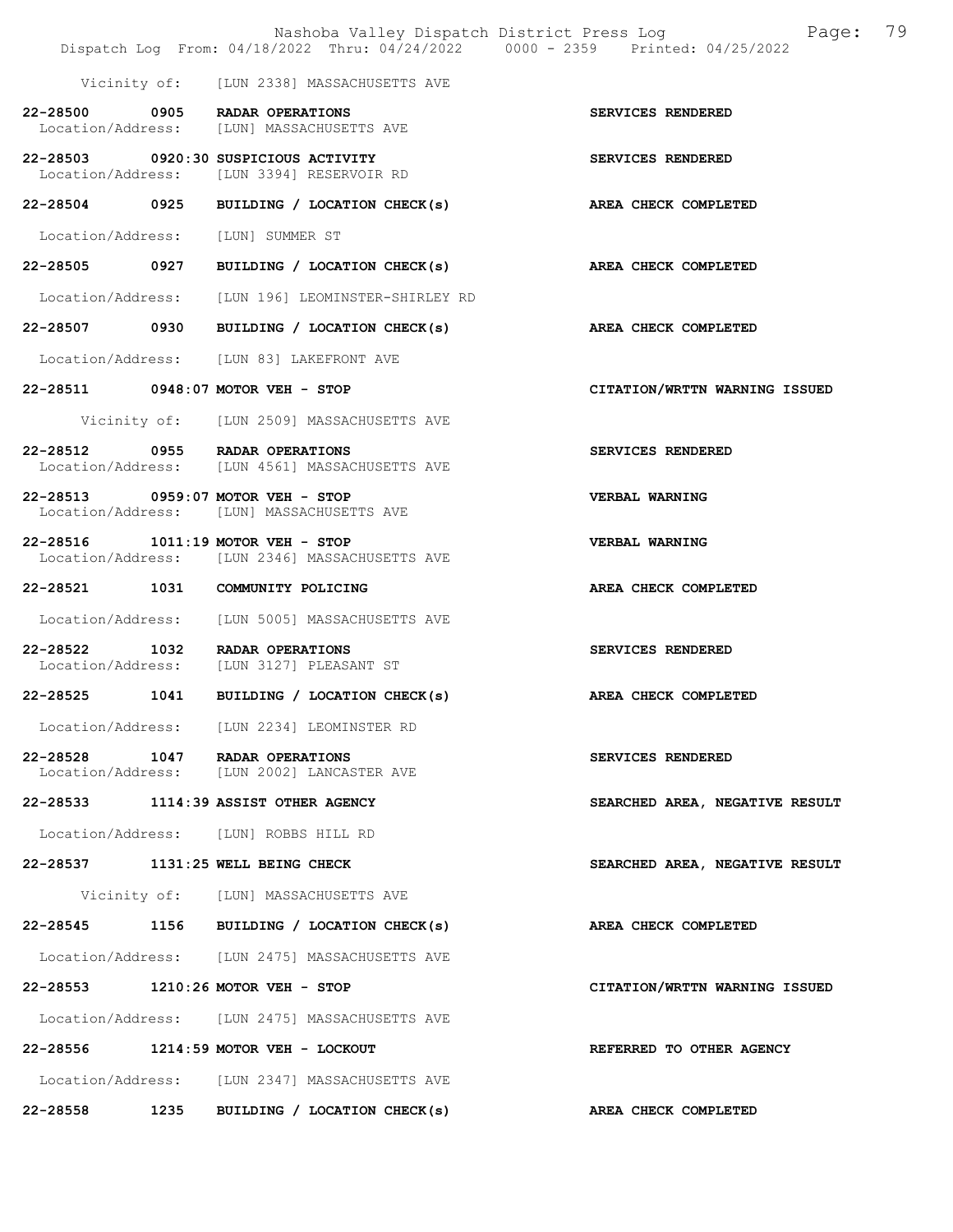Vicinity of: [LUN 2338] MASSACHUSETTS AVE

22-28500 0905 RADAR OPERATIONS SERVICES RENDERED
Location/Address: [LUN] MASSACHUSETTS AVE

22-28503 0920:30 SUSPICIOUS ACTIVITY SERVICES RENDERED
Location/Address: [LUN 3394] RESERVOIR RD

22-28504 0925 BUILDING / LOCATION CHECK(s) AREA CHECK COMPLETED

Location/Address: [LUN] SUMMER ST

22-28505 0927 BUILDING / LOCATION CHECK(s) AREA CHECK COMPLETED

Location/Address: [LUN 196] LEOMINSTER-SHIRLEY RD

22-28507 0930 BUILDING / LOCATION CHECK(s) AREA CHECK COMPLETED

Location/Address: [LUN 83] LAKEFRONT AVE

22-28511 0948:07 MOTOR VEH - STOP CITATION/WRTTN WARNING ISSUED

Vicinity of: [LUN 2509] MASSACHUSETTS AVE

22-28512 0955 RADAR OPERATIONS SERVICES RENDERED
Location/Address: [LUN 4561] MASSACHUSETTS AVE

22-28513 0959:07 MOTOR VEH - STOP VERBAL WARNING
Location/Address: [LUN] MASSACHUSETTS AVE

22-28516 1011:19 MOTOR VEH - STOP VERBAL WARNING
Location/Address: [LUN 2346] MASSACHUSETTS AVE

22-28521 1031 COMMUNITY POLICING AREA CHECK COMPLETED

Location/Address: [LUN 5005] MASSACHUSETTS AVE

22-28522 1032 RADAR OPERATIONS SERVICES RENDERED
Location/Address: [LUN 3127] PLEASANT ST

22-28525 1041 BUILDING / LOCATION CHECK(s) AREA CHECK COMPLETED

Location/Address: [LUN 2234] LEOMINSTER RD

22-28528 1047 RADAR OPERATIONS SERVICES RENDERED
Location/Address: [LUN 2002] LANCASTER AVE

22-28533 1114:39 ASSIST OTHER AGENCY SEARCHED AREA, NEGATIVE RESULT

Location/Address: [LUN] ROBBS HILL RD

22-28537 1131:25 WELL BEING CHECK SEARCHED AREA, NEGATIVE RESULT

Vicinity of: [LUN] MASSACHUSETTS AVE

22-28545 1156 BUILDING / LOCATION CHECK(s) AREA CHECK COMPLETED

Location/Address: [LUN 2475] MASSACHUSETTS AVE

22-28553 1210:26 MOTOR VEH - STOP CITATION/WRTTN WARNING ISSUED

Location/Address: [LUN 2475] MASSACHUSETTS AVE

22-28556 1214:59 MOTOR VEH - LOCKOUT REFERRED TO OTHER AGENCY

Location/Address: [LUN 2347] MASSACHUSETTS AVE

22-28558 1235 BUILDING / LOCATION CHECK(s) AREA CHECK COMPLETED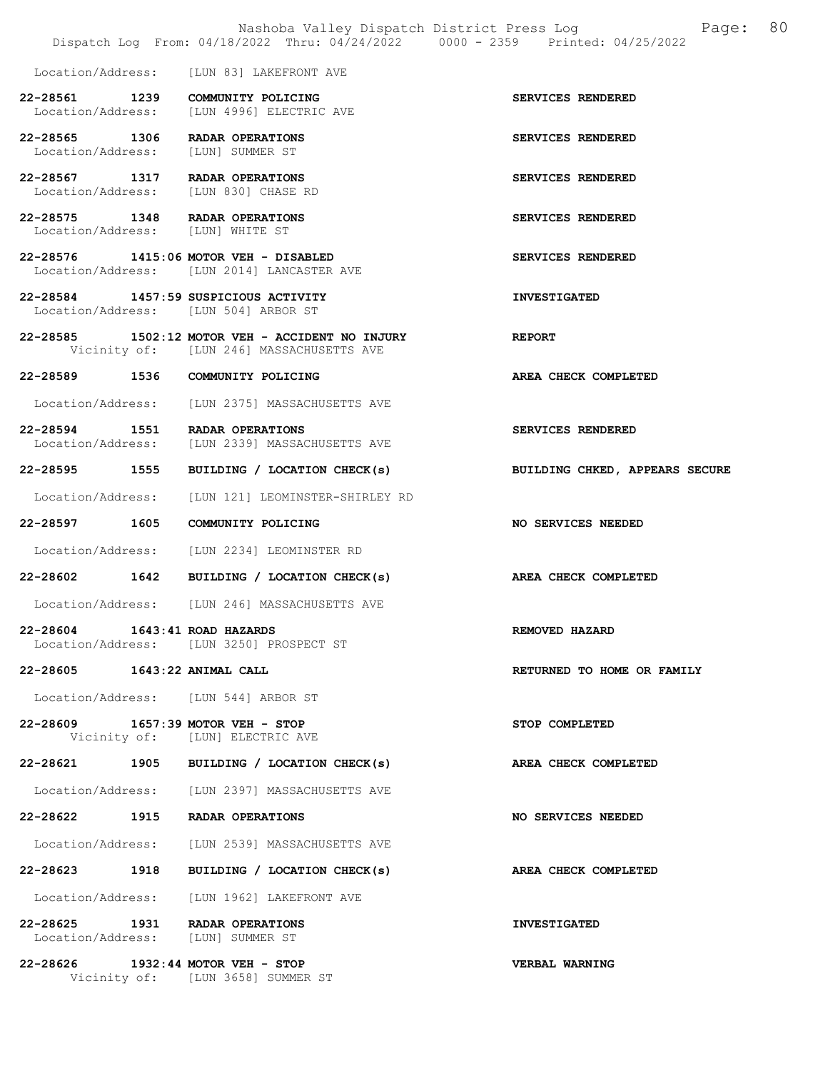Location/Address: [LUN 83] LAKEFRONT AVE

22-28561 1239 COMMUNITY POLICING SERVICES RENDERED
Location/Address: [LUN 4996] ELECTRIC AVE

22-28565 1306 RADAR OPERATIONS SERVICES RENDERED
Location/Address: [LUN] SUMMER ST

22-28567 1317 RADAR OPERATIONS SERVICES RENDERED
Location/Address: [LUN 830] CHASE RD

22-28575 1348 RADAR OPERATIONS SERVICES RENDERED
Location/Address: [LUN] WHITE ST

22-28576 1415:06 MOTOR VEH - DISABLED SERVICES RENDERED
Location/Address: [LUN 2014] LANCASTER AVE

22-28584 1457:59 SUSPICIOUS ACTIVITY INVESTIGATED
Location/Address: [LUN 504] ARBOR ST

22-28585 1502:12 MOTOR VEH - ACCIDENT NO INJURY REPORT
Vicinity of: [LUN 246] MASSACHUSETTS AVE

22-28589 1536 COMMUNITY POLICING AREA CHECK COMPLETED
Location/Address: [LUN 2375] MASSACHUSETTS AVE

22-28594 1551 RADAR OPERATIONS SERVICES RENDERED
Location/Address: [LUN 2339] MASSACHUSETTS AVE

22-28595 1555 BUILDING / LOCATION CHECK(s) BUILDING CHKED, APPEARS SECURE
Location/Address: [LUN 121] LEOMINSTER-SHIRLEY RD

22-28597 1605 COMMUNITY POLICING NO SERVICES NEEDED
Location/Address: [LUN 2234] LEOMINSTER RD

22-28602 1642 BUILDING / LOCATION CHECK(s) AREA CHECK COMPLETED
Location/Address: [LUN 246] MASSACHUSETTS AVE

22-28604 1643:41 ROAD HAZARDS REMOVED HAZARD
Location/Address: [LUN 3250] PROSPECT ST

22-28605 1643:22 ANIMAL CALL RETURNED TO HOME OR FAMILY
Location/Address: [LUN 544] ARBOR ST

22-28609 1657:39 MOTOR VEH - STOP STOP COMPLETED
Vicinity of: [LUN] ELECTRIC AVE

22-28621 1905 BUILDING / LOCATION CHECK(s) AREA CHECK COMPLETED
Location/Address: [LUN 2397] MASSACHUSETTS AVE

22-28622 1915 RADAR OPERATIONS NO SERVICES NEEDED
Location/Address: [LUN 2539] MASSACHUSETTS AVE

22-28623 1918 BUILDING / LOCATION CHECK(s) AREA CHECK COMPLETED
Location/Address: [LUN 1962] LAKEFRONT AVE

22-28625 1931 RADAR OPERATIONS INVESTIGATED
Location/Address: [LUN] SUMMER ST

22-28626 1932:44 MOTOR VEH - STOP VERBAL WARNING
Vicinity of: [LUN 3658] SUMMER ST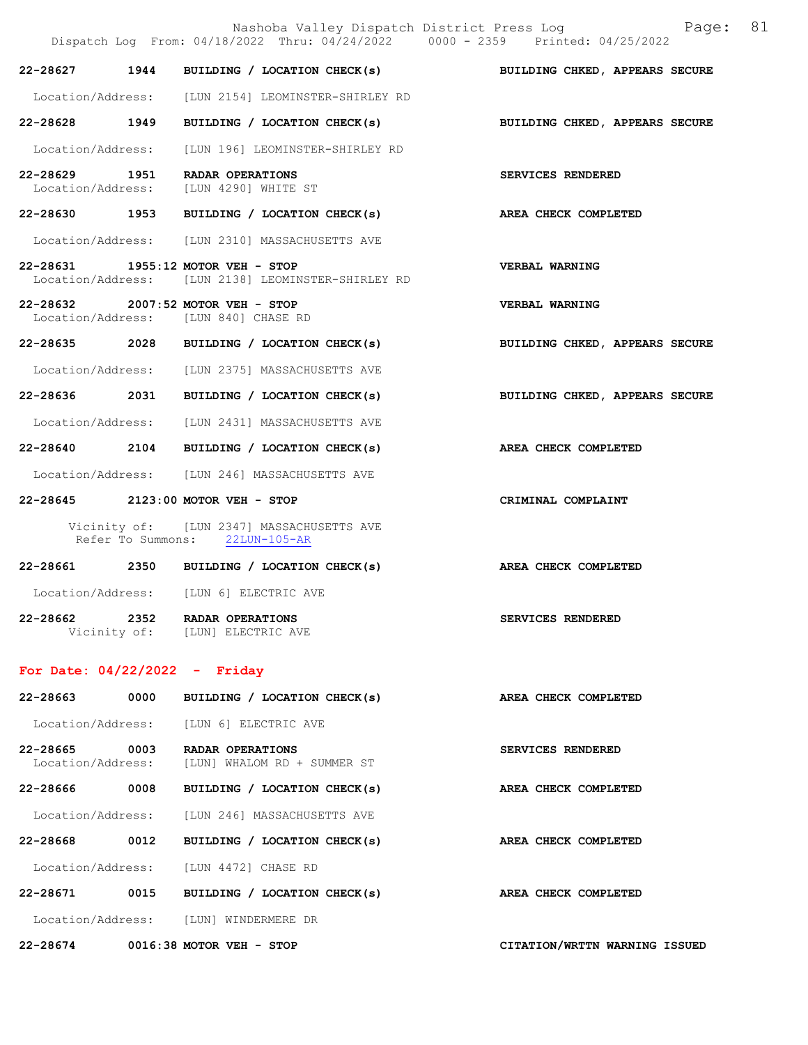22-28627 1944 **BUILDING / LOCATION CHECK(s)** **BUILDING CHKED, APPEARS SECURE**

Location/Address: [LUN 2154] LEOMINSTER-SHIRLEY RD

22-28628 1949 **BUILDING / LOCATION CHECK(s)** **BUILDING CHKED, APPEARS SECURE**

Location/Address: [LUN 196] LEOMINSTER-SHIRLEY RD

22-28629 1951 **RADAR OPERATIONS** **SERVICES RENDERED**
Location/Address: [LUN 4290] WHITE ST

22-28630 1953 **BUILDING / LOCATION CHECK(s)** **AREA CHECK COMPLETED**

Location/Address: [LUN 2310] MASSACHUSETTS AVE

22-28631 1955:12 **MOTOR VEH - STOP** **VERBAL WARNING**
Location/Address: [LUN 2138] LEOMINSTER-SHIRLEY RD

22-28632 2007:52 **MOTOR VEH - STOP** **VERBAL WARNING**
Location/Address: [LUN 840] CHASE RD

22-28635 2028 **BUILDING / LOCATION CHECK(s)** **BUILDING CHKED, APPEARS SECURE**

Location/Address: [LUN 2375] MASSACHUSETTS AVE

22-28636 2031 **BUILDING / LOCATION CHECK(s)** **BUILDING CHKED, APPEARS SECURE**

Location/Address: [LUN 2431] MASSACHUSETTS AVE

22-28640 2104 **BUILDING / LOCATION CHECK(s)** **AREA CHECK COMPLETED**

Location/Address: [LUN 246] MASSACHUSETTS AVE

22-28645 2123:00 **MOTOR VEH - STOP** **CRIMINAL COMPLAINT**

Vicinity of: [LUN 2347] MASSACHUSETTS AVE
Refer To Summons: 22LUN-105-AR

22-28661 2350 **BUILDING / LOCATION CHECK(s)** **AREA CHECK COMPLETED**

Location/Address: [LUN 6] ELECTRIC AVE

22-28662 2352 **RADAR OPERATIONS** **SERVICES RENDERED**
Vicinity of: [LUN] ELECTRIC AVE

## For Date: 04/22/2022 - Friday

22-28663 0000 **BUILDING / LOCATION CHECK(s)** **AREA CHECK COMPLETED**

Location/Address: [LUN 6] ELECTRIC AVE

22-28665 0003 **RADAR OPERATIONS** **SERVICES RENDERED**
Location/Address: [LUN] WHALOM RD + SUMMER ST

22-28666 0008 **BUILDING / LOCATION CHECK(s)** **AREA CHECK COMPLETED**

Location/Address: [LUN 246] MASSACHUSETTS AVE

22-28668 0012 **BUILDING / LOCATION CHECK(s)** **AREA CHECK COMPLETED**

Location/Address: [LUN 4472] CHASE RD

22-28671 0015 **BUILDING / LOCATION CHECK(s)** **AREA CHECK COMPLETED**

Location/Address: [LUN] WINDERMERE DR

22-28674 0016:38 **MOTOR VEH - STOP** **CITATION/WRTTN WARNING ISSUED**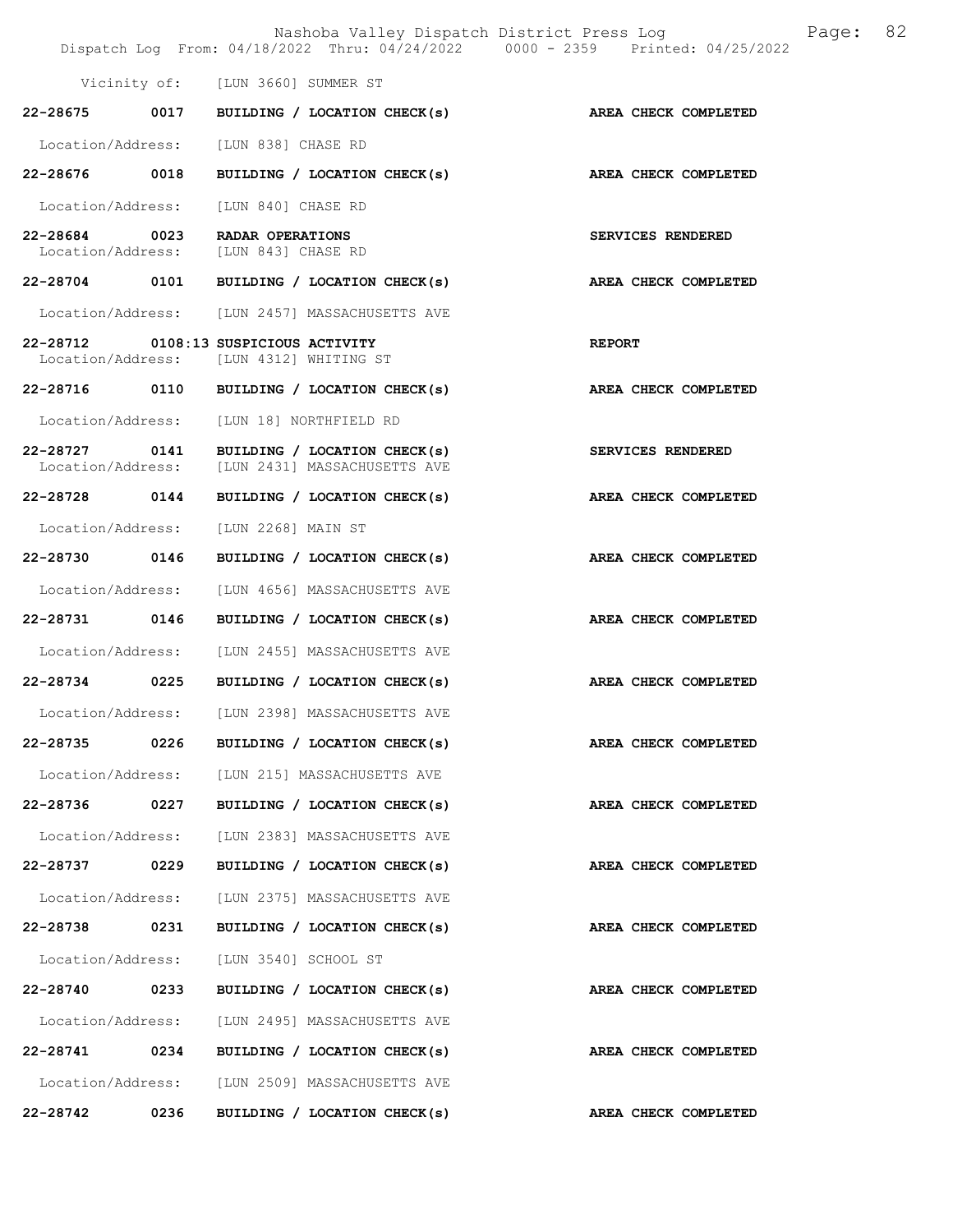Vicinity of: [LUN 3660] SUMMER ST

**22-28675 0017 BUILDING / LOCATION CHECK(s) AREA CHECK COMPLETED**

Location/Address: [LUN 838] CHASE RD

**22-28676 0018 BUILDING / LOCATION CHECK(s) AREA CHECK COMPLETED**

Location/Address: [LUN 840] CHASE RD

**22-28684 0023 RADAR OPERATIONS SERVICES RENDERED**
Location/Address: [LUN 843] CHASE RD

**22-28704 0101 BUILDING / LOCATION CHECK(s) AREA CHECK COMPLETED**

Location/Address: [LUN 2457] MASSACHUSETTS AVE

**22-28712 0108:13 SUSPICIOUS ACTIVITY REPORT**
Location/Address: [LUN 4312] WHITING ST

**22-28716 0110 BUILDING / LOCATION CHECK(s) AREA CHECK COMPLETED**

Location/Address: [LUN 18] NORTHFIELD RD

**22-28727 0141 BUILDING / LOCATION CHECK(s) SERVICES RENDERED**
Location/Address: [LUN 2431] MASSACHUSETTS AVE

**22-28728 0144 BUILDING / LOCATION CHECK(s) AREA CHECK COMPLETED**

Location/Address: [LUN 2268] MAIN ST

**22-28730 0146 BUILDING / LOCATION CHECK(s) AREA CHECK COMPLETED**

Location/Address: [LUN 4656] MASSACHUSETTS AVE

**22-28731 0146 BUILDING / LOCATION CHECK(s) AREA CHECK COMPLETED**

Location/Address: [LUN 2455] MASSACHUSETTS AVE

**22-28734 0225 BUILDING / LOCATION CHECK(s) AREA CHECK COMPLETED**

Location/Address: [LUN 2398] MASSACHUSETTS AVE

**22-28735 0226 BUILDING / LOCATION CHECK(s) AREA CHECK COMPLETED**

Location/Address: [LUN 215] MASSACHUSETTS AVE

**22-28736 0227 BUILDING / LOCATION CHECK(s) AREA CHECK COMPLETED**

Location/Address: [LUN 2383] MASSACHUSETTS AVE

**22-28737 0229 BUILDING / LOCATION CHECK(s) AREA CHECK COMPLETED**

Location/Address: [LUN 2375] MASSACHUSETTS AVE

**22-28738 0231 BUILDING / LOCATION CHECK(s) AREA CHECK COMPLETED**

Location/Address: [LUN 3540] SCHOOL ST

**22-28740 0233 BUILDING / LOCATION CHECK(s) AREA CHECK COMPLETED**

Location/Address: [LUN 2495] MASSACHUSETTS AVE

**22-28741 0234 BUILDING / LOCATION CHECK(s) AREA CHECK COMPLETED**

Location/Address: [LUN 2509] MASSACHUSETTS AVE

**22-28742 0236 BUILDING / LOCATION CHECK(s) AREA CHECK COMPLETED**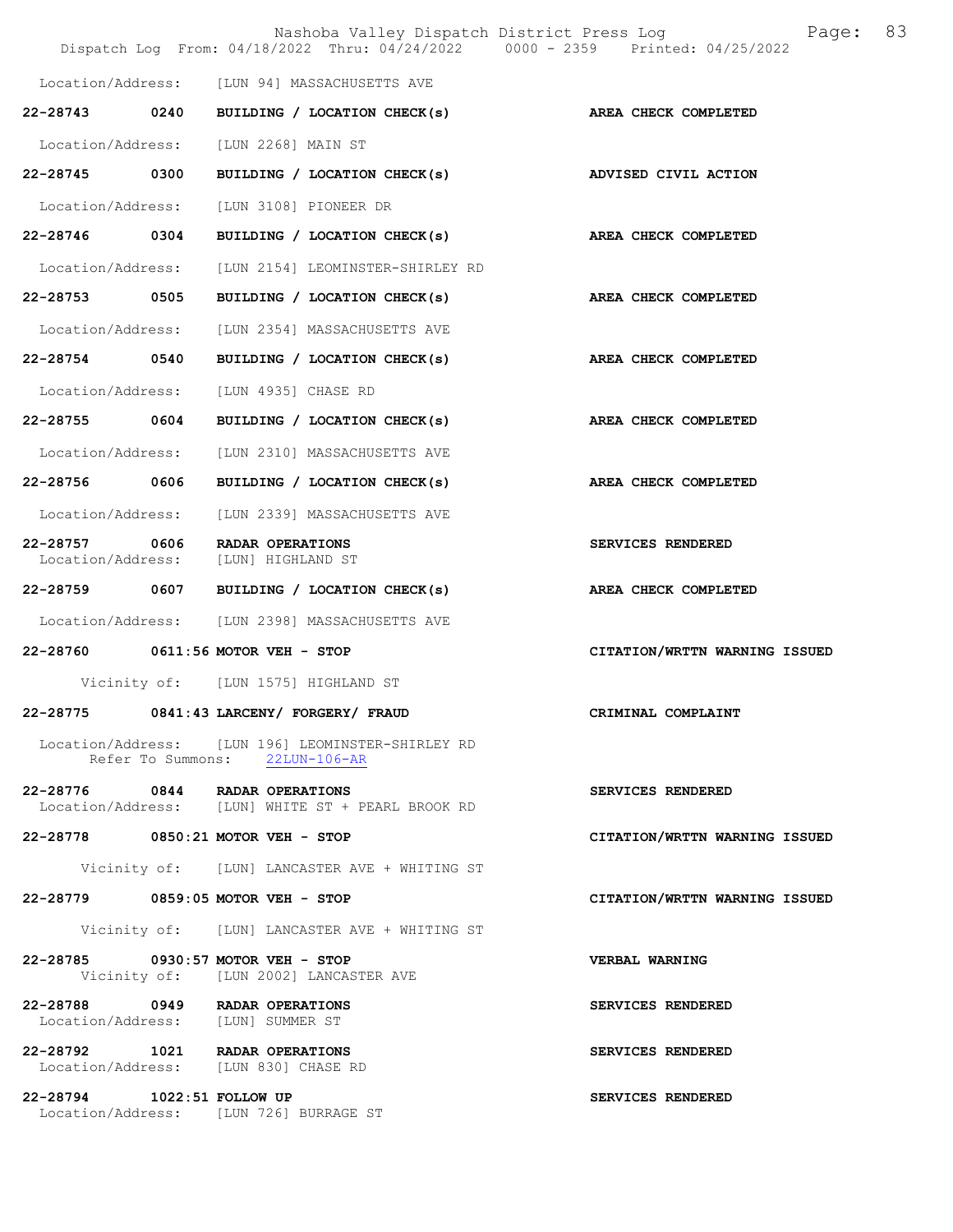Location/Address: [LUN 94] MASSACHUSETTS AVE

**22-28743 0240 BUILDING / LOCATION CHECK(s)** — **AREA CHECK COMPLETED**
Location/Address: [LUN 2268] MAIN ST

**22-28745 0300 BUILDING / LOCATION CHECK(s)** — **ADVISED CIVIL ACTION**
Location/Address: [LUN 3108] PIONEER DR

**22-28746 0304 BUILDING / LOCATION CHECK(s)** — **AREA CHECK COMPLETED**
Location/Address: [LUN 2154] LEOMINSTER-SHIRLEY RD

**22-28753 0505 BUILDING / LOCATION CHECK(s)** — **AREA CHECK COMPLETED**
Location/Address: [LUN 2354] MASSACHUSETTS AVE

**22-28754 0540 BUILDING / LOCATION CHECK(s)** — **AREA CHECK COMPLETED**
Location/Address: [LUN 4935] CHASE RD

**22-28755 0604 BUILDING / LOCATION CHECK(s)** — **AREA CHECK COMPLETED**
Location/Address: [LUN 2310] MASSACHUSETTS AVE

**22-28756 0606 BUILDING / LOCATION CHECK(s)** — **AREA CHECK COMPLETED**
Location/Address: [LUN 2339] MASSACHUSETTS AVE

**22-28757 0606 RADAR OPERATIONS** — **SERVICES RENDERED**
Location/Address: [LUN] HIGHLAND ST

**22-28759 0607 BUILDING / LOCATION CHECK(s)** — **AREA CHECK COMPLETED**
Location/Address: [LUN 2398] MASSACHUSETTS AVE

**22-28760 0611:56 MOTOR VEH - STOP** — **CITATION/WRTTN WARNING ISSUED**
Vicinity of: [LUN 1575] HIGHLAND ST

**22-28775 0841:43 LARCENY/ FORGERY/ FRAUD** — **CRIMINAL COMPLAINT**
Location/Address: [LUN 196] LEOMINSTER-SHIRLEY RD
Refer To Summons: 22LUN-106-AR

**22-28776 0844 RADAR OPERATIONS** — **SERVICES RENDERED**
Location/Address: [LUN] WHITE ST + PEARL BROOK RD

**22-28778 0850:21 MOTOR VEH - STOP** — **CITATION/WRTTN WARNING ISSUED**
Vicinity of: [LUN] LANCASTER AVE + WHITING ST

**22-28779 0859:05 MOTOR VEH - STOP** — **CITATION/WRTTN WARNING ISSUED**
Vicinity of: [LUN] LANCASTER AVE + WHITING ST

**22-28785 0930:57 MOTOR VEH - STOP** — **VERBAL WARNING**
Vicinity of: [LUN 2002] LANCASTER AVE

**22-28788 0949 RADAR OPERATIONS** — **SERVICES RENDERED**
Location/Address: [LUN] SUMMER ST

**22-28792 1021 RADAR OPERATIONS** — **SERVICES RENDERED**
Location/Address: [LUN 830] CHASE RD

**22-28794 1022:51 FOLLOW UP** — **SERVICES RENDERED**
Location/Address: [LUN 726] BURRAGE ST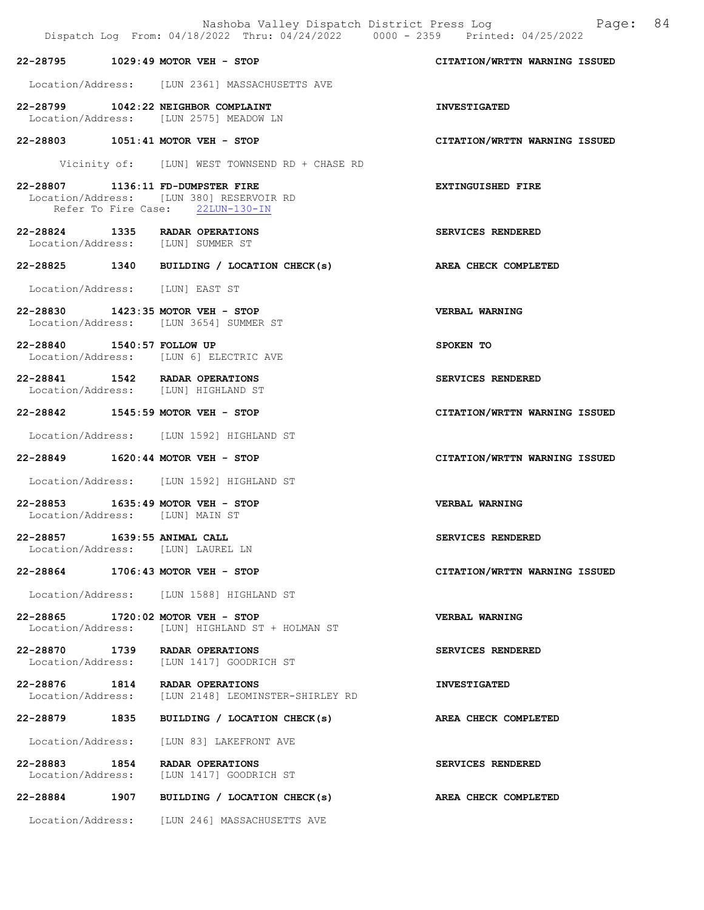22-28795 1029:49 MOTOR VEH - STOP CITATION/WRTTN WARNING ISSUED

Location/Address: [LUN 2361] MASSACHUSETTS AVE

22-28799 1042:22 NEIGHBOR COMPLAINT INVESTIGATED
Location/Address: [LUN 2575] MEADOW LN

22-28803 1051:41 MOTOR VEH - STOP CITATION/WRTTN WARNING ISSUED

Vicinity of: [LUN] WEST TOWNSEND RD + CHASE RD

22-28807 1136:11 FD-DUMPSTER FIRE EXTINGUISHED FIRE
Location/Address: [LUN 380] RESERVOIR RD
Refer To Fire Case: 22LUN-130-IN

22-28824 1335 RADAR OPERATIONS SERVICES RENDERED
Location/Address: [LUN] SUMMER ST

22-28825 1340 BUILDING / LOCATION CHECK(s) AREA CHECK COMPLETED

Location/Address: [LUN] EAST ST

22-28830 1423:35 MOTOR VEH - STOP VERBAL WARNING
Location/Address: [LUN 3654] SUMMER ST

22-28840 1540:57 FOLLOW UP SPOKEN TO
Location/Address: [LUN 6] ELECTRIC AVE

22-28841 1542 RADAR OPERATIONS SERVICES RENDERED
Location/Address: [LUN] HIGHLAND ST

22-28842 1545:59 MOTOR VEH - STOP CITATION/WRTTN WARNING ISSUED

Location/Address: [LUN 1592] HIGHLAND ST

22-28849 1620:44 MOTOR VEH - STOP CITATION/WRTTN WARNING ISSUED

Location/Address: [LUN 1592] HIGHLAND ST

22-28853 1635:49 MOTOR VEH - STOP VERBAL WARNING
Location/Address: [LUN] MAIN ST

22-28857 1639:55 ANIMAL CALL SERVICES RENDERED
Location/Address: [LUN] LAUREL LN

22-28864 1706:43 MOTOR VEH - STOP CITATION/WRTTN WARNING ISSUED

Location/Address: [LUN 1588] HIGHLAND ST

22-28865 1720:02 MOTOR VEH - STOP VERBAL WARNING
Location/Address: [LUN] HIGHLAND ST + HOLMAN ST

22-28870 1739 RADAR OPERATIONS SERVICES RENDERED
Location/Address: [LUN 1417] GOODRICH ST

22-28876 1814 RADAR OPERATIONS INVESTIGATED
Location/Address: [LUN 2148] LEOMINSTER-SHIRLEY RD

22-28879 1835 BUILDING / LOCATION CHECK(s) AREA CHECK COMPLETED

Location/Address: [LUN 83] LAKEFRONT AVE

22-28883 1854 RADAR OPERATIONS SERVICES RENDERED
Location/Address: [LUN 1417] GOODRICH ST

22-28884 1907 BUILDING / LOCATION CHECK(s) AREA CHECK COMPLETED

Location/Address: [LUN 246] MASSACHUSETTS AVE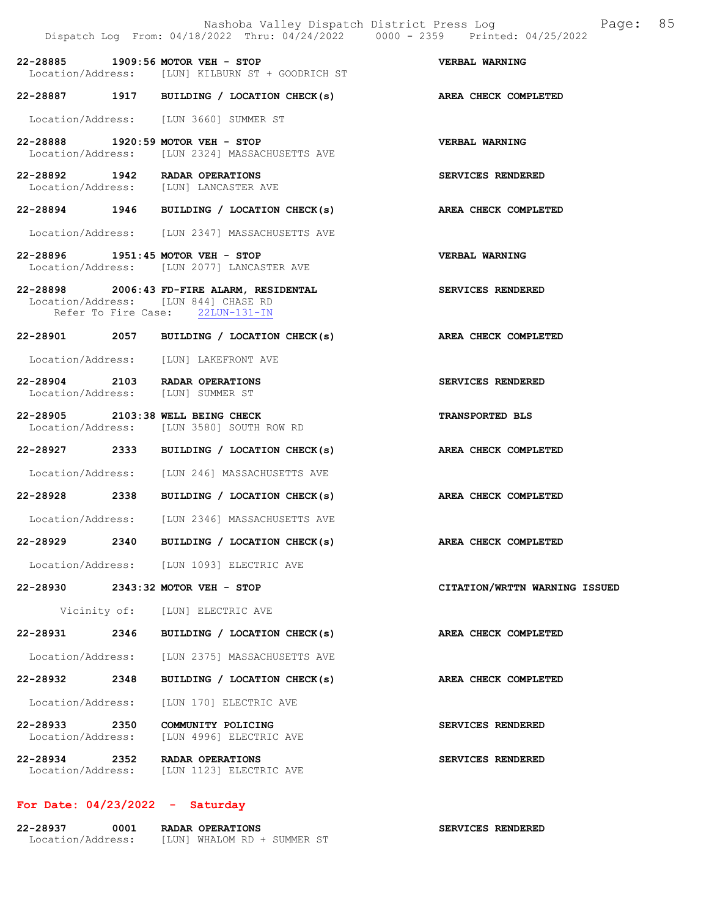**22-28885 1909:56 MOTOR VEH - STOP** — **VERBAL WARNING**
Location/Address: [LUN] KILBURN ST + GOODRICH ST

**22-28887 1917 BUILDING / LOCATION CHECK(s)** — **AREA CHECK COMPLETED**
Location/Address: [LUN 3660] SUMMER ST

**22-28888 1920:59 MOTOR VEH - STOP** — **VERBAL WARNING**
Location/Address: [LUN 2324] MASSACHUSETTS AVE

**22-28892 1942 RADAR OPERATIONS** — **SERVICES RENDERED**
Location/Address: [LUN] LANCASTER AVE

**22-28894 1946 BUILDING / LOCATION CHECK(s)** — **AREA CHECK COMPLETED**
Location/Address: [LUN 2347] MASSACHUSETTS AVE

**22-28896 1951:45 MOTOR VEH - STOP** — **VERBAL WARNING**
Location/Address: [LUN 2077] LANCASTER AVE

**22-28898 2006:43 FD-FIRE ALARM, RESIDENTAL** — **SERVICES RENDERED**
Location/Address: [LUN 844] CHASE RD
Refer To Fire Case: 22LUN-131-IN

**22-28901 2057 BUILDING / LOCATION CHECK(s)** — **AREA CHECK COMPLETED**
Location/Address: [LUN] LAKEFRONT AVE

**22-28904 2103 RADAR OPERATIONS** — **SERVICES RENDERED**
Location/Address: [LUN] SUMMER ST

**22-28905 2103:38 WELL BEING CHECK** — **TRANSPORTED BLS**
Location/Address: [LUN 3580] SOUTH ROW RD

**22-28927 2333 BUILDING / LOCATION CHECK(s)** — **AREA CHECK COMPLETED**
Location/Address: [LUN 246] MASSACHUSETTS AVE

**22-28928 2338 BUILDING / LOCATION CHECK(s)** — **AREA CHECK COMPLETED**
Location/Address: [LUN 2346] MASSACHUSETTS AVE

**22-28929 2340 BUILDING / LOCATION CHECK(s)** — **AREA CHECK COMPLETED**
Location/Address: [LUN 1093] ELECTRIC AVE

**22-28930 2343:32 MOTOR VEH - STOP** — **CITATION/WRTTN WARNING ISSUED**
Vicinity of: [LUN] ELECTRIC AVE

**22-28931 2346 BUILDING / LOCATION CHECK(s)** — **AREA CHECK COMPLETED**
Location/Address: [LUN 2375] MASSACHUSETTS AVE

**22-28932 2348 BUILDING / LOCATION CHECK(s)** — **AREA CHECK COMPLETED**
Location/Address: [LUN 170] ELECTRIC AVE

**22-28933 2350 COMMUNITY POLICING** — **SERVICES RENDERED**
Location/Address: [LUN 4996] ELECTRIC AVE

**22-28934 2352 RADAR OPERATIONS** — **SERVICES RENDERED**
Location/Address: [LUN 1123] ELECTRIC AVE

## For Date: 04/23/2022 - Saturday

**22-28937 0001 RADAR OPERATIONS** — **SERVICES RENDERED**
Location/Address: [LUN] WHALOM RD + SUMMER ST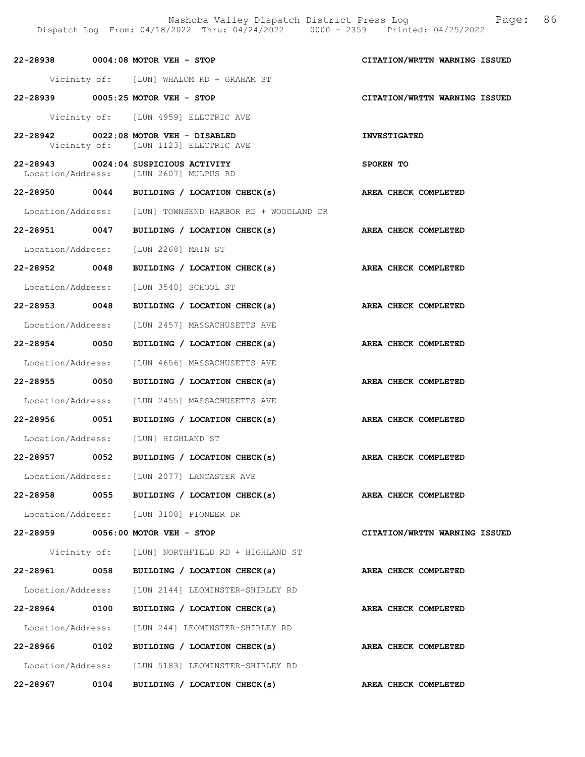22-28938 0004:08 MOTOR VEH - STOP CITATION/WRTTN WARNING ISSUED

Vicinity of: [LUN] WHALOM RD + GRAHAM ST

22-28939 0005:25 MOTOR VEH - STOP CITATION/WRTTN WARNING ISSUED

Vicinity of: [LUN 4959] ELECTRIC AVE

22-28942 0022:08 MOTOR VEH - DISABLED INVESTIGATED

Vicinity of: [LUN 1123] ELECTRIC AVE

22-28943 0024:04 SUSPICIOUS ACTIVITY SPOKEN TO

Location/Address: [LUN 2607] MULPUS RD

22-28950 0044 BUILDING / LOCATION CHECK(s) AREA CHECK COMPLETED

Location/Address: [LUN] TOWNSEND HARBOR RD + WOODLAND DR

22-28951 0047 BUILDING / LOCATION CHECK(s) AREA CHECK COMPLETED

Location/Address: [LUN 2268] MAIN ST

22-28952 0048 BUILDING / LOCATION CHECK(s) AREA CHECK COMPLETED

Location/Address: [LUN 3540] SCHOOL ST

22-28953 0048 BUILDING / LOCATION CHECK(s) AREA CHECK COMPLETED

Location/Address: [LUN 2457] MASSACHUSETTS AVE

22-28954 0050 BUILDING / LOCATION CHECK(s) AREA CHECK COMPLETED

Location/Address: [LUN 4656] MASSACHUSETTS AVE

22-28955 0050 BUILDING / LOCATION CHECK(s) AREA CHECK COMPLETED

Location/Address: [LUN 2455] MASSACHUSETTS AVE

22-28956 0051 BUILDING / LOCATION CHECK(s) AREA CHECK COMPLETED

Location/Address: [LUN] HIGHLAND ST

22-28957 0052 BUILDING / LOCATION CHECK(s) AREA CHECK COMPLETED

Location/Address: [LUN 2077] LANCASTER AVE

22-28958 0055 BUILDING / LOCATION CHECK(s) AREA CHECK COMPLETED

Location/Address: [LUN 3108] PIONEER DR

22-28959 0056:00 MOTOR VEH - STOP CITATION/WRTTN WARNING ISSUED

Vicinity of: [LUN] NORTHFIELD RD + HIGHLAND ST

22-28961 0058 BUILDING / LOCATION CHECK(s) AREA CHECK COMPLETED

Location/Address: [LUN 2144] LEOMINSTER-SHIRLEY RD

22-28964 0100 BUILDING / LOCATION CHECK(s) AREA CHECK COMPLETED

Location/Address: [LUN 244] LEOMINSTER-SHIRLEY RD

22-28966 0102 BUILDING / LOCATION CHECK(s) AREA CHECK COMPLETED

Location/Address: [LUN 5183] LEOMINSTER-SHIRLEY RD

22-28967 0104 BUILDING / LOCATION CHECK(s) AREA CHECK COMPLETED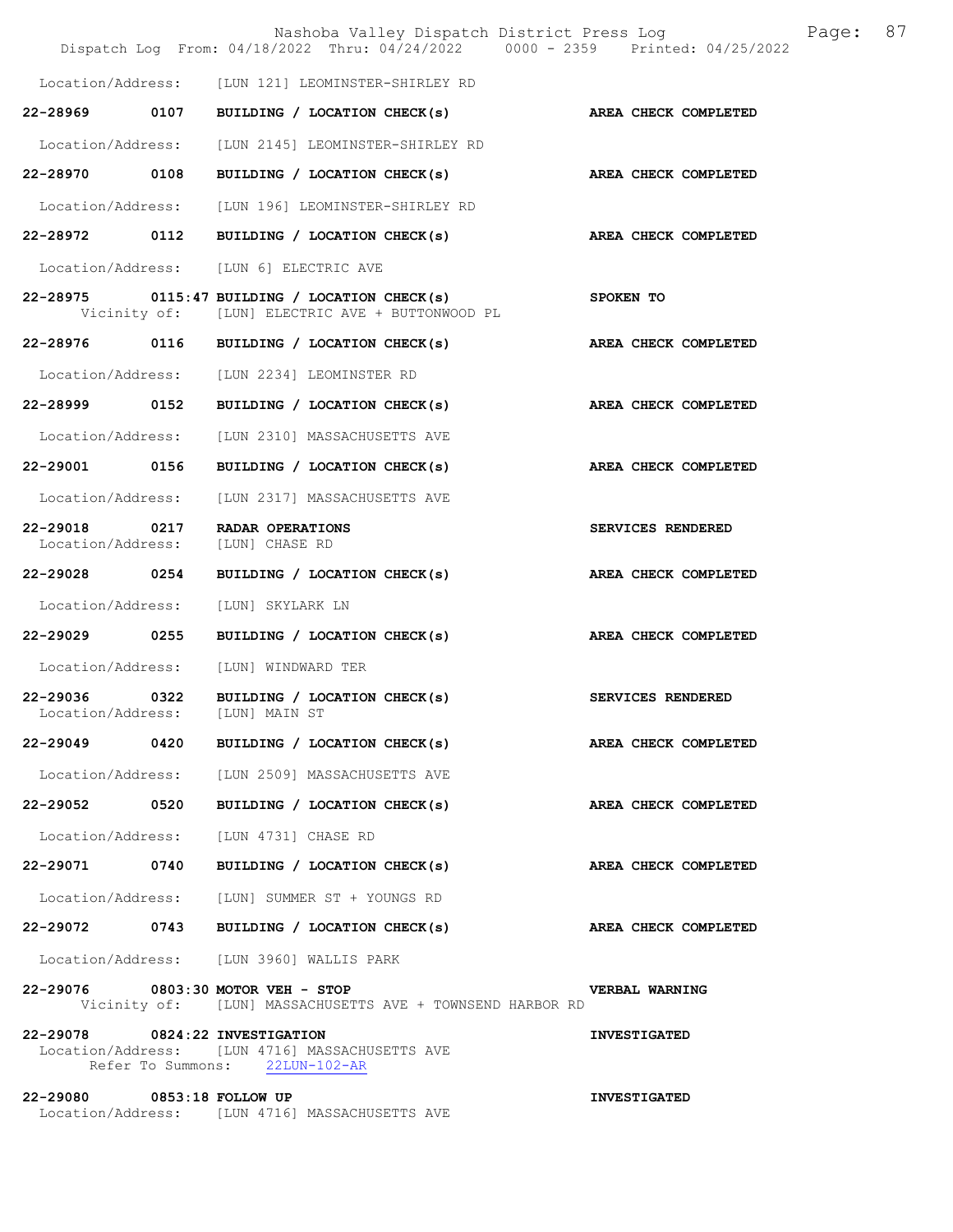Location/Address: [LUN 121] LEOMINSTER-SHIRLEY RD

**22-28969 0107 BUILDING / LOCATION CHECK(s) AREA CHECK COMPLETED**

Location/Address: [LUN 2145] LEOMINSTER-SHIRLEY RD

**22-28970 0108 BUILDING / LOCATION CHECK(s) AREA CHECK COMPLETED**

Location/Address: [LUN 196] LEOMINSTER-SHIRLEY RD

**22-28972 0112 BUILDING / LOCATION CHECK(s) AREA CHECK COMPLETED**

Location/Address: [LUN 6] ELECTRIC AVE

**22-28975 0115:47 BUILDING / LOCATION CHECK(s) SPOKEN TO**
Vicinity of: [LUN] ELECTRIC AVE + BUTTONWOOD PL

**22-28976 0116 BUILDING / LOCATION CHECK(s) AREA CHECK COMPLETED**

Location/Address: [LUN 2234] LEOMINSTER RD

**22-28999 0152 BUILDING / LOCATION CHECK(s) AREA CHECK COMPLETED**

Location/Address: [LUN 2310] MASSACHUSETTS AVE

**22-29001 0156 BUILDING / LOCATION CHECK(s) AREA CHECK COMPLETED**

Location/Address: [LUN 2317] MASSACHUSETTS AVE

**22-29018 0217 RADAR OPERATIONS SERVICES RENDERED**
Location/Address: [LUN] CHASE RD

**22-29028 0254 BUILDING / LOCATION CHECK(s) AREA CHECK COMPLETED**

Location/Address: [LUN] SKYLARK LN

**22-29029 0255 BUILDING / LOCATION CHECK(s) AREA CHECK COMPLETED**

Location/Address: [LUN] WINDWARD TER

**22-29036 0322 BUILDING / LOCATION CHECK(s) SERVICES RENDERED**
Location/Address: [LUN] MAIN ST

**22-29049 0420 BUILDING / LOCATION CHECK(s) AREA CHECK COMPLETED**

Location/Address: [LUN 2509] MASSACHUSETTS AVE

**22-29052 0520 BUILDING / LOCATION CHECK(s) AREA CHECK COMPLETED**

Location/Address: [LUN 4731] CHASE RD

**22-29071 0740 BUILDING / LOCATION CHECK(s) AREA CHECK COMPLETED**

Location/Address: [LUN] SUMMER ST + YOUNGS RD

**22-29072 0743 BUILDING / LOCATION CHECK(s) AREA CHECK COMPLETED**

Location/Address: [LUN 3960] WALLIS PARK

**22-29076 0803:30 MOTOR VEH - STOP VERBAL WARNING**
Vicinity of: [LUN] MASSACHUSETTS AVE + TOWNSEND HARBOR RD

**22-29078 0824:22 INVESTIGATION INVESTIGATED**
Location/Address: [LUN 4716] MASSACHUSETTS AVE
Refer To Summons: 22LUN-102-AR

**22-29080 0853:18 FOLLOW UP INVESTIGATED**
Location/Address: [LUN 4716] MASSACHUSETTS AVE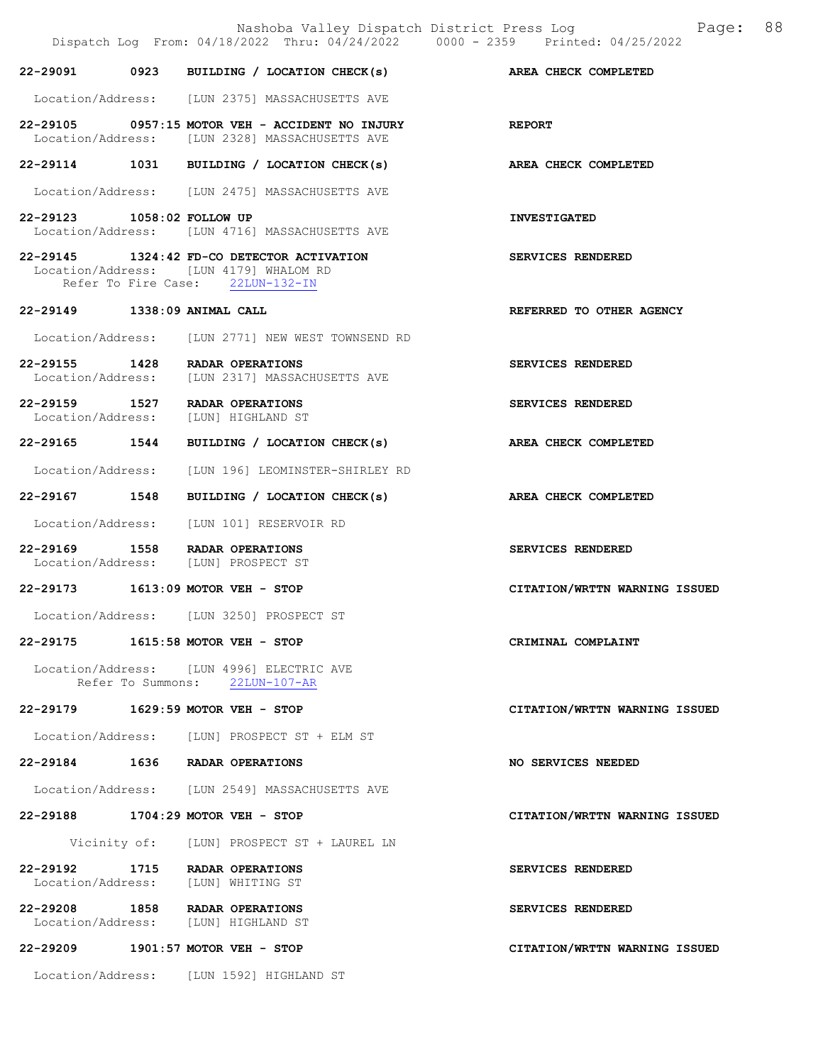| Call # | Time | Call Reason | Action |
|---|---|---|---|
| 22-29091 | 0923 | BUILDING / LOCATION CHECK(s) | AREA CHECK COMPLETED |
| | | Location/Address: [LUN 2375] MASSACHUSETTS AVE | |
| 22-29105 | 0957:15 | MOTOR VEH - ACCIDENT NO INJURY | REPORT |
| | | Location/Address: [LUN 2328] MASSACHUSETTS AVE | |
| 22-29114 | 1031 | BUILDING / LOCATION CHECK(s) | AREA CHECK COMPLETED |
| | | Location/Address: [LUN 2475] MASSACHUSETTS AVE | |
| 22-29123 | 1058:02 | FOLLOW UP | INVESTIGATED |
| | | Location/Address: [LUN 4716] MASSACHUSETTS AVE | |
| 22-29145 | 1324:42 | FD-CO DETECTOR ACTIVATION | SERVICES RENDERED |
| | | Location/Address: [LUN 4179] WHALOM RD<br>Refer To Fire Case: 22LUN-132-IN | |
| 22-29149 | 1338:09 | ANIMAL CALL | REFERRED TO OTHER AGENCY |
| | | Location/Address: [LUN 2771] NEW WEST TOWNSEND RD | |
| 22-29155 | 1428 | RADAR OPERATIONS | SERVICES RENDERED |
| | | Location/Address: [LUN 2317] MASSACHUSETTS AVE | |
| 22-29159 | 1527 | RADAR OPERATIONS | SERVICES RENDERED |
| | | Location/Address: [LUN] HIGHLAND ST | |
| 22-29165 | 1544 | BUILDING / LOCATION CHECK(s) | AREA CHECK COMPLETED |
| | | Location/Address: [LUN 196] LEOMINSTER-SHIRLEY RD | |
| 22-29167 | 1548 | BUILDING / LOCATION CHECK(s) | AREA CHECK COMPLETED |
| | | Location/Address: [LUN 101] RESERVOIR RD | |
| 22-29169 | 1558 | RADAR OPERATIONS | SERVICES RENDERED |
| | | Location/Address: [LUN] PROSPECT ST | |
| 22-29173 | 1613:09 | MOTOR VEH - STOP | CITATION/WRTTN WARNING ISSUED |
| | | Location/Address: [LUN 3250] PROSPECT ST | |
| 22-29175 | 1615:58 | MOTOR VEH - STOP | CRIMINAL COMPLAINT |
| | | Location/Address: [LUN 4996] ELECTRIC AVE<br>Refer To Summons: 22LUN-107-AR | |
| 22-29179 | 1629:59 | MOTOR VEH - STOP | CITATION/WRTTN WARNING ISSUED |
| | | Location/Address: [LUN] PROSPECT ST + ELM ST | |
| 22-29184 | 1636 | RADAR OPERATIONS | NO SERVICES NEEDED |
| | | Location/Address: [LUN 2549] MASSACHUSETTS AVE | |
| 22-29188 | 1704:29 | MOTOR VEH - STOP | CITATION/WRTTN WARNING ISSUED |
| | | Vicinity of: [LUN] PROSPECT ST + LAUREL LN | |
| 22-29192 | 1715 | RADAR OPERATIONS | SERVICES RENDERED |
| | | Location/Address: [LUN] WHITING ST | |
| 22-29208 | 1858 | RADAR OPERATIONS | SERVICES RENDERED |
| | | Location/Address: [LUN] HIGHLAND ST | |
| 22-29209 | 1901:57 | MOTOR VEH - STOP | CITATION/WRTTN WARNING ISSUED |
| | | Location/Address: [LUN 1592] HIGHLAND ST | |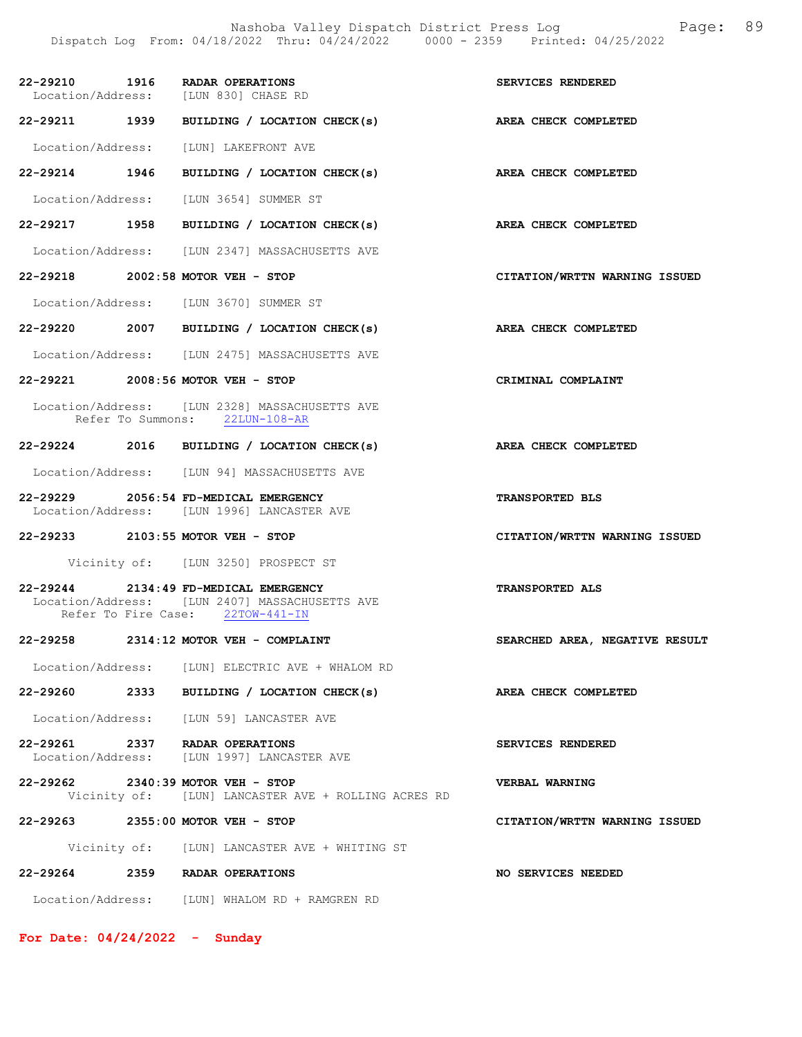22-29210 1916 RADAR OPERATIONS SERVICES RENDERED
Location/Address: [LUN 830] CHASE RD

22-29211 1939 BUILDING / LOCATION CHECK(s) AREA CHECK COMPLETED
Location/Address: [LUN] LAKEFRONT AVE

22-29214 1946 BUILDING / LOCATION CHECK(s) AREA CHECK COMPLETED
Location/Address: [LUN 3654] SUMMER ST

22-29217 1958 BUILDING / LOCATION CHECK(s) AREA CHECK COMPLETED
Location/Address: [LUN 2347] MASSACHUSETTS AVE

22-29218 2002:58 MOTOR VEH - STOP CITATION/WRTTN WARNING ISSUED
Location/Address: [LUN 3670] SUMMER ST

22-29220 2007 BUILDING / LOCATION CHECK(s) AREA CHECK COMPLETED
Location/Address: [LUN 2475] MASSACHUSETTS AVE

22-29221 2008:56 MOTOR VEH - STOP CRIMINAL COMPLAINT
Location/Address: [LUN 2328] MASSACHUSETTS AVE
Refer To Summons: 22LUN-108-AR

22-29224 2016 BUILDING / LOCATION CHECK(s) AREA CHECK COMPLETED
Location/Address: [LUN 94] MASSACHUSETTS AVE

22-29229 2056:54 FD-MEDICAL EMERGENCY TRANSPORTED BLS
Location/Address: [LUN 1996] LANCASTER AVE

22-29233 2103:55 MOTOR VEH - STOP CITATION/WRTTN WARNING ISSUED
Vicinity of: [LUN 3250] PROSPECT ST

22-29244 2134:49 FD-MEDICAL EMERGENCY TRANSPORTED ALS
Location/Address: [LUN 2407] MASSACHUSETTS AVE
Refer To Fire Case: 22TOW-441-IN

22-29258 2314:12 MOTOR VEH - COMPLAINT SEARCHED AREA, NEGATIVE RESULT
Location/Address: [LUN] ELECTRIC AVE + WHALOM RD

22-29260 2333 BUILDING / LOCATION CHECK(s) AREA CHECK COMPLETED
Location/Address: [LUN 59] LANCASTER AVE

22-29261 2337 RADAR OPERATIONS SERVICES RENDERED
Location/Address: [LUN 1997] LANCASTER AVE

22-29262 2340:39 MOTOR VEH - STOP VERBAL WARNING
Vicinity of: [LUN] LANCASTER AVE + ROLLING ACRES RD

22-29263 2355:00 MOTOR VEH - STOP CITATION/WRTTN WARNING ISSUED
Vicinity of: [LUN] LANCASTER AVE + WHITING ST

22-29264 2359 RADAR OPERATIONS NO SERVICES NEEDED
Location/Address: [LUN] WHALOM RD + RAMGREN RD

**For Date: 04/24/2022 - Sunday**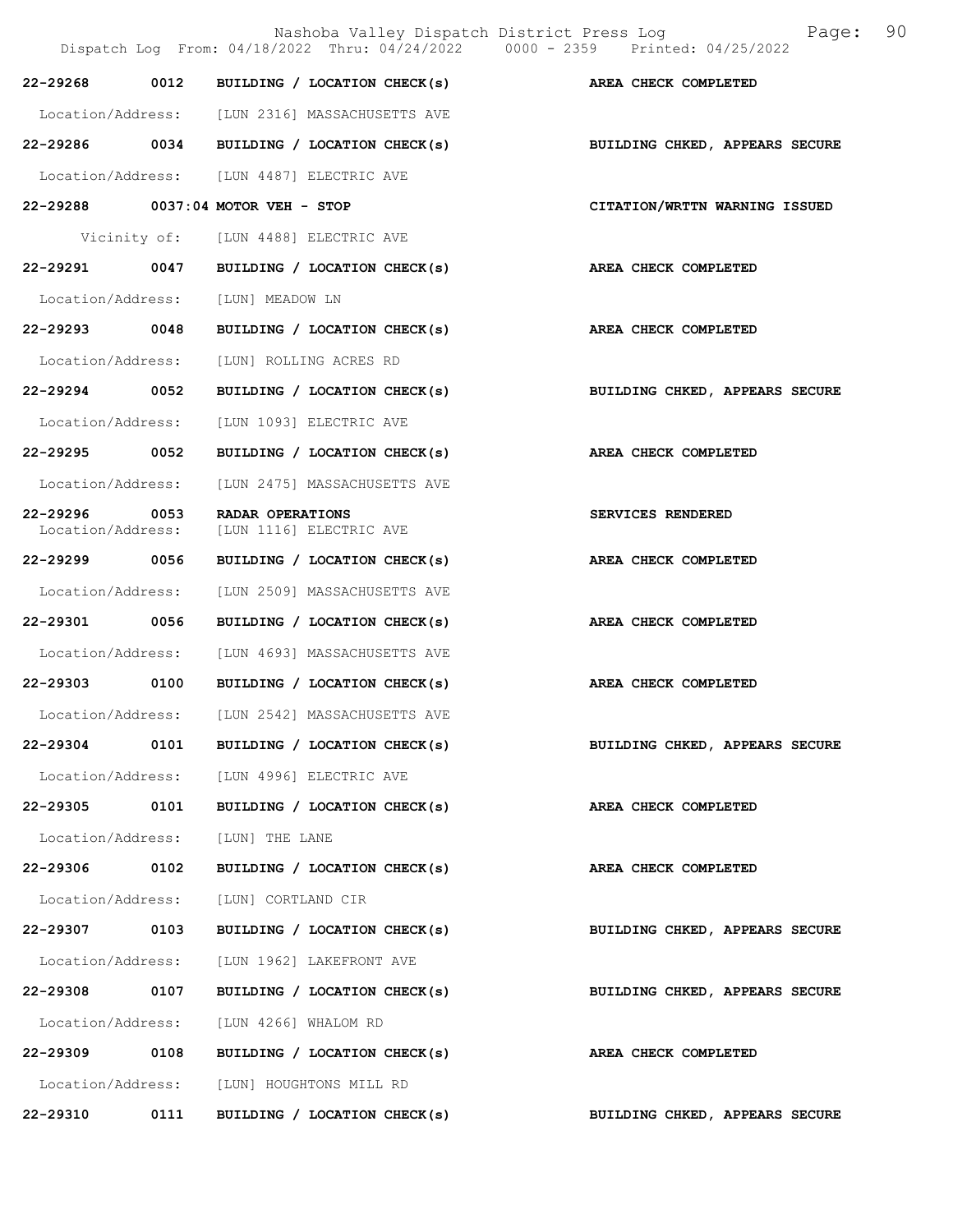| Call Number | Time | Call Reason | Action |
|---|---|---|---|
| 22-29268 | 0012 | BUILDING / LOCATION CHECK(s) | AREA CHECK COMPLETED |
| Location/Address: | | [LUN 2316] MASSACHUSETTS AVE | |
| 22-29286 | 0034 | BUILDING / LOCATION CHECK(s) | BUILDING CHKED, APPEARS SECURE |
| Location/Address: | | [LUN 4487] ELECTRIC AVE | |
| 22-29288 | 0037:04 | MOTOR VEH - STOP | CITATION/WRTTN WARNING ISSUED |
| Vicinity of: | | [LUN 4488] ELECTRIC AVE | |
| 22-29291 | 0047 | BUILDING / LOCATION CHECK(s) | AREA CHECK COMPLETED |
| Location/Address: | | [LUN] MEADOW LN | |
| 22-29293 | 0048 | BUILDING / LOCATION CHECK(s) | AREA CHECK COMPLETED |
| Location/Address: | | [LUN] ROLLING ACRES RD | |
| 22-29294 | 0052 | BUILDING / LOCATION CHECK(s) | BUILDING CHKED, APPEARS SECURE |
| Location/Address: | | [LUN 1093] ELECTRIC AVE | |
| 22-29295 | 0052 | BUILDING / LOCATION CHECK(s) | AREA CHECK COMPLETED |
| Location/Address: | | [LUN 2475] MASSACHUSETTS AVE | |
| 22-29296 | 0053 | RADAR OPERATIONS | SERVICES RENDERED |
| Location/Address: | | [LUN 1116] ELECTRIC AVE | |
| 22-29299 | 0056 | BUILDING / LOCATION CHECK(s) | AREA CHECK COMPLETED |
| Location/Address: | | [LUN 2509] MASSACHUSETTS AVE | |
| 22-29301 | 0056 | BUILDING / LOCATION CHECK(s) | AREA CHECK COMPLETED |
| Location/Address: | | [LUN 4693] MASSACHUSETTS AVE | |
| 22-29303 | 0100 | BUILDING / LOCATION CHECK(s) | AREA CHECK COMPLETED |
| Location/Address: | | [LUN 2542] MASSACHUSETTS AVE | |
| 22-29304 | 0101 | BUILDING / LOCATION CHECK(s) | BUILDING CHKED, APPEARS SECURE |
| Location/Address: | | [LUN 4996] ELECTRIC AVE | |
| 22-29305 | 0101 | BUILDING / LOCATION CHECK(s) | AREA CHECK COMPLETED |
| Location/Address: | | [LUN] THE LANE | |
| 22-29306 | 0102 | BUILDING / LOCATION CHECK(s) | AREA CHECK COMPLETED |
| Location/Address: | | [LUN] CORTLAND CIR | |
| 22-29307 | 0103 | BUILDING / LOCATION CHECK(s) | BUILDING CHKED, APPEARS SECURE |
| Location/Address: | | [LUN 1962] LAKEFRONT AVE | |
| 22-29308 | 0107 | BUILDING / LOCATION CHECK(s) | BUILDING CHKED, APPEARS SECURE |
| Location/Address: | | [LUN 4266] WHALOM RD | |
| 22-29309 | 0108 | BUILDING / LOCATION CHECK(s) | AREA CHECK COMPLETED |
| Location/Address: | | [LUN] HOUGHTONS MILL RD | |
| 22-29310 | 0111 | BUILDING / LOCATION CHECK(s) | BUILDING CHKED, APPEARS SECURE |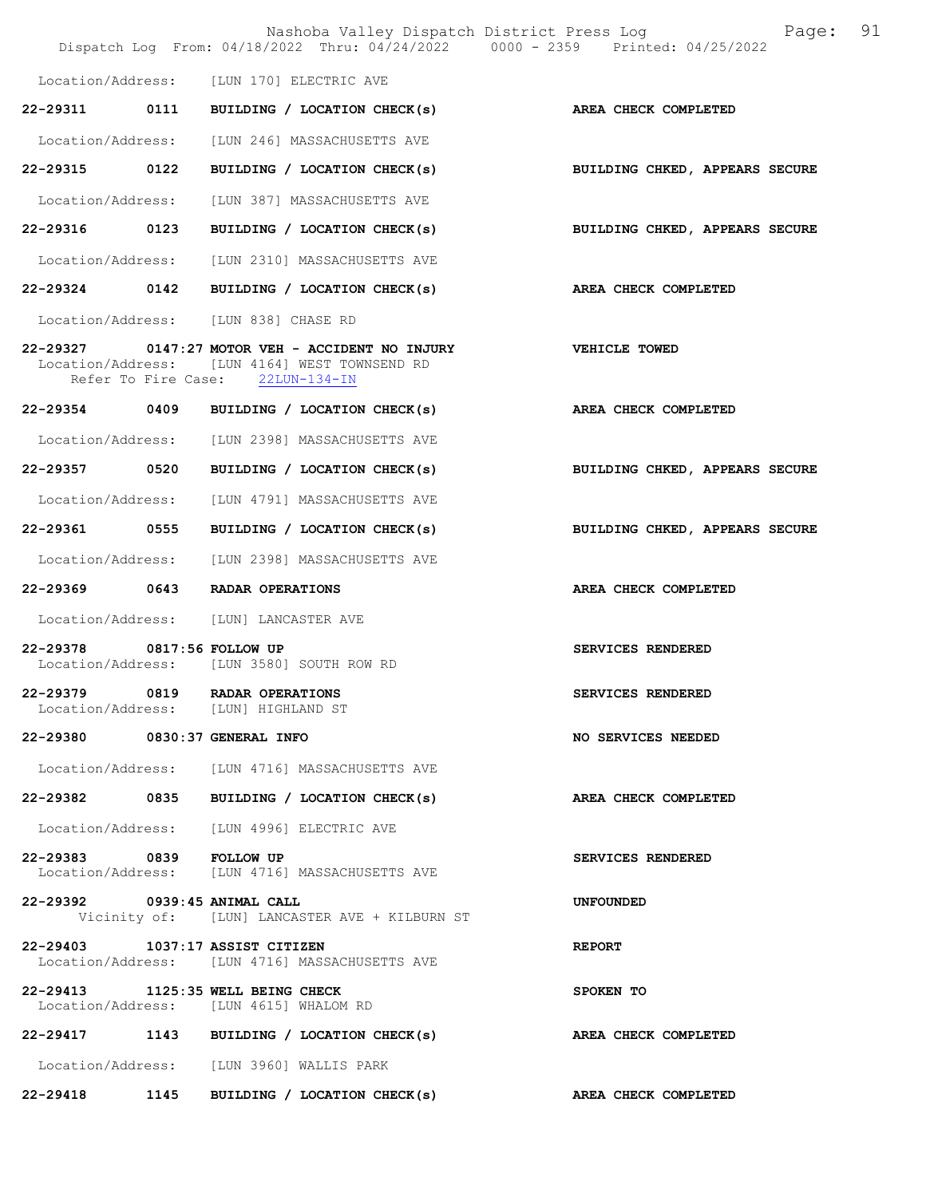Location/Address: [LUN 170] ELECTRIC AVE

**22-29311 0111 BUILDING / LOCATION CHECK(s)** — **AREA CHECK COMPLETED**
Location/Address: [LUN 246] MASSACHUSETTS AVE

**22-29315 0122 BUILDING / LOCATION CHECK(s)** — **BUILDING CHKED, APPEARS SECURE**
Location/Address: [LUN 387] MASSACHUSETTS AVE

**22-29316 0123 BUILDING / LOCATION CHECK(s)** — **BUILDING CHKED, APPEARS SECURE**
Location/Address: [LUN 2310] MASSACHUSETTS AVE

**22-29324 0142 BUILDING / LOCATION CHECK(s)** — **AREA CHECK COMPLETED**
Location/Address: [LUN 838] CHASE RD

**22-29327 0147:27 MOTOR VEH - ACCIDENT NO INJURY** — **VEHICLE TOWED**
Location/Address: [LUN 4164] WEST TOWNSEND RD
Refer To Fire Case: 22LUN-134-IN

**22-29354 0409 BUILDING / LOCATION CHECK(s)** — **AREA CHECK COMPLETED**
Location/Address: [LUN 2398] MASSACHUSETTS AVE

**22-29357 0520 BUILDING / LOCATION CHECK(s)** — **BUILDING CHKED, APPEARS SECURE**
Location/Address: [LUN 4791] MASSACHUSETTS AVE

**22-29361 0555 BUILDING / LOCATION CHECK(s)** — **BUILDING CHKED, APPEARS SECURE**
Location/Address: [LUN 2398] MASSACHUSETTS AVE

**22-29369 0643 RADAR OPERATIONS** — **AREA CHECK COMPLETED**
Location/Address: [LUN] LANCASTER AVE

**22-29378 0817:56 FOLLOW UP** — **SERVICES RENDERED**
Location/Address: [LUN 3580] SOUTH ROW RD

**22-29379 0819 RADAR OPERATIONS** — **SERVICES RENDERED**
Location/Address: [LUN] HIGHLAND ST

**22-29380 0830:37 GENERAL INFO** — **NO SERVICES NEEDED**
Location/Address: [LUN 4716] MASSACHUSETTS AVE

**22-29382 0835 BUILDING / LOCATION CHECK(s)** — **AREA CHECK COMPLETED**
Location/Address: [LUN 4996] ELECTRIC AVE

**22-29383 0839 FOLLOW UP** — **SERVICES RENDERED**
Location/Address: [LUN 4716] MASSACHUSETTS AVE

**22-29392 0939:45 ANIMAL CALL** — **UNFOUNDED**
Vicinity of: [LUN] LANCASTER AVE + KILBURN ST

**22-29403 1037:17 ASSIST CITIZEN** — **REPORT**
Location/Address: [LUN 4716] MASSACHUSETTS AVE

**22-29413 1125:35 WELL BEING CHECK** — **SPOKEN TO**
Location/Address: [LUN 4615] WHALOM RD

**22-29417 1143 BUILDING / LOCATION CHECK(s)** — **AREA CHECK COMPLETED**
Location/Address: [LUN 3960] WALLIS PARK

**22-29418 1145 BUILDING / LOCATION CHECK(s)** — **AREA CHECK COMPLETED**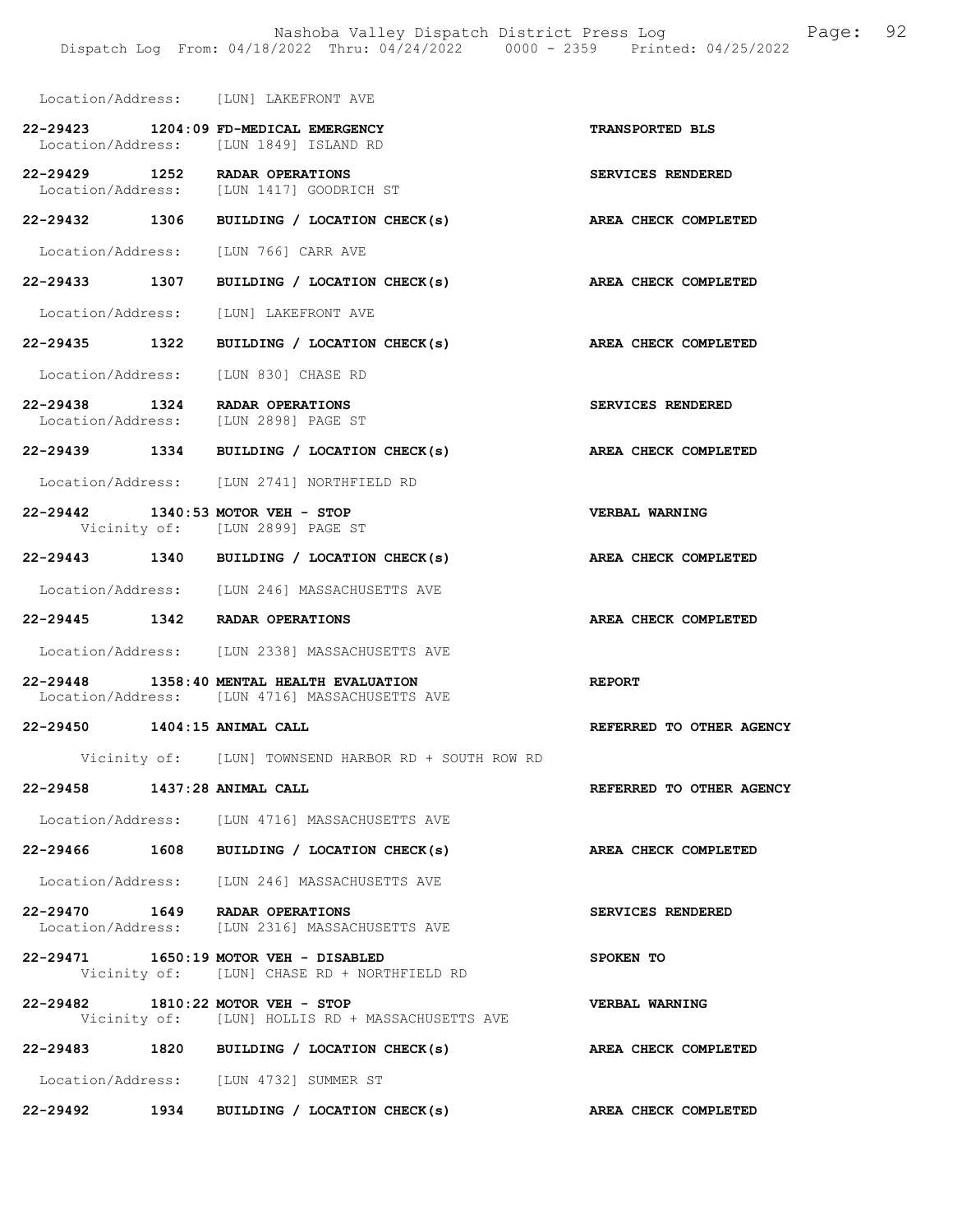Location/Address: [LUN] LAKEFRONT AVE

**22-29423 1204:09 FD-MEDICAL EMERGENCY** — **TRANSPORTED BLS**
Location/Address: [LUN 1849] ISLAND RD

**22-29429 1252 RADAR OPERATIONS** — **SERVICES RENDERED**
Location/Address: [LUN 1417] GOODRICH ST

**22-29432 1306 BUILDING / LOCATION CHECK(s)** — **AREA CHECK COMPLETED**
Location/Address: [LUN 766] CARR AVE

**22-29433 1307 BUILDING / LOCATION CHECK(s)** — **AREA CHECK COMPLETED**
Location/Address: [LUN] LAKEFRONT AVE

**22-29435 1322 BUILDING / LOCATION CHECK(s)** — **AREA CHECK COMPLETED**
Location/Address: [LUN 830] CHASE RD

**22-29438 1324 RADAR OPERATIONS** — **SERVICES RENDERED**
Location/Address: [LUN 2898] PAGE ST

**22-29439 1334 BUILDING / LOCATION CHECK(s)** — **AREA CHECK COMPLETED**
Location/Address: [LUN 2741] NORTHFIELD RD

**22-29442 1340:53 MOTOR VEH - STOP** — **VERBAL WARNING**
Vicinity of: [LUN 2899] PAGE ST

**22-29443 1340 BUILDING / LOCATION CHECK(s)** — **AREA CHECK COMPLETED**
Location/Address: [LUN 246] MASSACHUSETTS AVE

**22-29445 1342 RADAR OPERATIONS** — **AREA CHECK COMPLETED**
Location/Address: [LUN 2338] MASSACHUSETTS AVE

**22-29448 1358:40 MENTAL HEALTH EVALUATION** — **REPORT**
Location/Address: [LUN 4716] MASSACHUSETTS AVE

**22-29450 1404:15 ANIMAL CALL** — **REFERRED TO OTHER AGENCY**
Vicinity of: [LUN] TOWNSEND HARBOR RD + SOUTH ROW RD

**22-29458 1437:28 ANIMAL CALL** — **REFERRED TO OTHER AGENCY**
Location/Address: [LUN 4716] MASSACHUSETTS AVE

**22-29466 1608 BUILDING / LOCATION CHECK(s)** — **AREA CHECK COMPLETED**
Location/Address: [LUN 246] MASSACHUSETTS AVE

**22-29470 1649 RADAR OPERATIONS** — **SERVICES RENDERED**
Location/Address: [LUN 2316] MASSACHUSETTS AVE

**22-29471 1650:19 MOTOR VEH - DISABLED** — **SPOKEN TO**
Vicinity of: [LUN] CHASE RD + NORTHFIELD RD

**22-29482 1810:22 MOTOR VEH - STOP** — **VERBAL WARNING**
Vicinity of: [LUN] HOLLIS RD + MASSACHUSETTS AVE

**22-29483 1820 BUILDING / LOCATION CHECK(s)** — **AREA CHECK COMPLETED**
Location/Address: [LUN 4732] SUMMER ST

**22-29492 1934 BUILDING / LOCATION CHECK(s)** — **AREA CHECK COMPLETED**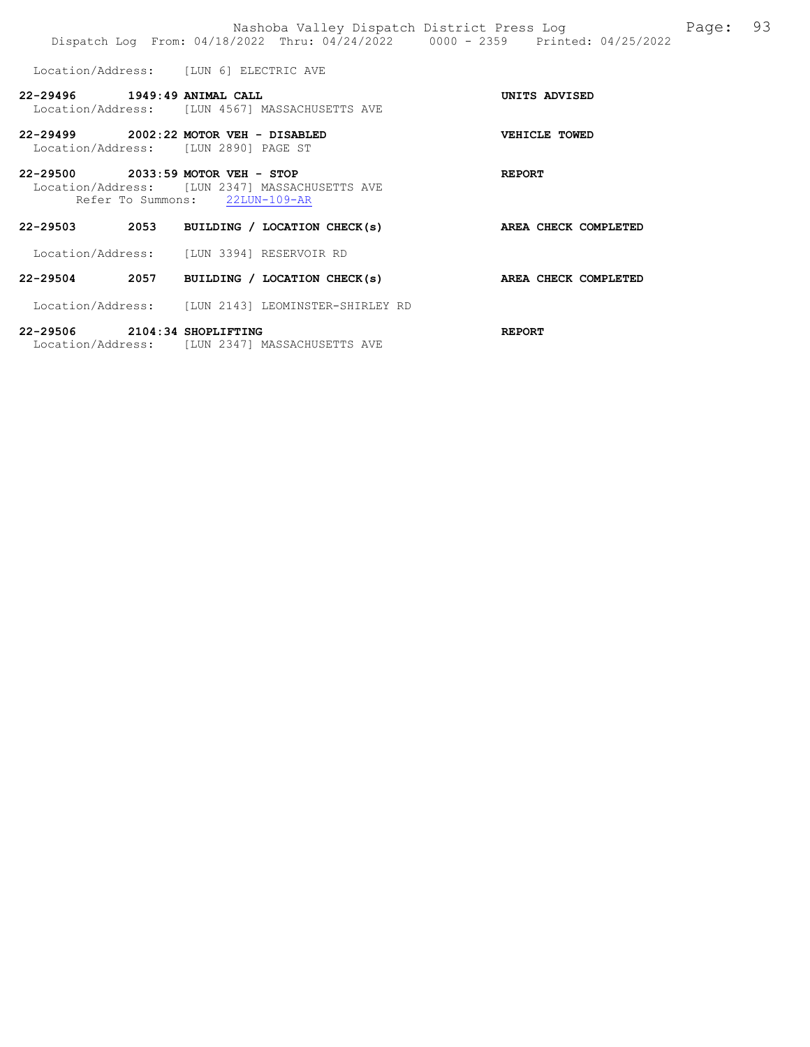Location/Address: [LUN 6] ELECTRIC AVE

**22-29496 1949:49 ANIMAL CALL** — **UNITS ADVISED**
Location/Address: [LUN 4567] MASSACHUSETTS AVE

**22-29499 2002:22 MOTOR VEH - DISABLED** — **VEHICLE TOWED**
Location/Address: [LUN 2890] PAGE ST

**22-29500 2033:59 MOTOR VEH - STOP** — **REPORT**
Location/Address: [LUN 2347] MASSACHUSETTS AVE
Refer To Summons: 22LUN-109-AR

**22-29503 2053 BUILDING / LOCATION CHECK(s)** — **AREA CHECK COMPLETED**
Location/Address: [LUN 3394] RESERVOIR RD

**22-29504 2057 BUILDING / LOCATION CHECK(s)** — **AREA CHECK COMPLETED**
Location/Address: [LUN 2143] LEOMINSTER-SHIRLEY RD

**22-29506 2104:34 SHOPLIFTING** — **REPORT**
Location/Address: [LUN 2347] MASSACHUSETTS AVE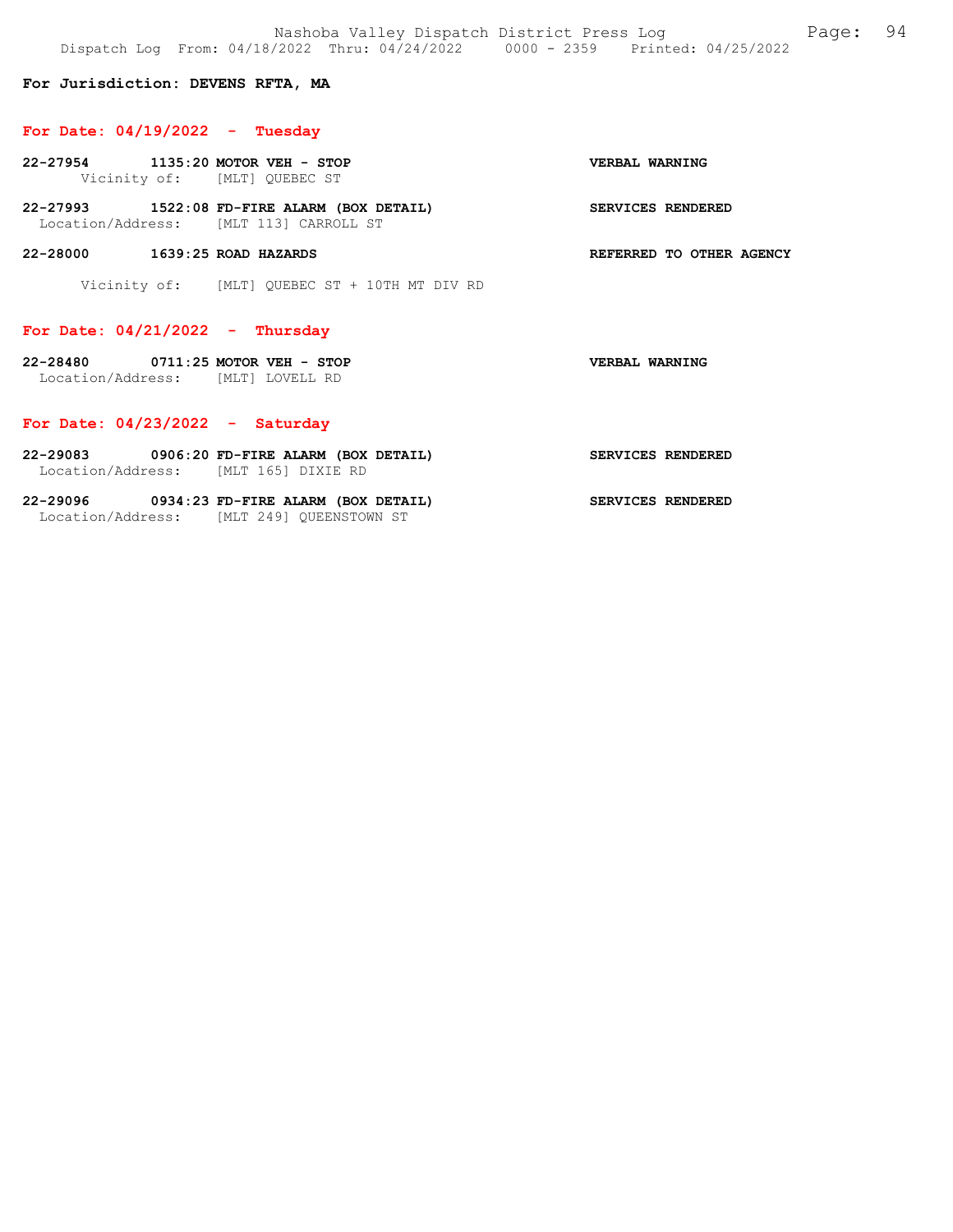**For Jurisdiction: DEVENS RFTA, MA**

## For Date: 04/19/2022 - Tuesday

**22-27954 1135:20 MOTOR VEH - STOP** **VERBAL WARNING**
Vicinity of: [MLT] QUEBEC ST

**22-27993 1522:08 FD-FIRE ALARM (BOX DETAIL)** **SERVICES RENDERED**
Location/Address: [MLT 113] CARROLL ST

**22-28000 1639:25 ROAD HAZARDS** **REFERRED TO OTHER AGENCY**
Vicinity of: [MLT] QUEBEC ST + 10TH MT DIV RD

## For Date: 04/21/2022 - Thursday

**22-28480 0711:25 MOTOR VEH - STOP** **VERBAL WARNING**
Location/Address: [MLT] LOVELL RD

## For Date: 04/23/2022 - Saturday

**22-29083 0906:20 FD-FIRE ALARM (BOX DETAIL)** **SERVICES RENDERED**
Location/Address: [MLT 165] DIXIE RD

**22-29096 0934:23 FD-FIRE ALARM (BOX DETAIL)** **SERVICES RENDERED**
Location/Address: [MLT 249] QUEENSTOWN ST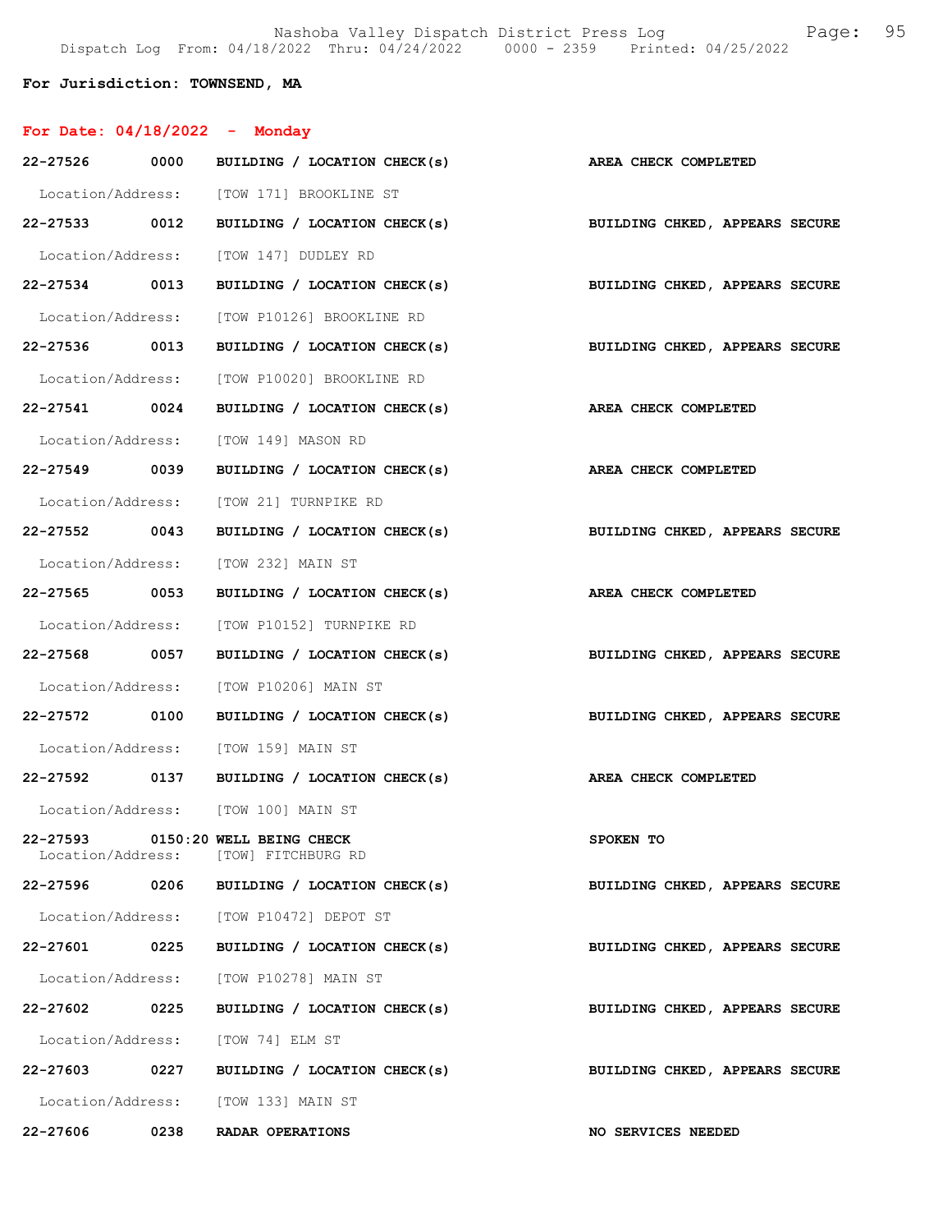Dispatch Log From: 04/18/2022 Thru: 04/24/2022 0000 - 2359 Printed: 04/25/2022

**For Jurisdiction: TOWNSEND, MA**

## For Date: 04/18/2022 - Monday

**22-27526 0000 BUILDING / LOCATION CHECK(s)** — **AREA CHECK COMPLETED**
Location/Address: [TOW 171] BROOKLINE ST

**22-27533 0012 BUILDING / LOCATION CHECK(s)** — **BUILDING CHKED, APPEARS SECURE**
Location/Address: [TOW 147] DUDLEY RD

**22-27534 0013 BUILDING / LOCATION CHECK(s)** — **BUILDING CHKED, APPEARS SECURE**
Location/Address: [TOW P10126] BROOKLINE RD

**22-27536 0013 BUILDING / LOCATION CHECK(s)** — **BUILDING CHKED, APPEARS SECURE**
Location/Address: [TOW P10020] BROOKLINE RD

**22-27541 0024 BUILDING / LOCATION CHECK(s)** — **AREA CHECK COMPLETED**
Location/Address: [TOW 149] MASON RD

**22-27549 0039 BUILDING / LOCATION CHECK(s)** — **AREA CHECK COMPLETED**
Location/Address: [TOW 21] TURNPIKE RD

**22-27552 0043 BUILDING / LOCATION CHECK(s)** — **BUILDING CHKED, APPEARS SECURE**
Location/Address: [TOW 232] MAIN ST

**22-27565 0053 BUILDING / LOCATION CHECK(s)** — **AREA CHECK COMPLETED**
Location/Address: [TOW P10152] TURNPIKE RD

**22-27568 0057 BUILDING / LOCATION CHECK(s)** — **BUILDING CHKED, APPEARS SECURE**
Location/Address: [TOW P10206] MAIN ST

**22-27572 0100 BUILDING / LOCATION CHECK(s)** — **BUILDING CHKED, APPEARS SECURE**
Location/Address: [TOW 159] MAIN ST

**22-27592 0137 BUILDING / LOCATION CHECK(s)** — **AREA CHECK COMPLETED**
Location/Address: [TOW 100] MAIN ST

**22-27593 0150:20 WELL BEING CHECK** — **SPOKEN TO**
Location/Address: [TOW] FITCHBURG RD

**22-27596 0206 BUILDING / LOCATION CHECK(s)** — **BUILDING CHKED, APPEARS SECURE**
Location/Address: [TOW P10472] DEPOT ST

**22-27601 0225 BUILDING / LOCATION CHECK(s)** — **BUILDING CHKED, APPEARS SECURE**
Location/Address: [TOW P10278] MAIN ST

**22-27602 0225 BUILDING / LOCATION CHECK(s)** — **BUILDING CHKED, APPEARS SECURE**
Location/Address: [TOW 74] ELM ST

**22-27603 0227 BUILDING / LOCATION CHECK(s)** — **BUILDING CHKED, APPEARS SECURE**
Location/Address: [TOW 133] MAIN ST

**22-27606 0238 RADAR OPERATIONS** — **NO SERVICES NEEDED**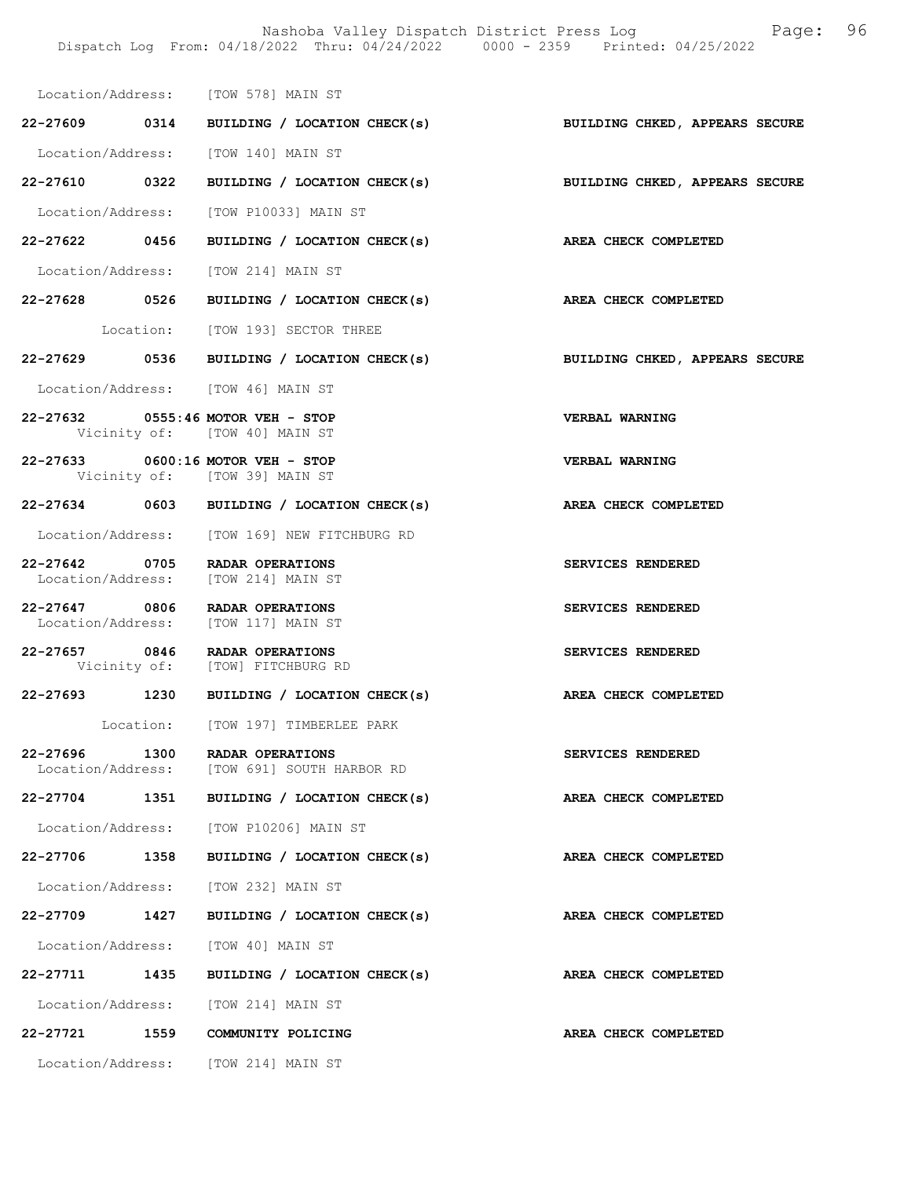Location/Address: [TOW 578] MAIN ST

**22-27609 0314 BUILDING / LOCATION CHECK(s) BUILDING CHKED, APPEARS SECURE**

Location/Address: [TOW 140] MAIN ST

**22-27610 0322 BUILDING / LOCATION CHECK(s) BUILDING CHKED, APPEARS SECURE**

Location/Address: [TOW P10033] MAIN ST

**22-27622 0456 BUILDING / LOCATION CHECK(s) AREA CHECK COMPLETED**

Location/Address: [TOW 214] MAIN ST

**22-27628 0526 BUILDING / LOCATION CHECK(s) AREA CHECK COMPLETED**

Location: [TOW 193] SECTOR THREE

**22-27629 0536 BUILDING / LOCATION CHECK(s) BUILDING CHKED, APPEARS SECURE**

Location/Address: [TOW 46] MAIN ST

**22-27632 0555:46 MOTOR VEH - STOP VERBAL WARNING**
Vicinity of: [TOW 40] MAIN ST

**22-27633 0600:16 MOTOR VEH - STOP VERBAL WARNING**
Vicinity of: [TOW 39] MAIN ST

**22-27634 0603 BUILDING / LOCATION CHECK(s) AREA CHECK COMPLETED**

Location/Address: [TOW 169] NEW FITCHBURG RD

**22-27642 0705 RADAR OPERATIONS SERVICES RENDERED**
Location/Address: [TOW 214] MAIN ST

**22-27647 0806 RADAR OPERATIONS SERVICES RENDERED**
Location/Address: [TOW 117] MAIN ST

**22-27657 0846 RADAR OPERATIONS SERVICES RENDERED**
Vicinity of: [TOW] FITCHBURG RD

**22-27693 1230 BUILDING / LOCATION CHECK(s) AREA CHECK COMPLETED**

Location: [TOW 197] TIMBERLEE PARK

**22-27696 1300 RADAR OPERATIONS SERVICES RENDERED**
Location/Address: [TOW 691] SOUTH HARBOR RD

**22-27704 1351 BUILDING / LOCATION CHECK(s) AREA CHECK COMPLETED**

Location/Address: [TOW P10206] MAIN ST

**22-27706 1358 BUILDING / LOCATION CHECK(s) AREA CHECK COMPLETED**

Location/Address: [TOW 232] MAIN ST

**22-27709 1427 BUILDING / LOCATION CHECK(s) AREA CHECK COMPLETED**

Location/Address: [TOW 40] MAIN ST

**22-27711 1435 BUILDING / LOCATION CHECK(s) AREA CHECK COMPLETED**

Location/Address: [TOW 214] MAIN ST

**22-27721 1559 COMMUNITY POLICING AREA CHECK COMPLETED**

Location/Address: [TOW 214] MAIN ST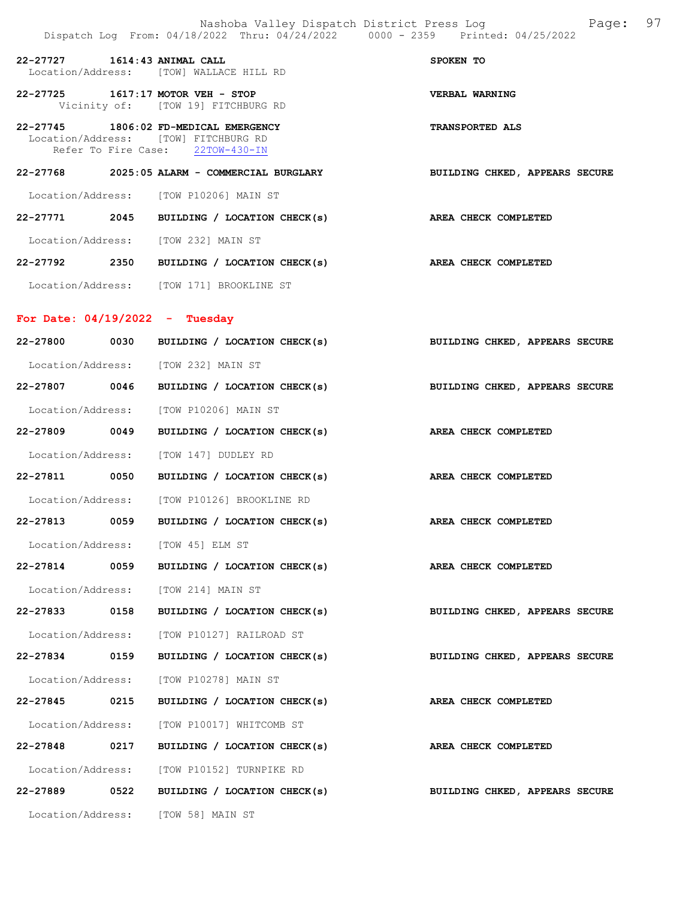22-27727 1614:43 ANIMAL CALL SPOKEN TO
Location/Address: [TOW] WALLACE HILL RD

22-27725 1617:17 MOTOR VEH - STOP VERBAL WARNING
Vicinity of: [TOW 19] FITCHBURG RD

22-27745 1806:02 FD-MEDICAL EMERGENCY TRANSPORTED ALS
Location/Address: [TOW] FITCHBURG RD
Refer To Fire Case: 22TOW-430-IN

22-27768 2025:05 ALARM - COMMERCIAL BURGLARY BUILDING CHKED, APPEARS SECURE
Location/Address: [TOW P10206] MAIN ST

22-27771 2045 BUILDING / LOCATION CHECK(s) AREA CHECK COMPLETED
Location/Address: [TOW 232] MAIN ST

22-27792 2350 BUILDING / LOCATION CHECK(s) AREA CHECK COMPLETED
Location/Address: [TOW 171] BROOKLINE ST

## For Date: 04/19/2022 - Tuesday

22-27800 0030 BUILDING / LOCATION CHECK(s) BUILDING CHKED, APPEARS SECURE
Location/Address: [TOW 232] MAIN ST

22-27807 0046 BUILDING / LOCATION CHECK(s) BUILDING CHKED, APPEARS SECURE
Location/Address: [TOW P10206] MAIN ST

22-27809 0049 BUILDING / LOCATION CHECK(s) AREA CHECK COMPLETED
Location/Address: [TOW 147] DUDLEY RD

22-27811 0050 BUILDING / LOCATION CHECK(s) AREA CHECK COMPLETED
Location/Address: [TOW P10126] BROOKLINE RD

22-27813 0059 BUILDING / LOCATION CHECK(s) AREA CHECK COMPLETED
Location/Address: [TOW 45] ELM ST

22-27814 0059 BUILDING / LOCATION CHECK(s) AREA CHECK COMPLETED
Location/Address: [TOW 214] MAIN ST

22-27833 0158 BUILDING / LOCATION CHECK(s) BUILDING CHKED, APPEARS SECURE
Location/Address: [TOW P10127] RAILROAD ST

22-27834 0159 BUILDING / LOCATION CHECK(s) BUILDING CHKED, APPEARS SECURE
Location/Address: [TOW P10278] MAIN ST

22-27845 0215 BUILDING / LOCATION CHECK(s) AREA CHECK COMPLETED
Location/Address: [TOW P10017] WHITCOMB ST

22-27848 0217 BUILDING / LOCATION CHECK(s) AREA CHECK COMPLETED
Location/Address: [TOW P10152] TURNPIKE RD

22-27889 0522 BUILDING / LOCATION CHECK(s) BUILDING CHKED, APPEARS SECURE
Location/Address: [TOW 58] MAIN ST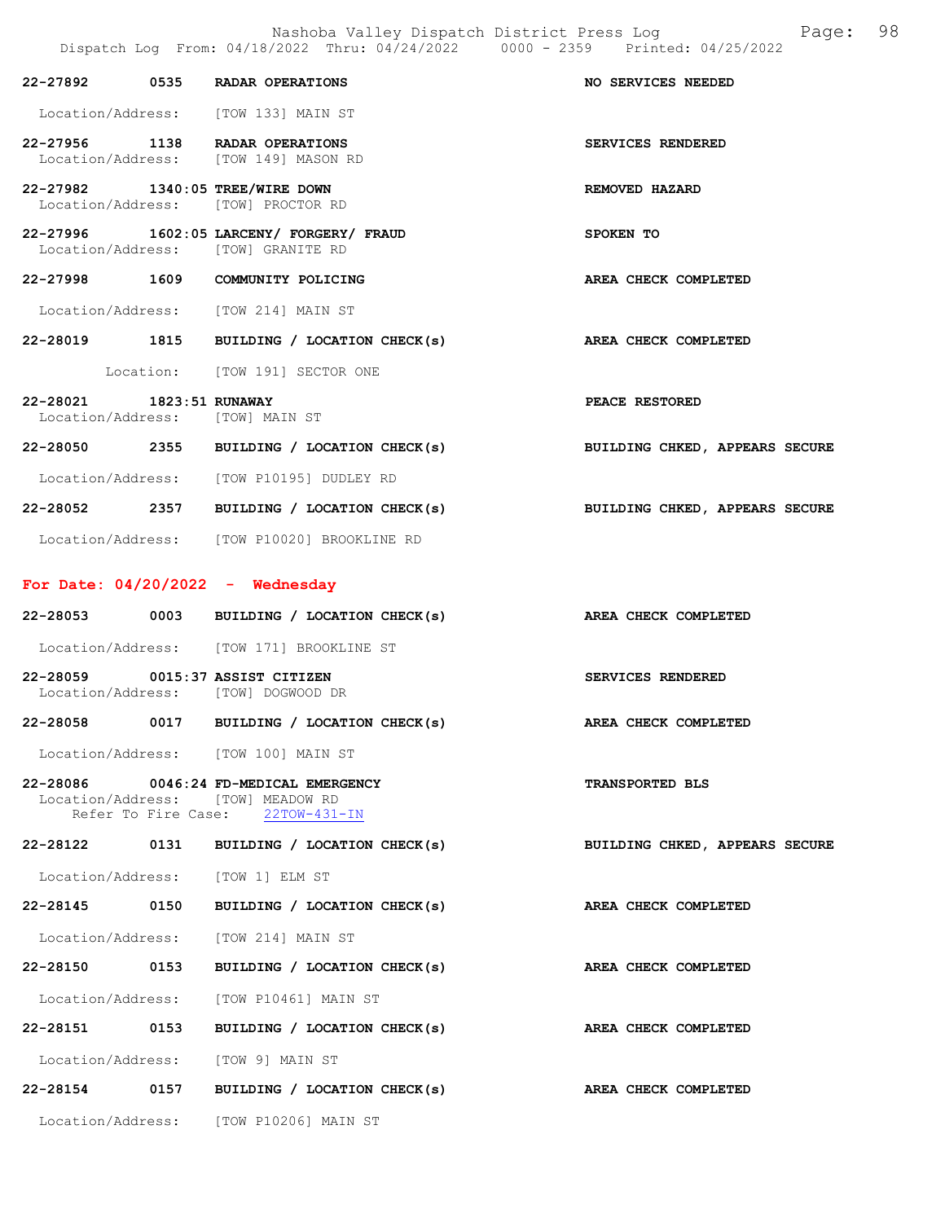22-27892 0535 RADAR OPERATIONS NO SERVICES NEEDED

Location/Address: [TOW 133] MAIN ST

22-27956 1138 RADAR OPERATIONS SERVICES RENDERED
Location/Address: [TOW 149] MASON RD

22-27982 1340:05 TREE/WIRE DOWN REMOVED HAZARD
Location/Address: [TOW] PROCTOR RD

22-27996 1602:05 LARCENY/ FORGERY/ FRAUD SPOKEN TO
Location/Address: [TOW] GRANITE RD

22-27998 1609 COMMUNITY POLICING AREA CHECK COMPLETED

Location/Address: [TOW 214] MAIN ST

22-28019 1815 BUILDING / LOCATION CHECK(s) AREA CHECK COMPLETED

Location: [TOW 191] SECTOR ONE

22-28021 1823:51 RUNAWAY PEACE RESTORED
Location/Address: [TOW] MAIN ST

22-28050 2355 BUILDING / LOCATION CHECK(s) BUILDING CHKED, APPEARS SECURE

Location/Address: [TOW P10195] DUDLEY RD

22-28052 2357 BUILDING / LOCATION CHECK(s) BUILDING CHKED, APPEARS SECURE

Location/Address: [TOW P10020] BROOKLINE RD

## For Date: 04/20/2022 - Wednesday

22-28053 0003 BUILDING / LOCATION CHECK(s) AREA CHECK COMPLETED

Location/Address: [TOW 171] BROOKLINE ST

22-28059 0015:37 ASSIST CITIZEN SERVICES RENDERED
Location/Address: [TOW] DOGWOOD DR

22-28058 0017 BUILDING / LOCATION CHECK(s) AREA CHECK COMPLETED

Location/Address: [TOW 100] MAIN ST

22-28086 0046:24 FD-MEDICAL EMERGENCY TRANSPORTED BLS
Location/Address: [TOW] MEADOW RD
Refer To Fire Case: 22TOW-431-IN

22-28122 0131 BUILDING / LOCATION CHECK(s) BUILDING CHKED, APPEARS SECURE

Location/Address: [TOW 1] ELM ST

22-28145 0150 BUILDING / LOCATION CHECK(s) AREA CHECK COMPLETED

Location/Address: [TOW 214] MAIN ST

22-28150 0153 BUILDING / LOCATION CHECK(s) AREA CHECK COMPLETED

Location/Address: [TOW P10461] MAIN ST

22-28151 0153 BUILDING / LOCATION CHECK(s) AREA CHECK COMPLETED

Location/Address: [TOW 9] MAIN ST

22-28154 0157 BUILDING / LOCATION CHECK(s) AREA CHECK COMPLETED

Location/Address: [TOW P10206] MAIN ST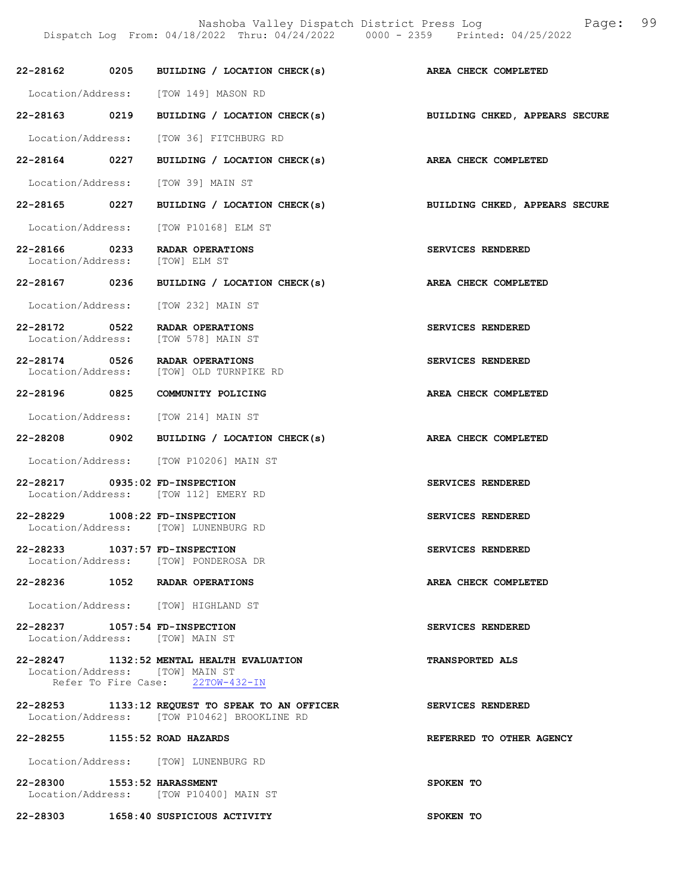| Call # | Time | Call Type | Disposition |
|---|---|---|---|
| 22-28162 | 0205 | BUILDING / LOCATION CHECK(s) | AREA CHECK COMPLETED |
| | | Location/Address: [TOW 149] MASON RD | |
| 22-28163 | 0219 | BUILDING / LOCATION CHECK(s) | BUILDING CHKED, APPEARS SECURE |
| | | Location/Address: [TOW 36] FITCHBURG RD | |
| 22-28164 | 0227 | BUILDING / LOCATION CHECK(s) | AREA CHECK COMPLETED |
| | | Location/Address: [TOW 39] MAIN ST | |
| 22-28165 | 0227 | BUILDING / LOCATION CHECK(s) | BUILDING CHKED, APPEARS SECURE |
| | | Location/Address: [TOW P10168] ELM ST | |
| 22-28166 | 0233 | RADAR OPERATIONS | SERVICES RENDERED |
| | | Location/Address: [TOW] ELM ST | |
| 22-28167 | 0236 | BUILDING / LOCATION CHECK(s) | AREA CHECK COMPLETED |
| | | Location/Address: [TOW 232] MAIN ST | |
| 22-28172 | 0522 | RADAR OPERATIONS | SERVICES RENDERED |
| | | Location/Address: [TOW 578] MAIN ST | |
| 22-28174 | 0526 | RADAR OPERATIONS | SERVICES RENDERED |
| | | Location/Address: [TOW] OLD TURNPIKE RD | |
| 22-28196 | 0825 | COMMUNITY POLICING | AREA CHECK COMPLETED |
| | | Location/Address: [TOW 214] MAIN ST | |
| 22-28208 | 0902 | BUILDING / LOCATION CHECK(s) | AREA CHECK COMPLETED |
| | | Location/Address: [TOW P10206] MAIN ST | |
| 22-28217 | 0935:02 | FD-INSPECTION | SERVICES RENDERED |
| | | Location/Address: [TOW 112] EMERY RD | |
| 22-28229 | 1008:22 | FD-INSPECTION | SERVICES RENDERED |
| | | Location/Address: [TOW] LUNENBURG RD | |
| 22-28233 | 1037:57 | FD-INSPECTION | SERVICES RENDERED |
| | | Location/Address: [TOW] PONDEROSA DR | |
| 22-28236 | 1052 | RADAR OPERATIONS | AREA CHECK COMPLETED |
| | | Location/Address: [TOW] HIGHLAND ST | |
| 22-28237 | 1057:54 | FD-INSPECTION | SERVICES RENDERED |
| | | Location/Address: [TOW] MAIN ST | |
| 22-28247 | 1132:52 | MENTAL HEALTH EVALUATION | TRANSPORTED ALS |
| | | Location/Address: [TOW] MAIN ST; Refer To Fire Case: 22TOW-432-IN | |
| 22-28253 | 1133:12 | REQUEST TO SPEAK TO AN OFFICER | SERVICES RENDERED |
| | | Location/Address: [TOW P10462] BROOKLINE RD | |
| 22-28255 | 1155:52 | ROAD HAZARDS | REFERRED TO OTHER AGENCY |
| | | Location/Address: [TOW] LUNENBURG RD | |
| 22-28300 | 1553:52 | HARASSMENT | SPOKEN TO |
| | | Location/Address: [TOW P10400] MAIN ST | |
| 22-28303 | 1658:40 | SUSPICIOUS ACTIVITY | SPOKEN TO |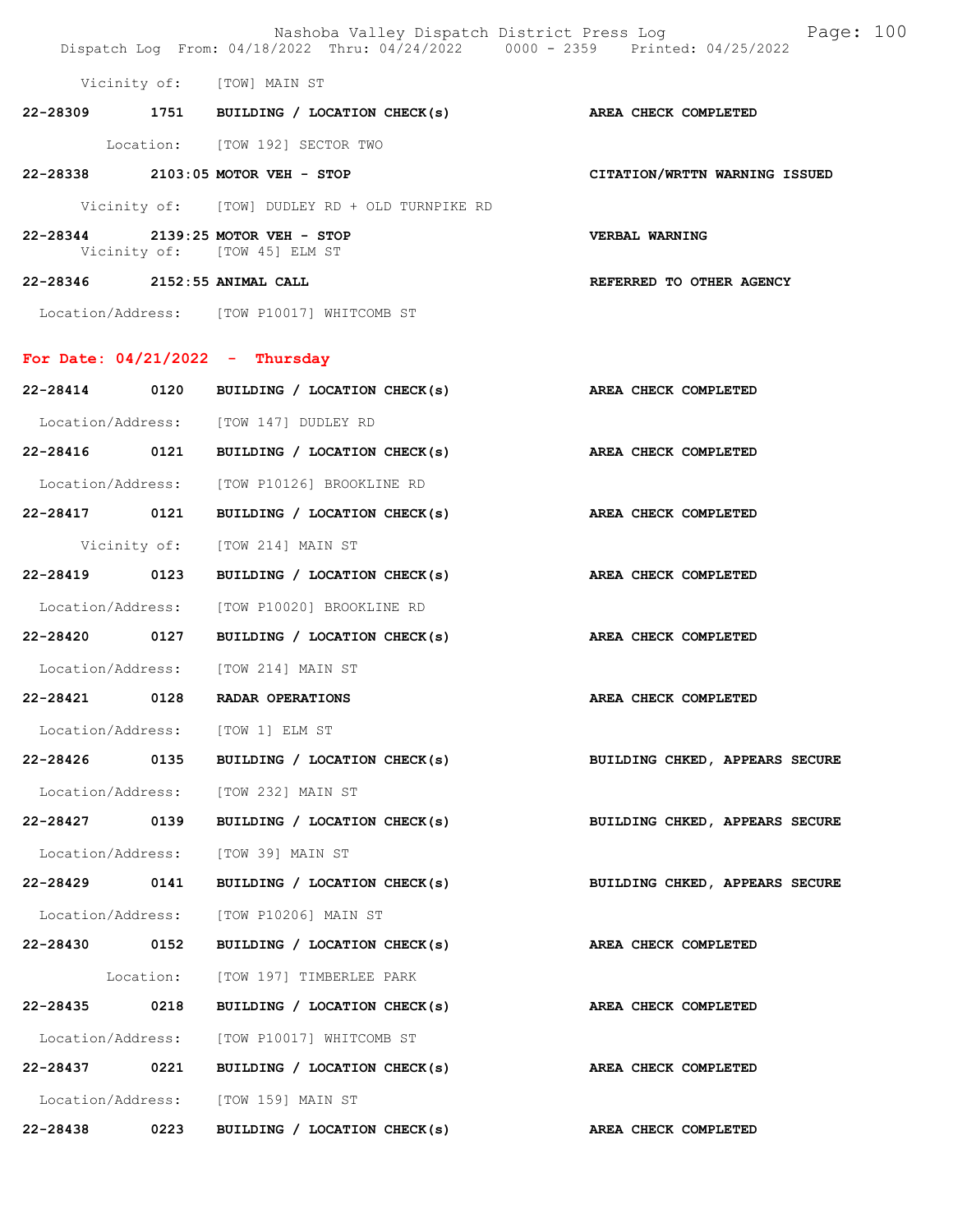Vicinity of: [TOW] MAIN ST

**22-28309 1751 BUILDING / LOCATION CHECK(s) AREA CHECK COMPLETED**

Location: [TOW 192] SECTOR TWO

**22-28338 2103:05 MOTOR VEH - STOP CITATION/WRTTN WARNING ISSUED**

Vicinity of: [TOW] DUDLEY RD + OLD TURNPIKE RD

**22-28344 2139:25 MOTOR VEH - STOP VERBAL WARNING**

Vicinity of: [TOW 45] ELM ST

**22-28346 2152:55 ANIMAL CALL REFERRED TO OTHER AGENCY**

Location/Address: [TOW P10017] WHITCOMB ST

## For Date: 04/21/2022 - Thursday

**22-28414 0120 BUILDING / LOCATION CHECK(s) AREA CHECK COMPLETED**

Location/Address: [TOW 147] DUDLEY RD

**22-28416 0121 BUILDING / LOCATION CHECK(s) AREA CHECK COMPLETED**

Location/Address: [TOW P10126] BROOKLINE RD

**22-28417 0121 BUILDING / LOCATION CHECK(s) AREA CHECK COMPLETED**

Vicinity of: [TOW 214] MAIN ST

**22-28419 0123 BUILDING / LOCATION CHECK(s) AREA CHECK COMPLETED**

Location/Address: [TOW P10020] BROOKLINE RD

**22-28420 0127 BUILDING / LOCATION CHECK(s) AREA CHECK COMPLETED**

Location/Address: [TOW 214] MAIN ST

**22-28421 0128 RADAR OPERATIONS AREA CHECK COMPLETED**

Location/Address: [TOW 1] ELM ST

**22-28426 0135 BUILDING / LOCATION CHECK(s) BUILDING CHKED, APPEARS SECURE**

Location/Address: [TOW 232] MAIN ST

**22-28427 0139 BUILDING / LOCATION CHECK(s) BUILDING CHKED, APPEARS SECURE**

Location/Address: [TOW 39] MAIN ST

**22-28429 0141 BUILDING / LOCATION CHECK(s) BUILDING CHKED, APPEARS SECURE**

Location/Address: [TOW P10206] MAIN ST

**22-28430 0152 BUILDING / LOCATION CHECK(s) AREA CHECK COMPLETED**

Location: [TOW 197] TIMBERLEE PARK

**22-28435 0218 BUILDING / LOCATION CHECK(s) AREA CHECK COMPLETED**

Location/Address: [TOW P10017] WHITCOMB ST

**22-28437 0221 BUILDING / LOCATION CHECK(s) AREA CHECK COMPLETED**

Location/Address: [TOW 159] MAIN ST

**22-28438 0223 BUILDING / LOCATION CHECK(s) AREA CHECK COMPLETED**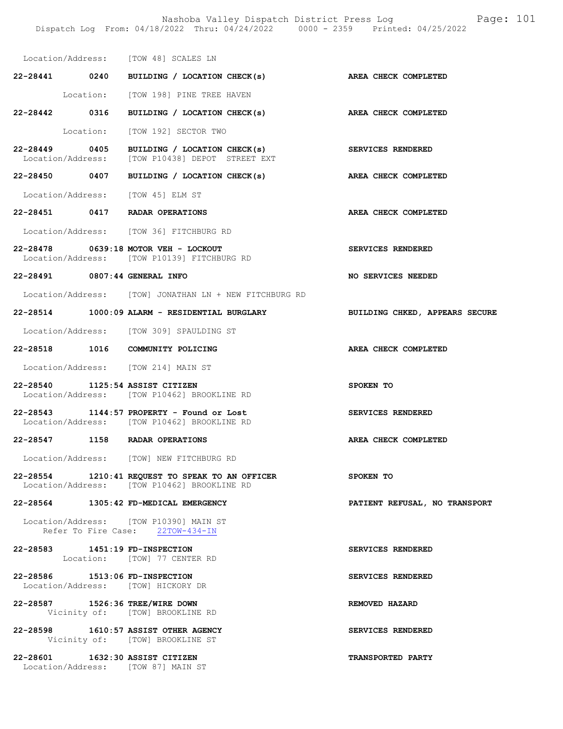Location/Address: [TOW 48] SCALES LN

**22-28441 0240 BUILDING / LOCATION CHECK(s)** **AREA CHECK COMPLETED**

Location: [TOW 198] PINE TREE HAVEN

**22-28442 0316 BUILDING / LOCATION CHECK(s)** **AREA CHECK COMPLETED**

Location: [TOW 192] SECTOR TWO

**22-28449 0405 BUILDING / LOCATION CHECK(s)** **SERVICES RENDERED**
Location/Address: [TOW P10438] DEPOT STREET EXT

**22-28450 0407 BUILDING / LOCATION CHECK(s)** **AREA CHECK COMPLETED**

Location/Address: [TOW 45] ELM ST

**22-28451 0417 RADAR OPERATIONS** **AREA CHECK COMPLETED**

Location/Address: [TOW 36] FITCHBURG RD

**22-28478 0639:18 MOTOR VEH - LOCKOUT** **SERVICES RENDERED**
Location/Address: [TOW P10139] FITCHBURG RD

**22-28491 0807:44 GENERAL INFO** **NO SERVICES NEEDED**

Location/Address: [TOW] JONATHAN LN + NEW FITCHBURG RD

**22-28514 1000:09 ALARM - RESIDENTIAL BURGLARY** **BUILDING CHKED, APPEARS SECURE**

Location/Address: [TOW 309] SPAULDING ST

**22-28518 1016 COMMUNITY POLICING** **AREA CHECK COMPLETED**

Location/Address: [TOW 214] MAIN ST

**22-28540 1125:54 ASSIST CITIZEN** **SPOKEN TO**
Location/Address: [TOW P10462] BROOKLINE RD

**22-28543 1144:57 PROPERTY - Found or Lost** **SERVICES RENDERED**
Location/Address: [TOW P10462] BROOKLINE RD

**22-28547 1158 RADAR OPERATIONS** **AREA CHECK COMPLETED**

Location/Address: [TOW] NEW FITCHBURG RD

**22-28554 1210:41 REQUEST TO SPEAK TO AN OFFICER** **SPOKEN TO**
Location/Address: [TOW P10462] BROOKLINE RD

**22-28564 1305:42 FD-MEDICAL EMERGENCY** **PATIENT REFUSAL, NO TRANSPORT**

Location/Address: [TOW P10390] MAIN ST
Refer To Fire Case: 22TOW-434-IN

**22-28583 1451:19 FD-INSPECTION** **SERVICES RENDERED**
Location: [TOW] 77 CENTER RD

**22-28586 1513:06 FD-INSPECTION** **SERVICES RENDERED**
Location/Address: [TOW] HICKORY DR

**22-28587 1526:36 TREE/WIRE DOWN** **REMOVED HAZARD**
Vicinity of: [TOW] BROOKLINE RD

**22-28598 1610:57 ASSIST OTHER AGENCY** **SERVICES RENDERED**
Vicinity of: [TOW] BROOKLINE ST

**22-28601 1632:30 ASSIST CITIZEN** **TRANSPORTED PARTY**
Location/Address: [TOW 87] MAIN ST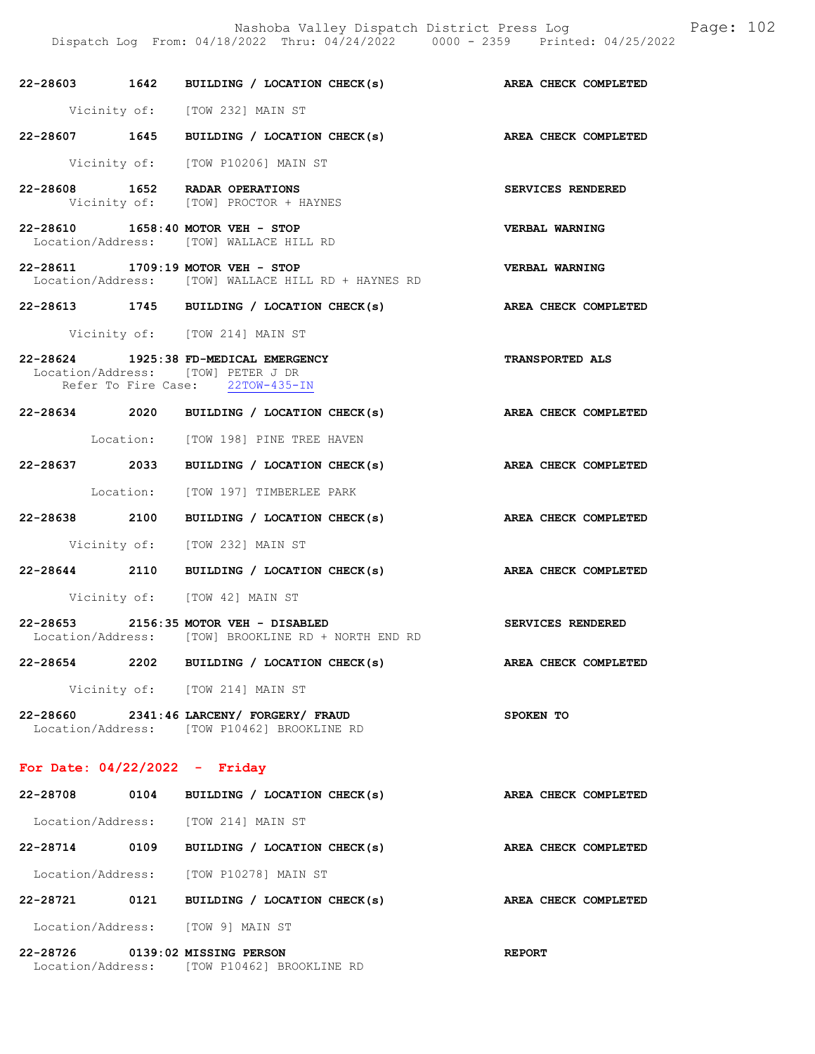22-28603 1642 BUILDING / LOCATION CHECK(s) AREA CHECK COMPLETED

Vicinity of: [TOW 232] MAIN ST

22-28607 1645 BUILDING / LOCATION CHECK(s) AREA CHECK COMPLETED

Vicinity of: [TOW P10206] MAIN ST

22-28608 1652 RADAR OPERATIONS SERVICES RENDERED
Vicinity of: [TOW] PROCTOR + HAYNES

22-28610 1658:40 MOTOR VEH - STOP VERBAL WARNING
Location/Address: [TOW] WALLACE HILL RD

22-28611 1709:19 MOTOR VEH - STOP VERBAL WARNING
Location/Address: [TOW] WALLACE HILL RD + HAYNES RD

22-28613 1745 BUILDING / LOCATION CHECK(s) AREA CHECK COMPLETED

Vicinity of: [TOW 214] MAIN ST

22-28624 1925:38 FD-MEDICAL EMERGENCY TRANSPORTED ALS
Location/Address: [TOW] PETER J DR
Refer To Fire Case: 22TOW-435-IN

22-28634 2020 BUILDING / LOCATION CHECK(s) AREA CHECK COMPLETED

Location: [TOW 198] PINE TREE HAVEN

22-28637 2033 BUILDING / LOCATION CHECK(s) AREA CHECK COMPLETED

Location: [TOW 197] TIMBERLEE PARK

22-28638 2100 BUILDING / LOCATION CHECK(s) AREA CHECK COMPLETED

Vicinity of: [TOW 232] MAIN ST

22-28644 2110 BUILDING / LOCATION CHECK(s) AREA CHECK COMPLETED

Vicinity of: [TOW 42] MAIN ST

22-28653 2156:35 MOTOR VEH - DISABLED SERVICES RENDERED
Location/Address: [TOW] BROOKLINE RD + NORTH END RD

22-28654 2202 BUILDING / LOCATION CHECK(s) AREA CHECK COMPLETED

Vicinity of: [TOW 214] MAIN ST

22-28660 2341:46 LARCENY/ FORGERY/ FRAUD SPOKEN TO
Location/Address: [TOW P10462] BROOKLINE RD

**For Date: 04/22/2022 - Friday**

22-28708 0104 BUILDING / LOCATION CHECK(s) AREA CHECK COMPLETED

Location/Address: [TOW 214] MAIN ST

22-28714 0109 BUILDING / LOCATION CHECK(s) AREA CHECK COMPLETED

Location/Address: [TOW P10278] MAIN ST

22-28721 0121 BUILDING / LOCATION CHECK(s) AREA CHECK COMPLETED

Location/Address: [TOW 9] MAIN ST

22-28726 0139:02 MISSING PERSON REPORT
Location/Address: [TOW P10462] BROOKLINE RD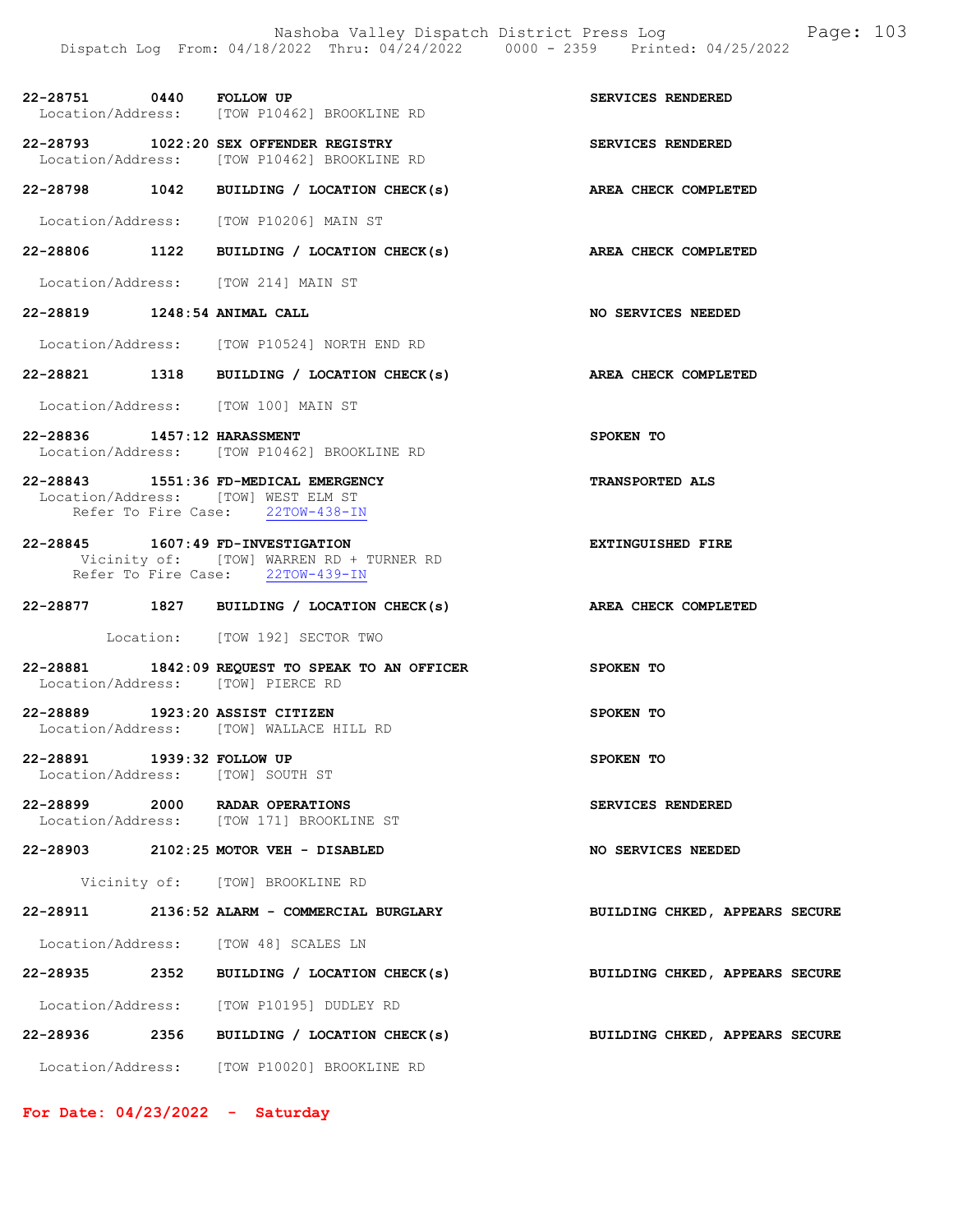**22-28751 0440 FOLLOW UP** SERVICES RENDERED
Location/Address: [TOW P10462] BROOKLINE RD

**22-28793 1022:20 SEX OFFENDER REGISTRY** SERVICES RENDERED
Location/Address: [TOW P10462] BROOKLINE RD

**22-28798 1042 BUILDING / LOCATION CHECK(s)** AREA CHECK COMPLETED
Location/Address: [TOW P10206] MAIN ST

**22-28806 1122 BUILDING / LOCATION CHECK(s)** AREA CHECK COMPLETED
Location/Address: [TOW 214] MAIN ST

**22-28819 1248:54 ANIMAL CALL** NO SERVICES NEEDED
Location/Address: [TOW P10524] NORTH END RD

**22-28821 1318 BUILDING / LOCATION CHECK(s)** AREA CHECK COMPLETED
Location/Address: [TOW 100] MAIN ST

**22-28836 1457:12 HARASSMENT** SPOKEN TO
Location/Address: [TOW P10462] BROOKLINE RD

**22-28843 1551:36 FD-MEDICAL EMERGENCY** TRANSPORTED ALS
Location/Address: [TOW] WEST ELM ST
Refer To Fire Case: 22TOW-438-IN

**22-28845 1607:49 FD-INVESTIGATION** EXTINGUISHED FIRE
Vicinity of: [TOW] WARREN RD + TURNER RD
Refer To Fire Case: 22TOW-439-IN

**22-28877 1827 BUILDING / LOCATION CHECK(s)** AREA CHECK COMPLETED
Location: [TOW 192] SECTOR TWO

**22-28881 1842:09 REQUEST TO SPEAK TO AN OFFICER** SPOKEN TO
Location/Address: [TOW] PIERCE RD

**22-28889 1923:20 ASSIST CITIZEN** SPOKEN TO
Location/Address: [TOW] WALLACE HILL RD

**22-28891 1939:32 FOLLOW UP** SPOKEN TO
Location/Address: [TOW] SOUTH ST

**22-28899 2000 RADAR OPERATIONS** SERVICES RENDERED
Location/Address: [TOW 171] BROOKLINE ST

**22-28903 2102:25 MOTOR VEH - DISABLED** NO SERVICES NEEDED
Vicinity of: [TOW] BROOKLINE RD

**22-28911 2136:52 ALARM - COMMERCIAL BURGLARY** BUILDING CHKED, APPEARS SECURE
Location/Address: [TOW 48] SCALES LN

**22-28935 2352 BUILDING / LOCATION CHECK(s)** BUILDING CHKED, APPEARS SECURE
Location/Address: [TOW P10195] DUDLEY RD

**22-28936 2356 BUILDING / LOCATION CHECK(s)** BUILDING CHKED, APPEARS SECURE
Location/Address: [TOW P10020] BROOKLINE RD

## For Date: 04/23/2022 - Saturday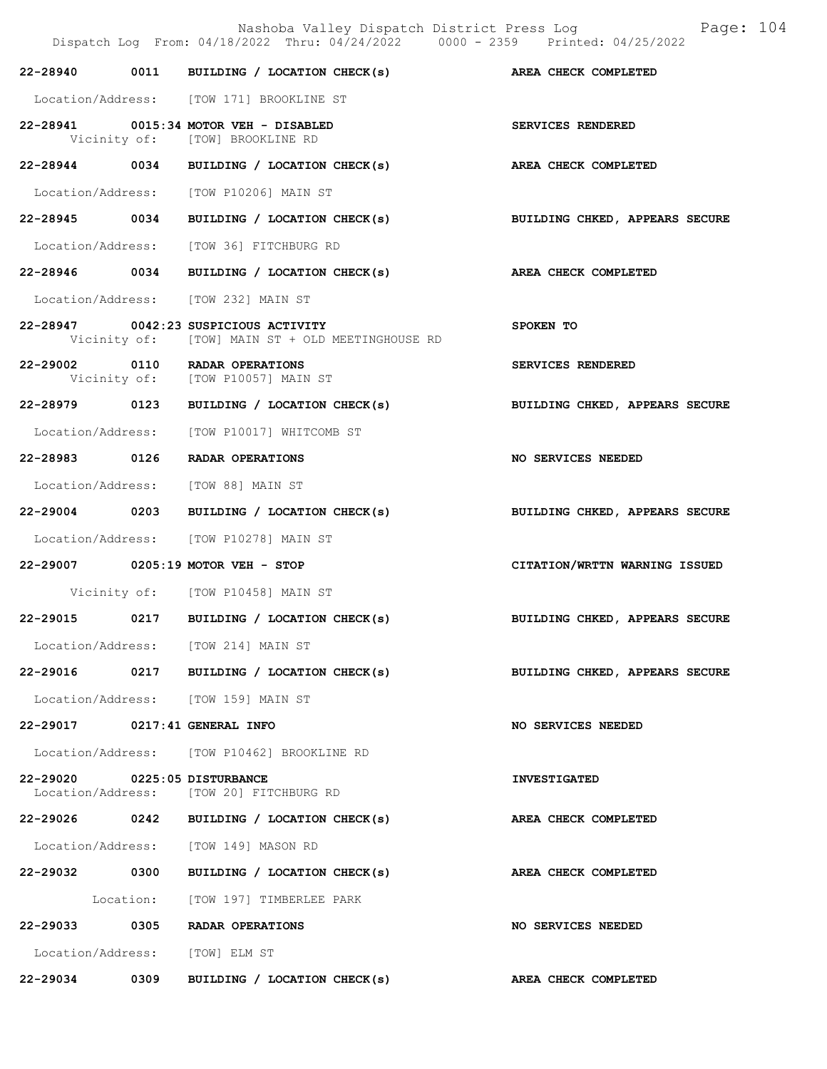| Call # | Time | Call Type | Disposition |
|---|---|---|---|
| 22-28940 | 0011 | BUILDING / LOCATION CHECK(s) | AREA CHECK COMPLETED |
| | | Location/Address: [TOW 171] BROOKLINE ST | |
| 22-28941 | 0015:34 | MOTOR VEH - DISABLED | SERVICES RENDERED |
| | | Vicinity of: [TOW] BROOKLINE RD | |
| 22-28944 | 0034 | BUILDING / LOCATION CHECK(s) | AREA CHECK COMPLETED |
| | | Location/Address: [TOW P10206] MAIN ST | |
| 22-28945 | 0034 | BUILDING / LOCATION CHECK(s) | BUILDING CHKED, APPEARS SECURE |
| | | Location/Address: [TOW 36] FITCHBURG RD | |
| 22-28946 | 0034 | BUILDING / LOCATION CHECK(s) | AREA CHECK COMPLETED |
| | | Location/Address: [TOW 232] MAIN ST | |
| 22-28947 | 0042:23 | SUSPICIOUS ACTIVITY | SPOKEN TO |
| | | Vicinity of: [TOW] MAIN ST + OLD MEETINGHOUSE RD | |
| 22-29002 | 0110 | RADAR OPERATIONS | SERVICES RENDERED |
| | | Vicinity of: [TOW P10057] MAIN ST | |
| 22-28979 | 0123 | BUILDING / LOCATION CHECK(s) | BUILDING CHKED, APPEARS SECURE |
| | | Location/Address: [TOW P10017] WHITCOMB ST | |
| 22-28983 | 0126 | RADAR OPERATIONS | NO SERVICES NEEDED |
| | | Location/Address: [TOW 88] MAIN ST | |
| 22-29004 | 0203 | BUILDING / LOCATION CHECK(s) | BUILDING CHKED, APPEARS SECURE |
| | | Location/Address: [TOW P10278] MAIN ST | |
| 22-29007 | 0205:19 | MOTOR VEH - STOP | CITATION/WRTTN WARNING ISSUED |
| | | Vicinity of: [TOW P10458] MAIN ST | |
| 22-29015 | 0217 | BUILDING / LOCATION CHECK(s) | BUILDING CHKED, APPEARS SECURE |
| | | Location/Address: [TOW 214] MAIN ST | |
| 22-29016 | 0217 | BUILDING / LOCATION CHECK(s) | BUILDING CHKED, APPEARS SECURE |
| | | Location/Address: [TOW 159] MAIN ST | |
| 22-29017 | 0217:41 | GENERAL INFO | NO SERVICES NEEDED |
| | | Location/Address: [TOW P10462] BROOKLINE RD | |
| 22-29020 | 0225:05 | DISTURBANCE | INVESTIGATED |
| | | Location/Address: [TOW 20] FITCHBURG RD | |
| 22-29026 | 0242 | BUILDING / LOCATION CHECK(s) | AREA CHECK COMPLETED |
| | | Location/Address: [TOW 149] MASON RD | |
| 22-29032 | 0300 | BUILDING / LOCATION CHECK(s) | AREA CHECK COMPLETED |
| | | Location: [TOW 197] TIMBERLEE PARK | |
| 22-29033 | 0305 | RADAR OPERATIONS | NO SERVICES NEEDED |
| | | Location/Address: [TOW] ELM ST | |
| 22-29034 | 0309 | BUILDING / LOCATION CHECK(s) | AREA CHECK COMPLETED |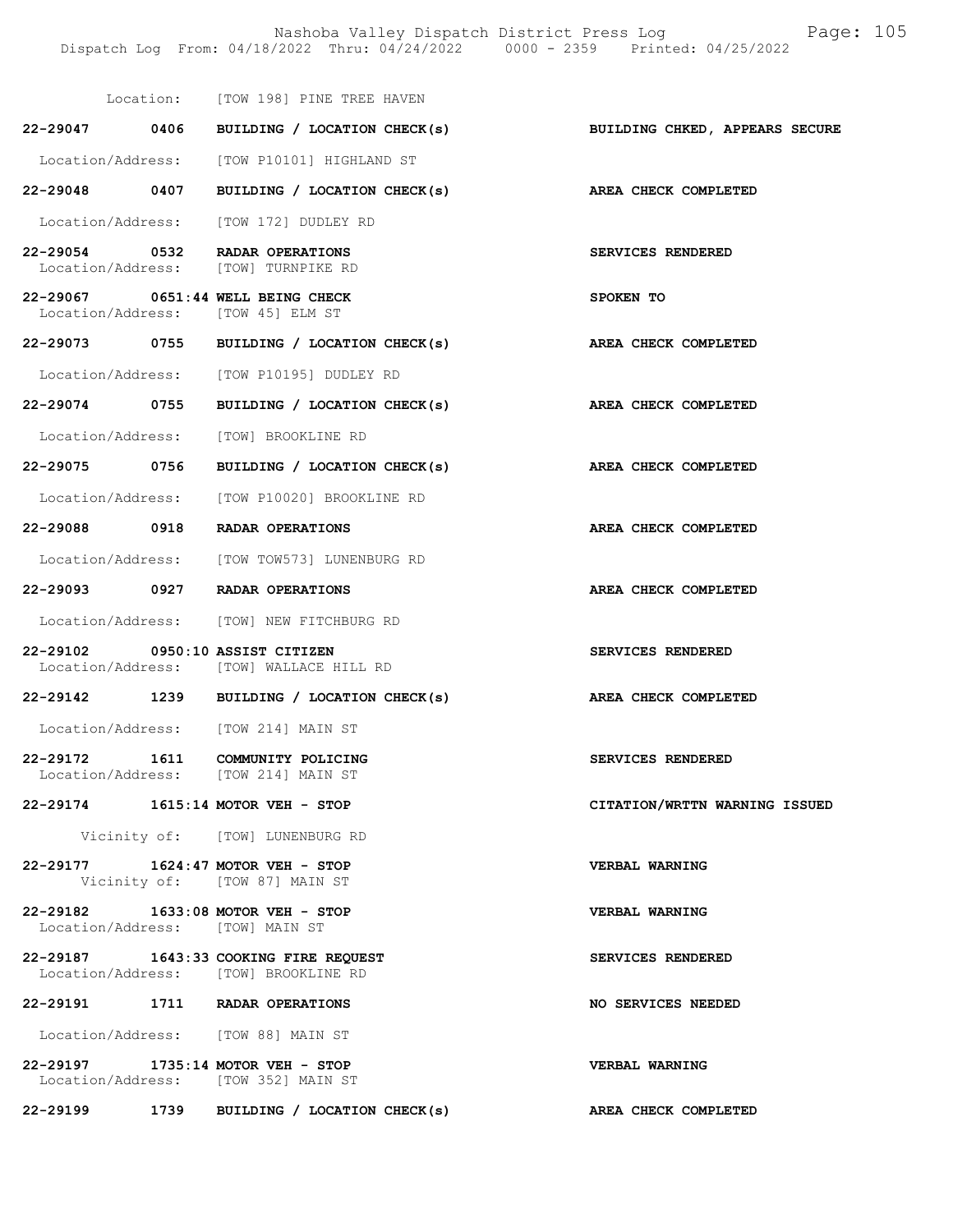Location: [TOW 198] PINE TREE HAVEN

**22-29047 0406 BUILDING / LOCATION CHECK(s) BUILDING CHKED, APPEARS SECURE**

Location/Address: [TOW P10101] HIGHLAND ST

**22-29048 0407 BUILDING / LOCATION CHECK(s) AREA CHECK COMPLETED**

Location/Address: [TOW 172] DUDLEY RD

**22-29054 0532 RADAR OPERATIONS SERVICES RENDERED**
Location/Address: [TOW] TURNPIKE RD

**22-29067 0651:44 WELL BEING CHECK SPOKEN TO**
Location/Address: [TOW 45] ELM ST

**22-29073 0755 BUILDING / LOCATION CHECK(s) AREA CHECK COMPLETED**

Location/Address: [TOW P10195] DUDLEY RD

**22-29074 0755 BUILDING / LOCATION CHECK(s) AREA CHECK COMPLETED**

Location/Address: [TOW] BROOKLINE RD

**22-29075 0756 BUILDING / LOCATION CHECK(s) AREA CHECK COMPLETED**

Location/Address: [TOW P10020] BROOKLINE RD

**22-29088 0918 RADAR OPERATIONS AREA CHECK COMPLETED**

Location/Address: [TOW TOW573] LUNENBURG RD

**22-29093 0927 RADAR OPERATIONS AREA CHECK COMPLETED**

Location/Address: [TOW] NEW FITCHBURG RD

**22-29102 0950:10 ASSIST CITIZEN SERVICES RENDERED**
Location/Address: [TOW] WALLACE HILL RD

**22-29142 1239 BUILDING / LOCATION CHECK(s) AREA CHECK COMPLETED**

Location/Address: [TOW 214] MAIN ST

**22-29172 1611 COMMUNITY POLICING SERVICES RENDERED**
Location/Address: [TOW 214] MAIN ST

**22-29174 1615:14 MOTOR VEH - STOP CITATION/WRTTN WARNING ISSUED**

Vicinity of: [TOW] LUNENBURG RD

**22-29177 1624:47 MOTOR VEH - STOP VERBAL WARNING**
Vicinity of: [TOW 87] MAIN ST

**22-29182 1633:08 MOTOR VEH - STOP VERBAL WARNING**
Location/Address: [TOW] MAIN ST

**22-29187 1643:33 COOKING FIRE REQUEST SERVICES RENDERED**
Location/Address: [TOW] BROOKLINE RD

**22-29191 1711 RADAR OPERATIONS NO SERVICES NEEDED**

Location/Address: [TOW 88] MAIN ST

**22-29197 1735:14 MOTOR VEH - STOP VERBAL WARNING**
Location/Address: [TOW 352] MAIN ST

**22-29199 1739 BUILDING / LOCATION CHECK(s) AREA CHECK COMPLETED**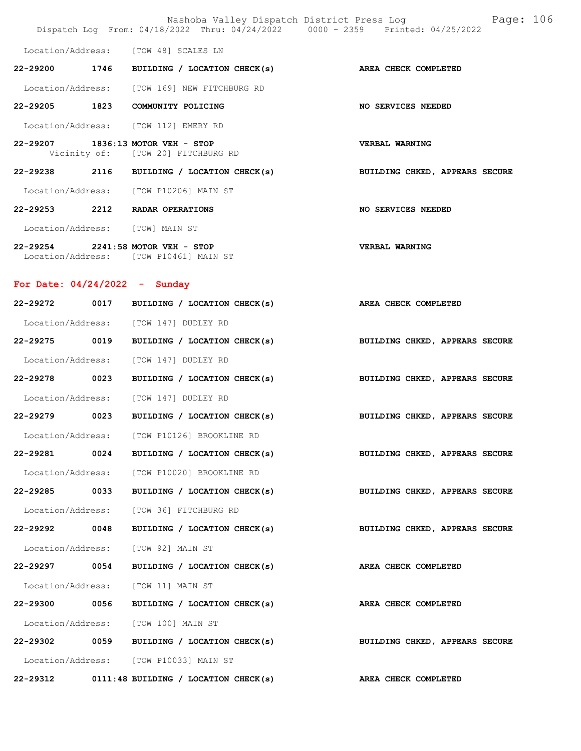Location/Address: [TOW 48] SCALES LN

**22-29200 1746 BUILDING / LOCATION CHECK(s) AREA CHECK COMPLETED**

Location/Address: [TOW 169] NEW FITCHBURG RD

**22-29205 1823 COMMUNITY POLICING NO SERVICES NEEDED**

Location/Address: [TOW 112] EMERY RD

**22-29207 1836:13 MOTOR VEH - STOP VERBAL WARNING**

Vicinity of: [TOW 20] FITCHBURG RD

**22-29238 2116 BUILDING / LOCATION CHECK(s) BUILDING CHKED, APPEARS SECURE**

Location/Address: [TOW P10206] MAIN ST

**22-29253 2212 RADAR OPERATIONS NO SERVICES NEEDED**

Location/Address: [TOW] MAIN ST

**22-29254 2241:58 MOTOR VEH - STOP VERBAL WARNING**

Location/Address: [TOW P10461] MAIN ST

## For Date: 04/24/2022 - Sunday

**22-29272 0017 BUILDING / LOCATION CHECK(s) AREA CHECK COMPLETED**

Location/Address: [TOW 147] DUDLEY RD

**22-29275 0019 BUILDING / LOCATION CHECK(s) BUILDING CHKED, APPEARS SECURE**

Location/Address: [TOW 147] DUDLEY RD

**22-29278 0023 BUILDING / LOCATION CHECK(s) BUILDING CHKED, APPEARS SECURE**

Location/Address: [TOW 147] DUDLEY RD

**22-29279 0023 BUILDING / LOCATION CHECK(s) BUILDING CHKED, APPEARS SECURE**

Location/Address: [TOW P10126] BROOKLINE RD

**22-29281 0024 BUILDING / LOCATION CHECK(s) BUILDING CHKED, APPEARS SECURE**

Location/Address: [TOW P10020] BROOKLINE RD

**22-29285 0033 BUILDING / LOCATION CHECK(s) BUILDING CHKED, APPEARS SECURE**

Location/Address: [TOW 36] FITCHBURG RD

**22-29292 0048 BUILDING / LOCATION CHECK(s) BUILDING CHKED, APPEARS SECURE**

Location/Address: [TOW 92] MAIN ST

**22-29297 0054 BUILDING / LOCATION CHECK(s) AREA CHECK COMPLETED**

Location/Address: [TOW 11] MAIN ST

**22-29300 0056 BUILDING / LOCATION CHECK(s) AREA CHECK COMPLETED**

Location/Address: [TOW 100] MAIN ST

**22-29302 0059 BUILDING / LOCATION CHECK(s) BUILDING CHKED, APPEARS SECURE**

Location/Address: [TOW P10033] MAIN ST

**22-29312 0111:48 BUILDING / LOCATION CHECK(s) AREA CHECK COMPLETED**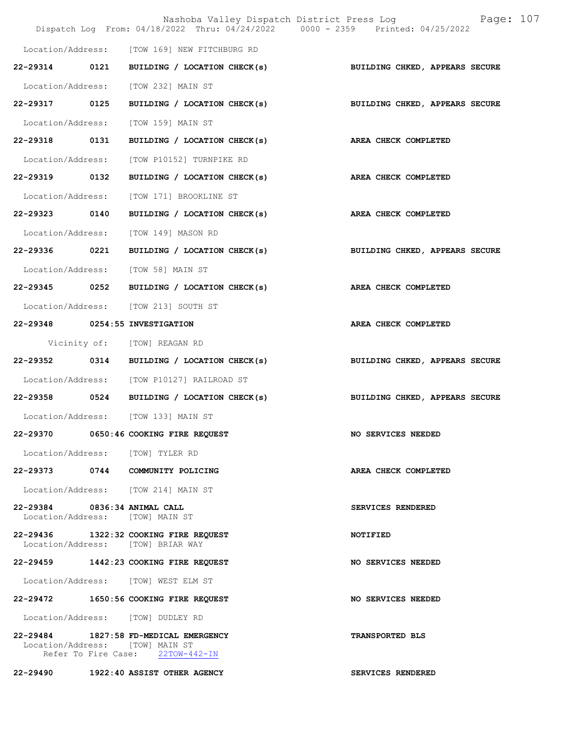Location/Address: [TOW 169] NEW FITCHBURG RD

**22-29314 0121 BUILDING / LOCATION CHECK(s)** — **BUILDING CHKED, APPEARS SECURE**

Location/Address: [TOW 232] MAIN ST

**22-29317 0125 BUILDING / LOCATION CHECK(s)** — **BUILDING CHKED, APPEARS SECURE**

Location/Address: [TOW 159] MAIN ST

**22-29318 0131 BUILDING / LOCATION CHECK(s)** — **AREA CHECK COMPLETED**

Location/Address: [TOW P10152] TURNPIKE RD

**22-29319 0132 BUILDING / LOCATION CHECK(s)** — **AREA CHECK COMPLETED**

Location/Address: [TOW 171] BROOKLINE ST

**22-29323 0140 BUILDING / LOCATION CHECK(s)** — **AREA CHECK COMPLETED**

Location/Address: [TOW 149] MASON RD

**22-29336 0221 BUILDING / LOCATION CHECK(s)** — **BUILDING CHKED, APPEARS SECURE**

Location/Address: [TOW 58] MAIN ST

**22-29345 0252 BUILDING / LOCATION CHECK(s)** — **AREA CHECK COMPLETED**

Location/Address: [TOW 213] SOUTH ST

**22-29348 0254:55 INVESTIGATION** — **AREA CHECK COMPLETED**

Vicinity of: [TOW] REAGAN RD

**22-29352 0314 BUILDING / LOCATION CHECK(s)** — **BUILDING CHKED, APPEARS SECURE**

Location/Address: [TOW P10127] RAILROAD ST

**22-29358 0524 BUILDING / LOCATION CHECK(s)** — **BUILDING CHKED, APPEARS SECURE**

Location/Address: [TOW 133] MAIN ST

**22-29370 0650:46 COOKING FIRE REQUEST** — **NO SERVICES NEEDED**

Location/Address: [TOW] TYLER RD

**22-29373 0744 COMMUNITY POLICING** — **AREA CHECK COMPLETED**

Location/Address: [TOW 214] MAIN ST

**22-29384 0836:34 ANIMAL CALL** — **SERVICES RENDERED**
Location/Address: [TOW] MAIN ST

**22-29436 1322:32 COOKING FIRE REQUEST** — **NOTIFIED**
Location/Address: [TOW] BRIAR WAY

**22-29459 1442:23 COOKING FIRE REQUEST** — **NO SERVICES NEEDED**

Location/Address: [TOW] WEST ELM ST

**22-29472 1650:56 COOKING FIRE REQUEST** — **NO SERVICES NEEDED**

Location/Address: [TOW] DUDLEY RD

**22-29484 1827:58 FD-MEDICAL EMERGENCY** — **TRANSPORTED BLS**
Location/Address: [TOW] MAIN ST
Refer To Fire Case: 22TOW-442-IN

**22-29490 1922:40 ASSIST OTHER AGENCY** — **SERVICES RENDERED**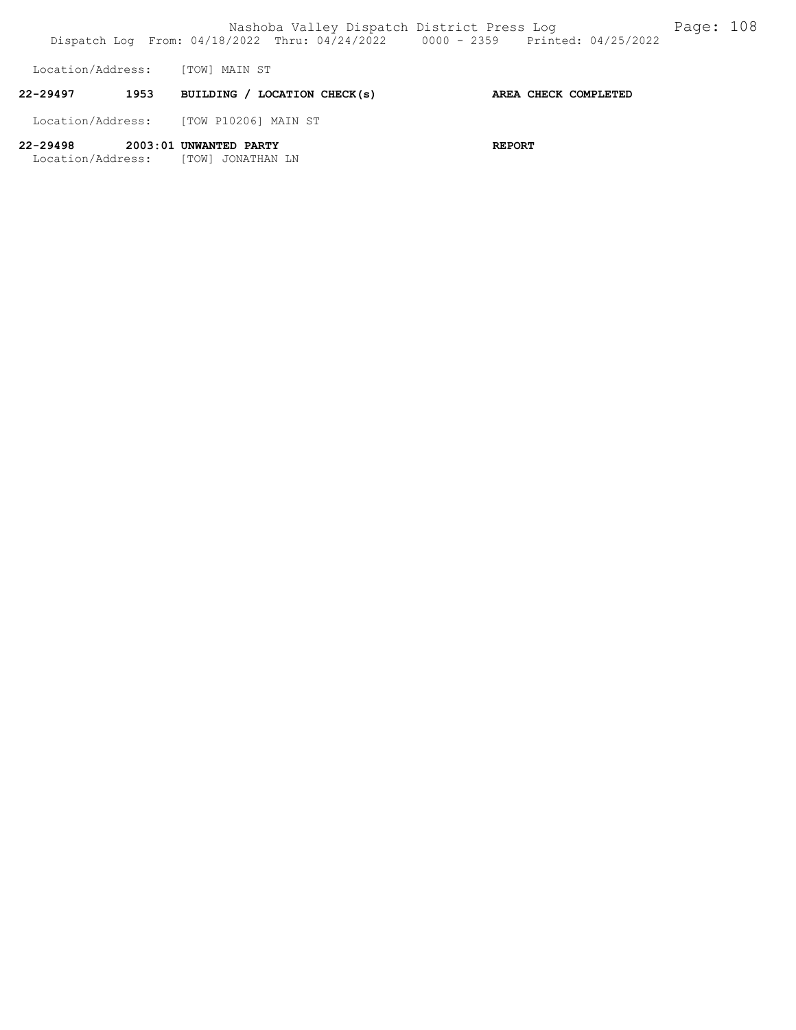Location/Address: [TOW] MAIN ST

**22-29497 1953 BUILDING / LOCATION CHECK(s) AREA CHECK COMPLETED**

Location/Address: [TOW P10206] MAIN ST

**22-29498 2003:01 UNWANTED PARTY REPORT**

Location/Address: [TOW] JONATHAN LN